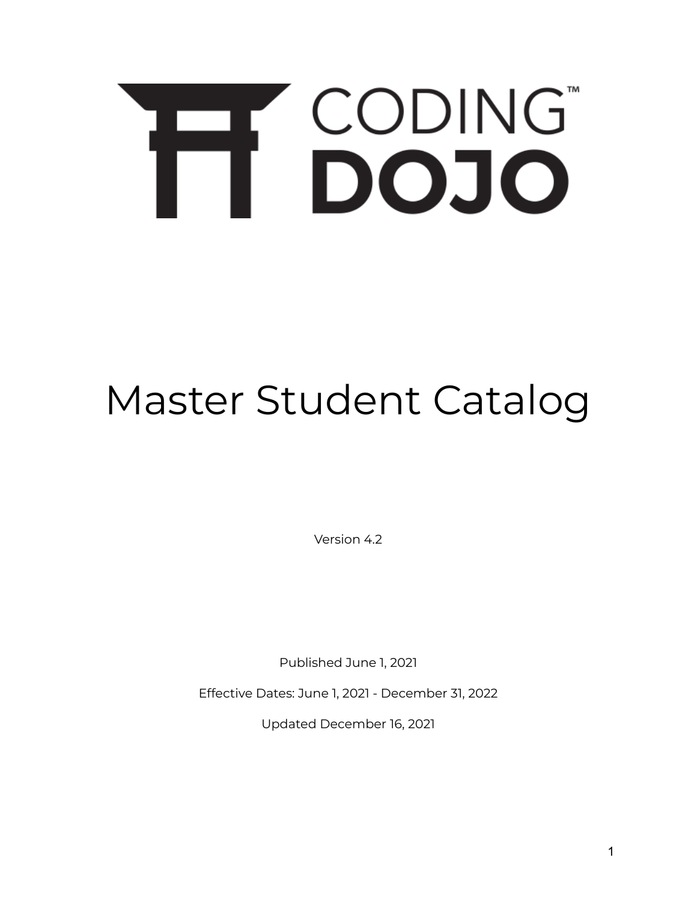# CODING DOJO™

# Master Student Catalog

Version 4.2

Published June 1, 2021

Effective Dates: June 1, 2021 - December 31, 2022

Updated December 16, 2021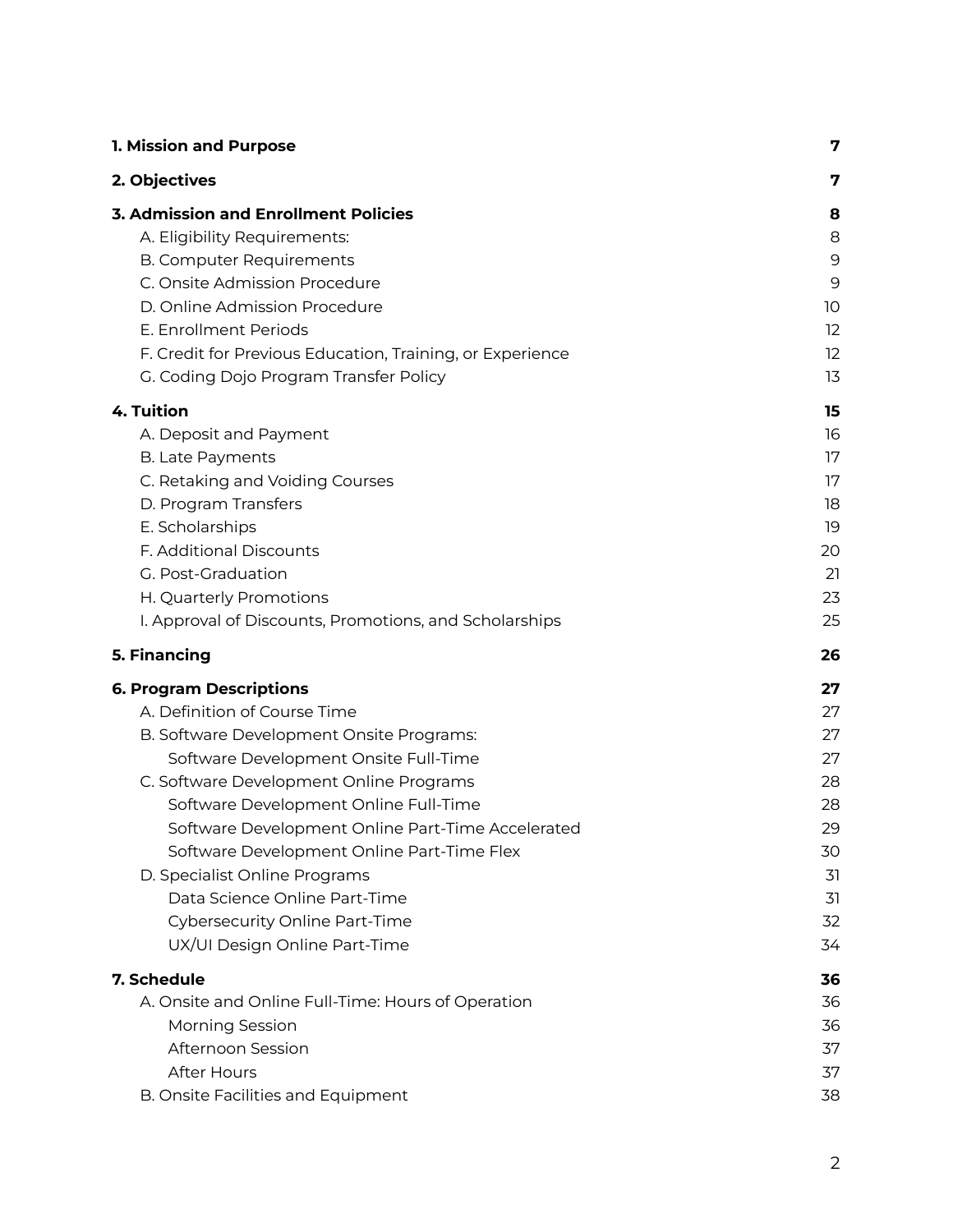| | |
|---|---|
| **1. Mission and Purpose** | **7** |
| **2. Objectives** | **7** |
| **3. Admission and Enrollment Policies** | **8** |
| A. Eligibility Requirements: | 8 |
| B. Computer Requirements | 9 |
| C. Onsite Admission Procedure | 9 |
| D. Online Admission Procedure | 10 |
| E. Enrollment Periods | 12 |
| F. Credit for Previous Education, Training, or Experience | 12 |
| G. Coding Dojo Program Transfer Policy | 13 |
| **4. Tuition** | **15** |
| A. Deposit and Payment | 16 |
| B. Late Payments | 17 |
| C. Retaking and Voiding Courses | 17 |
| D. Program Transfers | 18 |
| E. Scholarships | 19 |
| F. Additional Discounts | 20 |
| G. Post-Graduation | 21 |
| H. Quarterly Promotions | 23 |
| I. Approval of Discounts, Promotions, and Scholarships | 25 |
| **5. Financing** | **26** |
| **6. Program Descriptions** | **27** |
| A. Definition of Course Time | 27 |
| B. Software Development Onsite Programs: | 27 |
| Software Development Onsite Full-Time | 27 |
| C. Software Development Online Programs | 28 |
| Software Development Online Full-Time | 28 |
| Software Development Online Part-Time Accelerated | 29 |
| Software Development Online Part-Time Flex | 30 |
| D. Specialist Online Programs | 31 |
| Data Science Online Part-Time | 31 |
| Cybersecurity Online Part-Time | 32 |
| UX/UI Design Online Part-Time | 34 |
| **7. Schedule** | **36** |
| A. Onsite and Online Full-Time: Hours of Operation | 36 |
| Morning Session | 36 |
| Afternoon Session | 37 |
| After Hours | 37 |
| B. Onsite Facilities and Equipment | 38 |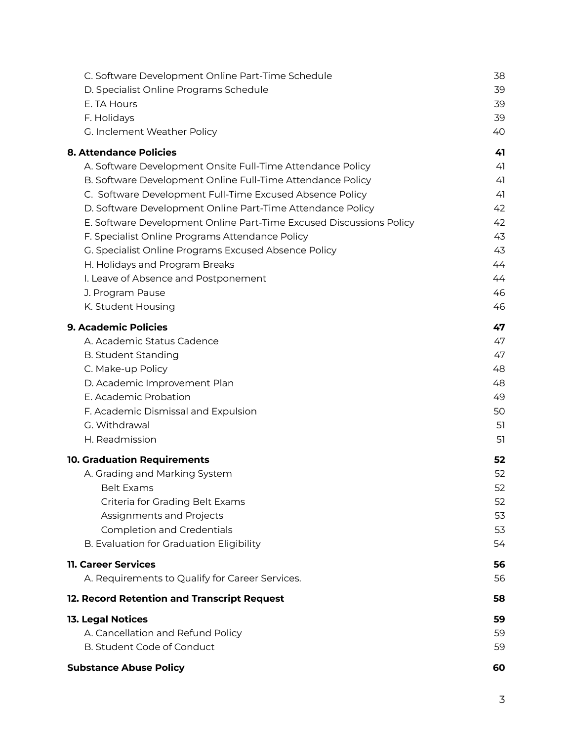| | |
|---|---|
| C. Software Development Online Part-Time Schedule | 38 |
| D. Specialist Online Programs Schedule | 39 |
| E. TA Hours | 39 |
| F. Holidays | 39 |
| G. Inclement Weather Policy | 40 |
| **8. Attendance Policies** | **41** |
| A. Software Development Onsite Full-Time Attendance Policy | 41 |
| B. Software Development Online Full-Time Attendance Policy | 41 |
| C. Software Development Full-Time Excused Absence Policy | 41 |
| D. Software Development Online Part-Time Attendance Policy | 42 |
| E. Software Development Online Part-Time Excused Discussions Policy | 42 |
| F. Specialist Online Programs Attendance Policy | 43 |
| G. Specialist Online Programs Excused Absence Policy | 43 |
| H. Holidays and Program Breaks | 44 |
| I. Leave of Absence and Postponement | 44 |
| J. Program Pause | 46 |
| K. Student Housing | 46 |
| **9. Academic Policies** | **47** |
| A. Academic Status Cadence | 47 |
| B. Student Standing | 47 |
| C. Make-up Policy | 48 |
| D. Academic Improvement Plan | 48 |
| E. Academic Probation | 49 |
| F. Academic Dismissal and Expulsion | 50 |
| G. Withdrawal | 51 |
| H. Readmission | 51 |
| **10. Graduation Requirements** | **52** |
| A. Grading and Marking System | 52 |
| Belt Exams | 52 |
| Criteria for Grading Belt Exams | 52 |
| Assignments and Projects | 53 |
| Completion and Credentials | 53 |
| B. Evaluation for Graduation Eligibility | 54 |
| **11. Career Services** | **56** |
| A. Requirements to Qualify for Career Services. | 56 |
| **12. Record Retention and Transcript Request** | **58** |
| **13. Legal Notices** | **59** |
| A. Cancellation and Refund Policy | 59 |
| B. Student Code of Conduct | 59 |
| **Substance Abuse Policy** | **60** |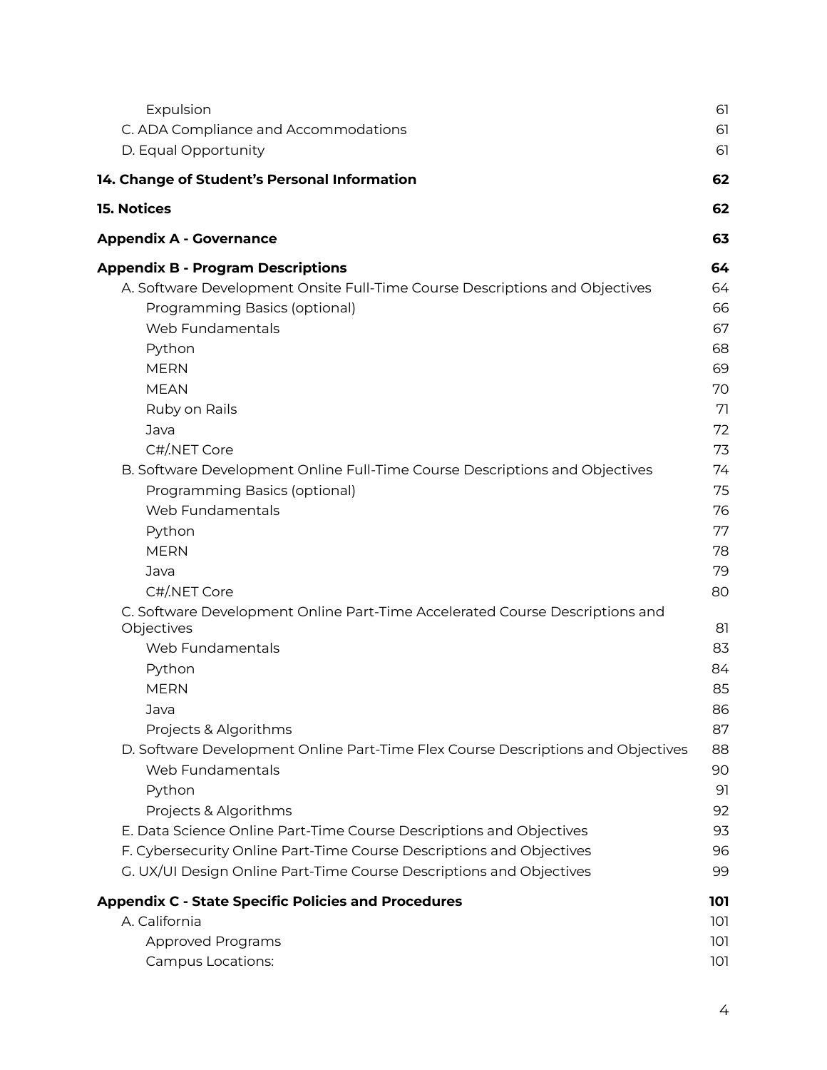| | |
|---|---|
| Expulsion | 61 |
| C. ADA Compliance and Accommodations | 61 |
| D. Equal Opportunity | 61 |
| **14. Change of Student's Personal Information** | **62** |
| **15. Notices** | **62** |
| **Appendix A - Governance** | **63** |
| **Appendix B - Program Descriptions** | **64** |
| A. Software Development Onsite Full-Time Course Descriptions and Objectives | 64 |
| Programming Basics (optional) | 66 |
| Web Fundamentals | 67 |
| Python | 68 |
| MERN | 69 |
| MEAN | 70 |
| Ruby on Rails | 71 |
| Java | 72 |
| C#/.NET Core | 73 |
| B. Software Development Online Full-Time Course Descriptions and Objectives | 74 |
| Programming Basics (optional) | 75 |
| Web Fundamentals | 76 |
| Python | 77 |
| MERN | 78 |
| Java | 79 |
| C#/.NET Core | 80 |
| C. Software Development Online Part-Time Accelerated Course Descriptions and Objectives | 81 |
| Web Fundamentals | 83 |
| Python | 84 |
| MERN | 85 |
| Java | 86 |
| Projects & Algorithms | 87 |
| D. Software Development Online Part-Time Flex Course Descriptions and Objectives | 88 |
| Web Fundamentals | 90 |
| Python | 91 |
| Projects & Algorithms | 92 |
| E. Data Science Online Part-Time Course Descriptions and Objectives | 93 |
| F. Cybersecurity Online Part-Time Course Descriptions and Objectives | 96 |
| G. UX/UI Design Online Part-Time Course Descriptions and Objectives | 99 |
| **Appendix C - State Specific Policies and Procedures** | **101** |
| A. California | 101 |
| Approved Programs | 101 |
| Campus Locations: | 101 |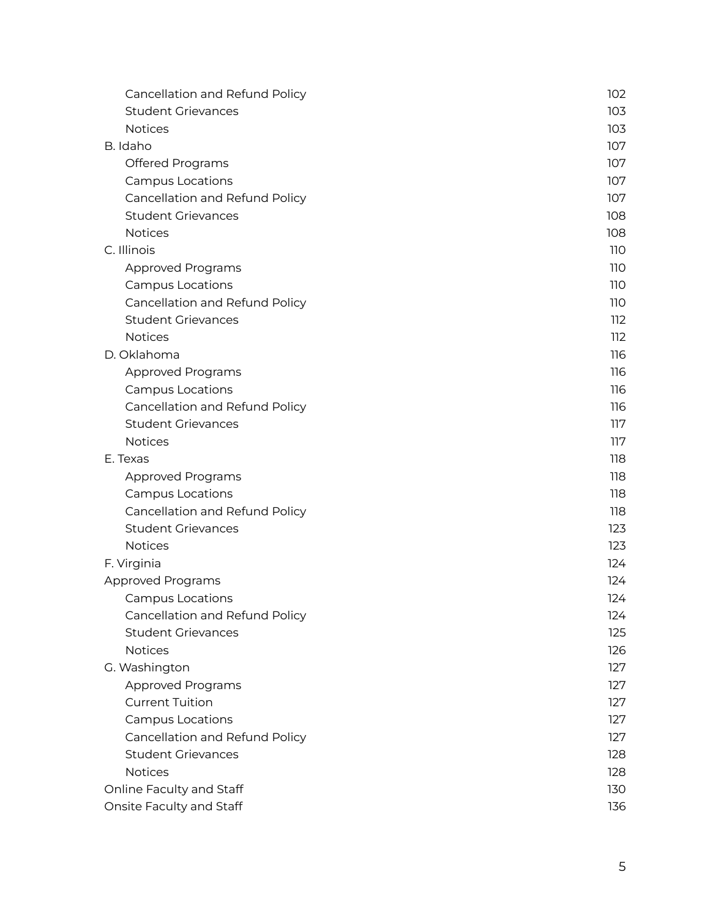| | |
|---|---|
| Cancellation and Refund Policy | 102 |
| Student Grievances | 103 |
| Notices | 103 |
| B. Idaho | 107 |
| Offered Programs | 107 |
| Campus Locations | 107 |
| Cancellation and Refund Policy | 107 |
| Student Grievances | 108 |
| Notices | 108 |
| C. Illinois | 110 |
| Approved Programs | 110 |
| Campus Locations | 110 |
| Cancellation and Refund Policy | 110 |
| Student Grievances | 112 |
| Notices | 112 |
| D. Oklahoma | 116 |
| Approved Programs | 116 |
| Campus Locations | 116 |
| Cancellation and Refund Policy | 116 |
| Student Grievances | 117 |
| Notices | 117 |
| E. Texas | 118 |
| Approved Programs | 118 |
| Campus Locations | 118 |
| Cancellation and Refund Policy | 118 |
| Student Grievances | 123 |
| Notices | 123 |
| F. Virginia | 124 |
| Approved Programs | 124 |
| Campus Locations | 124 |
| Cancellation and Refund Policy | 124 |
| Student Grievances | 125 |
| Notices | 126 |
| G. Washington | 127 |
| Approved Programs | 127 |
| Current Tuition | 127 |
| Campus Locations | 127 |
| Cancellation and Refund Policy | 127 |
| Student Grievances | 128 |
| Notices | 128 |
| Online Faculty and Staff | 130 |
| Onsite Faculty and Staff | 136 |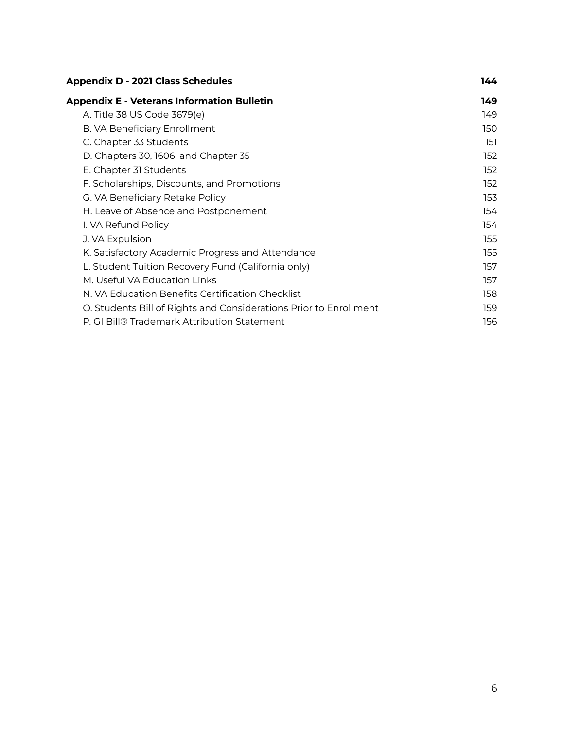**Appendix D - 2021 Class Schedules** 144

**Appendix E - Veterans Information Bulletin** 149

- A. Title 38 US Code 3679(e) 149
- B. VA Beneficiary Enrollment 150
- C. Chapter 33 Students 151
- D. Chapters 30, 1606, and Chapter 35 152
- E. Chapter 31 Students 152
- F. Scholarships, Discounts, and Promotions 152
- G. VA Beneficiary Retake Policy 153
- H. Leave of Absence and Postponement 154
- I. VA Refund Policy 154
- J. VA Expulsion 155
- K. Satisfactory Academic Progress and Attendance 155
- L. Student Tuition Recovery Fund (California only) 157
- M. Useful VA Education Links 157
- N. VA Education Benefits Certification Checklist 158
- O. Students Bill of Rights and Considerations Prior to Enrollment 159
- P. GI Bill® Trademark Attribution Statement 156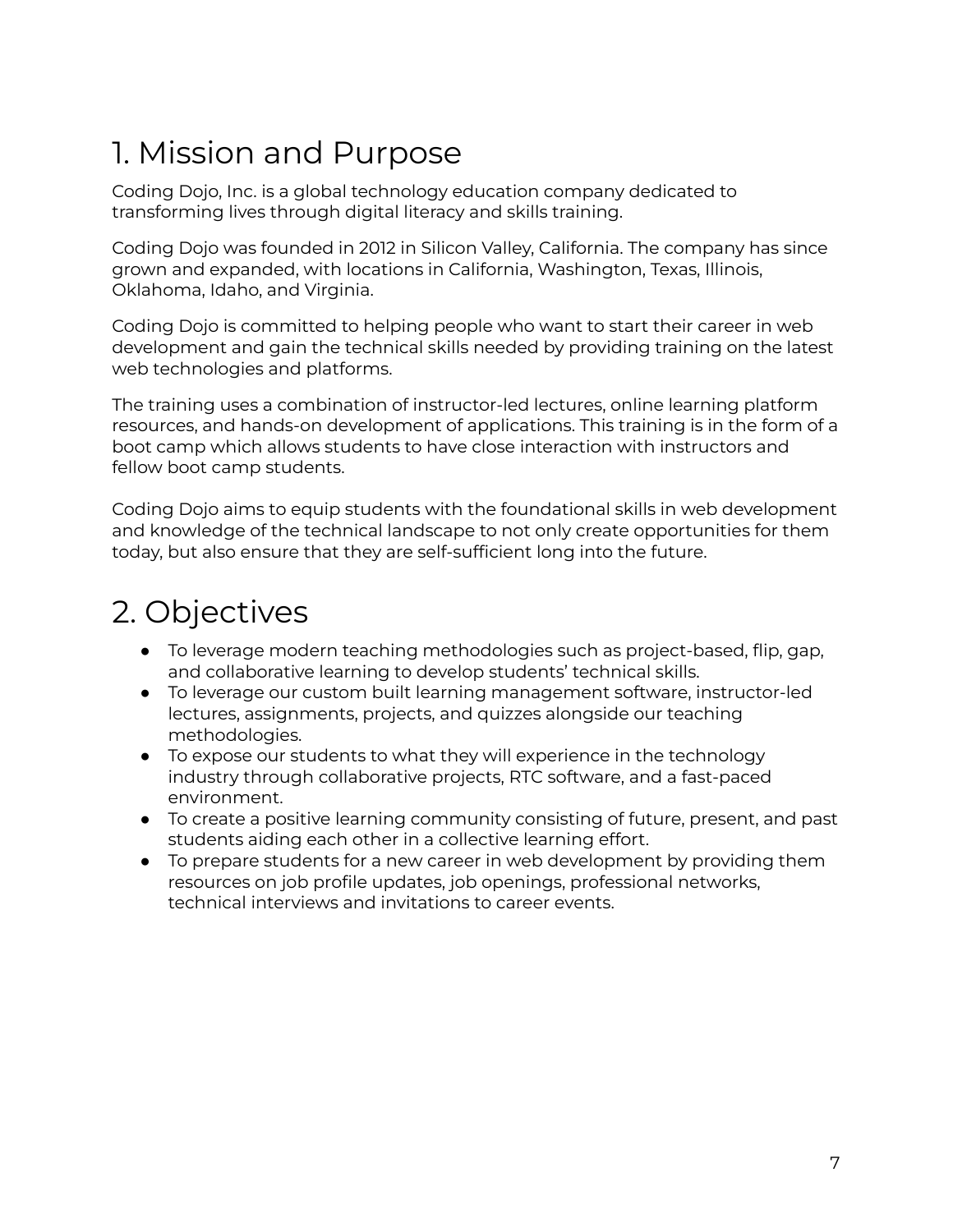# 1. Mission and Purpose

Coding Dojo, Inc. is a global technology education company dedicated to transforming lives through digital literacy and skills training.

Coding Dojo was founded in 2012 in Silicon Valley, California. The company has since grown and expanded, with locations in California, Washington, Texas, Illinois, Oklahoma, Idaho, and Virginia.

Coding Dojo is committed to helping people who want to start their career in web development and gain the technical skills needed by providing training on the latest web technologies and platforms.

The training uses a combination of instructor-led lectures, online learning platform resources, and hands-on development of applications. This training is in the form of a boot camp which allows students to have close interaction with instructors and fellow boot camp students.

Coding Dojo aims to equip students with the foundational skills in web development and knowledge of the technical landscape to not only create opportunities for them today, but also ensure that they are self-sufficient long into the future.

# 2. Objectives

- To leverage modern teaching methodologies such as project-based, flip, gap, and collaborative learning to develop students' technical skills.
- To leverage our custom built learning management software, instructor-led lectures, assignments, projects, and quizzes alongside our teaching methodologies.
- To expose our students to what they will experience in the technology industry through collaborative projects, RTC software, and a fast-paced environment.
- To create a positive learning community consisting of future, present, and past students aiding each other in a collective learning effort.
- To prepare students for a new career in web development by providing them resources on job profile updates, job openings, professional networks, technical interviews and invitations to career events.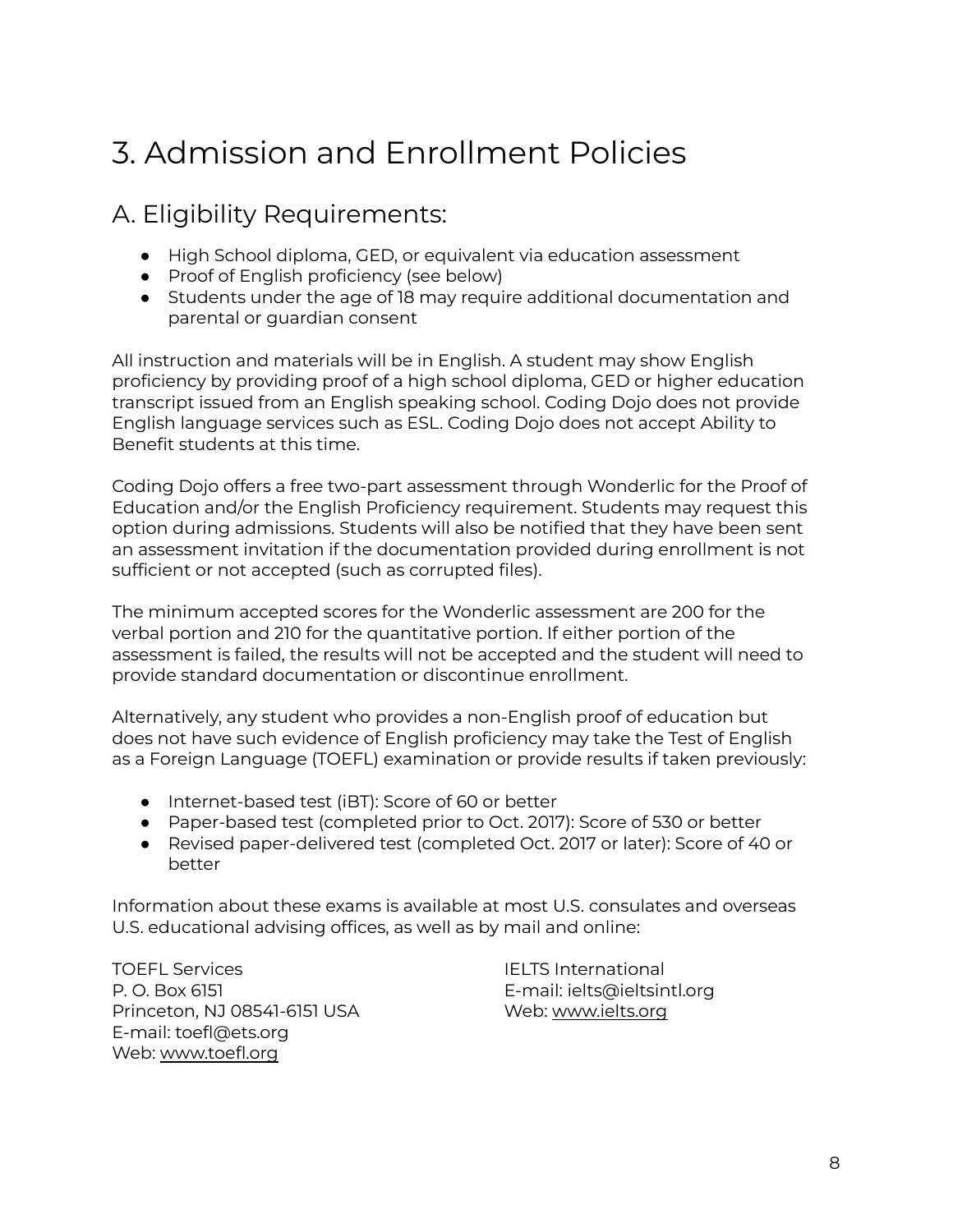# 3. Admission and Enrollment Policies

## A. Eligibility Requirements:

- High School diploma, GED, or equivalent via education assessment
- Proof of English proficiency (see below)
- Students under the age of 18 may require additional documentation and parental or guardian consent

All instruction and materials will be in English. A student may show English proficiency by providing proof of a high school diploma, GED or higher education transcript issued from an English speaking school. Coding Dojo does not provide English language services such as ESL. Coding Dojo does not accept Ability to Benefit students at this time.

Coding Dojo offers a free two-part assessment through Wonderlic for the Proof of Education and/or the English Proficiency requirement. Students may request this option during admissions. Students will also be notified that they have been sent an assessment invitation if the documentation provided during enrollment is not sufficient or not accepted (such as corrupted files).

The minimum accepted scores for the Wonderlic assessment are 200 for the verbal portion and 210 for the quantitative portion. If either portion of the assessment is failed, the results will not be accepted and the student will need to provide standard documentation or discontinue enrollment.

Alternatively, any student who provides a non-English proof of education but does not have such evidence of English proficiency may take the Test of English as a Foreign Language (TOEFL) examination or provide results if taken previously:

- Internet-based test (iBT): Score of 60 or better
- Paper-based test (completed prior to Oct. 2017): Score of 530 or better
- Revised paper-delivered test (completed Oct. 2017 or later): Score of 40 or better

Information about these exams is available at most U.S. consulates and overseas U.S. educational advising offices, as well as by mail and online:

TOEFL Services
P. O. Box 6151
Princeton, NJ 08541-6151 USA
E-mail: toefl@ets.org
Web: www.toefl.org

IELTS International
E-mail: ielts@ieltsintl.org
Web: www.ielts.org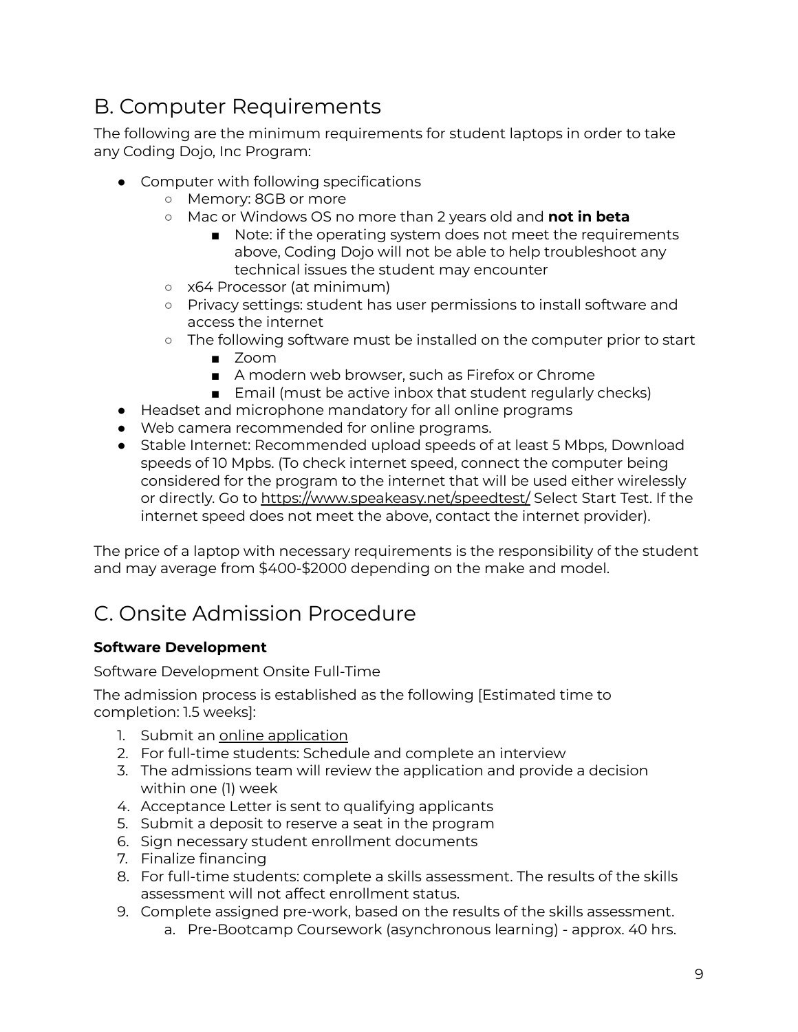## B. Computer Requirements

The following are the minimum requirements for student laptops in order to take any Coding Dojo, Inc Program:

- Computer with following specifications
  - Memory: 8GB or more
  - Mac or Windows OS no more than 2 years old and **not in beta**
    - Note: if the operating system does not meet the requirements above, Coding Dojo will not be able to help troubleshoot any technical issues the student may encounter
  - x64 Processor (at minimum)
  - Privacy settings: student has user permissions to install software and access the internet
  - The following software must be installed on the computer prior to start
    - Zoom
    - A modern web browser, such as Firefox or Chrome
    - Email (must be active inbox that student regularly checks)
- Headset and microphone mandatory for all online programs
- Web camera recommended for online programs.
- Stable Internet: Recommended upload speeds of at least 5 Mbps, Download speeds of 10 Mpbs. (To check internet speed, connect the computer being considered for the program to the internet that will be used either wirelessly or directly. Go to https://www.speakeasy.net/speedtest/ Select Start Test. If the internet speed does not meet the above, contact the internet provider).

The price of a laptop with necessary requirements is the responsibility of the student and may average from $400-$2000 depending on the make and model.

## C. Onsite Admission Procedure

**Software Development**

Software Development Onsite Full-Time

The admission process is established as the following [Estimated time to completion: 1.5 weeks]:

1. Submit an online application
2. For full-time students: Schedule and complete an interview
3. The admissions team will review the application and provide a decision within one (1) week
4. Acceptance Letter is sent to qualifying applicants
5. Submit a deposit to reserve a seat in the program
6. Sign necessary student enrollment documents
7. Finalize financing
8. For full-time students: complete a skills assessment. The results of the skills assessment will not affect enrollment status.
9. Complete assigned pre-work, based on the results of the skills assessment.
   a. Pre-Bootcamp Coursework (asynchronous learning) - approx. 40 hrs.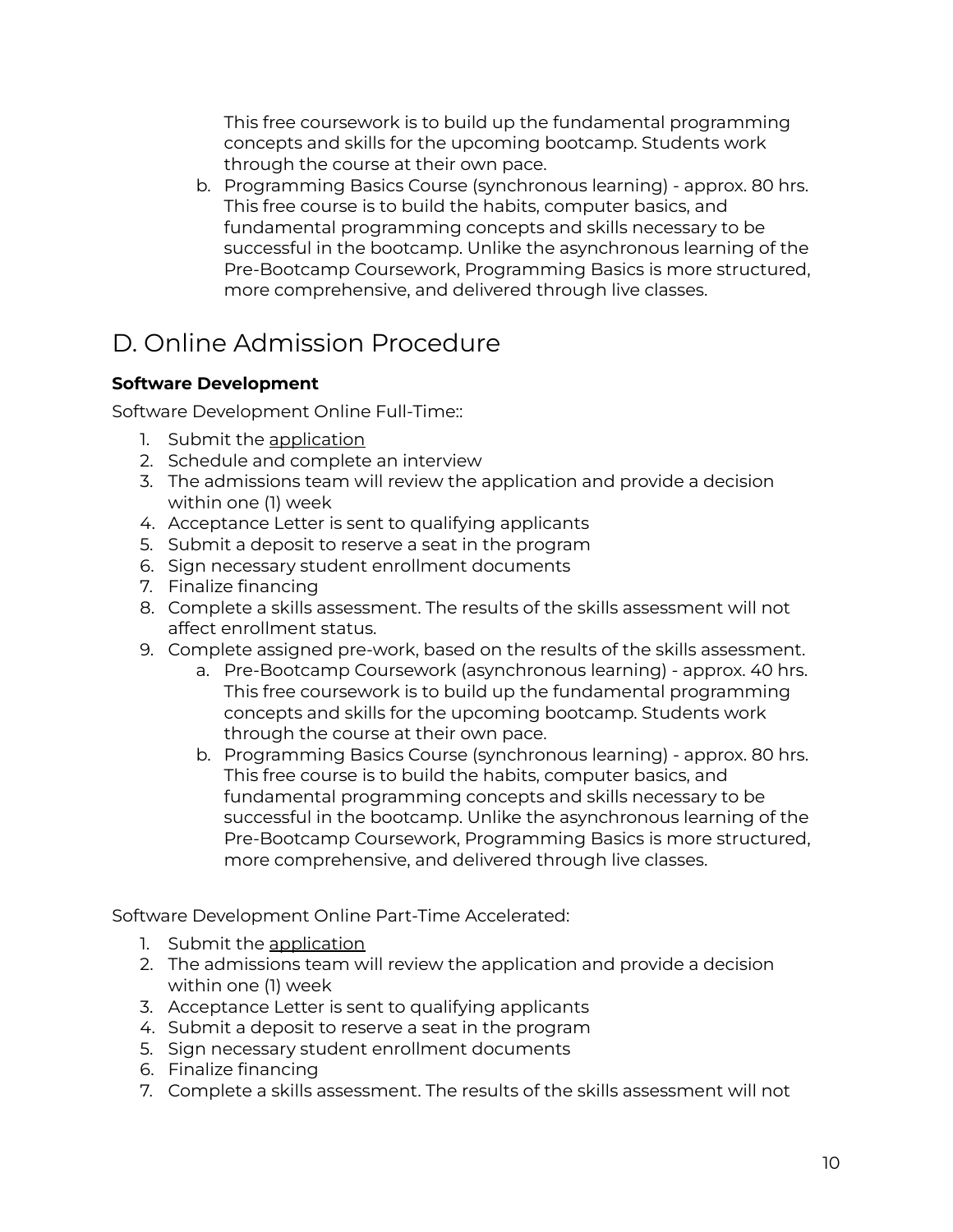This free coursework is to build up the fundamental programming concepts and skills for the upcoming bootcamp. Students work through the course at their own pace.

b. Programming Basics Course (synchronous learning) - approx. 80 hrs. This free course is to build the habits, computer basics, and fundamental programming concepts and skills necessary to be successful in the bootcamp. Unlike the asynchronous learning of the Pre-Bootcamp Coursework, Programming Basics is more structured, more comprehensive, and delivered through live classes.

# D. Online Admission Procedure

**Software Development**

Software Development Online Full-Time::

1. Submit the application
2. Schedule and complete an interview
3. The admissions team will review the application and provide a decision within one (1) week
4. Acceptance Letter is sent to qualifying applicants
5. Submit a deposit to reserve a seat in the program
6. Sign necessary student enrollment documents
7. Finalize financing
8. Complete a skills assessment. The results of the skills assessment will not affect enrollment status.
9. Complete assigned pre-work, based on the results of the skills assessment.
    a. Pre-Bootcamp Coursework (asynchronous learning) - approx. 40 hrs. This free coursework is to build up the fundamental programming concepts and skills for the upcoming bootcamp. Students work through the course at their own pace.
    b. Programming Basics Course (synchronous learning) - approx. 80 hrs. This free course is to build the habits, computer basics, and fundamental programming concepts and skills necessary to be successful in the bootcamp. Unlike the asynchronous learning of the Pre-Bootcamp Coursework, Programming Basics is more structured, more comprehensive, and delivered through live classes.

Software Development Online Part-Time Accelerated:

1. Submit the application
2. The admissions team will review the application and provide a decision within one (1) week
3. Acceptance Letter is sent to qualifying applicants
4. Submit a deposit to reserve a seat in the program
5. Sign necessary student enrollment documents
6. Finalize financing
7. Complete a skills assessment. The results of the skills assessment will not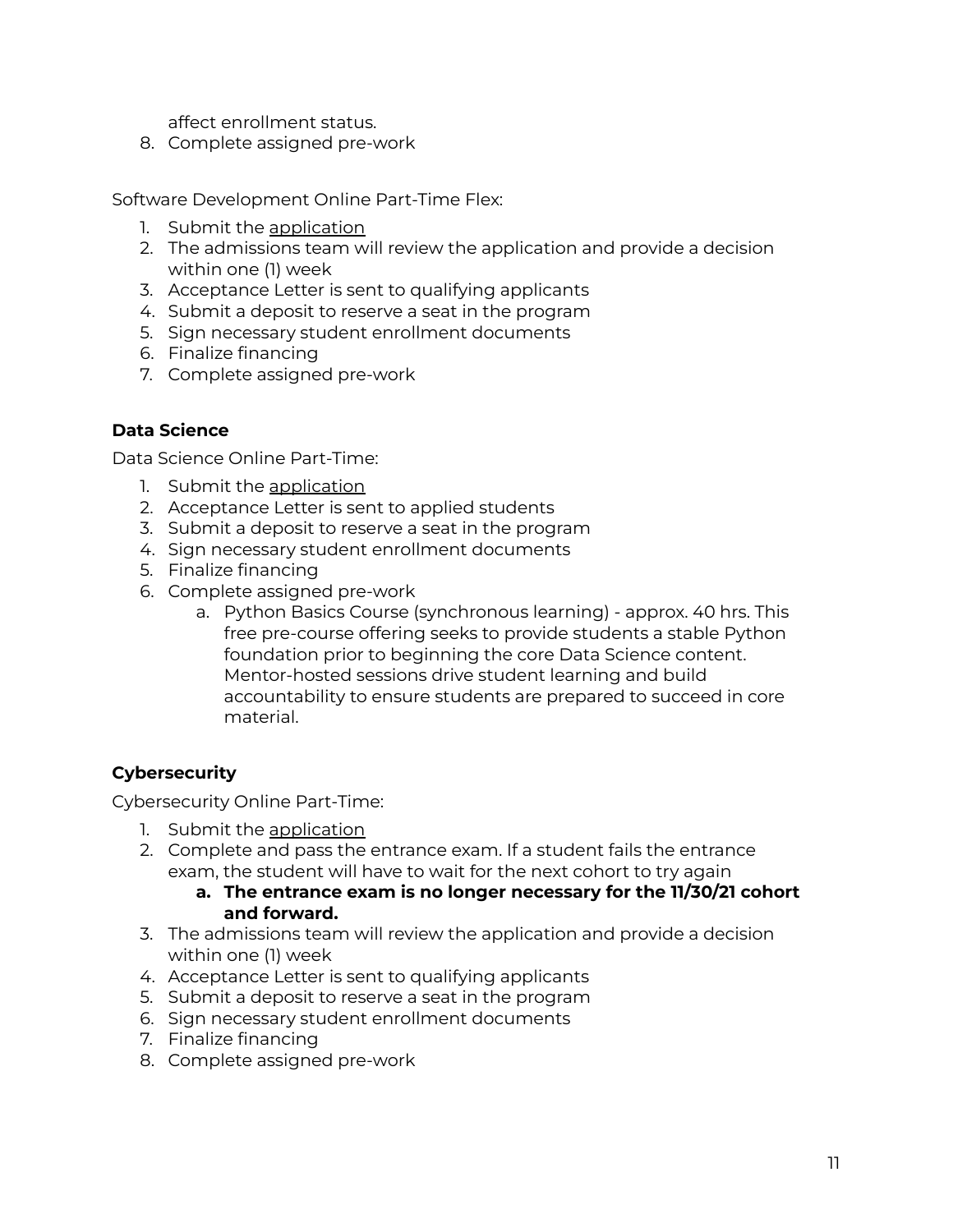affect enrollment status.

8. Complete assigned pre-work

Software Development Online Part-Time Flex:

1. Submit the application
2. The admissions team will review the application and provide a decision within one (1) week
3. Acceptance Letter is sent to qualifying applicants
4. Submit a deposit to reserve a seat in the program
5. Sign necessary student enrollment documents
6. Finalize financing
7. Complete assigned pre-work

**Data Science**

Data Science Online Part-Time:

1. Submit the application
2. Acceptance Letter is sent to applied students
3. Submit a deposit to reserve a seat in the program
4. Sign necessary student enrollment documents
5. Finalize financing
6. Complete assigned pre-work
    a. Python Basics Course (synchronous learning) - approx. 40 hrs. This free pre-course offering seeks to provide students a stable Python foundation prior to beginning the core Data Science content. Mentor-hosted sessions drive student learning and build accountability to ensure students are prepared to succeed in core material.

**Cybersecurity**

Cybersecurity Online Part-Time:

1. Submit the application
2. Complete and pass the entrance exam. If a student fails the entrance exam, the student will have to wait for the next cohort to try again
    a. **The entrance exam is no longer necessary for the 11/30/21 cohort and forward.**
3. The admissions team will review the application and provide a decision within one (1) week
4. Acceptance Letter is sent to qualifying applicants
5. Submit a deposit to reserve a seat in the program
6. Sign necessary student enrollment documents
7. Finalize financing
8. Complete assigned pre-work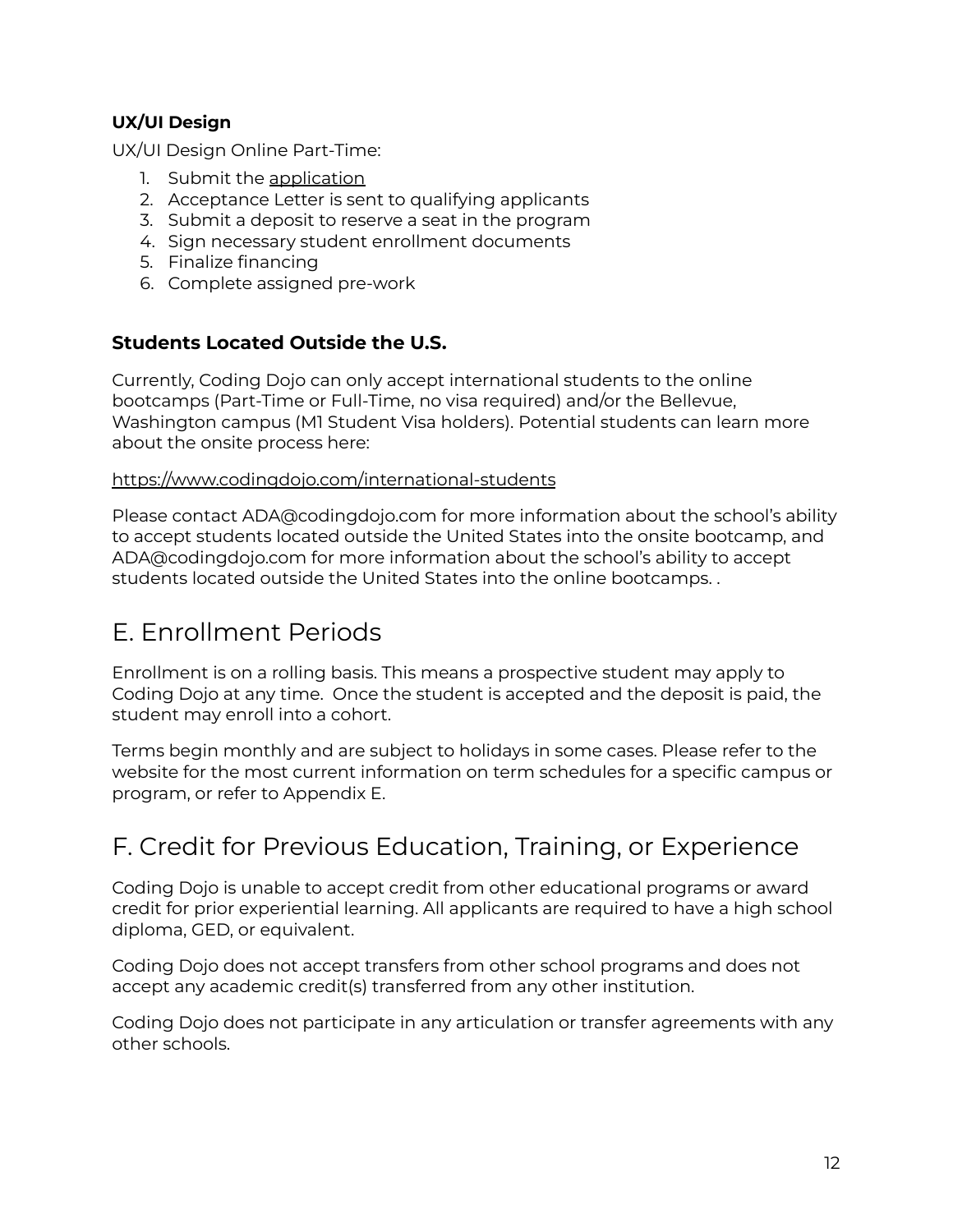**UX/UI Design**

UX/UI Design Online Part-Time:

1. Submit the application
2. Acceptance Letter is sent to qualifying applicants
3. Submit a deposit to reserve a seat in the program
4. Sign necessary student enrollment documents
5. Finalize financing
6. Complete assigned pre-work

### Students Located Outside the U.S.

Currently, Coding Dojo can only accept international students to the online bootcamps (Part-Time or Full-Time, no visa required) and/or the Bellevue, Washington campus (M1 Student Visa holders). Potential students can learn more about the onsite process here:

https://www.codingdojo.com/international-students

Please contact ADA@codingdojo.com for more information about the school's ability to accept students located outside the United States into the onsite bootcamp, and ADA@codingdojo.com for more information about the school's ability to accept students located outside the United States into the online bootcamps. .

## E. Enrollment Periods

Enrollment is on a rolling basis. This means a prospective student may apply to Coding Dojo at any time. Once the student is accepted and the deposit is paid, the student may enroll into a cohort.

Terms begin monthly and are subject to holidays in some cases. Please refer to the website for the most current information on term schedules for a specific campus or program, or refer to Appendix E.

## F. Credit for Previous Education, Training, or Experience

Coding Dojo is unable to accept credit from other educational programs or award credit for prior experiential learning. All applicants are required to have a high school diploma, GED, or equivalent.

Coding Dojo does not accept transfers from other school programs and does not accept any academic credit(s) transferred from any other institution.

Coding Dojo does not participate in any articulation or transfer agreements with any other schools.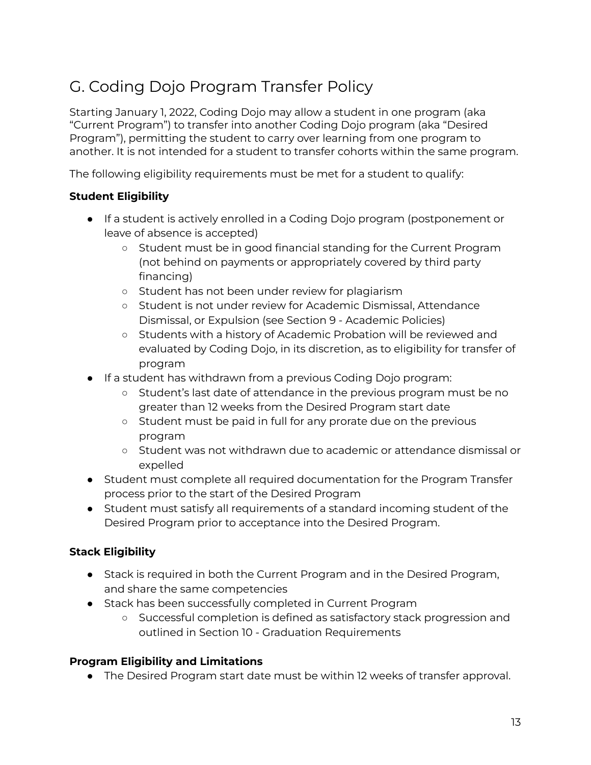## G. Coding Dojo Program Transfer Policy

Starting January 1, 2022, Coding Dojo may allow a student in one program (aka "Current Program") to transfer into another Coding Dojo program (aka "Desired Program"), permitting the student to carry over learning from one program to another. It is not intended for a student to transfer cohorts within the same program.

The following eligibility requirements must be met for a student to qualify:

**Student Eligibility**

- If a student is actively enrolled in a Coding Dojo program (postponement or leave of absence is accepted)
  - Student must be in good financial standing for the Current Program (not behind on payments or appropriately covered by third party financing)
  - Student has not been under review for plagiarism
  - Student is not under review for Academic Dismissal, Attendance Dismissal, or Expulsion (see Section 9 - Academic Policies)
  - Students with a history of Academic Probation will be reviewed and evaluated by Coding Dojo, in its discretion, as to eligibility for transfer of program
- If a student has withdrawn from a previous Coding Dojo program:
  - Student's last date of attendance in the previous program must be no greater than 12 weeks from the Desired Program start date
  - Student must be paid in full for any prorate due on the previous program
  - Student was not withdrawn due to academic or attendance dismissal or expelled
- Student must complete all required documentation for the Program Transfer process prior to the start of the Desired Program
- Student must satisfy all requirements of a standard incoming student of the Desired Program prior to acceptance into the Desired Program.

**Stack Eligibility**

- Stack is required in both the Current Program and in the Desired Program, and share the same competencies
- Stack has been successfully completed in Current Program
  - Successful completion is defined as satisfactory stack progression and outlined in Section 10 - Graduation Requirements

**Program Eligibility and Limitations**

- The Desired Program start date must be within 12 weeks of transfer approval.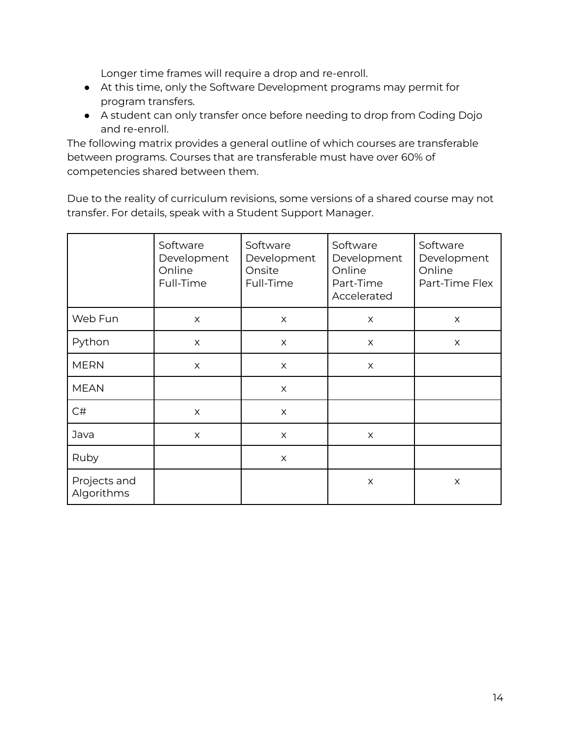Longer time frames will require a drop and re-enroll.
- At this time, only the Software Development programs may permit for program transfers.
- A student can only transfer once before needing to drop from Coding Dojo and re-enroll.

The following matrix provides a general outline of which courses are transferable between programs. Courses that are transferable must have over 60% of competencies shared between them.

Due to the reality of curriculum revisions, some versions of a shared course may not transfer. For details, speak with a Student Support Manager.

| | Software Development Online Full-Time | Software Development Onsite Full-Time | Software Development Online Part-Time Accelerated | Software Development Online Part-Time Flex |
|---|---|---|---|---|
| Web Fun | x | x | x | x |
| Python | x | x | x | x |
| MERN | x | x | x | |
| MEAN | | x | | |
| C# | x | x | | |
| Java | x | x | x | |
| Ruby | | x | | |
| Projects and Algorithms | | | x | x |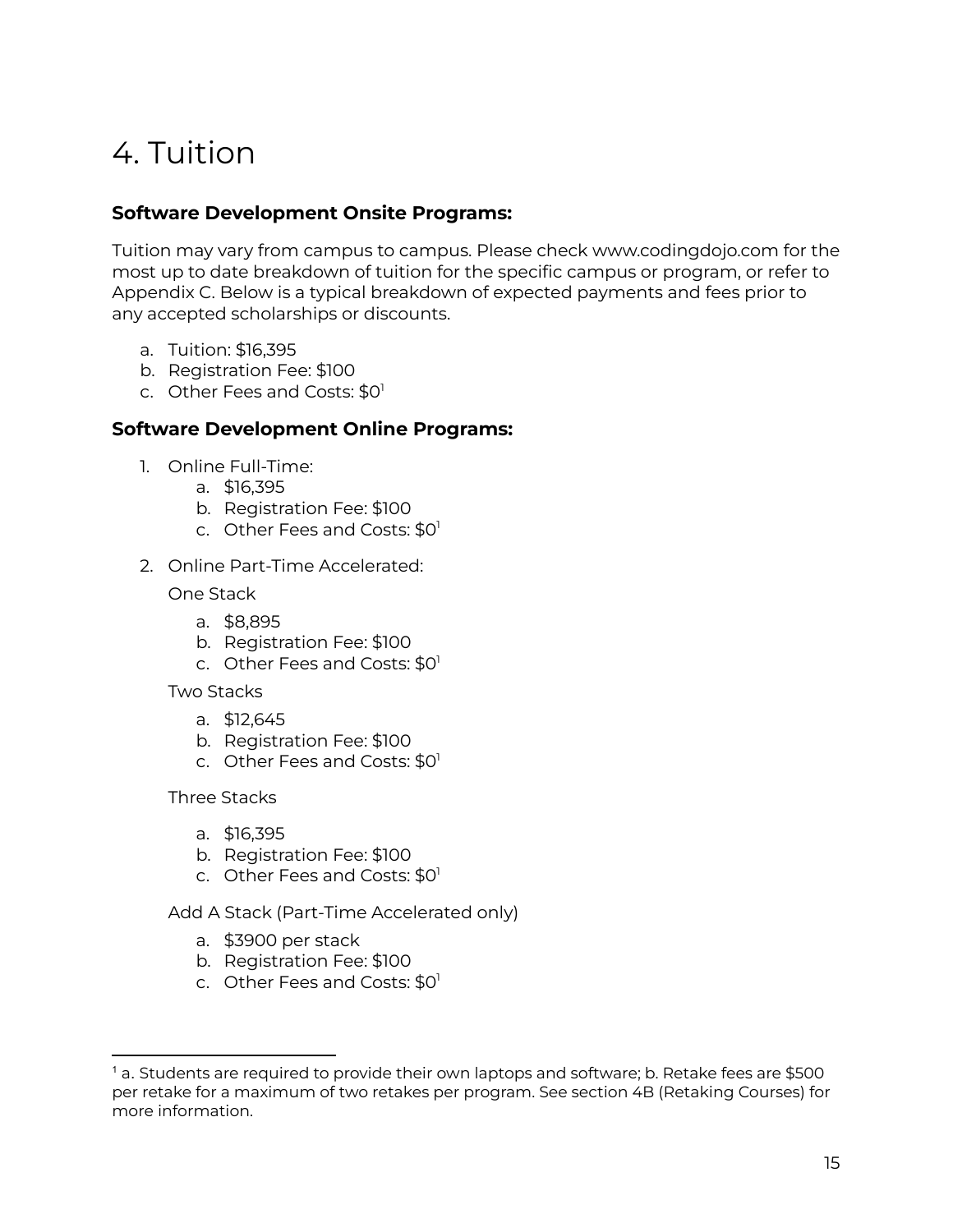# 4. Tuition

**Software Development Onsite Programs:**

Tuition may vary from campus to campus. Please check www.codingdojo.com for the most up to date breakdown of tuition for the specific campus or program, or refer to Appendix C. Below is a typical breakdown of expected payments and fees prior to any accepted scholarships or discounts.

a. Tuition: $16,395
b. Registration Fee: $100
c. Other Fees and Costs: $0[1]

**Software Development Online Programs:**

1. Online Full-Time:
   a. $16,395
   b. Registration Fee: $100
   c. Other Fees and Costs: $0[1]

2. Online Part-Time Accelerated:

   One Stack

   a. $8,895
   b. Registration Fee: $100
   c. Other Fees and Costs: $0[1]

   Two Stacks

   a. $12,645
   b. Registration Fee: $100
   c. Other Fees and Costs: $0[1]

   Three Stacks

   a. $16,395
   b. Registration Fee: $100
   c. Other Fees and Costs: $0[1]

   Add A Stack (Part-Time Accelerated only)

   a. $3900 per stack
   b. Registration Fee: $100
   c. Other Fees and Costs: $0[1]

---

[1] a. Students are required to provide their own laptops and software; b. Retake fees are $500 per retake for a maximum of two retakes per program. See section 4B (Retaking Courses) for more information.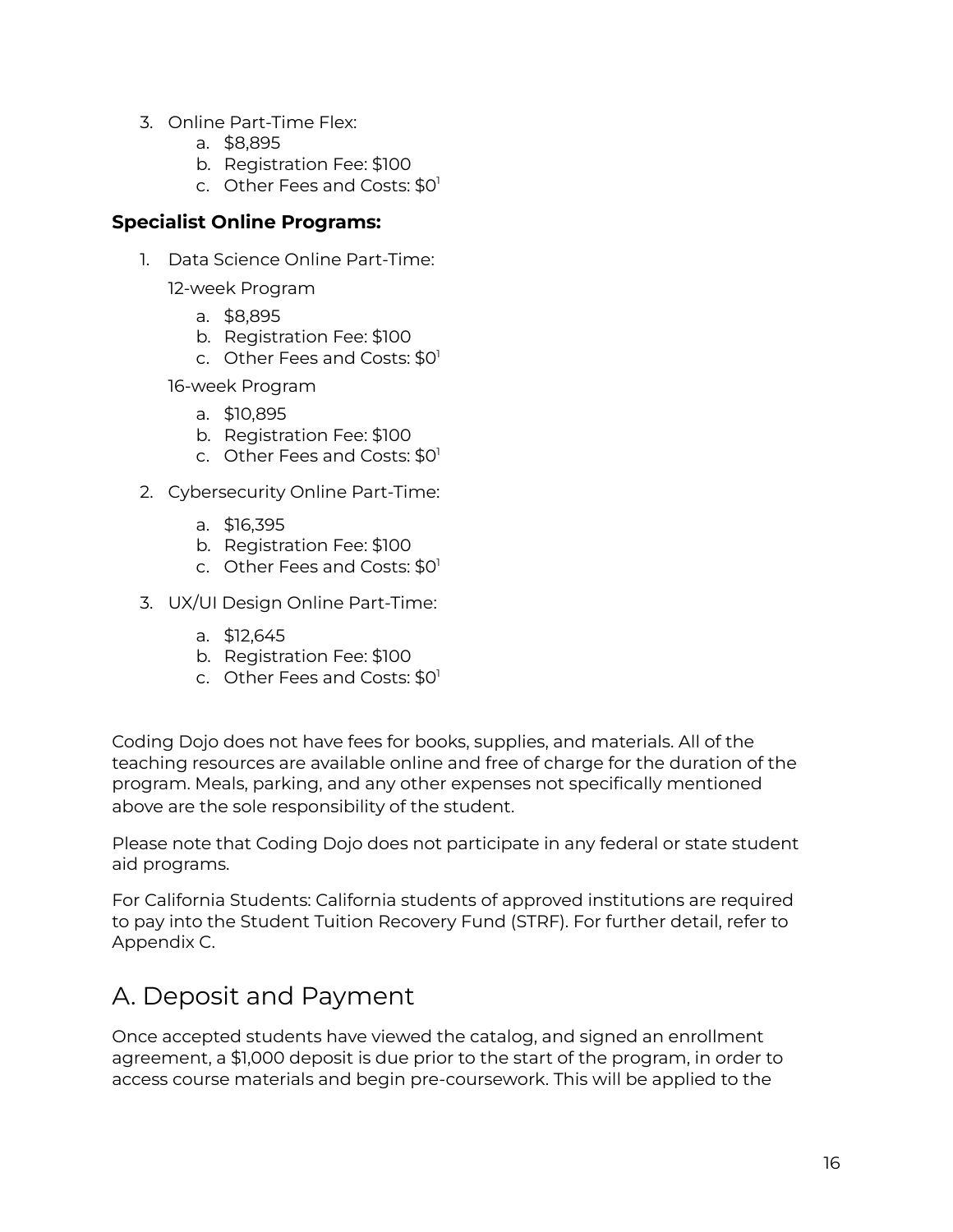3. Online Part-Time Flex:
    a. $8,895
    b. Registration Fee: $100
    c. Other Fees and Costs: $0[1]

**Specialist Online Programs:**

1. Data Science Online Part-Time:

    12-week Program

    a. $8,895
    b. Registration Fee: $100
    c. Other Fees and Costs: $0[1]

    16-week Program

    a. $10,895
    b. Registration Fee: $100
    c. Other Fees and Costs: $0[1]

2. Cybersecurity Online Part-Time:

    a. $16,395
    b. Registration Fee: $100
    c. Other Fees and Costs: $0[1]

3. UX/UI Design Online Part-Time:

    a. $12,645
    b. Registration Fee: $100
    c. Other Fees and Costs: $0[1]

Coding Dojo does not have fees for books, supplies, and materials. All of the teaching resources are available online and free of charge for the duration of the program. Meals, parking, and any other expenses not specifically mentioned above are the sole responsibility of the student.

Please note that Coding Dojo does not participate in any federal or state student aid programs.

For California Students: California students of approved institutions are required to pay into the Student Tuition Recovery Fund (STRF). For further detail, refer to Appendix C.

## A. Deposit and Payment

Once accepted students have viewed the catalog, and signed an enrollment agreement, a $1,000 deposit is due prior to the start of the program, in order to access course materials and begin pre-coursework. This will be applied to the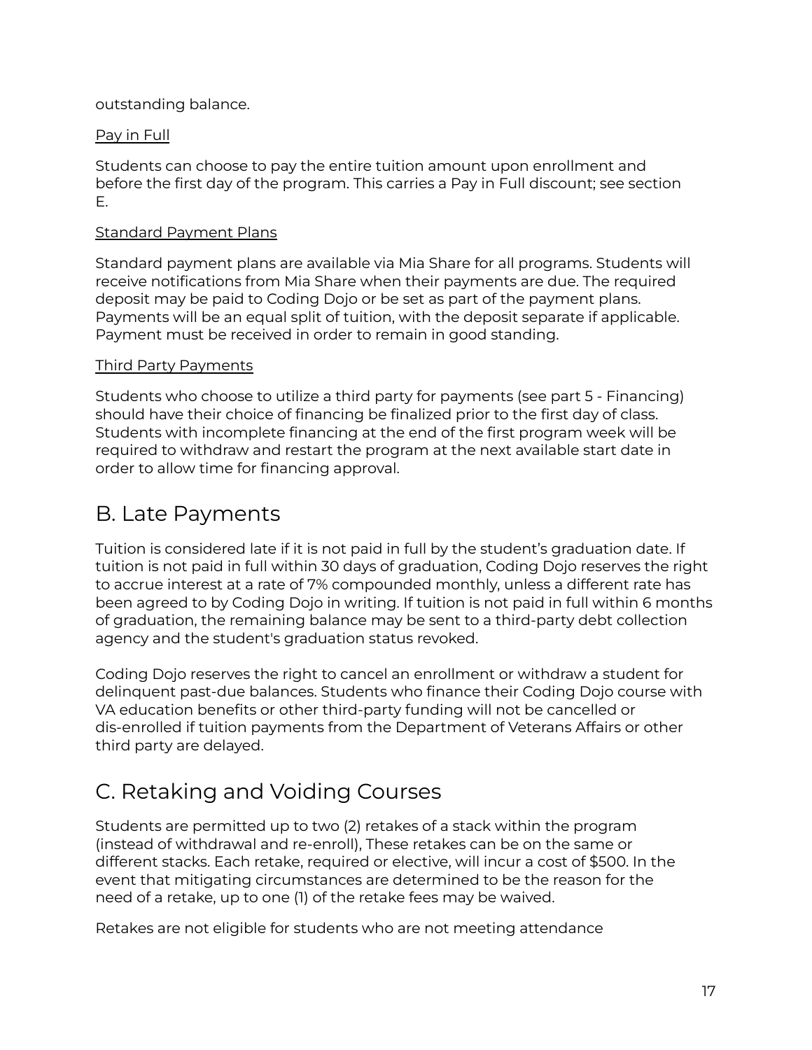outstanding balance.

Pay in Full

Students can choose to pay the entire tuition amount upon enrollment and before the first day of the program. This carries a Pay in Full discount; see section E.

Standard Payment Plans

Standard payment plans are available via Mia Share for all programs. Students will receive notifications from Mia Share when their payments are due. The required deposit may be paid to Coding Dojo or be set as part of the payment plans. Payments will be an equal split of tuition, with the deposit separate if applicable. Payment must be received in order to remain in good standing.

Third Party Payments

Students who choose to utilize a third party for payments (see part 5 - Financing) should have their choice of financing be finalized prior to the first day of class. Students with incomplete financing at the end of the first program week will be required to withdraw and restart the program at the next available start date in order to allow time for financing approval.

## B. Late Payments

Tuition is considered late if it is not paid in full by the student's graduation date. If tuition is not paid in full within 30 days of graduation, Coding Dojo reserves the right to accrue interest at a rate of 7% compounded monthly, unless a different rate has been agreed to by Coding Dojo in writing. If tuition is not paid in full within 6 months of graduation, the remaining balance may be sent to a third-party debt collection agency and the student's graduation status revoked.

Coding Dojo reserves the right to cancel an enrollment or withdraw a student for delinquent past-due balances. Students who finance their Coding Dojo course with VA education benefits or other third-party funding will not be cancelled or dis-enrolled if tuition payments from the Department of Veterans Affairs or other third party are delayed.

## C. Retaking and Voiding Courses

Students are permitted up to two (2) retakes of a stack within the program (instead of withdrawal and re-enroll), These retakes can be on the same or different stacks. Each retake, required or elective, will incur a cost of $500. In the event that mitigating circumstances are determined to be the reason for the need of a retake, up to one (1) of the retake fees may be waived.

Retakes are not eligible for students who are not meeting attendance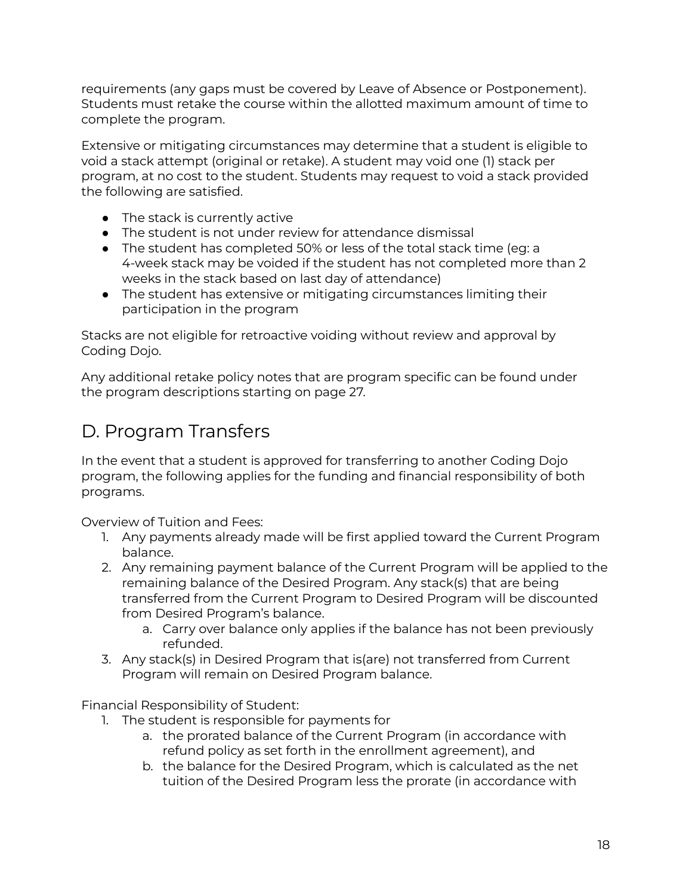requirements (any gaps must be covered by Leave of Absence or Postponement). Students must retake the course within the allotted maximum amount of time to complete the program.

Extensive or mitigating circumstances may determine that a student is eligible to void a stack attempt (original or retake). A student may void one (1) stack per program, at no cost to the student. Students may request to void a stack provided the following are satisfied.

- The stack is currently active
- The student is not under review for attendance dismissal
- The student has completed 50% or less of the total stack time (eg: a 4-week stack may be voided if the student has not completed more than 2 weeks in the stack based on last day of attendance)
- The student has extensive or mitigating circumstances limiting their participation in the program

Stacks are not eligible for retroactive voiding without review and approval by Coding Dojo.

Any additional retake policy notes that are program specific can be found under the program descriptions starting on page 27.

## D. Program Transfers

In the event that a student is approved for transferring to another Coding Dojo program, the following applies for the funding and financial responsibility of both programs.

Overview of Tuition and Fees:

1. Any payments already made will be first applied toward the Current Program balance.
2. Any remaining payment balance of the Current Program will be applied to the remaining balance of the Desired Program. Any stack(s) that are being transferred from the Current Program to Desired Program will be discounted from Desired Program's balance.
    a. Carry over balance only applies if the balance has not been previously refunded.
3. Any stack(s) in Desired Program that is(are) not transferred from Current Program will remain on Desired Program balance.

Financial Responsibility of Student:

1. The student is responsible for payments for
    a. the prorated balance of the Current Program (in accordance with refund policy as set forth in the enrollment agreement), and
    b. the balance for the Desired Program, which is calculated as the net tuition of the Desired Program less the prorate (in accordance with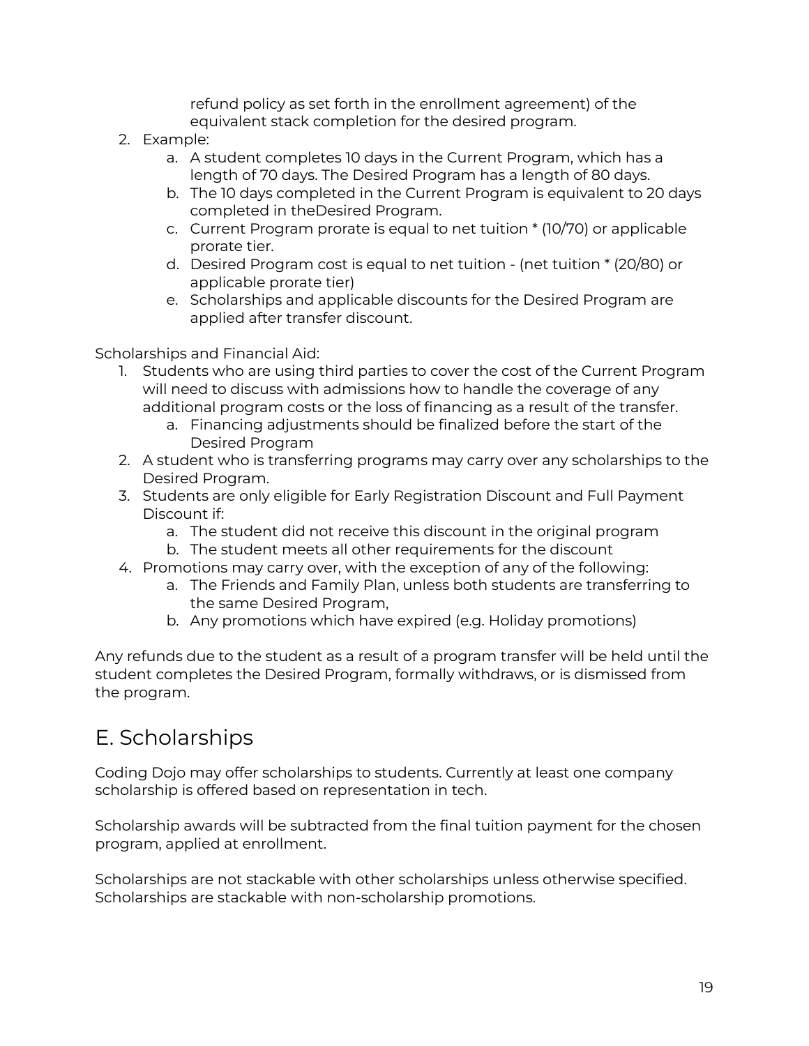refund policy as set forth in the enrollment agreement) of the equivalent stack completion for the desired program.

2. Example:
    a. A student completes 10 days in the Current Program, which has a length of 70 days. The Desired Program has a length of 80 days.
    b. The 10 days completed in the Current Program is equivalent to 20 days completed in theDesired Program.
    c. Current Program prorate is equal to net tuition * (10/70) or applicable prorate tier.
    d. Desired Program cost is equal to net tuition - (net tuition * (20/80) or applicable prorate tier)
    e. Scholarships and applicable discounts for the Desired Program are applied after transfer discount.

Scholarships and Financial Aid:

1. Students who are using third parties to cover the cost of the Current Program will need to discuss with admissions how to handle the coverage of any additional program costs or the loss of financing as a result of the transfer.
    a. Financing adjustments should be finalized before the start of the Desired Program
2. A student who is transferring programs may carry over any scholarships to the Desired Program.
3. Students are only eligible for Early Registration Discount and Full Payment Discount if:
    a. The student did not receive this discount in the original program
    b. The student meets all other requirements for the discount
4. Promotions may carry over, with the exception of any of the following:
    a. The Friends and Family Plan, unless both students are transferring to the same Desired Program,
    b. Any promotions which have expired (e.g. Holiday promotions)

Any refunds due to the student as a result of a program transfer will be held until the student completes the Desired Program, formally withdraws, or is dismissed from the program.

## E. Scholarships

Coding Dojo may offer scholarships to students. Currently at least one company scholarship is offered based on representation in tech.

Scholarship awards will be subtracted from the final tuition payment for the chosen program, applied at enrollment.

Scholarships are not stackable with other scholarships unless otherwise specified. Scholarships are stackable with non-scholarship promotions.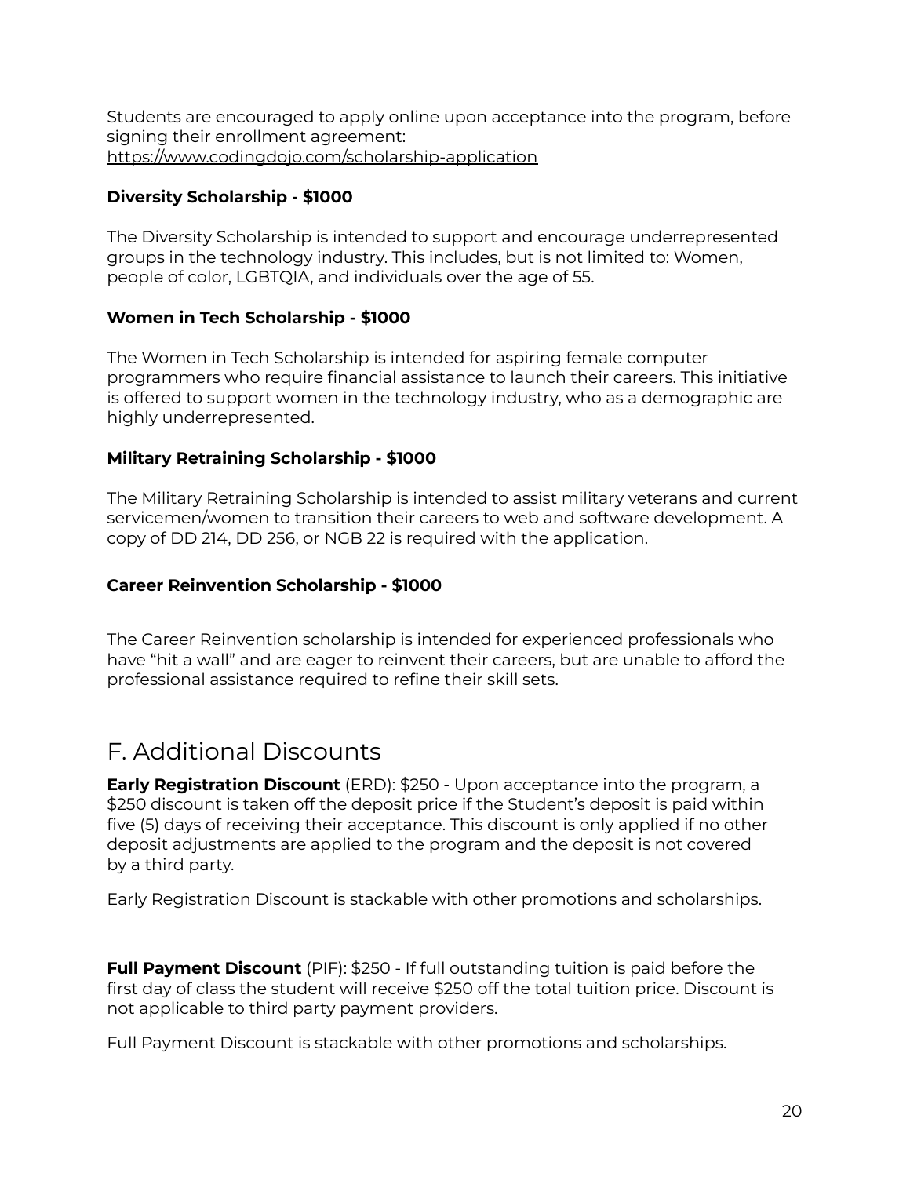Students are encouraged to apply online upon acceptance into the program, before signing their enrollment agreement:
https://www.codingdojo.com/scholarship-application

**Diversity Scholarship - $1000**

The Diversity Scholarship is intended to support and encourage underrepresented groups in the technology industry. This includes, but is not limited to: Women, people of color, LGBTQIA, and individuals over the age of 55.

**Women in Tech Scholarship - $1000**

The Women in Tech Scholarship is intended for aspiring female computer programmers who require financial assistance to launch their careers. This initiative is offered to support women in the technology industry, who as a demographic are highly underrepresented.

**Military Retraining Scholarship - $1000**

The Military Retraining Scholarship is intended to assist military veterans and current servicemen/women to transition their careers to web and software development. A copy of DD 214, DD 256, or NGB 22 is required with the application.

**Career Reinvention Scholarship - $1000**

The Career Reinvention scholarship is intended for experienced professionals who have “hit a wall” and are eager to reinvent their careers, but are unable to afford the professional assistance required to refine their skill sets.

## F. Additional Discounts

**Early Registration Discount** (ERD): $250 - Upon acceptance into the program, a $250 discount is taken off the deposit price if the Student’s deposit is paid within five (5) days of receiving their acceptance. This discount is only applied if no other deposit adjustments are applied to the program and the deposit is not covered by a third party.

Early Registration Discount is stackable with other promotions and scholarships.

**Full Payment Discount** (PIF): $250 - If full outstanding tuition is paid before the first day of class the student will receive $250 off the total tuition price. Discount is not applicable to third party payment providers.

Full Payment Discount is stackable with other promotions and scholarships.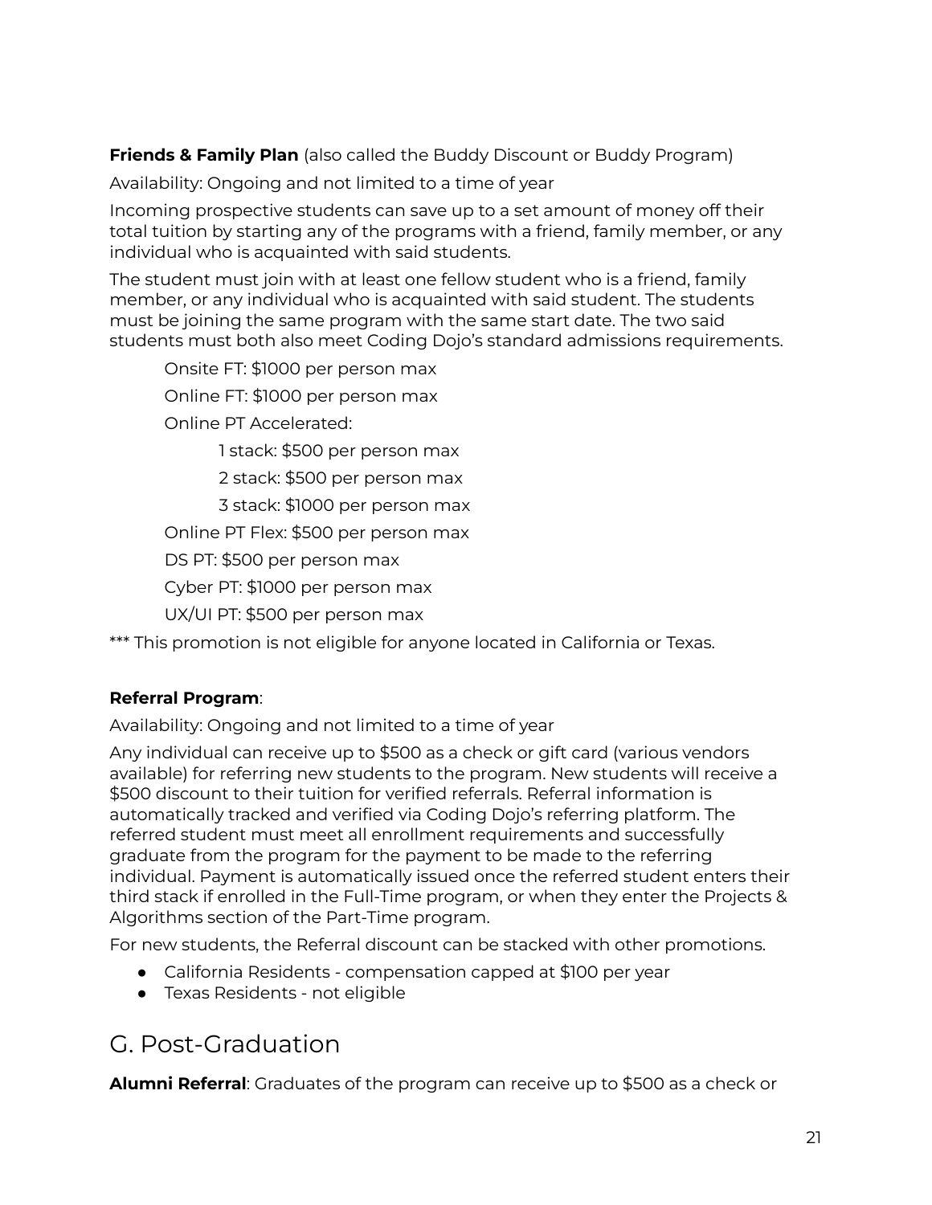**Friends & Family Plan** (also called the Buddy Discount or Buddy Program)

Availability: Ongoing and not limited to a time of year

Incoming prospective students can save up to a set amount of money off their total tuition by starting any of the programs with a friend, family member, or any individual who is acquainted with said students.

The student must join with at least one fellow student who is a friend, family member, or any individual who is acquainted with said student. The students must be joining the same program with the same start date. The two said students must both also meet Coding Dojo's standard admissions requirements.

- Onsite FT: $1000 per person max
- Online FT: $1000 per person max
- Online PT Accelerated:
  - 1 stack: $500 per person max
  - 2 stack: $500 per person max
  - 3 stack: $1000 per person max
- Online PT Flex: $500 per person max
- DS PT: $500 per person max
- Cyber PT: $1000 per person max
- UX/UI PT: $500 per person max

*** This promotion is not eligible for anyone located in California or Texas.

**Referral Program**:

Availability: Ongoing and not limited to a time of year

Any individual can receive up to $500 as a check or gift card (various vendors available) for referring new students to the program. New students will receive a $500 discount to their tuition for verified referrals. Referral information is automatically tracked and verified via Coding Dojo's referring platform. The referred student must meet all enrollment requirements and successfully graduate from the program for the payment to be made to the referring individual. Payment is automatically issued once the referred student enters their third stack if enrolled in the Full-Time program, or when they enter the Projects & Algorithms section of the Part-Time program.

For new students, the Referral discount can be stacked with other promotions.

- California Residents - compensation capped at $100 per year
- Texas Residents - not eligible

## G. Post-Graduation

**Alumni Referral**: Graduates of the program can receive up to $500 as a check or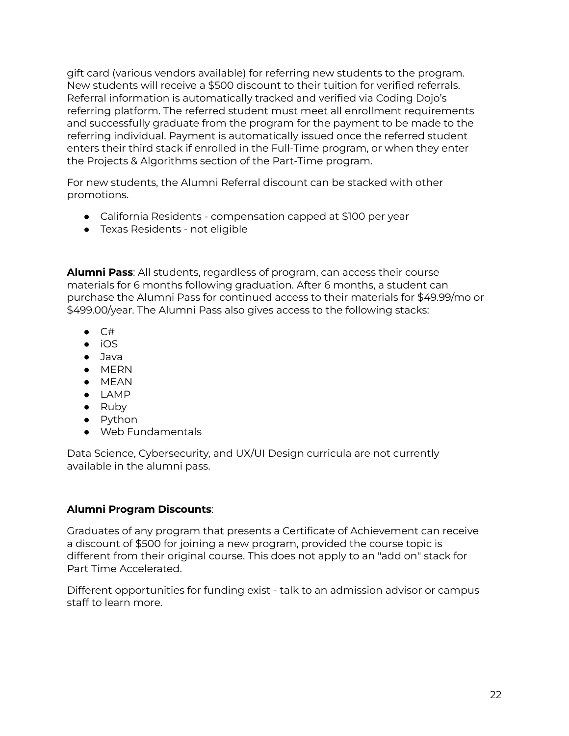gift card (various vendors available) for referring new students to the program. New students will receive a $500 discount to their tuition for verified referrals. Referral information is automatically tracked and verified via Coding Dojo's referring platform. The referred student must meet all enrollment requirements and successfully graduate from the program for the payment to be made to the referring individual. Payment is automatically issued once the referred student enters their third stack if enrolled in the Full-Time program, or when they enter the Projects & Algorithms section of the Part-Time program.

For new students, the Alumni Referral discount can be stacked with other promotions.

- California Residents - compensation capped at $100 per year
- Texas Residents - not eligible

**Alumni Pass**: All students, regardless of program, can access their course materials for 6 months following graduation. After 6 months, a student can purchase the Alumni Pass for continued access to their materials for $49.99/mo or $499.00/year. The Alumni Pass also gives access to the following stacks:

- C#
- iOS
- Java
- MERN
- MEAN
- LAMP
- Ruby
- Python
- Web Fundamentals

Data Science, Cybersecurity, and UX/UI Design curricula are not currently available in the alumni pass.

**Alumni Program Discounts**:

Graduates of any program that presents a Certificate of Achievement can receive a discount of $500 for joining a new program, provided the course topic is different from their original course. This does not apply to an "add on" stack for Part Time Accelerated.

Different opportunities for funding exist - talk to an admission advisor or campus staff to learn more.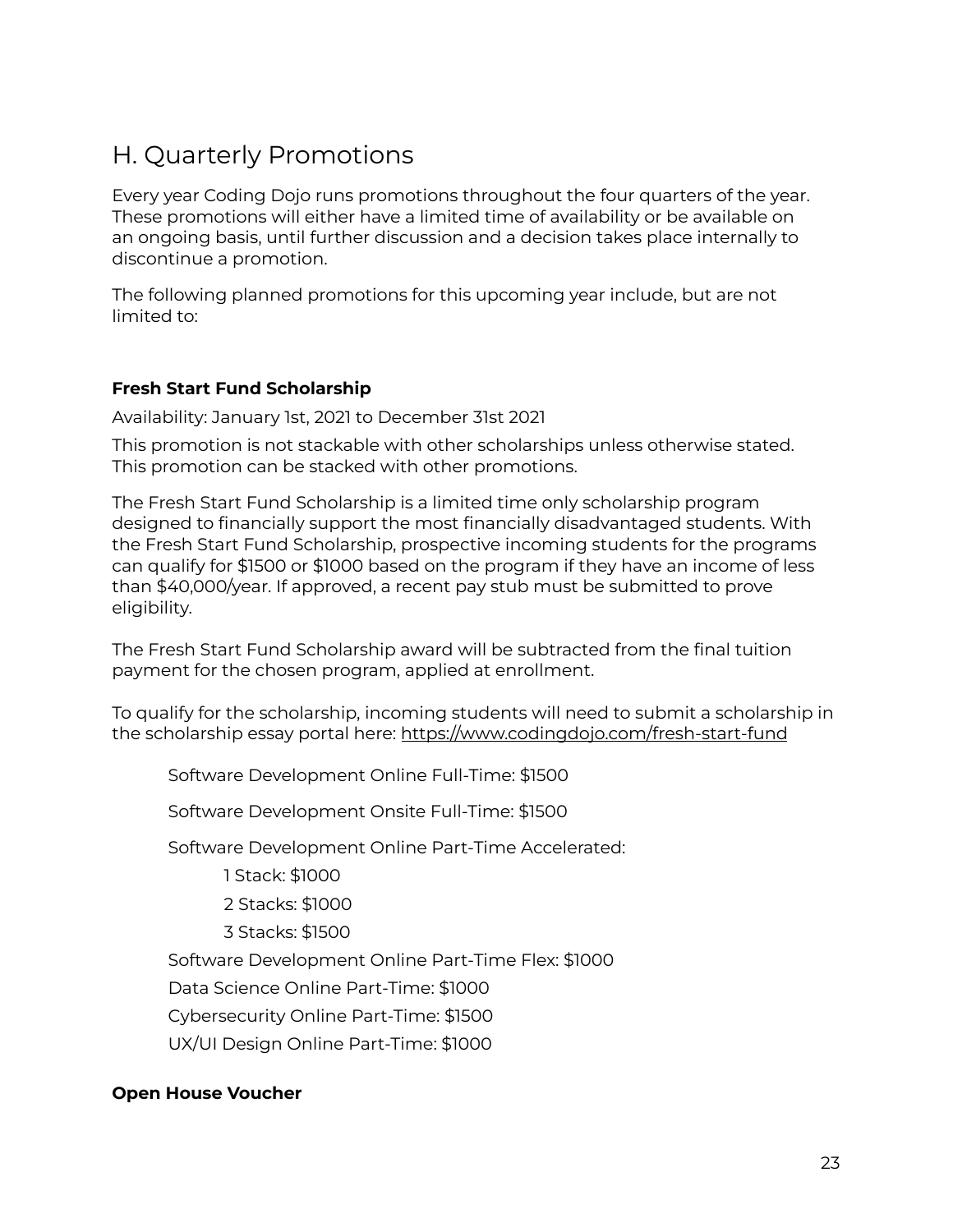## H. Quarterly Promotions

Every year Coding Dojo runs promotions throughout the four quarters of the year. These promotions will either have a limited time of availability or be available on an ongoing basis, until further discussion and a decision takes place internally to discontinue a promotion.

The following planned promotions for this upcoming year include, but are not limited to:

**Fresh Start Fund Scholarship**

Availability: January 1st, 2021 to December 31st 2021

This promotion is not stackable with other scholarships unless otherwise stated. This promotion can be stacked with other promotions.

The Fresh Start Fund Scholarship is a limited time only scholarship program designed to financially support the most financially disadvantaged students. With the Fresh Start Fund Scholarship, prospective incoming students for the programs can qualify for $1500 or $1000 based on the program if they have an income of less than $40,000/year. If approved, a recent pay stub must be submitted to prove eligibility.

The Fresh Start Fund Scholarship award will be subtracted from the final tuition payment for the chosen program, applied at enrollment.

To qualify for the scholarship, incoming students will need to submit a scholarship in the scholarship essay portal here: https://www.codingdojo.com/fresh-start-fund

- Software Development Online Full-Time: $1500
- Software Development Onsite Full-Time: $1500
- Software Development Online Part-Time Accelerated:
  - 1 Stack: $1000
  - 2 Stacks: $1000
  - 3 Stacks: $1500
- Software Development Online Part-Time Flex: $1000
- Data Science Online Part-Time: $1000
- Cybersecurity Online Part-Time: $1500
- UX/UI Design Online Part-Time: $1000

**Open House Voucher**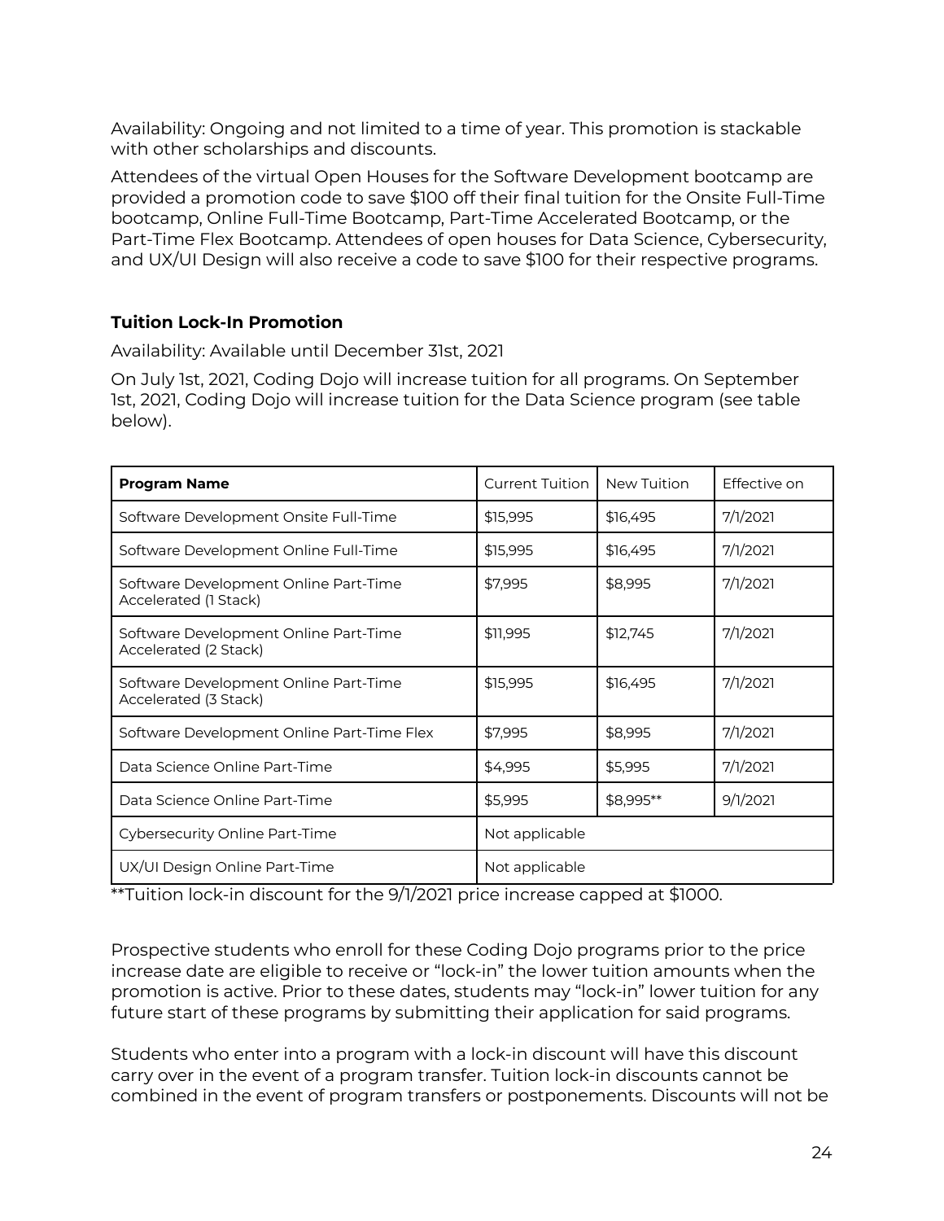Availability: Ongoing and not limited to a time of year. This promotion is stackable with other scholarships and discounts.

Attendees of the virtual Open Houses for the Software Development bootcamp are provided a promotion code to save $100 off their final tuition for the Onsite Full-Time bootcamp, Online Full-Time Bootcamp, Part-Time Accelerated Bootcamp, or the Part-Time Flex Bootcamp. Attendees of open houses for Data Science, Cybersecurity, and UX/UI Design will also receive a code to save $100 for their respective programs.

### Tuition Lock-In Promotion

Availability: Available until December 31st, 2021

On July 1st, 2021, Coding Dojo will increase tuition for all programs. On September 1st, 2021, Coding Dojo will increase tuition for the Data Science program (see table below).

| **Program Name** | Current Tuition | New Tuition | Effective on |
|---|---|---|---|
| Software Development Onsite Full-Time | $15,995 | $16,495 | 7/1/2021 |
| Software Development Online Full-Time | $15,995 | $16,495 | 7/1/2021 |
| Software Development Online Part-Time Accelerated (1 Stack) | $7,995 | $8,995 | 7/1/2021 |
| Software Development Online Part-Time Accelerated (2 Stack) | $11,995 | $12,745 | 7/1/2021 |
| Software Development Online Part-Time Accelerated (3 Stack) | $15,995 | $16,495 | 7/1/2021 |
| Software Development Online Part-Time Flex | $7,995 | $8,995 | 7/1/2021 |
| Data Science Online Part-Time | $4,995 | $5,995 | 7/1/2021 |
| Data Science Online Part-Time | $5,995 | $8,995** | 9/1/2021 |
| Cybersecurity Online Part-Time | Not applicable | | |
| UX/UI Design Online Part-Time | Not applicable | | |

**Tuition lock-in discount for the 9/1/2021 price increase capped at $1000.

Prospective students who enroll for these Coding Dojo programs prior to the price increase date are eligible to receive or "lock-in" the lower tuition amounts when the promotion is active. Prior to these dates, students may "lock-in" lower tuition for any future start of these programs by submitting their application for said programs.

Students who enter into a program with a lock-in discount will have this discount carry over in the event of a program transfer. Tuition lock-in discounts cannot be combined in the event of program transfers or postponements. Discounts will not be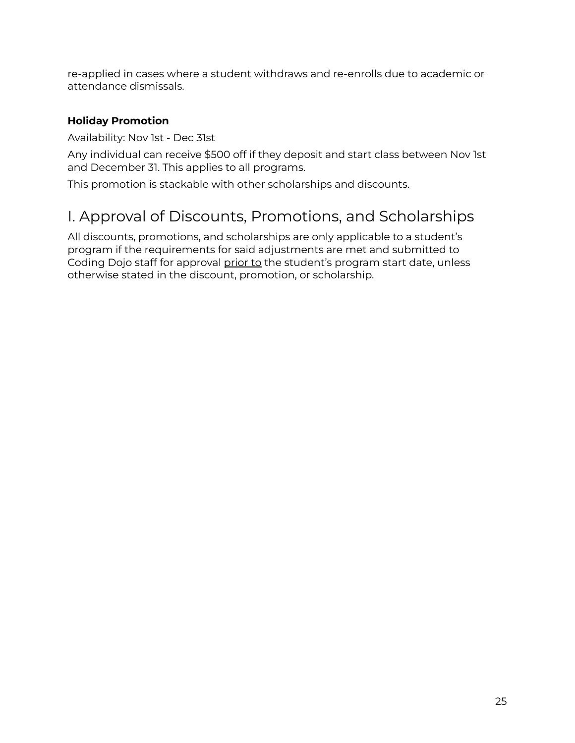re-applied in cases where a student withdraws and re-enrolls due to academic or attendance dismissals.

**Holiday Promotion**

Availability: Nov 1st - Dec 31st

Any individual can receive $500 off if they deposit and start class between Nov 1st and December 31. This applies to all programs.

This promotion is stackable with other scholarships and discounts.

## I. Approval of Discounts, Promotions, and Scholarships

All discounts, promotions, and scholarships are only applicable to a student's program if the requirements for said adjustments are met and submitted to Coding Dojo staff for approval prior to the student's program start date, unless otherwise stated in the discount, promotion, or scholarship.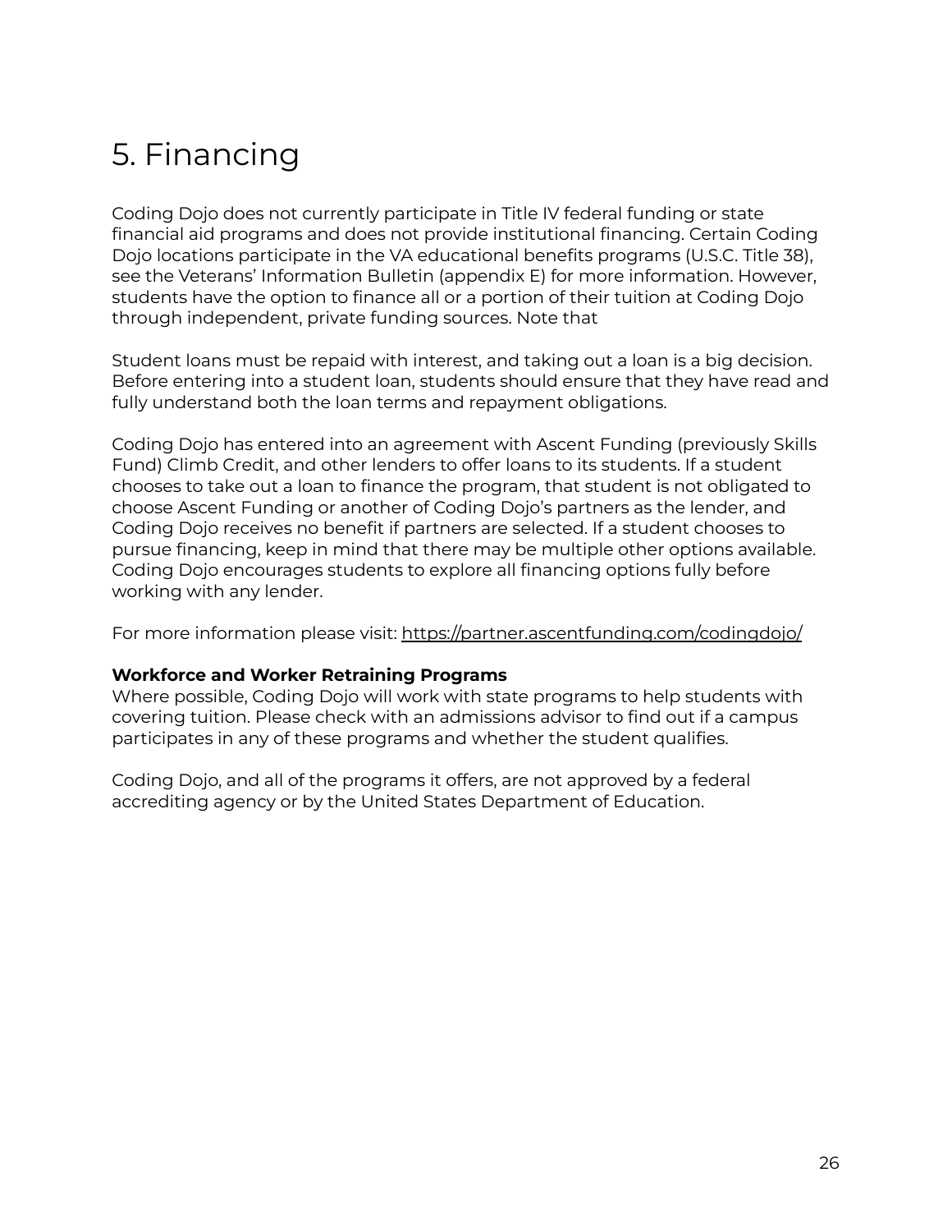# 5. Financing

Coding Dojo does not currently participate in Title IV federal funding or state financial aid programs and does not provide institutional financing. Certain Coding Dojo locations participate in the VA educational benefits programs (U.S.C. Title 38), see the Veterans' Information Bulletin (appendix E) for more information. However, students have the option to finance all or a portion of their tuition at Coding Dojo through independent, private funding sources. Note that

Student loans must be repaid with interest, and taking out a loan is a big decision. Before entering into a student loan, students should ensure that they have read and fully understand both the loan terms and repayment obligations.

Coding Dojo has entered into an agreement with Ascent Funding (previously Skills Fund) Climb Credit, and other lenders to offer loans to its students. If a student chooses to take out a loan to finance the program, that student is not obligated to choose Ascent Funding or another of Coding Dojo's partners as the lender, and Coding Dojo receives no benefit if partners are selected. If a student chooses to pursue financing, keep in mind that there may be multiple other options available. Coding Dojo encourages students to explore all financing options fully before working with any lender.

For more information please visit: https://partner.ascentfunding.com/codingdojo/

**Workforce and Worker Retraining Programs**
Where possible, Coding Dojo will work with state programs to help students with covering tuition. Please check with an admissions advisor to find out if a campus participates in any of these programs and whether the student qualifies.

Coding Dojo, and all of the programs it offers, are not approved by a federal accrediting agency or by the United States Department of Education.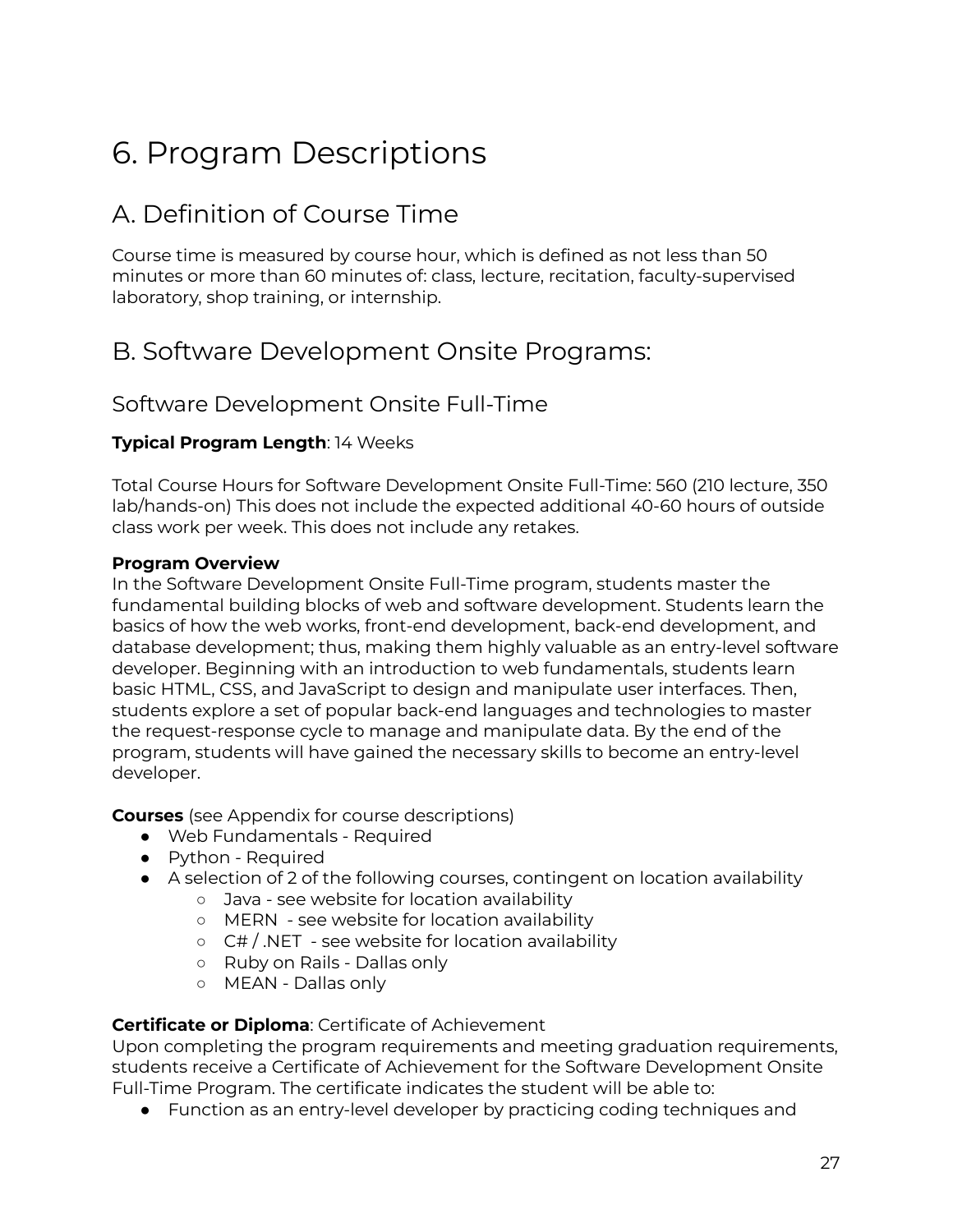# 6. Program Descriptions

## A. Definition of Course Time

Course time is measured by course hour, which is defined as not less than 50 minutes or more than 60 minutes of: class, lecture, recitation, faculty-supervised laboratory, shop training, or internship.

## B. Software Development Onsite Programs:

### Software Development Onsite Full-Time

**Typical Program Length**: 14 Weeks

Total Course Hours for Software Development Onsite Full-Time: 560 (210 lecture, 350 lab/hands-on) This does not include the expected additional 40-60 hours of outside class work per week. This does not include any retakes.

**Program Overview**
In the Software Development Onsite Full-Time program, students master the fundamental building blocks of web and software development. Students learn the basics of how the web works, front-end development, back-end development, and database development; thus, making them highly valuable as an entry-level software developer. Beginning with an introduction to web fundamentals, students learn basic HTML, CSS, and JavaScript to design and manipulate user interfaces. Then, students explore a set of popular back-end languages and technologies to master the request-response cycle to manage and manipulate data. By the end of the program, students will have gained the necessary skills to become an entry-level developer.

**Courses** (see Appendix for course descriptions)

- Web Fundamentals - Required
- Python - Required
- A selection of 2 of the following courses, contingent on location availability
    - Java - see website for location availability
    - MERN - see website for location availability
    - C# / .NET - see website for location availability
    - Ruby on Rails - Dallas only
    - MEAN - Dallas only

**Certificate or Diploma**: Certificate of Achievement
Upon completing the program requirements and meeting graduation requirements, students receive a Certificate of Achievement for the Software Development Onsite Full-Time Program. The certificate indicates the student will be able to:

- Function as an entry-level developer by practicing coding techniques and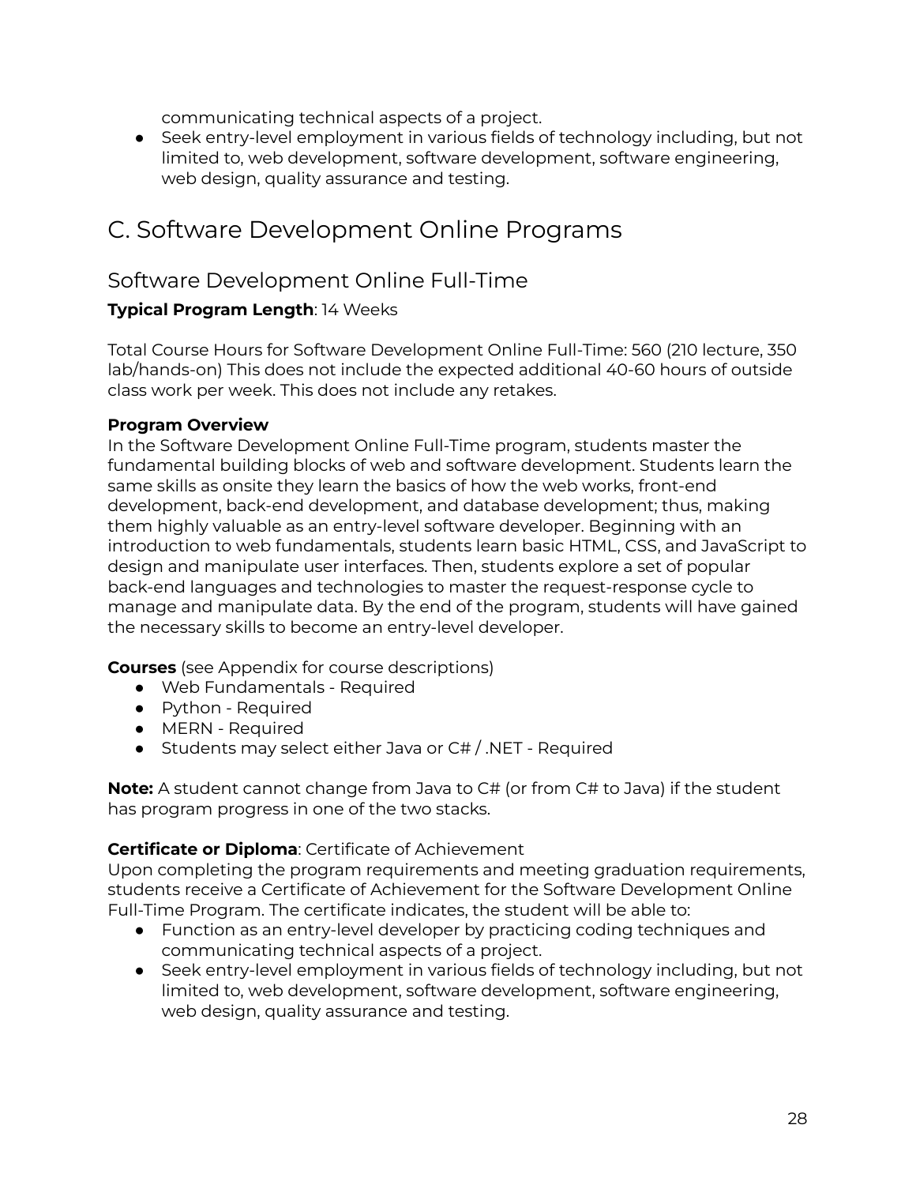communicating technical aspects of a project.
- Seek entry-level employment in various fields of technology including, but not limited to, web development, software development, software engineering, web design, quality assurance and testing.

# C. Software Development Online Programs

## Software Development Online Full-Time

**Typical Program Length**: 14 Weeks

Total Course Hours for Software Development Online Full-Time: 560 (210 lecture, 350 lab/hands-on) This does not include the expected additional 40-60 hours of outside class work per week. This does not include any retakes.

**Program Overview**
In the Software Development Online Full-Time program, students master the fundamental building blocks of web and software development. Students learn the same skills as onsite they learn the basics of how the web works, front-end development, back-end development, and database development; thus, making them highly valuable as an entry-level software developer. Beginning with an introduction to web fundamentals, students learn basic HTML, CSS, and JavaScript to design and manipulate user interfaces. Then, students explore a set of popular back-end languages and technologies to master the request-response cycle to manage and manipulate data. By the end of the program, students will have gained the necessary skills to become an entry-level developer.

**Courses** (see Appendix for course descriptions)
- Web Fundamentals - Required
- Python - Required
- MERN - Required
- Students may select either Java or C# / .NET - Required

**Note:** A student cannot change from Java to C# (or from C# to Java) if the student has program progress in one of the two stacks.

**Certificate or Diploma**: Certificate of Achievement
Upon completing the program requirements and meeting graduation requirements, students receive a Certificate of Achievement for the Software Development Online Full-Time Program. The certificate indicates, the student will be able to:
- Function as an entry-level developer by practicing coding techniques and communicating technical aspects of a project.
- Seek entry-level employment in various fields of technology including, but not limited to, web development, software development, software engineering, web design, quality assurance and testing.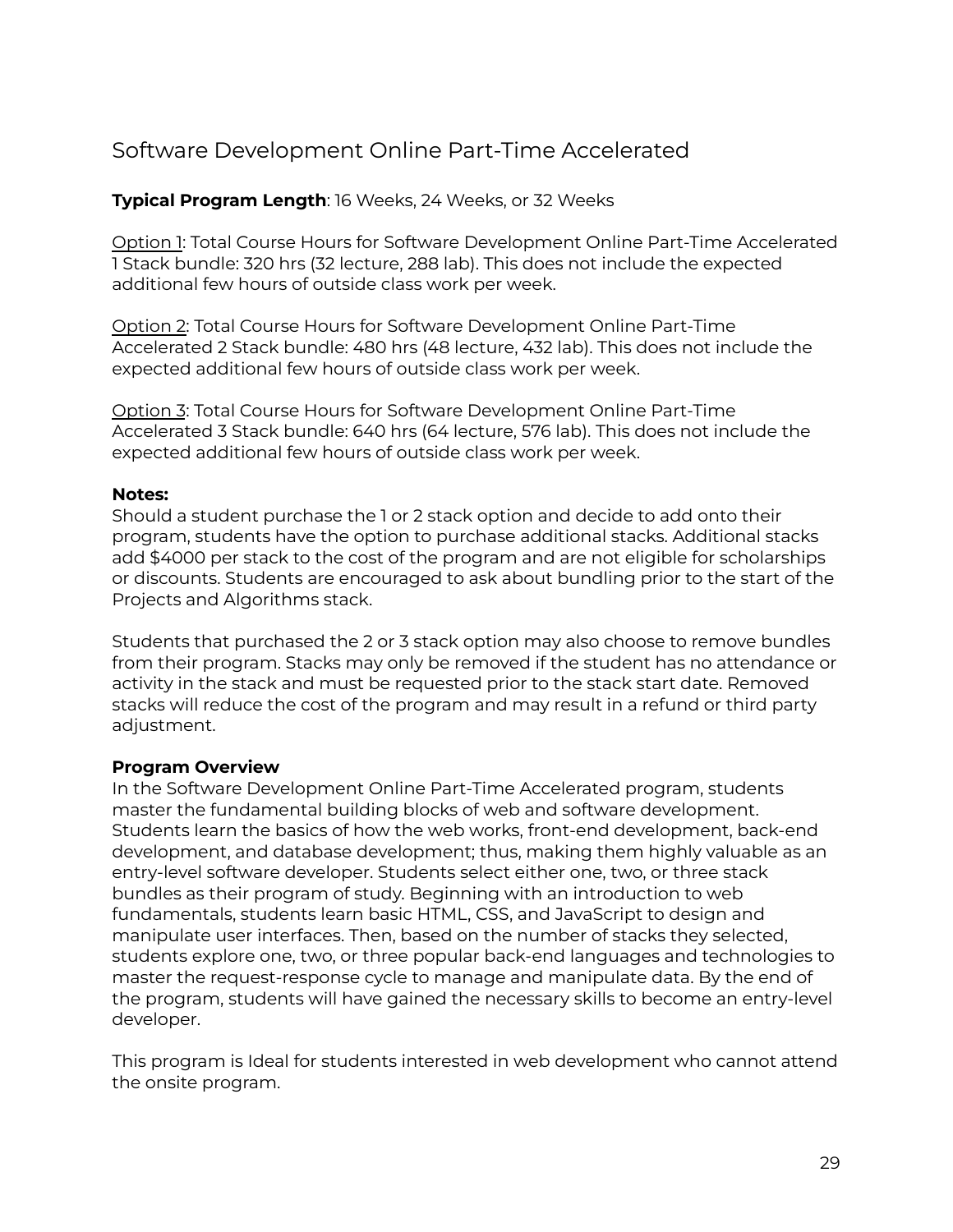## Software Development Online Part-Time Accelerated

**Typical Program Length**: 16 Weeks, 24 Weeks, or 32 Weeks

Option 1: Total Course Hours for Software Development Online Part-Time Accelerated 1 Stack bundle: 320 hrs (32 lecture, 288 lab). This does not include the expected additional few hours of outside class work per week.

Option 2: Total Course Hours for Software Development Online Part-Time Accelerated 2 Stack bundle: 480 hrs (48 lecture, 432 lab). This does not include the expected additional few hours of outside class work per week.

Option 3: Total Course Hours for Software Development Online Part-Time Accelerated 3 Stack bundle: 640 hrs (64 lecture, 576 lab). This does not include the expected additional few hours of outside class work per week.

**Notes:**
Should a student purchase the 1 or 2 stack option and decide to add onto their program, students have the option to purchase additional stacks. Additional stacks add $4000 per stack to the cost of the program and are not eligible for scholarships or discounts. Students are encouraged to ask about bundling prior to the start of the Projects and Algorithms stack.

Students that purchased the 2 or 3 stack option may also choose to remove bundles from their program. Stacks may only be removed if the student has no attendance or activity in the stack and must be requested prior to the stack start date. Removed stacks will reduce the cost of the program and may result in a refund or third party adjustment.

**Program Overview**
In the Software Development Online Part-Time Accelerated program, students master the fundamental building blocks of web and software development. Students learn the basics of how the web works, front-end development, back-end development, and database development; thus, making them highly valuable as an entry-level software developer. Students select either one, two, or three stack bundles as their program of study. Beginning with an introduction to web fundamentals, students learn basic HTML, CSS, and JavaScript to design and manipulate user interfaces. Then, based on the number of stacks they selected, students explore one, two, or three popular back-end languages and technologies to master the request-response cycle to manage and manipulate data. By the end of the program, students will have gained the necessary skills to become an entry-level developer.

This program is Ideal for students interested in web development who cannot attend the onsite program.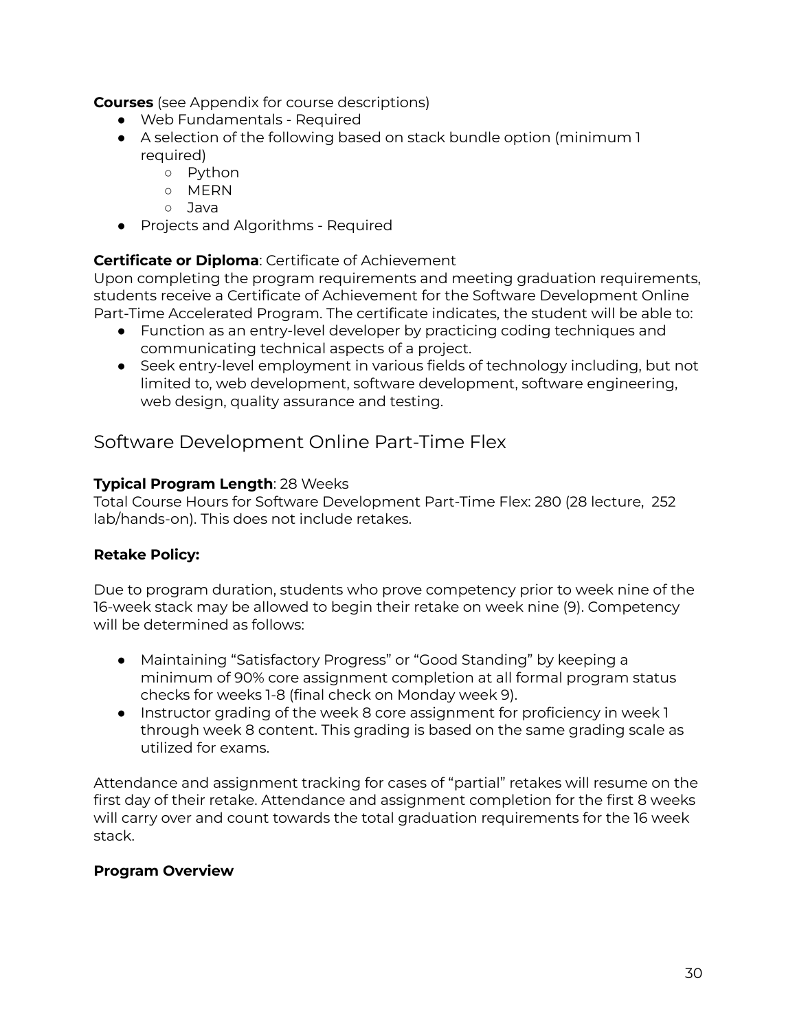**Courses** (see Appendix for course descriptions)

- Web Fundamentals - Required
- A selection of the following based on stack bundle option (minimum 1 required)
  - Python
  - MERN
  - Java
- Projects and Algorithms - Required

**Certificate or Diploma**: Certificate of Achievement

Upon completing the program requirements and meeting graduation requirements, students receive a Certificate of Achievement for the Software Development Online Part-Time Accelerated Program. The certificate indicates, the student will be able to:

- Function as an entry-level developer by practicing coding techniques and communicating technical aspects of a project.
- Seek entry-level employment in various fields of technology including, but not limited to, web development, software development, software engineering, web design, quality assurance and testing.

## Software Development Online Part-Time Flex

**Typical Program Length**: 28 Weeks

Total Course Hours for Software Development Part-Time Flex: 280 (28 lecture, 252 lab/hands-on). This does not include retakes.

**Retake Policy:**

Due to program duration, students who prove competency prior to week nine of the 16-week stack may be allowed to begin their retake on week nine (9). Competency will be determined as follows:

- Maintaining "Satisfactory Progress" or "Good Standing" by keeping a minimum of 90% core assignment completion at all formal program status checks for weeks 1-8 (final check on Monday week 9).
- Instructor grading of the week 8 core assignment for proficiency in week 1 through week 8 content. This grading is based on the same grading scale as utilized for exams.

Attendance and assignment tracking for cases of "partial" retakes will resume on the first day of their retake. Attendance and assignment completion for the first 8 weeks will carry over and count towards the total graduation requirements for the 16 week stack.

**Program Overview**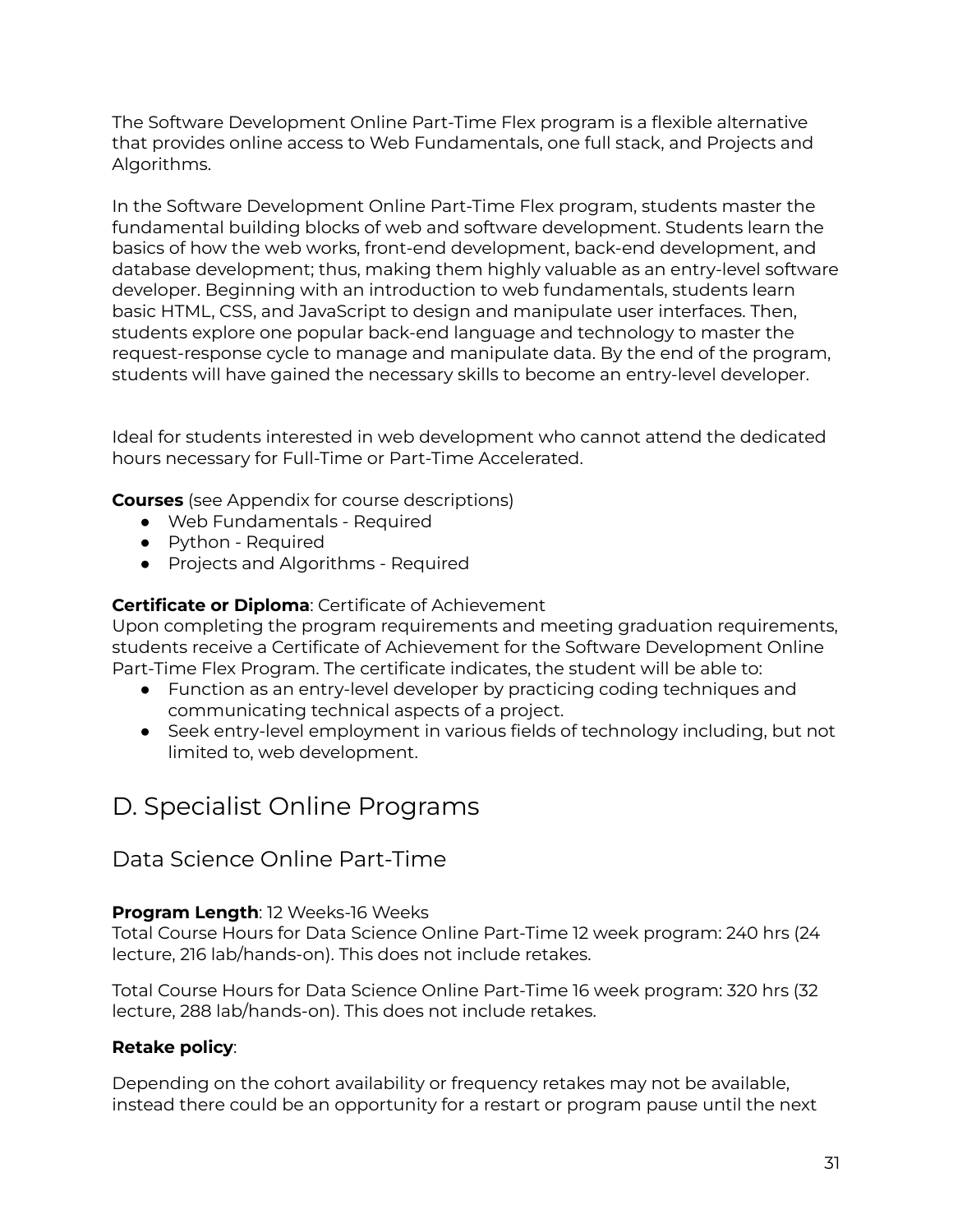The Software Development Online Part-Time Flex program is a flexible alternative that provides online access to Web Fundamentals, one full stack, and Projects and Algorithms.

In the Software Development Online Part-Time Flex program, students master the fundamental building blocks of web and software development. Students learn the basics of how the web works, front-end development, back-end development, and database development; thus, making them highly valuable as an entry-level software developer. Beginning with an introduction to web fundamentals, students learn basic HTML, CSS, and JavaScript to design and manipulate user interfaces. Then, students explore one popular back-end language and technology to master the request-response cycle to manage and manipulate data. By the end of the program, students will have gained the necessary skills to become an entry-level developer.

Ideal for students interested in web development who cannot attend the dedicated hours necessary for Full-Time or Part-Time Accelerated.

**Courses** (see Appendix for course descriptions)

- Web Fundamentals - Required
- Python - Required
- Projects and Algorithms - Required

**Certificate or Diploma**: Certificate of Achievement

Upon completing the program requirements and meeting graduation requirements, students receive a Certificate of Achievement for the Software Development Online Part-Time Flex Program. The certificate indicates, the student will be able to:

- Function as an entry-level developer by practicing coding techniques and communicating technical aspects of a project.
- Seek entry-level employment in various fields of technology including, but not limited to, web development.

# D. Specialist Online Programs

## Data Science Online Part-Time

**Program Length**: 12 Weeks-16 Weeks

Total Course Hours for Data Science Online Part-Time 12 week program: 240 hrs (24 lecture, 216 lab/hands-on). This does not include retakes.

Total Course Hours for Data Science Online Part-Time 16 week program: 320 hrs (32 lecture, 288 lab/hands-on). This does not include retakes.

**Retake policy**:

Depending on the cohort availability or frequency retakes may not be available, instead there could be an opportunity for a restart or program pause until the next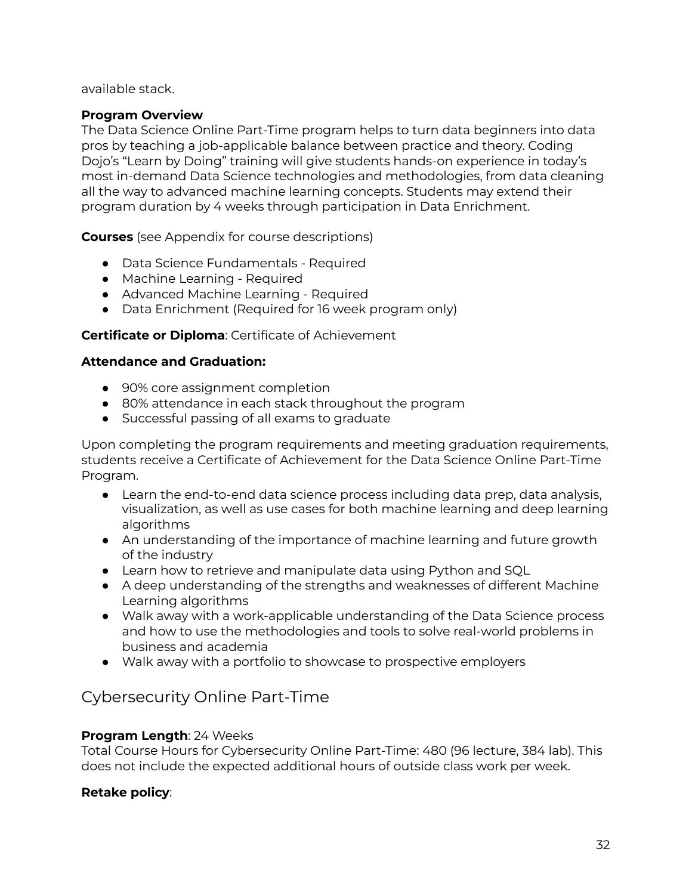available stack.

**Program Overview**
The Data Science Online Part-Time program helps to turn data beginners into data pros by teaching a job-applicable balance between practice and theory. Coding Dojo's "Learn by Doing" training will give students hands-on experience in today's most in-demand Data Science technologies and methodologies, from data cleaning all the way to advanced machine learning concepts. Students may extend their program duration by 4 weeks through participation in Data Enrichment.

**Courses** (see Appendix for course descriptions)

- Data Science Fundamentals - Required
- Machine Learning - Required
- Advanced Machine Learning - Required
- Data Enrichment (Required for 16 week program only)

**Certificate or Diploma**: Certificate of Achievement

**Attendance and Graduation:**

- 90% core assignment completion
- 80% attendance in each stack throughout the program
- Successful passing of all exams to graduate

Upon completing the program requirements and meeting graduation requirements, students receive a Certificate of Achievement for the Data Science Online Part-Time Program.

- Learn the end-to-end data science process including data prep, data analysis, visualization, as well as use cases for both machine learning and deep learning algorithms
- An understanding of the importance of machine learning and future growth of the industry
- Learn how to retrieve and manipulate data using Python and SQL
- A deep understanding of the strengths and weaknesses of different Machine Learning algorithms
- Walk away with a work-applicable understanding of the Data Science process and how to use the methodologies and tools to solve real-world problems in business and academia
- Walk away with a portfolio to showcase to prospective employers

## Cybersecurity Online Part-Time

**Program Length**: 24 Weeks
Total Course Hours for Cybersecurity Online Part-Time: 480 (96 lecture, 384 lab). This does not include the expected additional hours of outside class work per week.

**Retake policy**: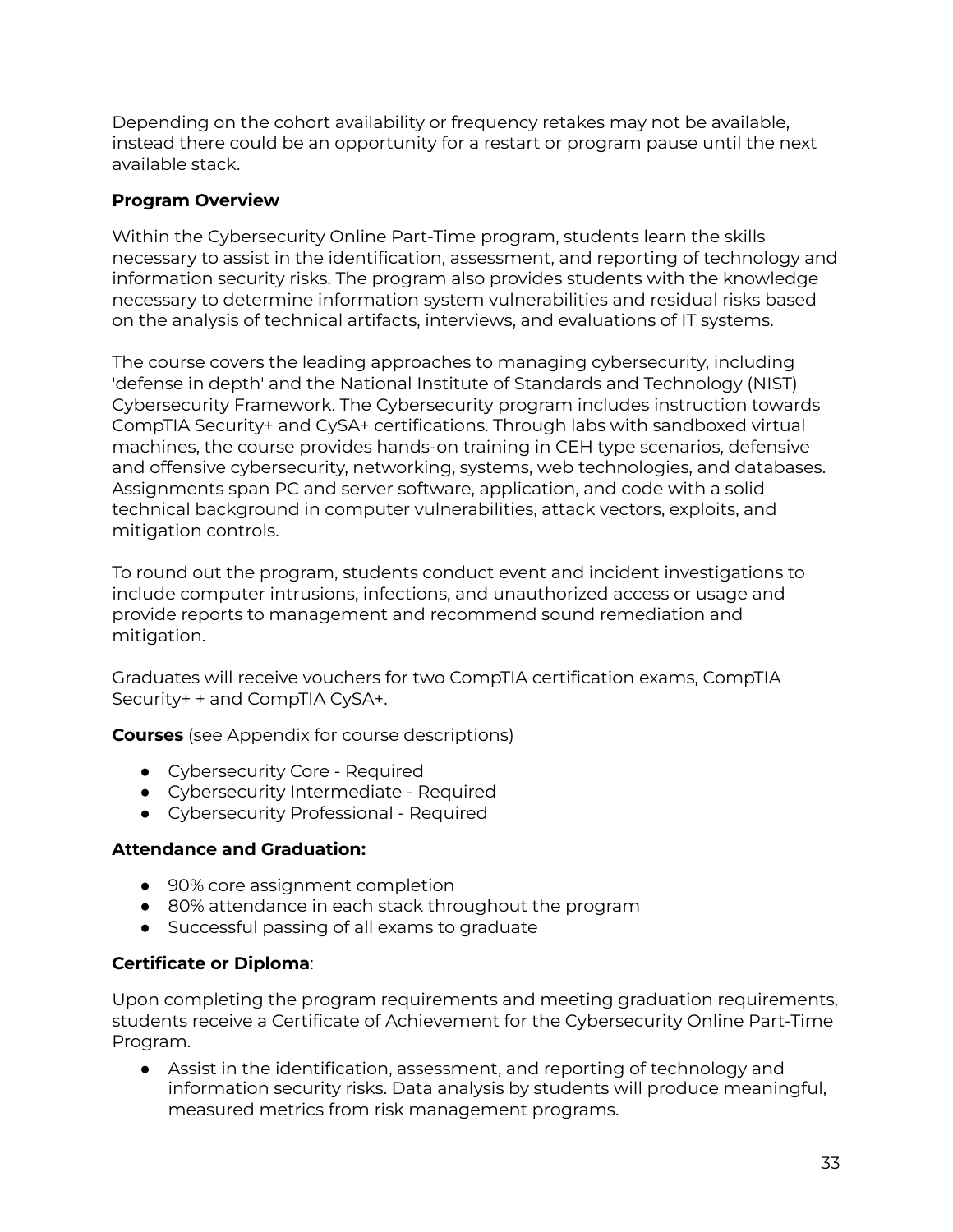Depending on the cohort availability or frequency retakes may not be available, instead there could be an opportunity for a restart or program pause until the next available stack.

**Program Overview**

Within the Cybersecurity Online Part-Time program, students learn the skills necessary to assist in the identification, assessment, and reporting of technology and information security risks. The program also provides students with the knowledge necessary to determine information system vulnerabilities and residual risks based on the analysis of technical artifacts, interviews, and evaluations of IT systems.

The course covers the leading approaches to managing cybersecurity, including 'defense in depth' and the National Institute of Standards and Technology (NIST) Cybersecurity Framework. The Cybersecurity program includes instruction towards CompTIA Security+ and CySA+ certifications. Through labs with sandboxed virtual machines, the course provides hands-on training in CEH type scenarios, defensive and offensive cybersecurity, networking, systems, web technologies, and databases. Assignments span PC and server software, application, and code with a solid technical background in computer vulnerabilities, attack vectors, exploits, and mitigation controls.

To round out the program, students conduct event and incident investigations to include computer intrusions, infections, and unauthorized access or usage and provide reports to management and recommend sound remediation and mitigation.

Graduates will receive vouchers for two CompTIA certification exams, CompTIA Security+ + and CompTIA CySA+.

**Courses** (see Appendix for course descriptions)

- Cybersecurity Core - Required
- Cybersecurity Intermediate - Required
- Cybersecurity Professional - Required

**Attendance and Graduation:**

- 90% core assignment completion
- 80% attendance in each stack throughout the program
- Successful passing of all exams to graduate

**Certificate or Diploma**:

Upon completing the program requirements and meeting graduation requirements, students receive a Certificate of Achievement for the Cybersecurity Online Part-Time Program.

- Assist in the identification, assessment, and reporting of technology and information security risks. Data analysis by students will produce meaningful, measured metrics from risk management programs.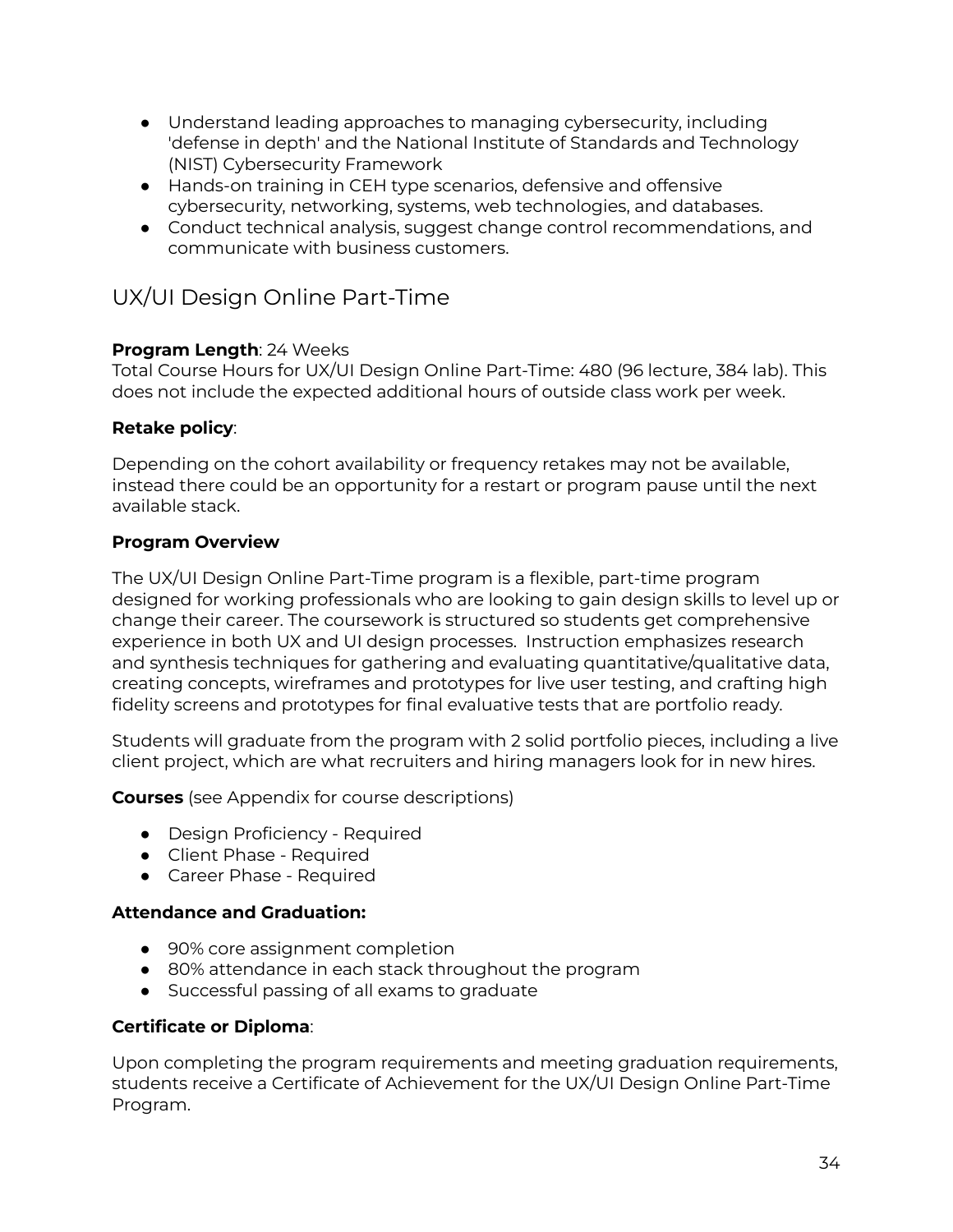- Understand leading approaches to managing cybersecurity, including 'defense in depth' and the National Institute of Standards and Technology (NIST) Cybersecurity Framework
- Hands-on training in CEH type scenarios, defensive and offensive cybersecurity, networking, systems, web technologies, and databases.
- Conduct technical analysis, suggest change control recommendations, and communicate with business customers.

## UX/UI Design Online Part-Time

**Program Length**: 24 Weeks
Total Course Hours for UX/UI Design Online Part-Time: 480 (96 lecture, 384 lab). This does not include the expected additional hours of outside class work per week.

**Retake policy**:

Depending on the cohort availability or frequency retakes may not be available, instead there could be an opportunity for a restart or program pause until the next available stack.

**Program Overview**

The UX/UI Design Online Part-Time program is a flexible, part-time program designed for working professionals who are looking to gain design skills to level up or change their career. The coursework is structured so students get comprehensive experience in both UX and UI design processes. Instruction emphasizes research and synthesis techniques for gathering and evaluating quantitative/qualitative data, creating concepts, wireframes and prototypes for live user testing, and crafting high fidelity screens and prototypes for final evaluative tests that are portfolio ready.

Students will graduate from the program with 2 solid portfolio pieces, including a live client project, which are what recruiters and hiring managers look for in new hires.

**Courses** (see Appendix for course descriptions)

- Design Proficiency - Required
- Client Phase - Required
- Career Phase - Required

**Attendance and Graduation:**

- 90% core assignment completion
- 80% attendance in each stack throughout the program
- Successful passing of all exams to graduate

**Certificate or Diploma**:

Upon completing the program requirements and meeting graduation requirements, students receive a Certificate of Achievement for the UX/UI Design Online Part-Time Program.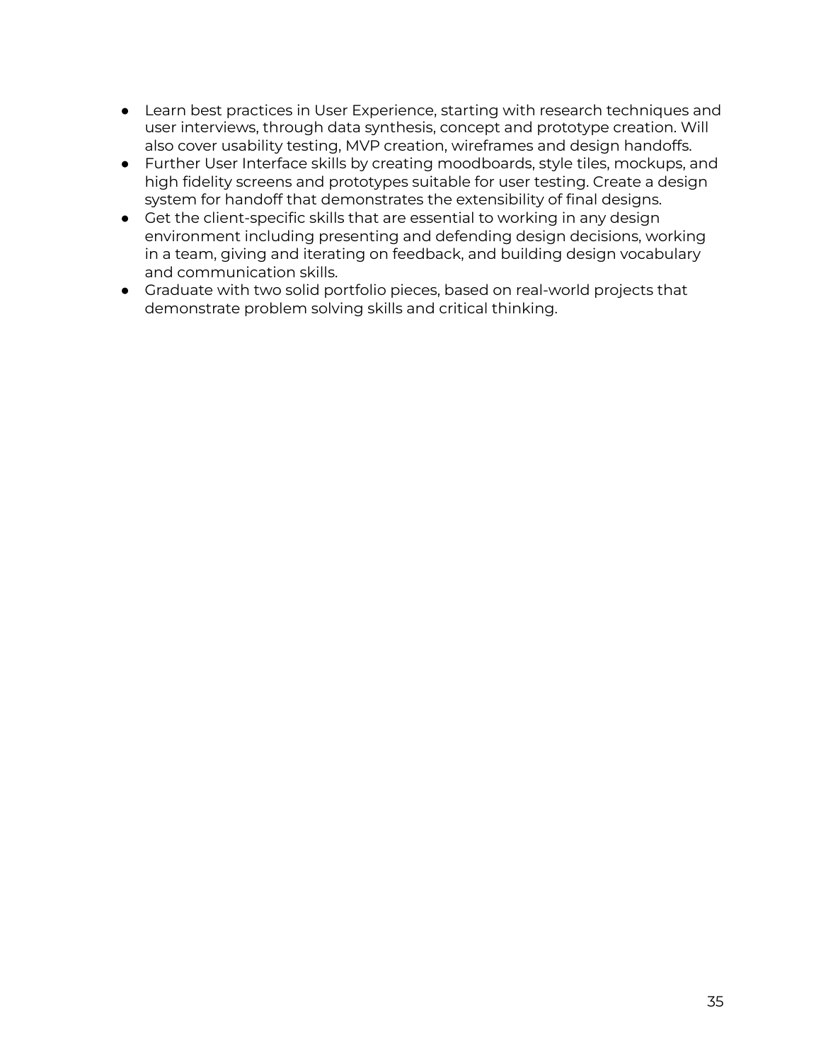- Learn best practices in User Experience, starting with research techniques and user interviews, through data synthesis, concept and prototype creation. Will also cover usability testing, MVP creation, wireframes and design handoffs.
- Further User Interface skills by creating moodboards, style tiles, mockups, and high fidelity screens and prototypes suitable for user testing. Create a design system for handoff that demonstrates the extensibility of final designs.
- Get the client-specific skills that are essential to working in any design environment including presenting and defending design decisions, working in a team, giving and iterating on feedback, and building design vocabulary and communication skills.
- Graduate with two solid portfolio pieces, based on real-world projects that demonstrate problem solving skills and critical thinking.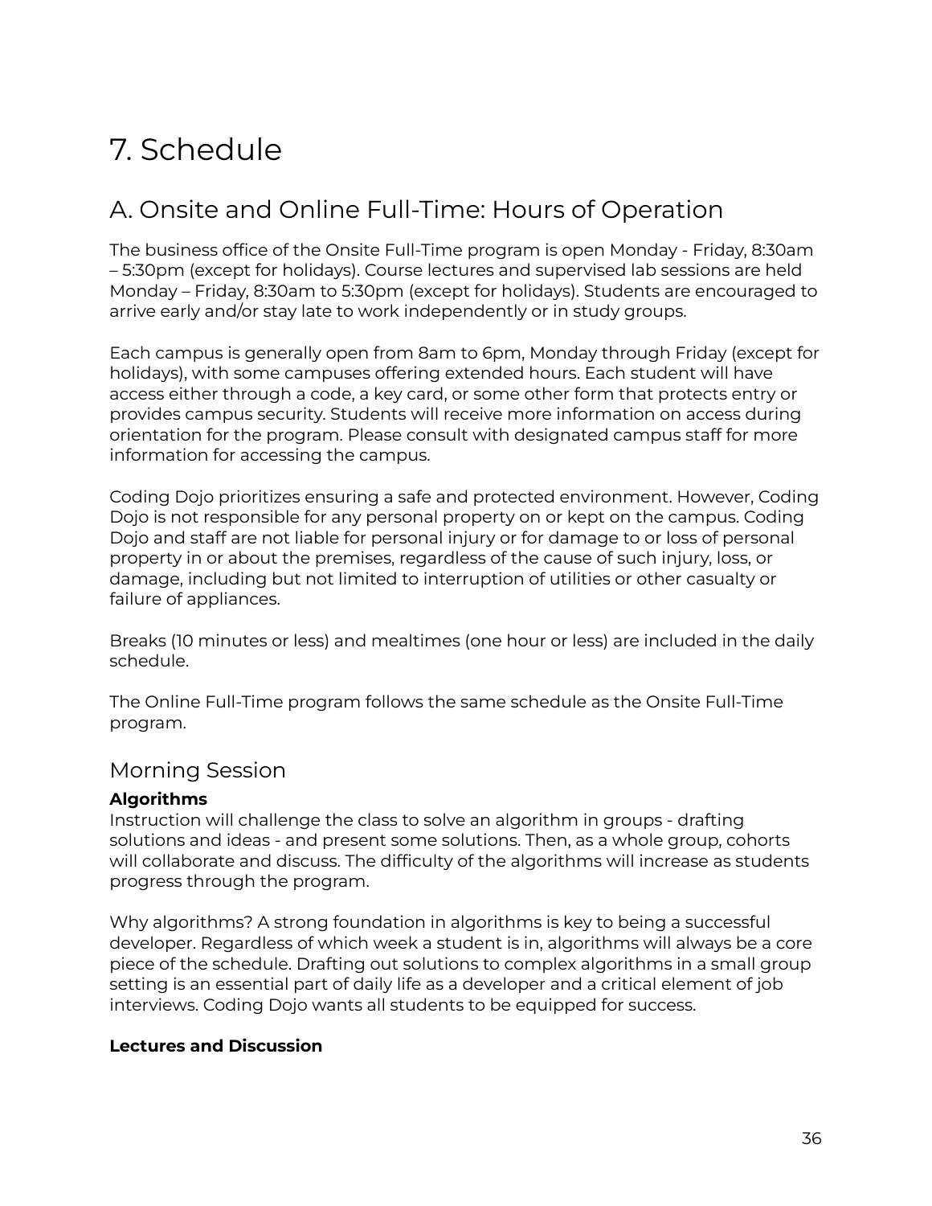# 7. Schedule

## A. Onsite and Online Full-Time: Hours of Operation

The business office of the Onsite Full-Time program is open Monday - Friday, 8:30am – 5:30pm (except for holidays). Course lectures and supervised lab sessions are held Monday – Friday, 8:30am to 5:30pm (except for holidays). Students are encouraged to arrive early and/or stay late to work independently or in study groups.

Each campus is generally open from 8am to 6pm, Monday through Friday (except for holidays), with some campuses offering extended hours. Each student will have access either through a code, a key card, or some other form that protects entry or provides campus security. Students will receive more information on access during orientation for the program. Please consult with designated campus staff for more information for accessing the campus.

Coding Dojo prioritizes ensuring a safe and protected environment. However, Coding Dojo is not responsible for any personal property on or kept on the campus. Coding Dojo and staff are not liable for personal injury or for damage to or loss of personal property in or about the premises, regardless of the cause of such injury, loss, or damage, including but not limited to interruption of utilities or other casualty or failure of appliances.

Breaks (10 minutes or less) and mealtimes (one hour or less) are included in the daily schedule.

The Online Full-Time program follows the same schedule as the Onsite Full-Time program.

### Morning Session

**Algorithms**

Instruction will challenge the class to solve an algorithm in groups - drafting solutions and ideas - and present some solutions. Then, as a whole group, cohorts will collaborate and discuss. The difficulty of the algorithms will increase as students progress through the program.

Why algorithms? A strong foundation in algorithms is key to being a successful developer. Regardless of which week a student is in, algorithms will always be a core piece of the schedule. Drafting out solutions to complex algorithms in a small group setting is an essential part of daily life as a developer and a critical element of job interviews. Coding Dojo wants all students to be equipped for success.

**Lectures and Discussion**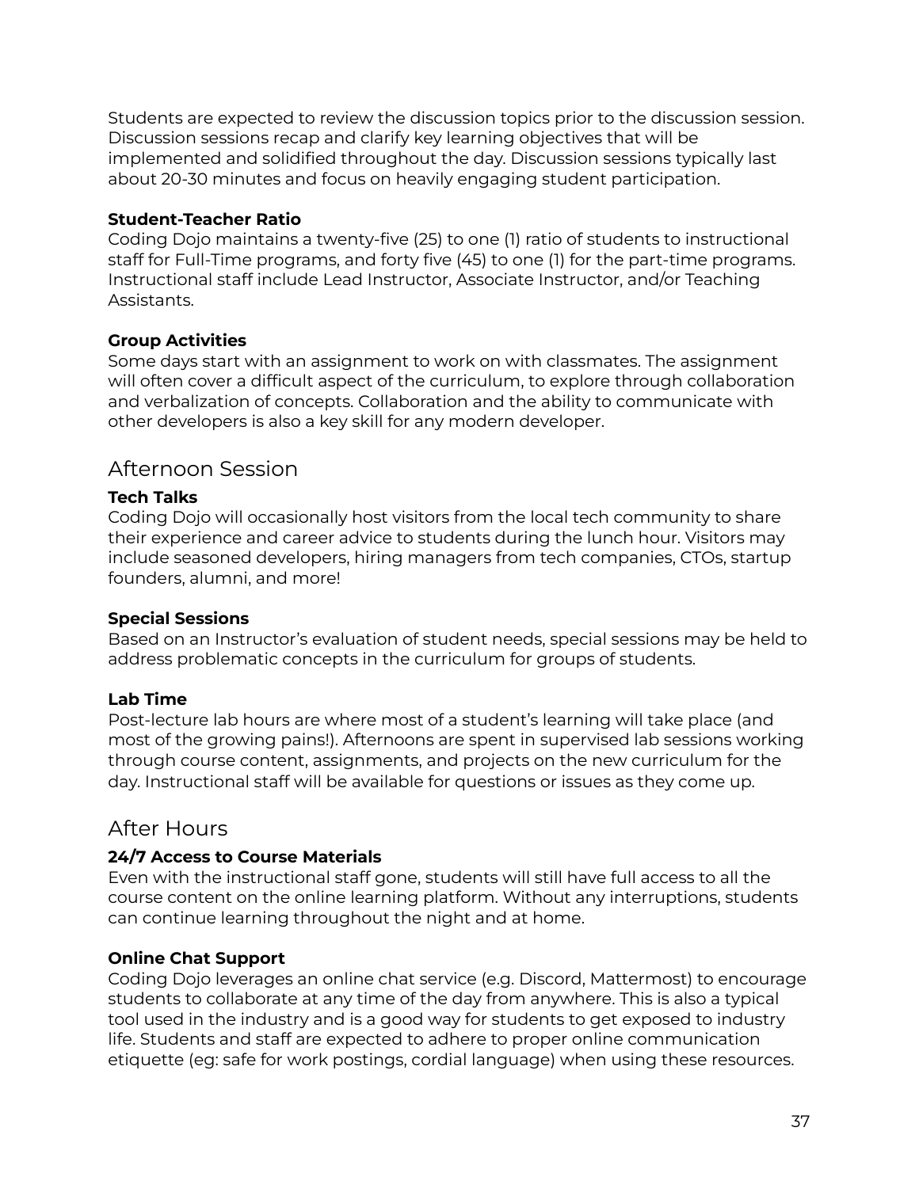Students are expected to review the discussion topics prior to the discussion session. Discussion sessions recap and clarify key learning objectives that will be implemented and solidified throughout the day. Discussion sessions typically last about 20-30 minutes and focus on heavily engaging student participation.

**Student-Teacher Ratio**
Coding Dojo maintains a twenty-five (25) to one (1) ratio of students to instructional staff for Full-Time programs, and forty five (45) to one (1) for the part-time programs. Instructional staff include Lead Instructor, Associate Instructor, and/or Teaching Assistants.

**Group Activities**
Some days start with an assignment to work on with classmates. The assignment will often cover a difficult aspect of the curriculum, to explore through collaboration and verbalization of concepts. Collaboration and the ability to communicate with other developers is also a key skill for any modern developer.

## Afternoon Session

**Tech Talks**
Coding Dojo will occasionally host visitors from the local tech community to share their experience and career advice to students during the lunch hour. Visitors may include seasoned developers, hiring managers from tech companies, CTOs, startup founders, alumni, and more!

**Special Sessions**
Based on an Instructor's evaluation of student needs, special sessions may be held to address problematic concepts in the curriculum for groups of students.

**Lab Time**
Post-lecture lab hours are where most of a student's learning will take place (and most of the growing pains!). Afternoons are spent in supervised lab sessions working through course content, assignments, and projects on the new curriculum for the day. Instructional staff will be available for questions or issues as they come up.

## After Hours

**24/7 Access to Course Materials**
Even with the instructional staff gone, students will still have full access to all the course content on the online learning platform. Without any interruptions, students can continue learning throughout the night and at home.

**Online Chat Support**
Coding Dojo leverages an online chat service (e.g. Discord, Mattermost) to encourage students to collaborate at any time of the day from anywhere. This is also a typical tool used in the industry and is a good way for students to get exposed to industry life. Students and staff are expected to adhere to proper online communication etiquette (eg: safe for work postings, cordial language) when using these resources.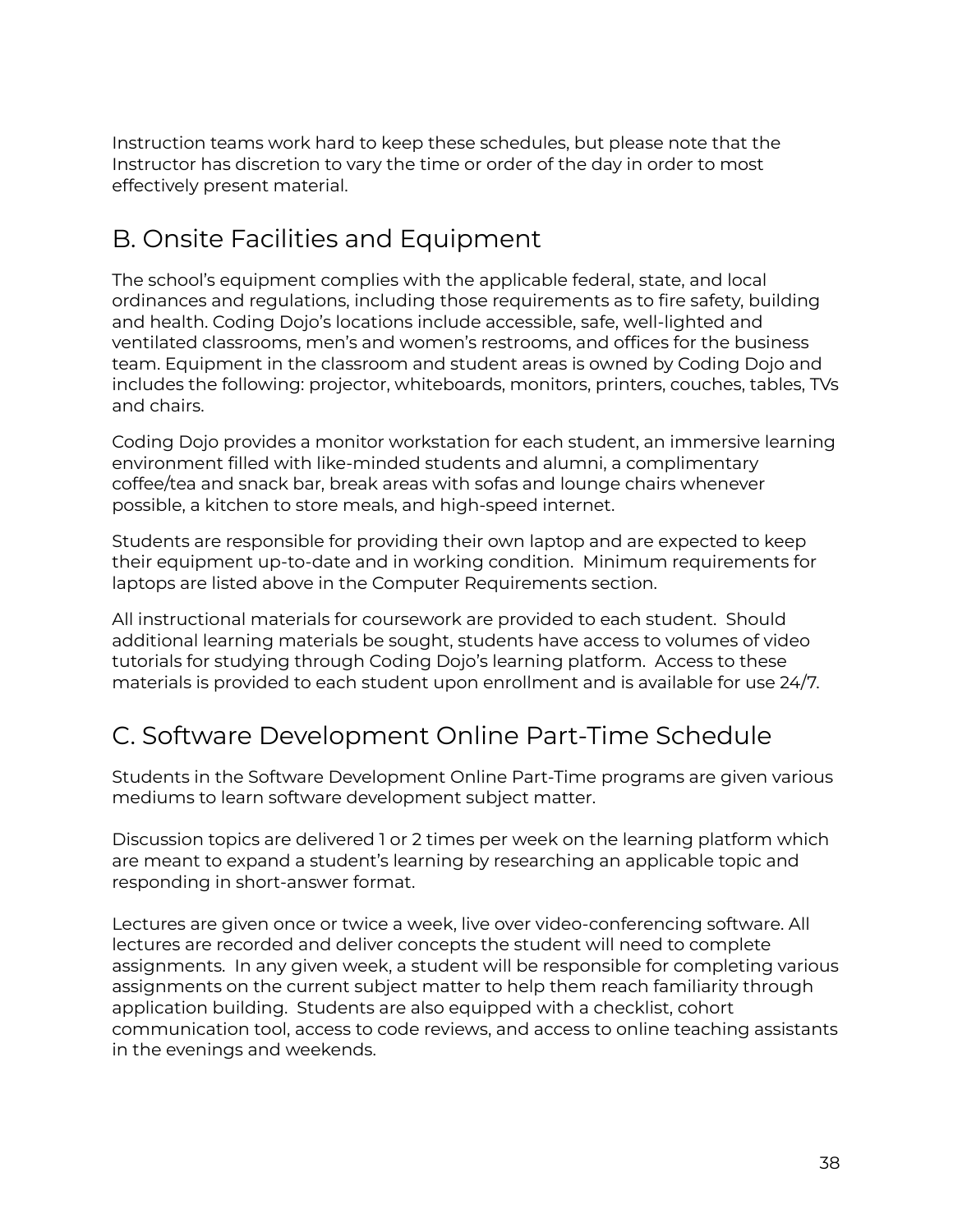Instruction teams work hard to keep these schedules, but please note that the Instructor has discretion to vary the time or order of the day in order to most effectively present material.

## B. Onsite Facilities and Equipment

The school's equipment complies with the applicable federal, state, and local ordinances and regulations, including those requirements as to fire safety, building and health. Coding Dojo's locations include accessible, safe, well-lighted and ventilated classrooms, men's and women's restrooms, and offices for the business team. Equipment in the classroom and student areas is owned by Coding Dojo and includes the following: projector, whiteboards, monitors, printers, couches, tables, TVs and chairs.

Coding Dojo provides a monitor workstation for each student, an immersive learning environment filled with like-minded students and alumni, a complimentary coffee/tea and snack bar, break areas with sofas and lounge chairs whenever possible, a kitchen to store meals, and high-speed internet.

Students are responsible for providing their own laptop and are expected to keep their equipment up-to-date and in working condition. Minimum requirements for laptops are listed above in the Computer Requirements section.

All instructional materials for coursework are provided to each student. Should additional learning materials be sought, students have access to volumes of video tutorials for studying through Coding Dojo's learning platform. Access to these materials is provided to each student upon enrollment and is available for use 24/7.

## C. Software Development Online Part-Time Schedule

Students in the Software Development Online Part-Time programs are given various mediums to learn software development subject matter.

Discussion topics are delivered 1 or 2 times per week on the learning platform which are meant to expand a student's learning by researching an applicable topic and responding in short-answer format.

Lectures are given once or twice a week, live over video-conferencing software. All lectures are recorded and deliver concepts the student will need to complete assignments. In any given week, a student will be responsible for completing various assignments on the current subject matter to help them reach familiarity through application building. Students are also equipped with a checklist, cohort communication tool, access to code reviews, and access to online teaching assistants in the evenings and weekends.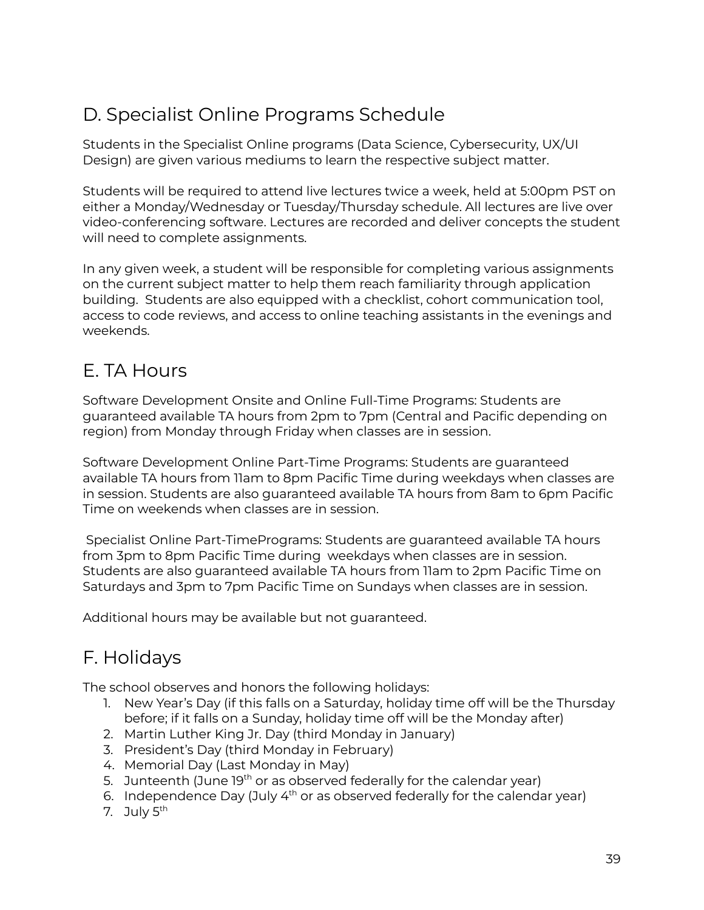## D. Specialist Online Programs Schedule

Students in the Specialist Online programs (Data Science, Cybersecurity, UX/UI Design) are given various mediums to learn the respective subject matter.

Students will be required to attend live lectures twice a week, held at 5:00pm PST on either a Monday/Wednesday or Tuesday/Thursday schedule. All lectures are live over video-conferencing software. Lectures are recorded and deliver concepts the student will need to complete assignments.

In any given week, a student will be responsible for completing various assignments on the current subject matter to help them reach familiarity through application building. Students are also equipped with a checklist, cohort communication tool, access to code reviews, and access to online teaching assistants in the evenings and weekends.

## E. TA Hours

Software Development Onsite and Online Full-Time Programs: Students are guaranteed available TA hours from 2pm to 7pm (Central and Pacific depending on region) from Monday through Friday when classes are in session.

Software Development Online Part-Time Programs: Students are guaranteed available TA hours from 11am to 8pm Pacific Time during weekdays when classes are in session. Students are also guaranteed available TA hours from 8am to 6pm Pacific Time on weekends when classes are in session.

Specialist Online Part-TimePrograms: Students are guaranteed available TA hours from 3pm to 8pm Pacific Time during weekdays when classes are in session. Students are also guaranteed available TA hours from 11am to 2pm Pacific Time on Saturdays and 3pm to 7pm Pacific Time on Sundays when classes are in session.

Additional hours may be available but not guaranteed.

## F. Holidays

The school observes and honors the following holidays:

1. New Year's Day (if this falls on a Saturday, holiday time off will be the Thursday before; if it falls on a Sunday, holiday time off will be the Monday after)
2. Martin Luther King Jr. Day (third Monday in January)
3. President's Day (third Monday in February)
4. Memorial Day (Last Monday in May)
5. Juneteenth (June 19th or as observed federally for the calendar year)
6. Independence Day (July 4th or as observed federally for the calendar year)
7. July 5th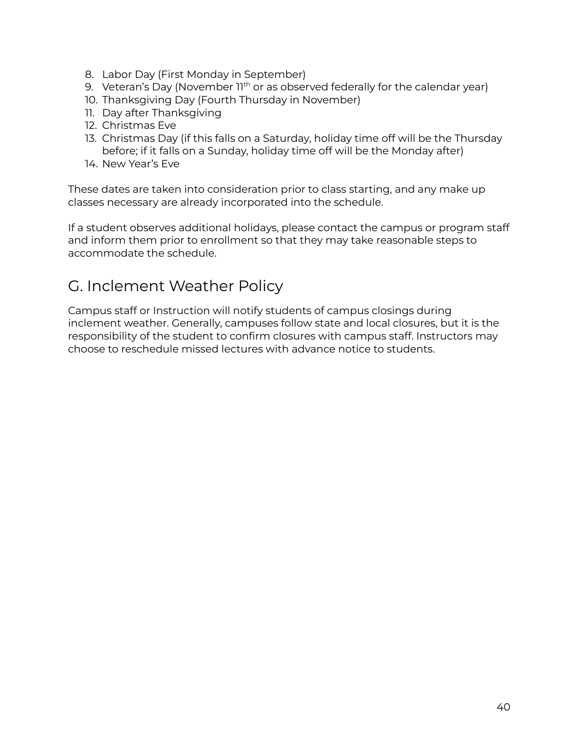8. Labor Day (First Monday in September)
9. Veteran's Day (November 11th or as observed federally for the calendar year)
10. Thanksgiving Day (Fourth Thursday in November)
11. Day after Thanksgiving
12. Christmas Eve
13. Christmas Day (if this falls on a Saturday, holiday time off will be the Thursday before; if it falls on a Sunday, holiday time off will be the Monday after)
14. New Year's Eve

These dates are taken into consideration prior to class starting, and any make up classes necessary are already incorporated into the schedule.

If a student observes additional holidays, please contact the campus or program staff and inform them prior to enrollment so that they may take reasonable steps to accommodate the schedule.

## G. Inclement Weather Policy

Campus staff or Instruction will notify students of campus closings during inclement weather. Generally, campuses follow state and local closures, but it is the responsibility of the student to confirm closures with campus staff. Instructors may choose to reschedule missed lectures with advance notice to students.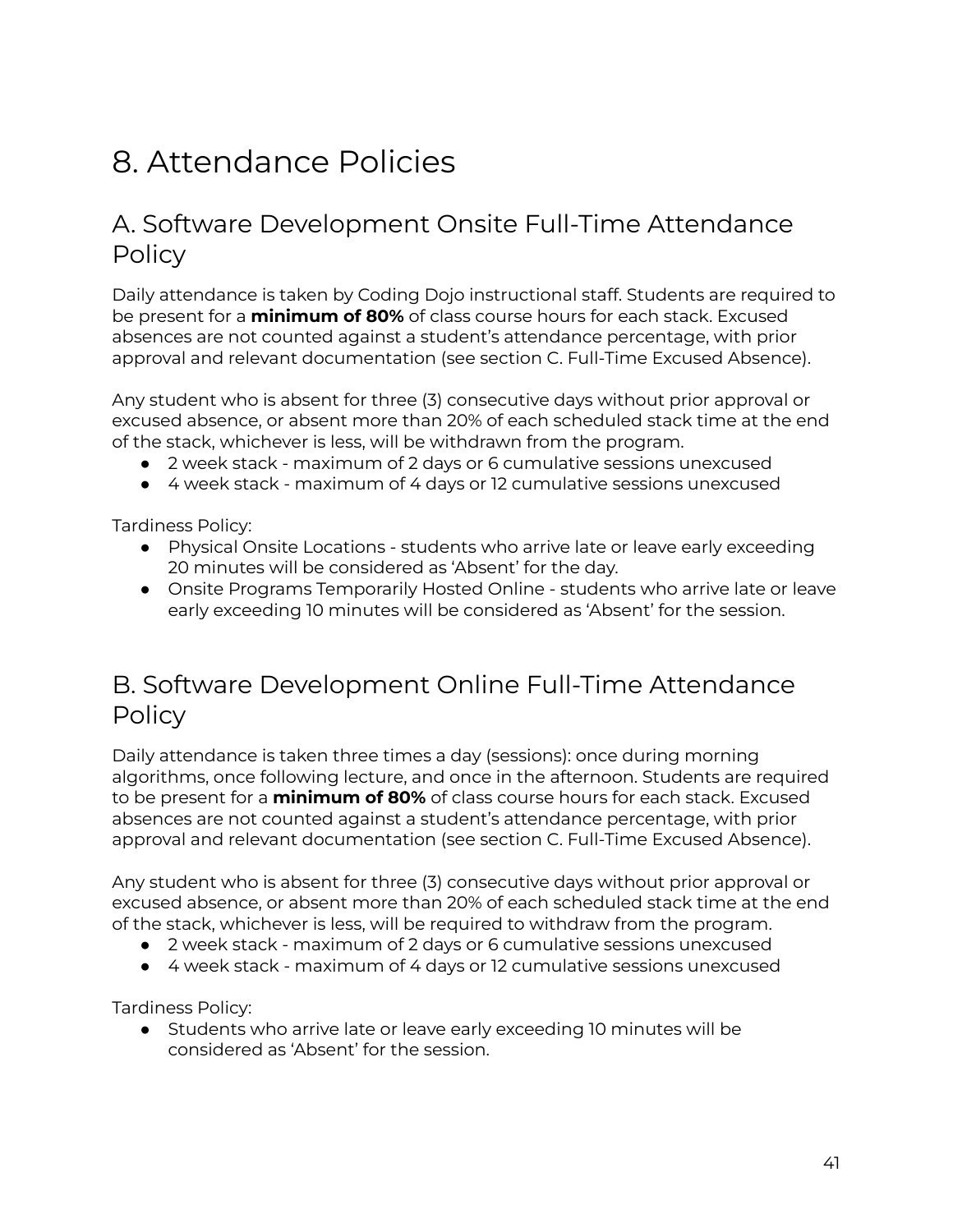# 8. Attendance Policies

## A. Software Development Onsite Full-Time Attendance Policy

Daily attendance is taken by Coding Dojo instructional staff. Students are required to be present for a **minimum of 80%** of class course hours for each stack. Excused absences are not counted against a student's attendance percentage, with prior approval and relevant documentation (see section C. Full-Time Excused Absence).

Any student who is absent for three (3) consecutive days without prior approval or excused absence, or absent more than 20% of each scheduled stack time at the end of the stack, whichever is less, will be withdrawn from the program.

- 2 week stack - maximum of 2 days or 6 cumulative sessions unexcused
- 4 week stack - maximum of 4 days or 12 cumulative sessions unexcused

Tardiness Policy:

- Physical Onsite Locations - students who arrive late or leave early exceeding 20 minutes will be considered as 'Absent' for the day.
- Onsite Programs Temporarily Hosted Online - students who arrive late or leave early exceeding 10 minutes will be considered as 'Absent' for the session.

## B. Software Development Online Full-Time Attendance Policy

Daily attendance is taken three times a day (sessions): once during morning algorithms, once following lecture, and once in the afternoon. Students are required to be present for a **minimum of 80%** of class course hours for each stack. Excused absences are not counted against a student's attendance percentage, with prior approval and relevant documentation (see section C. Full-Time Excused Absence).

Any student who is absent for three (3) consecutive days without prior approval or excused absence, or absent more than 20% of each scheduled stack time at the end of the stack, whichever is less, will be required to withdraw from the program.

- 2 week stack - maximum of 2 days or 6 cumulative sessions unexcused
- 4 week stack - maximum of 4 days or 12 cumulative sessions unexcused

Tardiness Policy:

- Students who arrive late or leave early exceeding 10 minutes will be considered as 'Absent' for the session.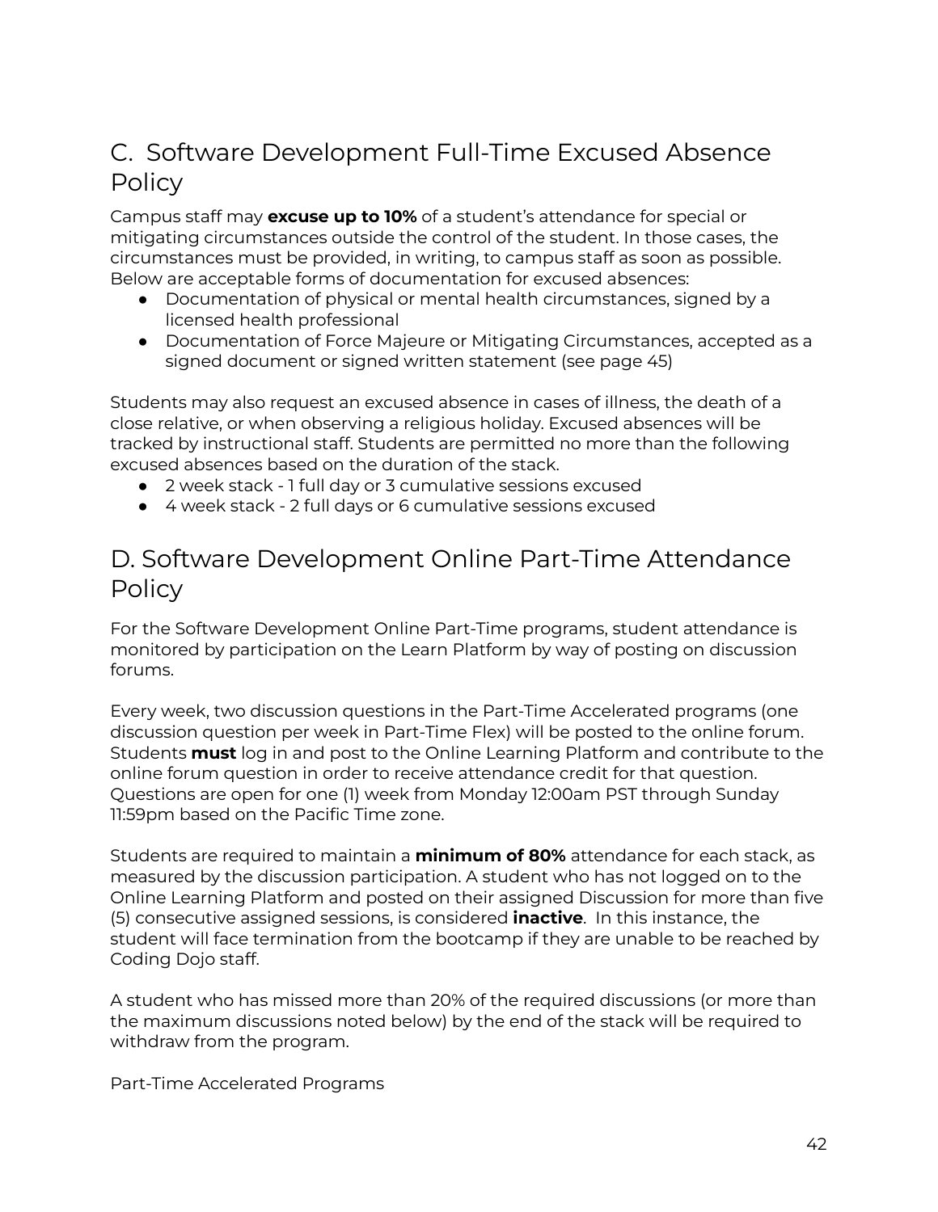## C. Software Development Full-Time Excused Absence Policy

Campus staff may **excuse up to 10%** of a student's attendance for special or mitigating circumstances outside the control of the student. In those cases, the circumstances must be provided, in writing, to campus staff as soon as possible. Below are acceptable forms of documentation for excused absences:

- Documentation of physical or mental health circumstances, signed by a licensed health professional
- Documentation of Force Majeure or Mitigating Circumstances, accepted as a signed document or signed written statement (see page 45)

Students may also request an excused absence in cases of illness, the death of a close relative, or when observing a religious holiday. Excused absences will be tracked by instructional staff. Students are permitted no more than the following excused absences based on the duration of the stack.

- 2 week stack - 1 full day or 3 cumulative sessions excused
- 4 week stack - 2 full days or 6 cumulative sessions excused

## D. Software Development Online Part-Time Attendance Policy

For the Software Development Online Part-Time programs, student attendance is monitored by participation on the Learn Platform by way of posting on discussion forums.

Every week, two discussion questions in the Part-Time Accelerated programs (one discussion question per week in Part-Time Flex) will be posted to the online forum. Students **must** log in and post to the Online Learning Platform and contribute to the online forum question in order to receive attendance credit for that question. Questions are open for one (1) week from Monday 12:00am PST through Sunday 11:59pm based on the Pacific Time zone.

Students are required to maintain a **minimum of 80%** attendance for each stack, as measured by the discussion participation. A student who has not logged on to the Online Learning Platform and posted on their assigned Discussion for more than five (5) consecutive assigned sessions, is considered **inactive**. In this instance, the student will face termination from the bootcamp if they are unable to be reached by Coding Dojo staff.

A student who has missed more than 20% of the required discussions (or more than the maximum discussions noted below) by the end of the stack will be required to withdraw from the program.

Part-Time Accelerated Programs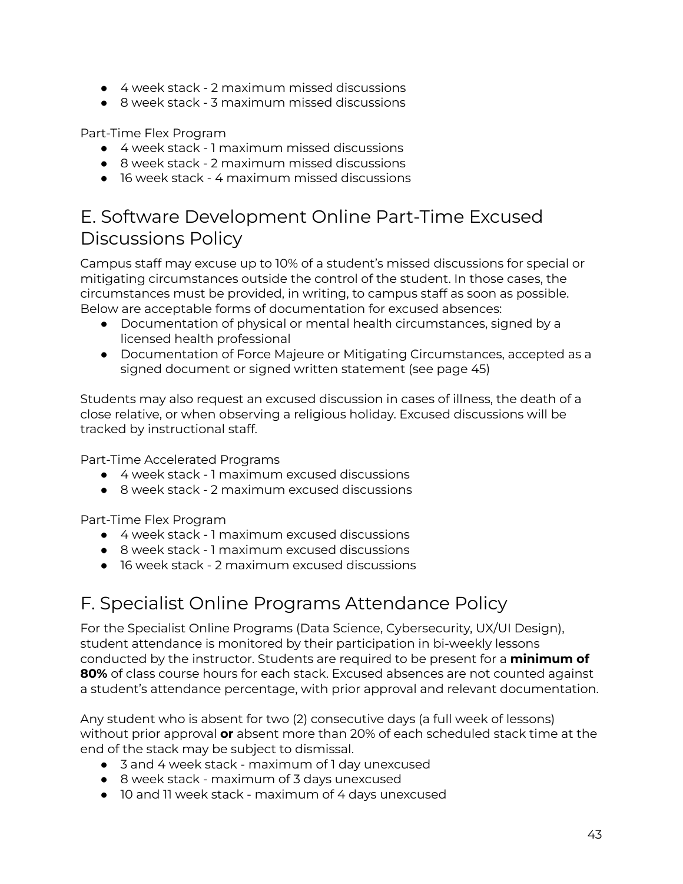- 4 week stack - 2 maximum missed discussions
- 8 week stack - 3 maximum missed discussions

Part-Time Flex Program

- 4 week stack - 1 maximum missed discussions
- 8 week stack - 2 maximum missed discussions
- 16 week stack - 4 maximum missed discussions

## E. Software Development Online Part-Time Excused Discussions Policy

Campus staff may excuse up to 10% of a student's missed discussions for special or mitigating circumstances outside the control of the student. In those cases, the circumstances must be provided, in writing, to campus staff as soon as possible. Below are acceptable forms of documentation for excused absences:

- Documentation of physical or mental health circumstances, signed by a licensed health professional
- Documentation of Force Majeure or Mitigating Circumstances, accepted as a signed document or signed written statement (see page 45)

Students may also request an excused discussion in cases of illness, the death of a close relative, or when observing a religious holiday. Excused discussions will be tracked by instructional staff.

Part-Time Accelerated Programs

- 4 week stack - 1 maximum excused discussions
- 8 week stack - 2 maximum excused discussions

Part-Time Flex Program

- 4 week stack - 1 maximum excused discussions
- 8 week stack - 1 maximum excused discussions
- 16 week stack - 2 maximum excused discussions

## F. Specialist Online Programs Attendance Policy

For the Specialist Online Programs (Data Science, Cybersecurity, UX/UI Design), student attendance is monitored by their participation in bi-weekly lessons conducted by the instructor. Students are required to be present for a **minimum of 80%** of class course hours for each stack. Excused absences are not counted against a student's attendance percentage, with prior approval and relevant documentation.

Any student who is absent for two (2) consecutive days (a full week of lessons) without prior approval **or** absent more than 20% of each scheduled stack time at the end of the stack may be subject to dismissal.

- 3 and 4 week stack - maximum of 1 day unexcused
- 8 week stack - maximum of 3 days unexcused
- 10 and 11 week stack - maximum of 4 days unexcused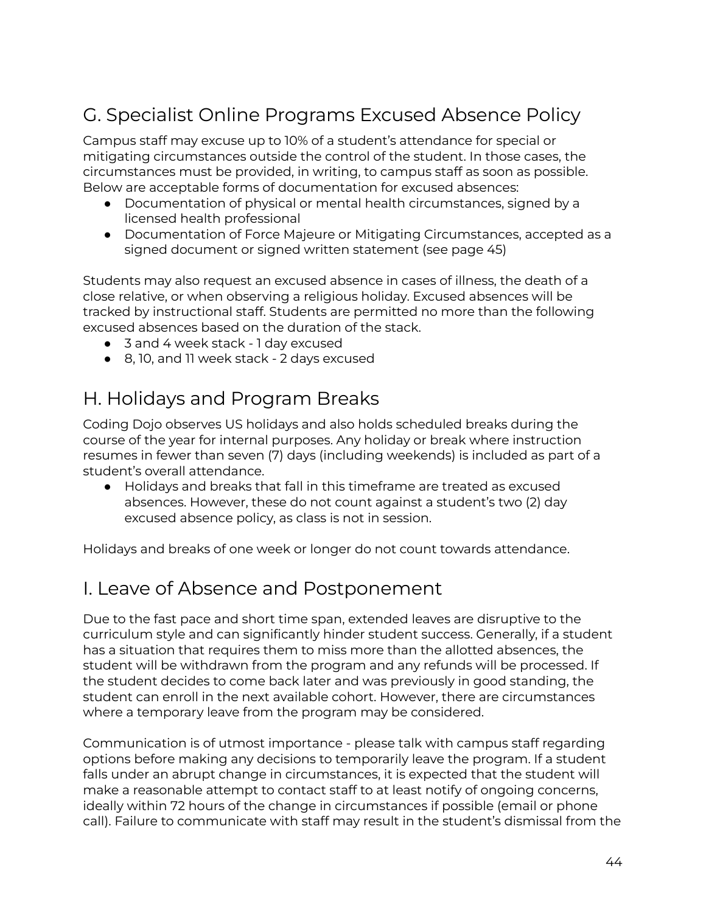## G. Specialist Online Programs Excused Absence Policy

Campus staff may excuse up to 10% of a student's attendance for special or mitigating circumstances outside the control of the student. In those cases, the circumstances must be provided, in writing, to campus staff as soon as possible. Below are acceptable forms of documentation for excused absences:

- Documentation of physical or mental health circumstances, signed by a licensed health professional
- Documentation of Force Majeure or Mitigating Circumstances, accepted as a signed document or signed written statement (see page 45)

Students may also request an excused absence in cases of illness, the death of a close relative, or when observing a religious holiday. Excused absences will be tracked by instructional staff. Students are permitted no more than the following excused absences based on the duration of the stack.

- 3 and 4 week stack - 1 day excused
- 8, 10, and 11 week stack - 2 days excused

## H. Holidays and Program Breaks

Coding Dojo observes US holidays and also holds scheduled breaks during the course of the year for internal purposes. Any holiday or break where instruction resumes in fewer than seven (7) days (including weekends) is included as part of a student's overall attendance.

- Holidays and breaks that fall in this timeframe are treated as excused absences. However, these do not count against a student's two (2) day excused absence policy, as class is not in session.

Holidays and breaks of one week or longer do not count towards attendance.

## I. Leave of Absence and Postponement

Due to the fast pace and short time span, extended leaves are disruptive to the curriculum style and can significantly hinder student success. Generally, if a student has a situation that requires them to miss more than the allotted absences, the student will be withdrawn from the program and any refunds will be processed. If the student decides to come back later and was previously in good standing, the student can enroll in the next available cohort. However, there are circumstances where a temporary leave from the program may be considered.

Communication is of utmost importance - please talk with campus staff regarding options before making any decisions to temporarily leave the program. If a student falls under an abrupt change in circumstances, it is expected that the student will make a reasonable attempt to contact staff to at least notify of ongoing concerns, ideally within 72 hours of the change in circumstances if possible (email or phone call). Failure to communicate with staff may result in the student's dismissal from the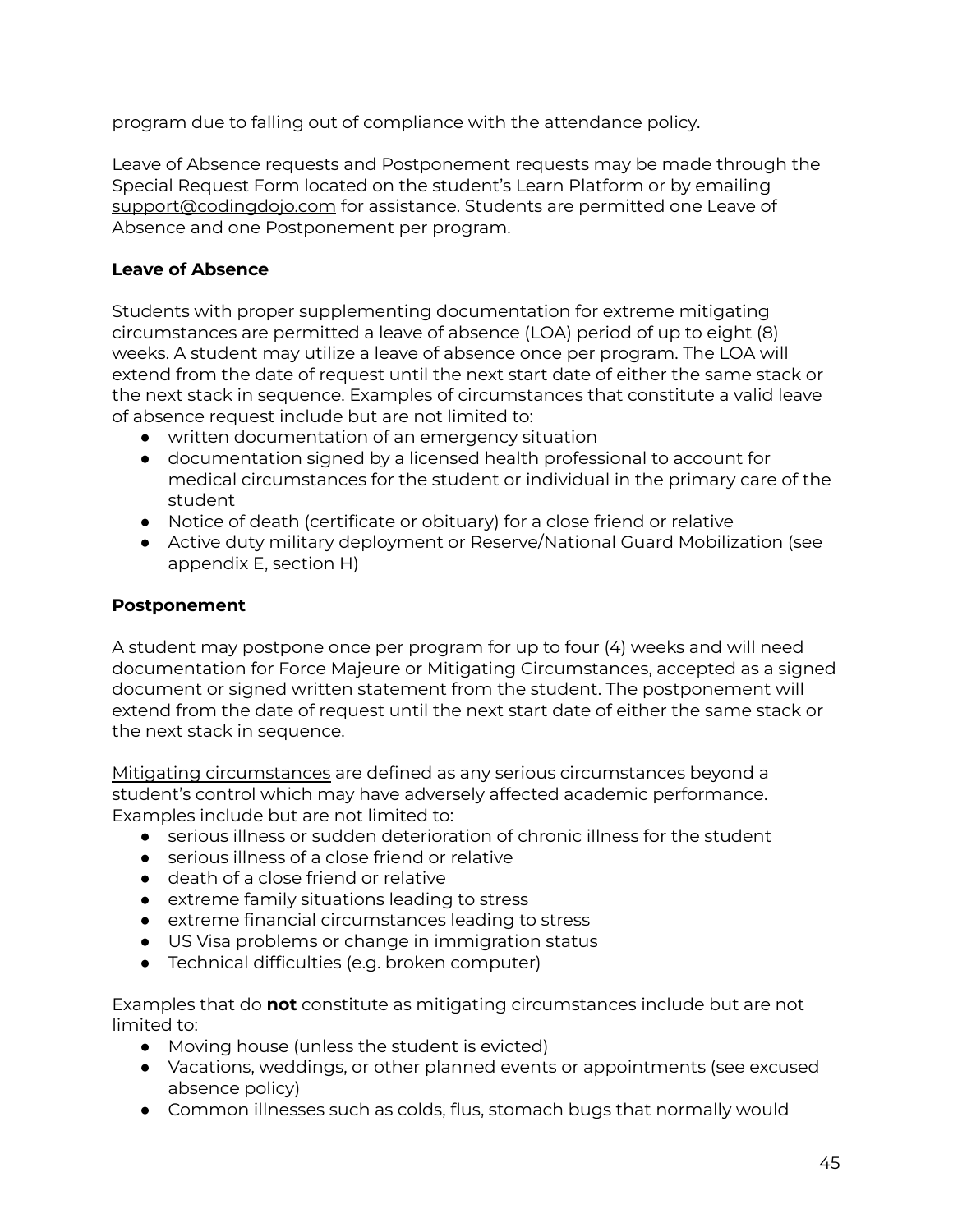program due to falling out of compliance with the attendance policy.

Leave of Absence requests and Postponement requests may be made through the Special Request Form located on the student's Learn Platform or by emailing support@codingdojo.com for assistance. Students are permitted one Leave of Absence and one Postponement per program.

**Leave of Absence**

Students with proper supplementing documentation for extreme mitigating circumstances are permitted a leave of absence (LOA) period of up to eight (8) weeks. A student may utilize a leave of absence once per program. The LOA will extend from the date of request until the next start date of either the same stack or the next stack in sequence. Examples of circumstances that constitute a valid leave of absence request include but are not limited to:

- written documentation of an emergency situation
- documentation signed by a licensed health professional to account for medical circumstances for the student or individual in the primary care of the student
- Notice of death (certificate or obituary) for a close friend or relative
- Active duty military deployment or Reserve/National Guard Mobilization (see appendix E, section H)

**Postponement**

A student may postpone once per program for up to four (4) weeks and will need documentation for Force Majeure or Mitigating Circumstances, accepted as a signed document or signed written statement from the student. The postponement will extend from the date of request until the next start date of either the same stack or the next stack in sequence.

Mitigating circumstances are defined as any serious circumstances beyond a student's control which may have adversely affected academic performance. Examples include but are not limited to:

- serious illness or sudden deterioration of chronic illness for the student
- serious illness of a close friend or relative
- death of a close friend or relative
- extreme family situations leading to stress
- extreme financial circumstances leading to stress
- US Visa problems or change in immigration status
- Technical difficulties (e.g. broken computer)

Examples that do **not** constitute as mitigating circumstances include but are not limited to:

- Moving house (unless the student is evicted)
- Vacations, weddings, or other planned events or appointments (see excused absence policy)
- Common illnesses such as colds, flus, stomach bugs that normally would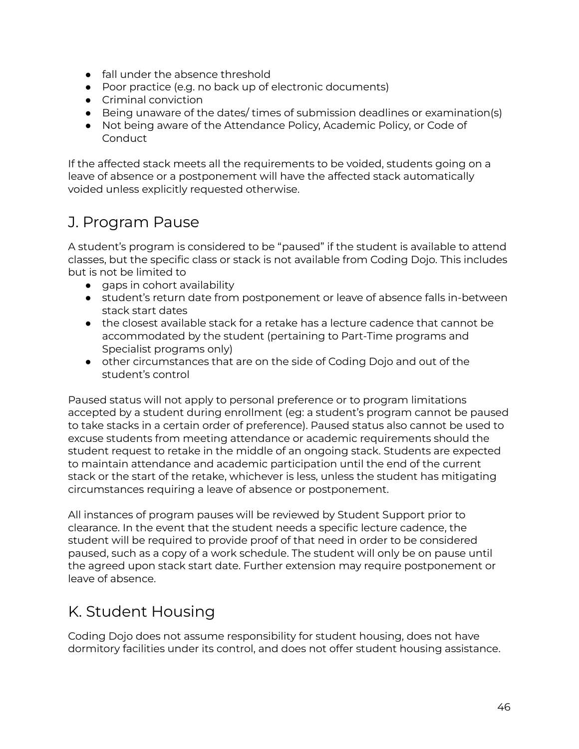- fall under the absence threshold
- Poor practice (e.g. no back up of electronic documents)
- Criminal conviction
- Being unaware of the dates/ times of submission deadlines or examination(s)
- Not being aware of the Attendance Policy, Academic Policy, or Code of Conduct

If the affected stack meets all the requirements to be voided, students going on a leave of absence or a postponement will have the affected stack automatically voided unless explicitly requested otherwise.

## J. Program Pause

A student's program is considered to be "paused" if the student is available to attend classes, but the specific class or stack is not available from Coding Dojo. This includes but is not be limited to

- gaps in cohort availability
- student's return date from postponement or leave of absence falls in-between stack start dates
- the closest available stack for a retake has a lecture cadence that cannot be accommodated by the student (pertaining to Part-Time programs and Specialist programs only)
- other circumstances that are on the side of Coding Dojo and out of the student's control

Paused status will not apply to personal preference or to program limitations accepted by a student during enrollment (eg: a student's program cannot be paused to take stacks in a certain order of preference). Paused status also cannot be used to excuse students from meeting attendance or academic requirements should the student request to retake in the middle of an ongoing stack. Students are expected to maintain attendance and academic participation until the end of the current stack or the start of the retake, whichever is less, unless the student has mitigating circumstances requiring a leave of absence or postponement.

All instances of program pauses will be reviewed by Student Support prior to clearance. In the event that the student needs a specific lecture cadence, the student will be required to provide proof of that need in order to be considered paused, such as a copy of a work schedule. The student will only be on pause until the agreed upon stack start date. Further extension may require postponement or leave of absence.

## K. Student Housing

Coding Dojo does not assume responsibility for student housing, does not have dormitory facilities under its control, and does not offer student housing assistance.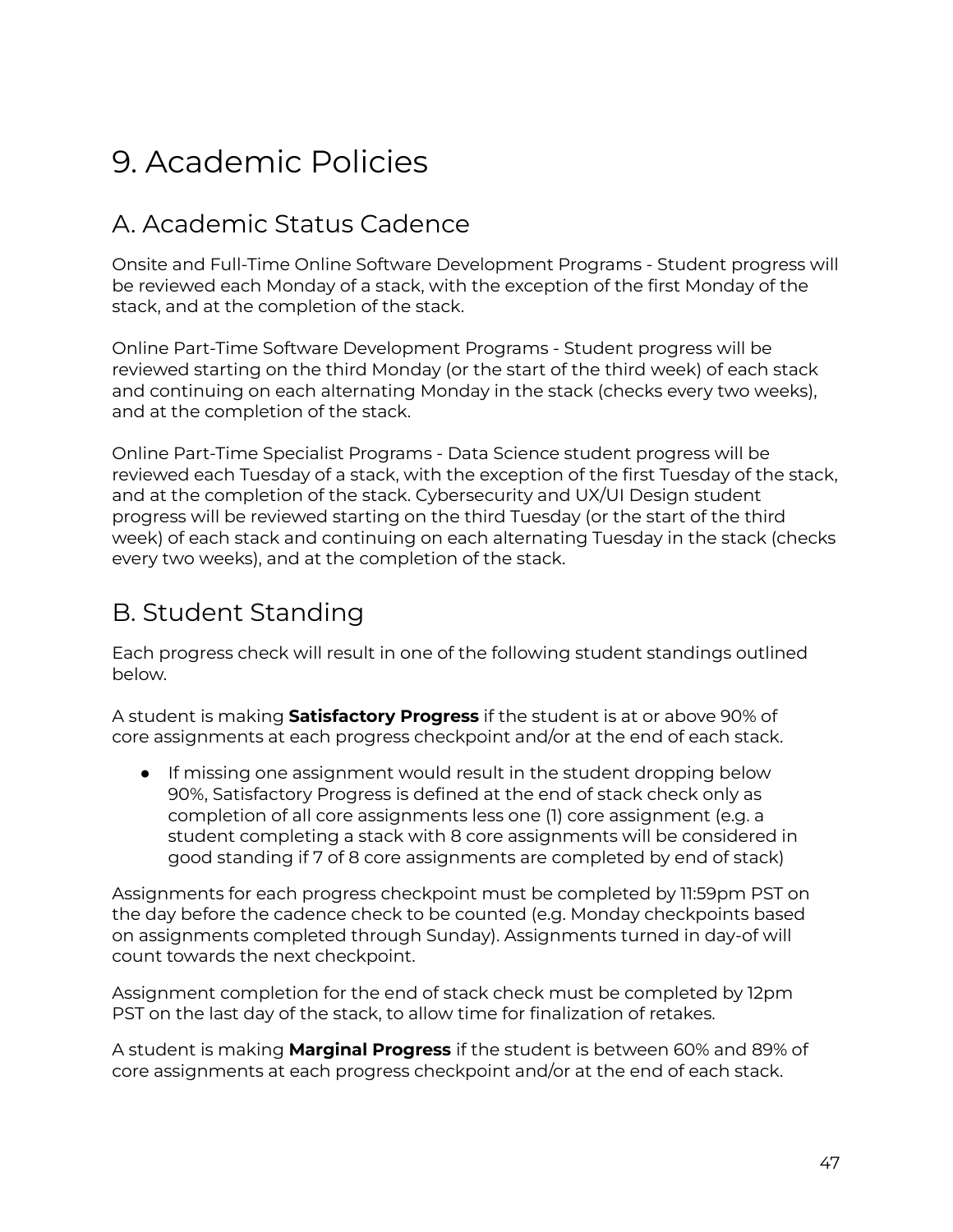# 9. Academic Policies

## A. Academic Status Cadence

Onsite and Full-Time Online Software Development Programs - Student progress will be reviewed each Monday of a stack, with the exception of the first Monday of the stack, and at the completion of the stack.

Online Part-Time Software Development Programs - Student progress will be reviewed starting on the third Monday (or the start of the third week) of each stack and continuing on each alternating Monday in the stack (checks every two weeks), and at the completion of the stack.

Online Part-Time Specialist Programs - Data Science student progress will be reviewed each Tuesday of a stack, with the exception of the first Tuesday of the stack, and at the completion of the stack. Cybersecurity and UX/UI Design student progress will be reviewed starting on the third Tuesday (or the start of the third week) of each stack and continuing on each alternating Tuesday in the stack (checks every two weeks), and at the completion of the stack.

## B. Student Standing

Each progress check will result in one of the following student standings outlined below.

A student is making **Satisfactory Progress** if the student is at or above 90% of core assignments at each progress checkpoint and/or at the end of each stack.

- If missing one assignment would result in the student dropping below 90%, Satisfactory Progress is defined at the end of stack check only as completion of all core assignments less one (1) core assignment (e.g. a student completing a stack with 8 core assignments will be considered in good standing if 7 of 8 core assignments are completed by end of stack)

Assignments for each progress checkpoint must be completed by 11:59pm PST on the day before the cadence check to be counted (e.g. Monday checkpoints based on assignments completed through Sunday). Assignments turned in day-of will count towards the next checkpoint.

Assignment completion for the end of stack check must be completed by 12pm PST on the last day of the stack, to allow time for finalization of retakes.

A student is making **Marginal Progress** if the student is between 60% and 89% of core assignments at each progress checkpoint and/or at the end of each stack.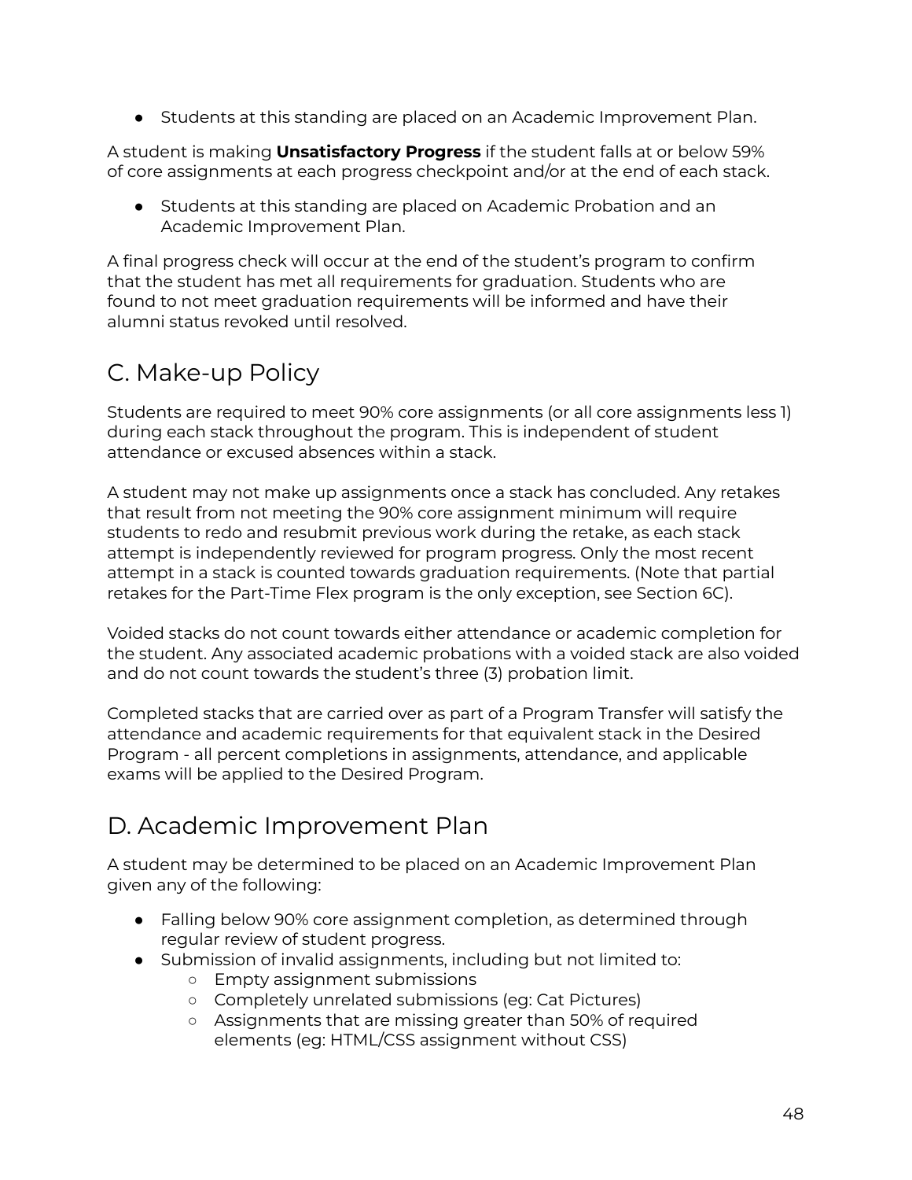- Students at this standing are placed on an Academic Improvement Plan.

A student is making **Unsatisfactory Progress** if the student falls at or below 59% of core assignments at each progress checkpoint and/or at the end of each stack.

- Students at this standing are placed on Academic Probation and an Academic Improvement Plan.

A final progress check will occur at the end of the student's program to confirm that the student has met all requirements for graduation. Students who are found to not meet graduation requirements will be informed and have their alumni status revoked until resolved.

## C. Make-up Policy

Students are required to meet 90% core assignments (or all core assignments less 1) during each stack throughout the program. This is independent of student attendance or excused absences within a stack.

A student may not make up assignments once a stack has concluded. Any retakes that result from not meeting the 90% core assignment minimum will require students to redo and resubmit previous work during the retake, as each stack attempt is independently reviewed for program progress. Only the most recent attempt in a stack is counted towards graduation requirements. (Note that partial retakes for the Part-Time Flex program is the only exception, see Section 6C).

Voided stacks do not count towards either attendance or academic completion for the student. Any associated academic probations with a voided stack are also voided and do not count towards the student's three (3) probation limit.

Completed stacks that are carried over as part of a Program Transfer will satisfy the attendance and academic requirements for that equivalent stack in the Desired Program - all percent completions in assignments, attendance, and applicable exams will be applied to the Desired Program.

## D. Academic Improvement Plan

A student may be determined to be placed on an Academic Improvement Plan given any of the following:

- Falling below 90% core assignment completion, as determined through regular review of student progress.
- Submission of invalid assignments, including but not limited to:
  - Empty assignment submissions
  - Completely unrelated submissions (eg: Cat Pictures)
  - Assignments that are missing greater than 50% of required elements (eg: HTML/CSS assignment without CSS)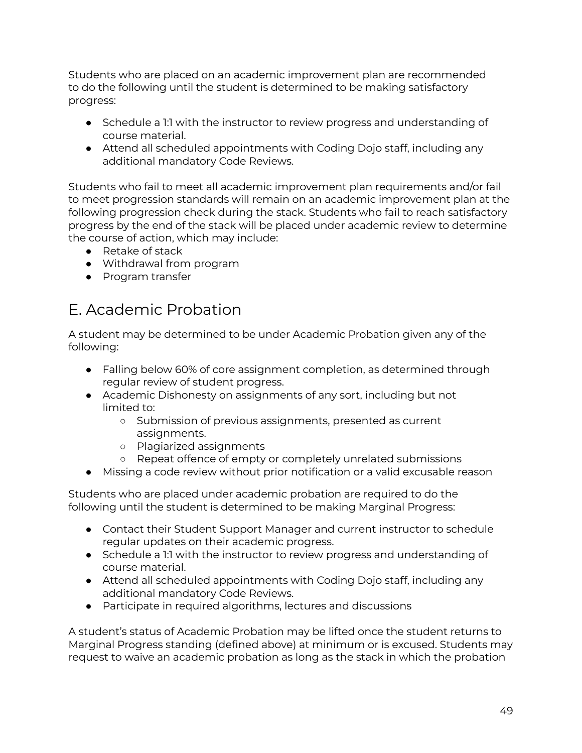Students who are placed on an academic improvement plan are recommended to do the following until the student is determined to be making satisfactory progress:

- Schedule a 1:1 with the instructor to review progress and understanding of course material.
- Attend all scheduled appointments with Coding Dojo staff, including any additional mandatory Code Reviews.

Students who fail to meet all academic improvement plan requirements and/or fail to meet progression standards will remain on an academic improvement plan at the following progression check during the stack. Students who fail to reach satisfactory progress by the end of the stack will be placed under academic review to determine the course of action, which may include:

- Retake of stack
- Withdrawal from program
- Program transfer

## E. Academic Probation

A student may be determined to be under Academic Probation given any of the following:

- Falling below 60% of core assignment completion, as determined through regular review of student progress.
- Academic Dishonesty on assignments of any sort, including but not limited to:
  - Submission of previous assignments, presented as current assignments.
  - Plagiarized assignments
  - Repeat offence of empty or completely unrelated submissions
- Missing a code review without prior notification or a valid excusable reason

Students who are placed under academic probation are required to do the following until the student is determined to be making Marginal Progress:

- Contact their Student Support Manager and current instructor to schedule regular updates on their academic progress.
- Schedule a 1:1 with the instructor to review progress and understanding of course material.
- Attend all scheduled appointments with Coding Dojo staff, including any additional mandatory Code Reviews.
- Participate in required algorithms, lectures and discussions

A student's status of Academic Probation may be lifted once the student returns to Marginal Progress standing (defined above) at minimum or is excused. Students may request to waive an academic probation as long as the stack in which the probation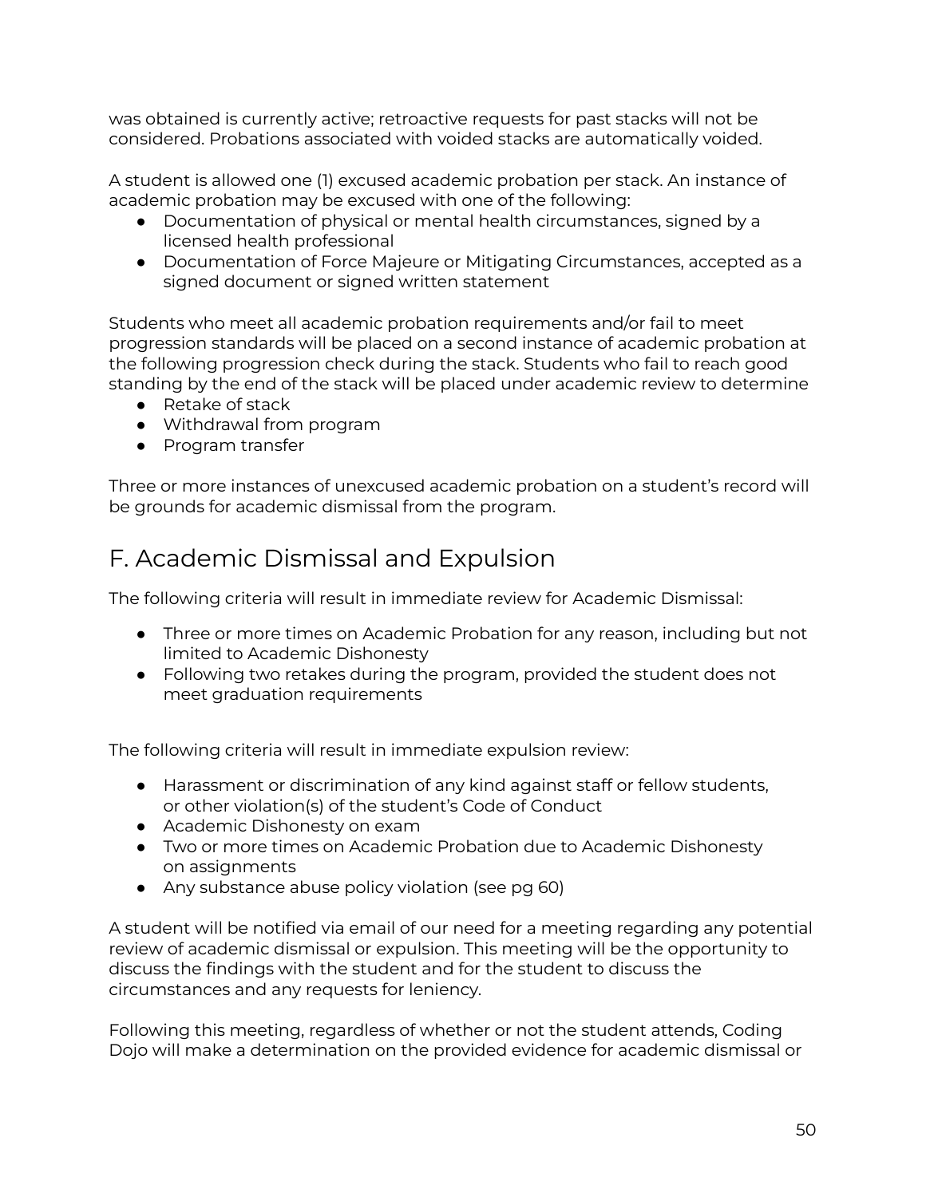was obtained is currently active; retroactive requests for past stacks will not be considered. Probations associated with voided stacks are automatically voided.

A student is allowed one (1) excused academic probation per stack. An instance of academic probation may be excused with one of the following:

- Documentation of physical or mental health circumstances, signed by a licensed health professional
- Documentation of Force Majeure or Mitigating Circumstances, accepted as a signed document or signed written statement

Students who meet all academic probation requirements and/or fail to meet progression standards will be placed on a second instance of academic probation at the following progression check during the stack. Students who fail to reach good standing by the end of the stack will be placed under academic review to determine

- Retake of stack
- Withdrawal from program
- Program transfer

Three or more instances of unexcused academic probation on a student's record will be grounds for academic dismissal from the program.

## F. Academic Dismissal and Expulsion

The following criteria will result in immediate review for Academic Dismissal:

- Three or more times on Academic Probation for any reason, including but not limited to Academic Dishonesty
- Following two retakes during the program, provided the student does not meet graduation requirements

The following criteria will result in immediate expulsion review:

- Harassment or discrimination of any kind against staff or fellow students, or other violation(s) of the student's Code of Conduct
- Academic Dishonesty on exam
- Two or more times on Academic Probation due to Academic Dishonesty on assignments
- Any substance abuse policy violation (see pg 60)

A student will be notified via email of our need for a meeting regarding any potential review of academic dismissal or expulsion. This meeting will be the opportunity to discuss the findings with the student and for the student to discuss the circumstances and any requests for leniency.

Following this meeting, regardless of whether or not the student attends, Coding Dojo will make a determination on the provided evidence for academic dismissal or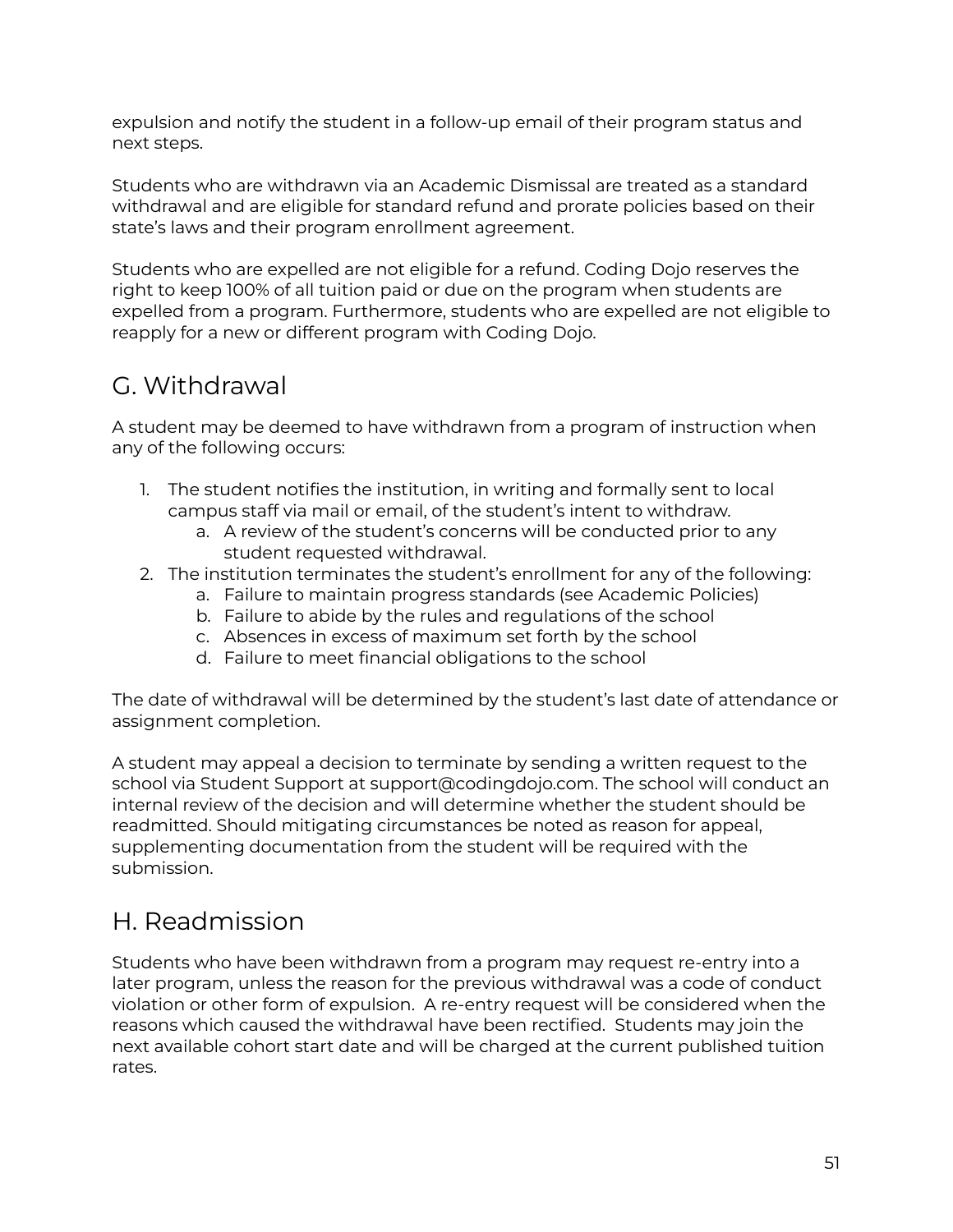expulsion and notify the student in a follow-up email of their program status and next steps.

Students who are withdrawn via an Academic Dismissal are treated as a standard withdrawal and are eligible for standard refund and prorate policies based on their state's laws and their program enrollment agreement.

Students who are expelled are not eligible for a refund. Coding Dojo reserves the right to keep 100% of all tuition paid or due on the program when students are expelled from a program. Furthermore, students who are expelled are not eligible to reapply for a new or different program with Coding Dojo.

## G. Withdrawal

A student may be deemed to have withdrawn from a program of instruction when any of the following occurs:

1. The student notifies the institution, in writing and formally sent to local campus staff via mail or email, of the student's intent to withdraw.
    a. A review of the student's concerns will be conducted prior to any student requested withdrawal.
2. The institution terminates the student's enrollment for any of the following:
    a. Failure to maintain progress standards (see Academic Policies)
    b. Failure to abide by the rules and regulations of the school
    c. Absences in excess of maximum set forth by the school
    d. Failure to meet financial obligations to the school

The date of withdrawal will be determined by the student's last date of attendance or assignment completion.

A student may appeal a decision to terminate by sending a written request to the school via Student Support at support@codingdojo.com. The school will conduct an internal review of the decision and will determine whether the student should be readmitted. Should mitigating circumstances be noted as reason for appeal, supplementing documentation from the student will be required with the submission.

## H. Readmission

Students who have been withdrawn from a program may request re-entry into a later program, unless the reason for the previous withdrawal was a code of conduct violation or other form of expulsion. A re-entry request will be considered when the reasons which caused the withdrawal have been rectified. Students may join the next available cohort start date and will be charged at the current published tuition rates.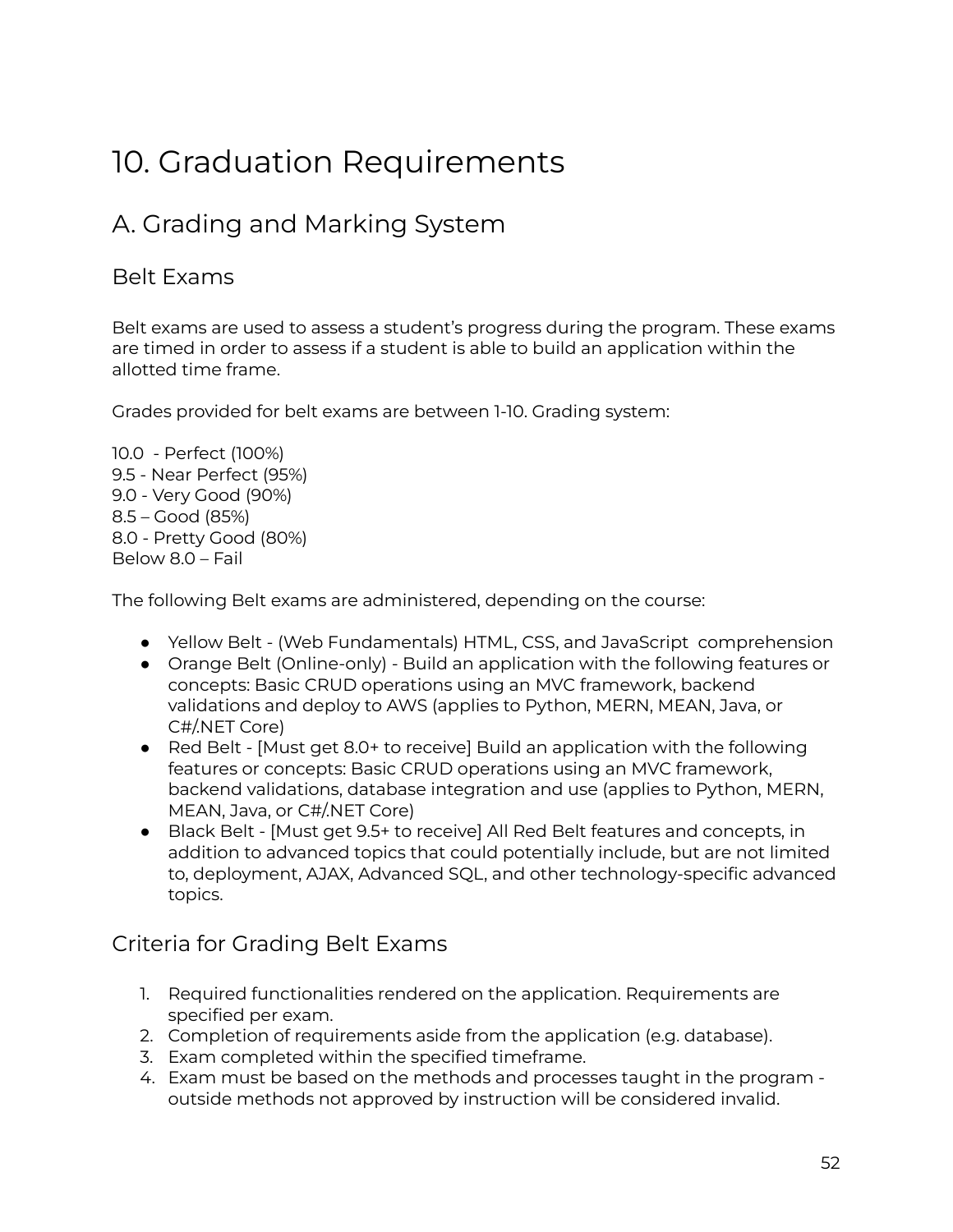# 10. Graduation Requirements

## A. Grading and Marking System

### Belt Exams

Belt exams are used to assess a student's progress during the program. These exams are timed in order to assess if a student is able to build an application within the allotted time frame.

Grades provided for belt exams are between 1-10. Grading system:

10.0 - Perfect (100%)
9.5 - Near Perfect (95%)
9.0 - Very Good (90%)
8.5 – Good (85%)
8.0 - Pretty Good (80%)
Below 8.0 – Fail

The following Belt exams are administered, depending on the course:

- Yellow Belt - (Web Fundamentals) HTML, CSS, and JavaScript comprehension
- Orange Belt (Online-only) - Build an application with the following features or concepts: Basic CRUD operations using an MVC framework, backend validations and deploy to AWS (applies to Python, MERN, MEAN, Java, or C#/.NET Core)
- Red Belt - [Must get 8.0+ to receive] Build an application with the following features or concepts: Basic CRUD operations using an MVC framework, backend validations, database integration and use (applies to Python, MERN, MEAN, Java, or C#/.NET Core)
- Black Belt - [Must get 9.5+ to receive] All Red Belt features and concepts, in addition to advanced topics that could potentially include, but are not limited to, deployment, AJAX, Advanced SQL, and other technology-specific advanced topics.

### Criteria for Grading Belt Exams

1. Required functionalities rendered on the application. Requirements are specified per exam.
2. Completion of requirements aside from the application (e.g. database).
3. Exam completed within the specified timeframe.
4. Exam must be based on the methods and processes taught in the program - outside methods not approved by instruction will be considered invalid.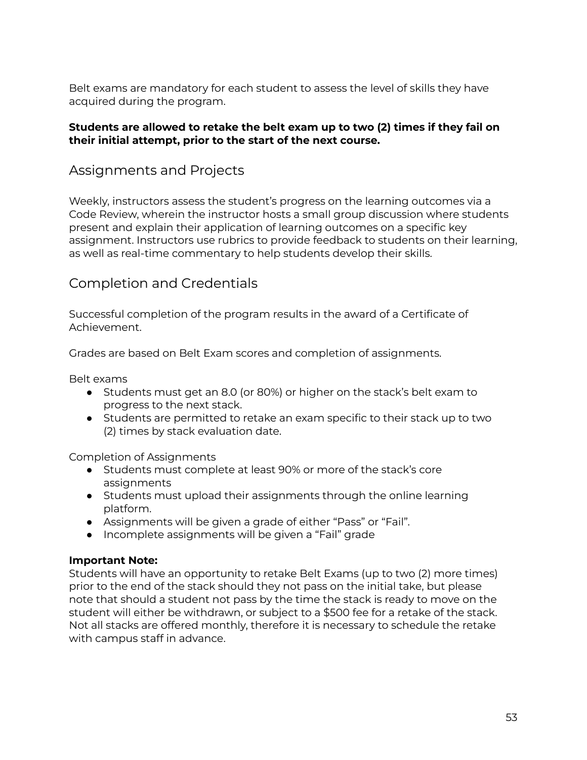Belt exams are mandatory for each student to assess the level of skills they have acquired during the program.

**Students are allowed to retake the belt exam up to two (2) times if they fail on their initial attempt, prior to the start of the next course.**

## Assignments and Projects

Weekly, instructors assess the student's progress on the learning outcomes via a Code Review, wherein the instructor hosts a small group discussion where students present and explain their application of learning outcomes on a specific key assignment. Instructors use rubrics to provide feedback to students on their learning, as well as real-time commentary to help students develop their skills.

## Completion and Credentials

Successful completion of the program results in the award of a Certificate of Achievement.

Grades are based on Belt Exam scores and completion of assignments.

Belt exams

- Students must get an 8.0 (or 80%) or higher on the stack's belt exam to progress to the next stack.
- Students are permitted to retake an exam specific to their stack up to two (2) times by stack evaluation date.

Completion of Assignments

- Students must complete at least 90% or more of the stack's core assignments
- Students must upload their assignments through the online learning platform.
- Assignments will be given a grade of either "Pass" or "Fail".
- Incomplete assignments will be given a "Fail" grade

**Important Note:**
Students will have an opportunity to retake Belt Exams (up to two (2) more times) prior to the end of the stack should they not pass on the initial take, but please note that should a student not pass by the time the stack is ready to move on the student will either be withdrawn, or subject to a $500 fee for a retake of the stack. Not all stacks are offered monthly, therefore it is necessary to schedule the retake with campus staff in advance.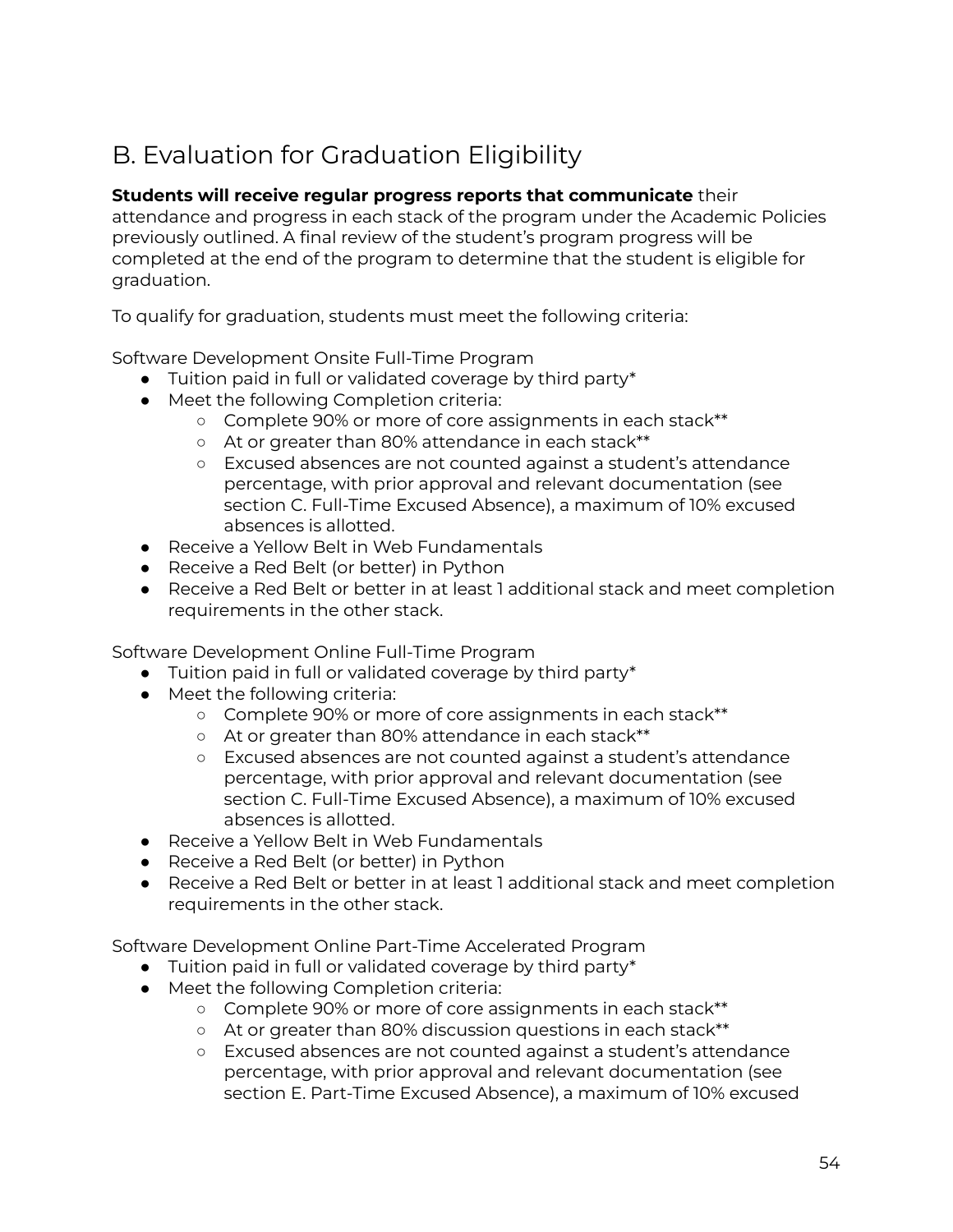## B. Evaluation for Graduation Eligibility

**Students will receive regular progress reports that communicate** their attendance and progress in each stack of the program under the Academic Policies previously outlined. A final review of the student's program progress will be completed at the end of the program to determine that the student is eligible for graduation.

To qualify for graduation, students must meet the following criteria:

Software Development Onsite Full-Time Program

- Tuition paid in full or validated coverage by third party*
- Meet the following Completion criteria:
  - Complete 90% or more of core assignments in each stack**
  - At or greater than 80% attendance in each stack**
  - Excused absences are not counted against a student's attendance percentage, with prior approval and relevant documentation (see section C. Full-Time Excused Absence), a maximum of 10% excused absences is allotted.
- Receive a Yellow Belt in Web Fundamentals
- Receive a Red Belt (or better) in Python
- Receive a Red Belt or better in at least 1 additional stack and meet completion requirements in the other stack.

Software Development Online Full-Time Program

- Tuition paid in full or validated coverage by third party*
- Meet the following criteria:
  - Complete 90% or more of core assignments in each stack**
  - At or greater than 80% attendance in each stack**
  - Excused absences are not counted against a student's attendance percentage, with prior approval and relevant documentation (see section C. Full-Time Excused Absence), a maximum of 10% excused absences is allotted.
- Receive a Yellow Belt in Web Fundamentals
- Receive a Red Belt (or better) in Python
- Receive a Red Belt or better in at least 1 additional stack and meet completion requirements in the other stack.

Software Development Online Part-Time Accelerated Program

- Tuition paid in full or validated coverage by third party*
- Meet the following Completion criteria:
  - Complete 90% or more of core assignments in each stack**
  - At or greater than 80% discussion questions in each stack**
  - Excused absences are not counted against a student's attendance percentage, with prior approval and relevant documentation (see section E. Part-Time Excused Absence), a maximum of 10% excused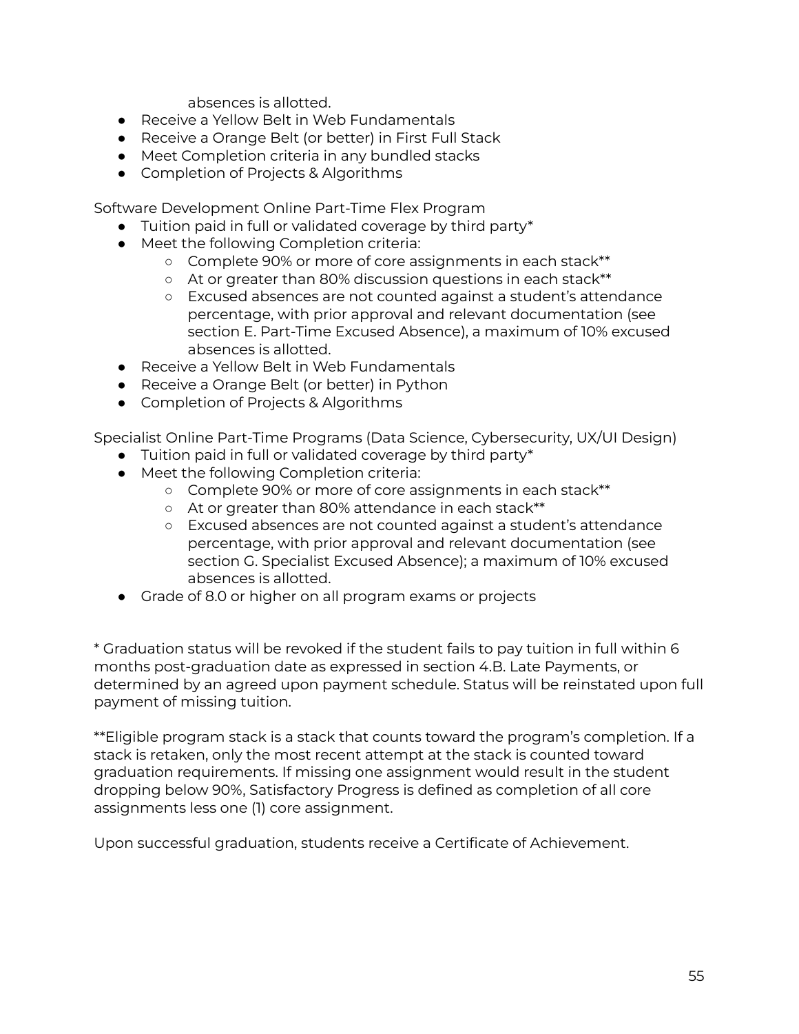absences is allotted.

- Receive a Yellow Belt in Web Fundamentals
- Receive a Orange Belt (or better) in First Full Stack
- Meet Completion criteria in any bundled stacks
- Completion of Projects & Algorithms

Software Development Online Part-Time Flex Program

- Tuition paid in full or validated coverage by third party*
- Meet the following Completion criteria:
    - Complete 90% or more of core assignments in each stack**
    - At or greater than 80% discussion questions in each stack**
    - Excused absences are not counted against a student's attendance percentage, with prior approval and relevant documentation (see section E. Part-Time Excused Absence), a maximum of 10% excused absences is allotted.
- Receive a Yellow Belt in Web Fundamentals
- Receive a Orange Belt (or better) in Python
- Completion of Projects & Algorithms

Specialist Online Part-Time Programs (Data Science, Cybersecurity, UX/UI Design)

- Tuition paid in full or validated coverage by third party*
- Meet the following Completion criteria:
    - Complete 90% or more of core assignments in each stack**
    - At or greater than 80% attendance in each stack**
    - Excused absences are not counted against a student's attendance percentage, with prior approval and relevant documentation (see section G. Specialist Excused Absence); a maximum of 10% excused absences is allotted.
- Grade of 8.0 or higher on all program exams or projects

* Graduation status will be revoked if the student fails to pay tuition in full within 6 months post-graduation date as expressed in section 4.B. Late Payments, or determined by an agreed upon payment schedule. Status will be reinstated upon full payment of missing tuition.

**Eligible program stack is a stack that counts toward the program's completion. If a stack is retaken, only the most recent attempt at the stack is counted toward graduation requirements. If missing one assignment would result in the student dropping below 90%, Satisfactory Progress is defined as completion of all core assignments less one (1) core assignment.

Upon successful graduation, students receive a Certificate of Achievement.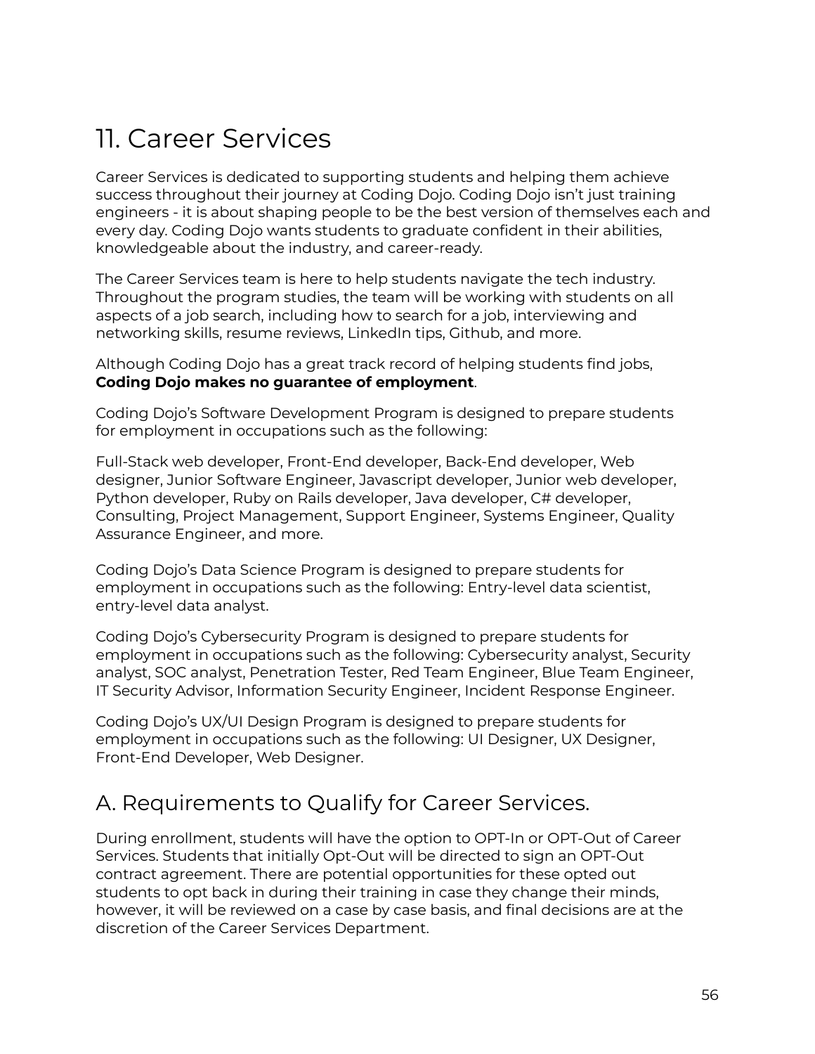# 11. Career Services

Career Services is dedicated to supporting students and helping them achieve success throughout their journey at Coding Dojo. Coding Dojo isn't just training engineers - it is about shaping people to be the best version of themselves each and every day. Coding Dojo wants students to graduate confident in their abilities, knowledgeable about the industry, and career-ready.

The Career Services team is here to help students navigate the tech industry. Throughout the program studies, the team will be working with students on all aspects of a job search, including how to search for a job, interviewing and networking skills, resume reviews, LinkedIn tips, Github, and more.

Although Coding Dojo has a great track record of helping students find jobs, **Coding Dojo makes no guarantee of employment**.

Coding Dojo's Software Development Program is designed to prepare students for employment in occupations such as the following:

Full-Stack web developer, Front-End developer, Back-End developer, Web designer, Junior Software Engineer, Javascript developer, Junior web developer, Python developer, Ruby on Rails developer, Java developer, C# developer, Consulting, Project Management, Support Engineer, Systems Engineer, Quality Assurance Engineer, and more.

Coding Dojo's Data Science Program is designed to prepare students for employment in occupations such as the following: Entry-level data scientist, entry-level data analyst.

Coding Dojo's Cybersecurity Program is designed to prepare students for employment in occupations such as the following: Cybersecurity analyst, Security analyst, SOC analyst, Penetration Tester, Red Team Engineer, Blue Team Engineer, IT Security Advisor, Information Security Engineer, Incident Response Engineer.

Coding Dojo's UX/UI Design Program is designed to prepare students for employment in occupations such as the following: UI Designer, UX Designer, Front-End Developer, Web Designer.

## A. Requirements to Qualify for Career Services.

During enrollment, students will have the option to OPT-In or OPT-Out of Career Services. Students that initially Opt-Out will be directed to sign an OPT-Out contract agreement. There are potential opportunities for these opted out students to opt back in during their training in case they change their minds, however, it will be reviewed on a case by case basis, and final decisions are at the discretion of the Career Services Department.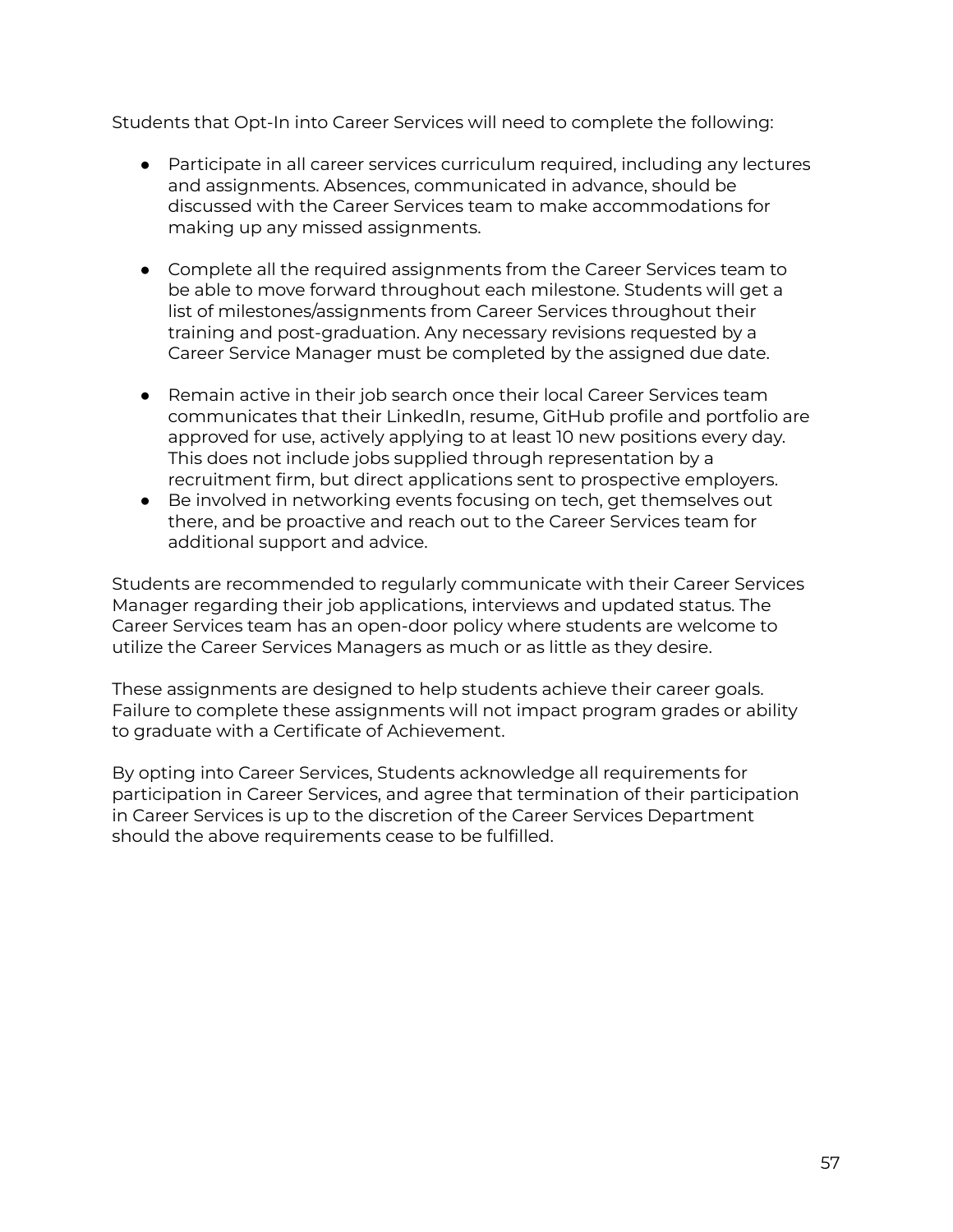Students that Opt-In into Career Services will need to complete the following:

- Participate in all career services curriculum required, including any lectures and assignments. Absences, communicated in advance, should be discussed with the Career Services team to make accommodations for making up any missed assignments.

- Complete all the required assignments from the Career Services team to be able to move forward throughout each milestone. Students will get a list of milestones/assignments from Career Services throughout their training and post-graduation. Any necessary revisions requested by a Career Service Manager must be completed by the assigned due date.

- Remain active in their job search once their local Career Services team communicates that their LinkedIn, resume, GitHub profile and portfolio are approved for use, actively applying to at least 10 new positions every day. This does not include jobs supplied through representation by a recruitment firm, but direct applications sent to prospective employers.
- Be involved in networking events focusing on tech, get themselves out there, and be proactive and reach out to the Career Services team for additional support and advice.

Students are recommended to regularly communicate with their Career Services Manager regarding their job applications, interviews and updated status. The Career Services team has an open-door policy where students are welcome to utilize the Career Services Managers as much or as little as they desire.

These assignments are designed to help students achieve their career goals. Failure to complete these assignments will not impact program grades or ability to graduate with a Certificate of Achievement.

By opting into Career Services, Students acknowledge all requirements for participation in Career Services, and agree that termination of their participation in Career Services is up to the discretion of the Career Services Department should the above requirements cease to be fulfilled.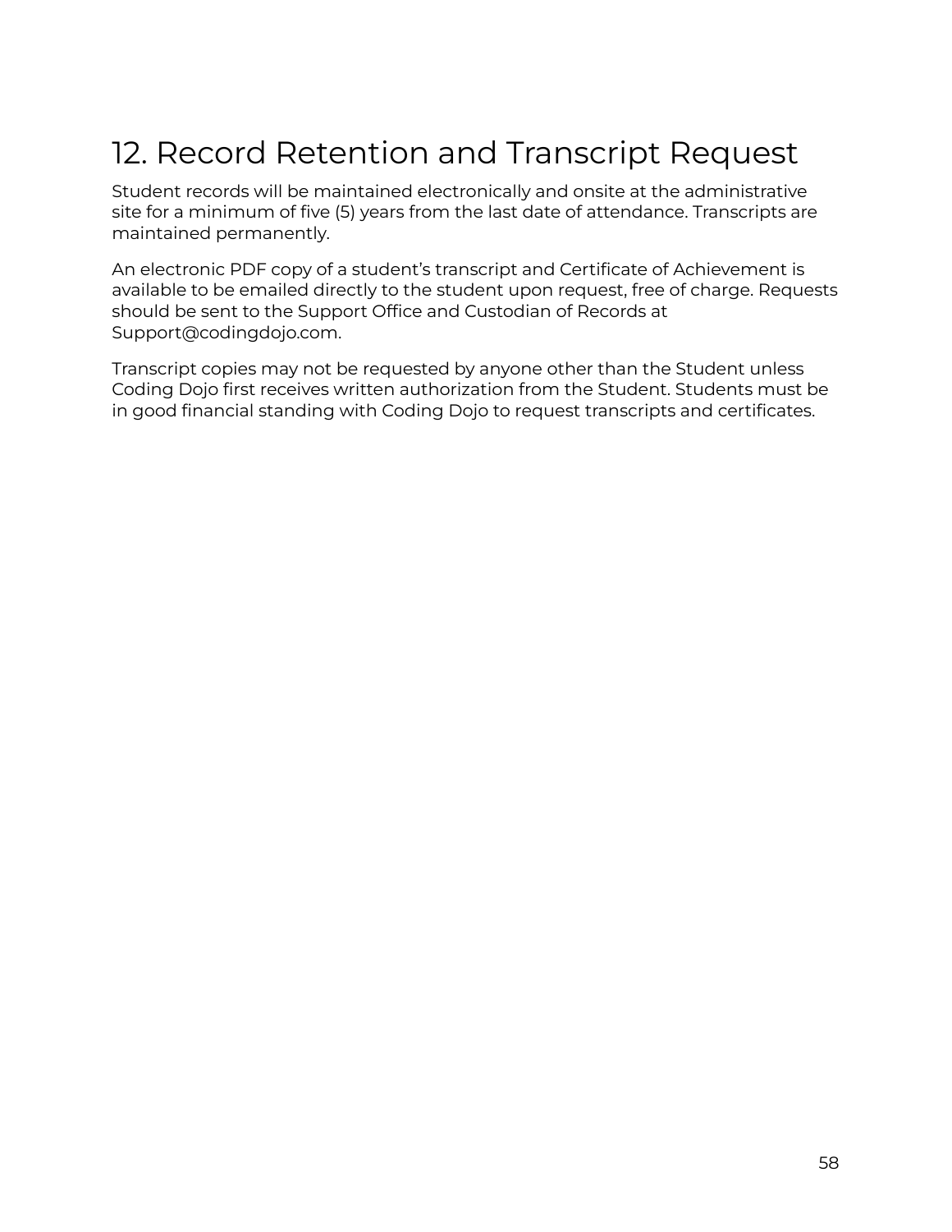# 12. Record Retention and Transcript Request

Student records will be maintained electronically and onsite at the administrative site for a minimum of five (5) years from the last date of attendance. Transcripts are maintained permanently.

An electronic PDF copy of a student's transcript and Certificate of Achievement is available to be emailed directly to the student upon request, free of charge. Requests should be sent to the Support Office and Custodian of Records at Support@codingdojo.com.

Transcript copies may not be requested by anyone other than the Student unless Coding Dojo first receives written authorization from the Student. Students must be in good financial standing with Coding Dojo to request transcripts and certificates.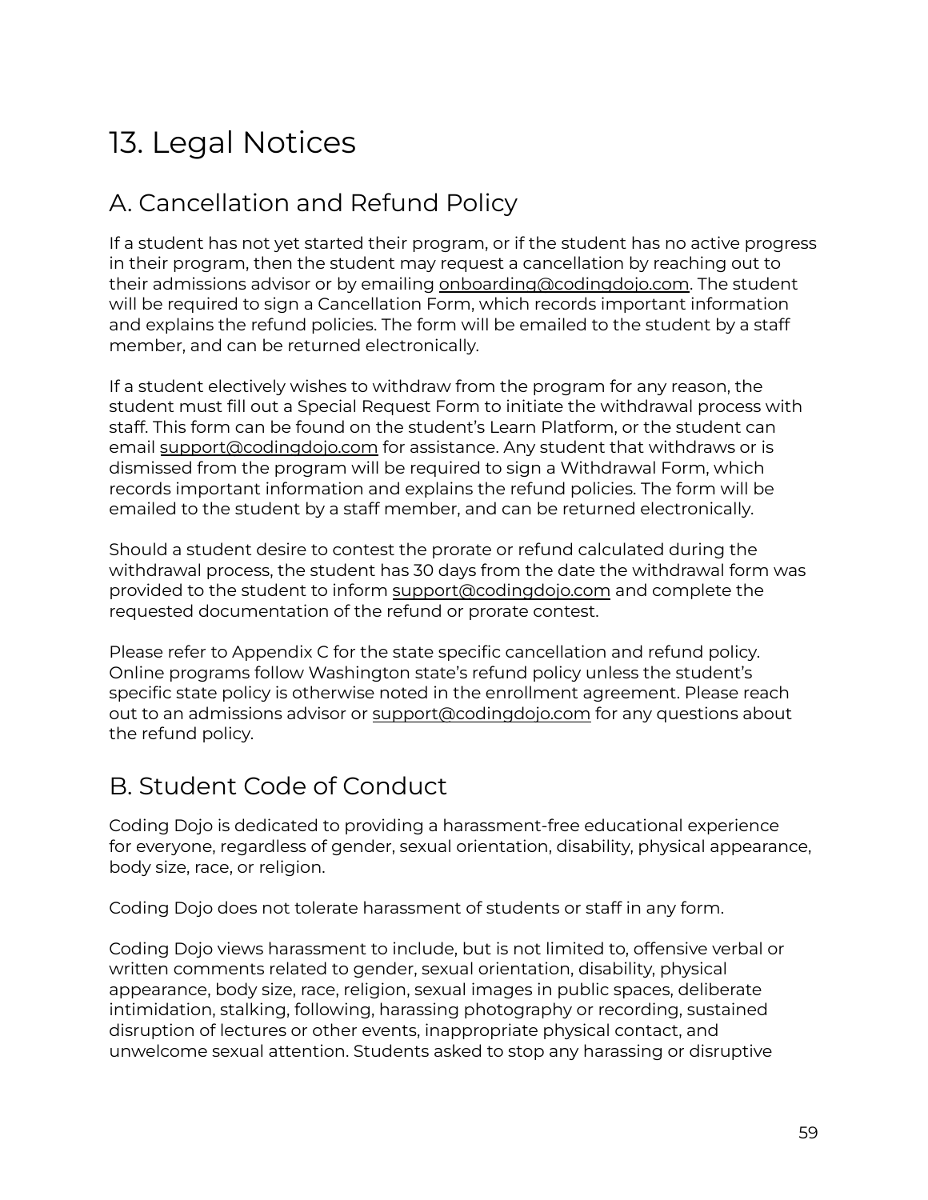# 13. Legal Notices

## A. Cancellation and Refund Policy

If a student has not yet started their program, or if the student has no active progress in their program, then the student may request a cancellation by reaching out to their admissions advisor or by emailing onboarding@codingdojo.com. The student will be required to sign a Cancellation Form, which records important information and explains the refund policies. The form will be emailed to the student by a staff member, and can be returned electronically.

If a student electively wishes to withdraw from the program for any reason, the student must fill out a Special Request Form to initiate the withdrawal process with staff. This form can be found on the student's Learn Platform, or the student can email support@codingdojo.com for assistance. Any student that withdraws or is dismissed from the program will be required to sign a Withdrawal Form, which records important information and explains the refund policies. The form will be emailed to the student by a staff member, and can be returned electronically.

Should a student desire to contest the prorate or refund calculated during the withdrawal process, the student has 30 days from the date the withdrawal form was provided to the student to inform support@codingdojo.com and complete the requested documentation of the refund or prorate contest.

Please refer to Appendix C for the state specific cancellation and refund policy. Online programs follow Washington state's refund policy unless the student's specific state policy is otherwise noted in the enrollment agreement. Please reach out to an admissions advisor or support@codingdojo.com for any questions about the refund policy.

## B. Student Code of Conduct

Coding Dojo is dedicated to providing a harassment-free educational experience for everyone, regardless of gender, sexual orientation, disability, physical appearance, body size, race, or religion.

Coding Dojo does not tolerate harassment of students or staff in any form.

Coding Dojo views harassment to include, but is not limited to, offensive verbal or written comments related to gender, sexual orientation, disability, physical appearance, body size, race, religion, sexual images in public spaces, deliberate intimidation, stalking, following, harassing photography or recording, sustained disruption of lectures or other events, inappropriate physical contact, and unwelcome sexual attention. Students asked to stop any harassing or disruptive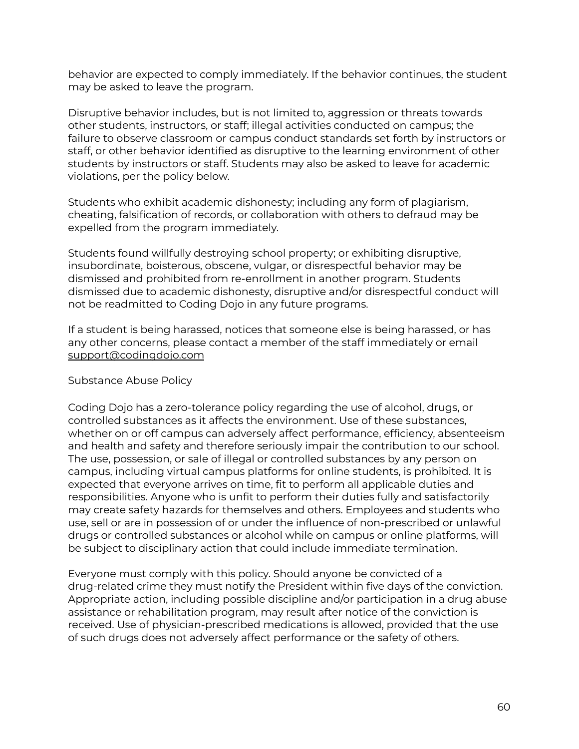behavior are expected to comply immediately. If the behavior continues, the student may be asked to leave the program.

Disruptive behavior includes, but is not limited to, aggression or threats towards other students, instructors, or staff; illegal activities conducted on campus; the failure to observe classroom or campus conduct standards set forth by instructors or staff, or other behavior identified as disruptive to the learning environment of other students by instructors or staff. Students may also be asked to leave for academic violations, per the policy below.

Students who exhibit academic dishonesty; including any form of plagiarism, cheating, falsification of records, or collaboration with others to defraud may be expelled from the program immediately.

Students found willfully destroying school property; or exhibiting disruptive, insubordinate, boisterous, obscene, vulgar, or disrespectful behavior may be dismissed and prohibited from re-enrollment in another program. Students dismissed due to academic dishonesty, disruptive and/or disrespectful conduct will not be readmitted to Coding Dojo in any future programs.

If a student is being harassed, notices that someone else is being harassed, or has any other concerns, please contact a member of the staff immediately or email support@codingdojo.com

Substance Abuse Policy

Coding Dojo has a zero-tolerance policy regarding the use of alcohol, drugs, or controlled substances as it affects the environment. Use of these substances, whether on or off campus can adversely affect performance, efficiency, absenteeism and health and safety and therefore seriously impair the contribution to our school. The use, possession, or sale of illegal or controlled substances by any person on campus, including virtual campus platforms for online students, is prohibited. It is expected that everyone arrives on time, fit to perform all applicable duties and responsibilities. Anyone who is unfit to perform their duties fully and satisfactorily may create safety hazards for themselves and others. Employees and students who use, sell or are in possession of or under the influence of non-prescribed or unlawful drugs or controlled substances or alcohol while on campus or online platforms, will be subject to disciplinary action that could include immediate termination.

Everyone must comply with this policy. Should anyone be convicted of a drug-related crime they must notify the President within five days of the conviction. Appropriate action, including possible discipline and/or participation in a drug abuse assistance or rehabilitation program, may result after notice of the conviction is received. Use of physician-prescribed medications is allowed, provided that the use of such drugs does not adversely affect performance or the safety of others.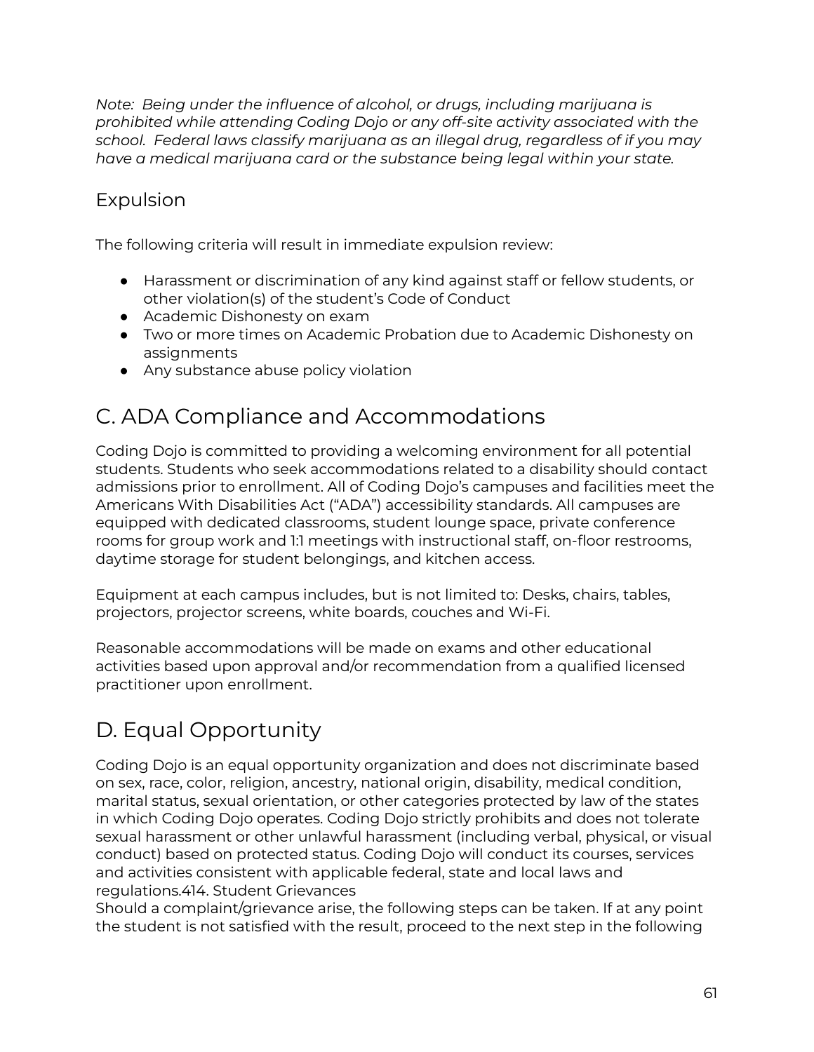*Note: Being under the influence of alcohol, or drugs, including marijuana is prohibited while attending Coding Dojo or any off-site activity associated with the school. Federal laws classify marijuana as an illegal drug, regardless of if you may have a medical marijuana card or the substance being legal within your state.*

### Expulsion

The following criteria will result in immediate expulsion review:

- Harassment or discrimination of any kind against staff or fellow students, or other violation(s) of the student's Code of Conduct
- Academic Dishonesty on exam
- Two or more times on Academic Probation due to Academic Dishonesty on assignments
- Any substance abuse policy violation

## C. ADA Compliance and Accommodations

Coding Dojo is committed to providing a welcoming environment for all potential students. Students who seek accommodations related to a disability should contact admissions prior to enrollment. All of Coding Dojo's campuses and facilities meet the Americans With Disabilities Act ("ADA") accessibility standards. All campuses are equipped with dedicated classrooms, student lounge space, private conference rooms for group work and 1:1 meetings with instructional staff, on-floor restrooms, daytime storage for student belongings, and kitchen access.

Equipment at each campus includes, but is not limited to: Desks, chairs, tables, projectors, projector screens, white boards, couches and Wi-Fi.

Reasonable accommodations will be made on exams and other educational activities based upon approval and/or recommendation from a qualified licensed practitioner upon enrollment.

## D. Equal Opportunity

Coding Dojo is an equal opportunity organization and does not discriminate based on sex, race, color, religion, ancestry, national origin, disability, medical condition, marital status, sexual orientation, or other categories protected by law of the states in which Coding Dojo operates. Coding Dojo strictly prohibits and does not tolerate sexual harassment or other unlawful harassment (including verbal, physical, or visual conduct) based on protected status. Coding Dojo will conduct its courses, services and activities consistent with applicable federal, state and local laws and regulations.414. Student Grievances

Should a complaint/grievance arise, the following steps can be taken. If at any point the student is not satisfied with the result, proceed to the next step in the following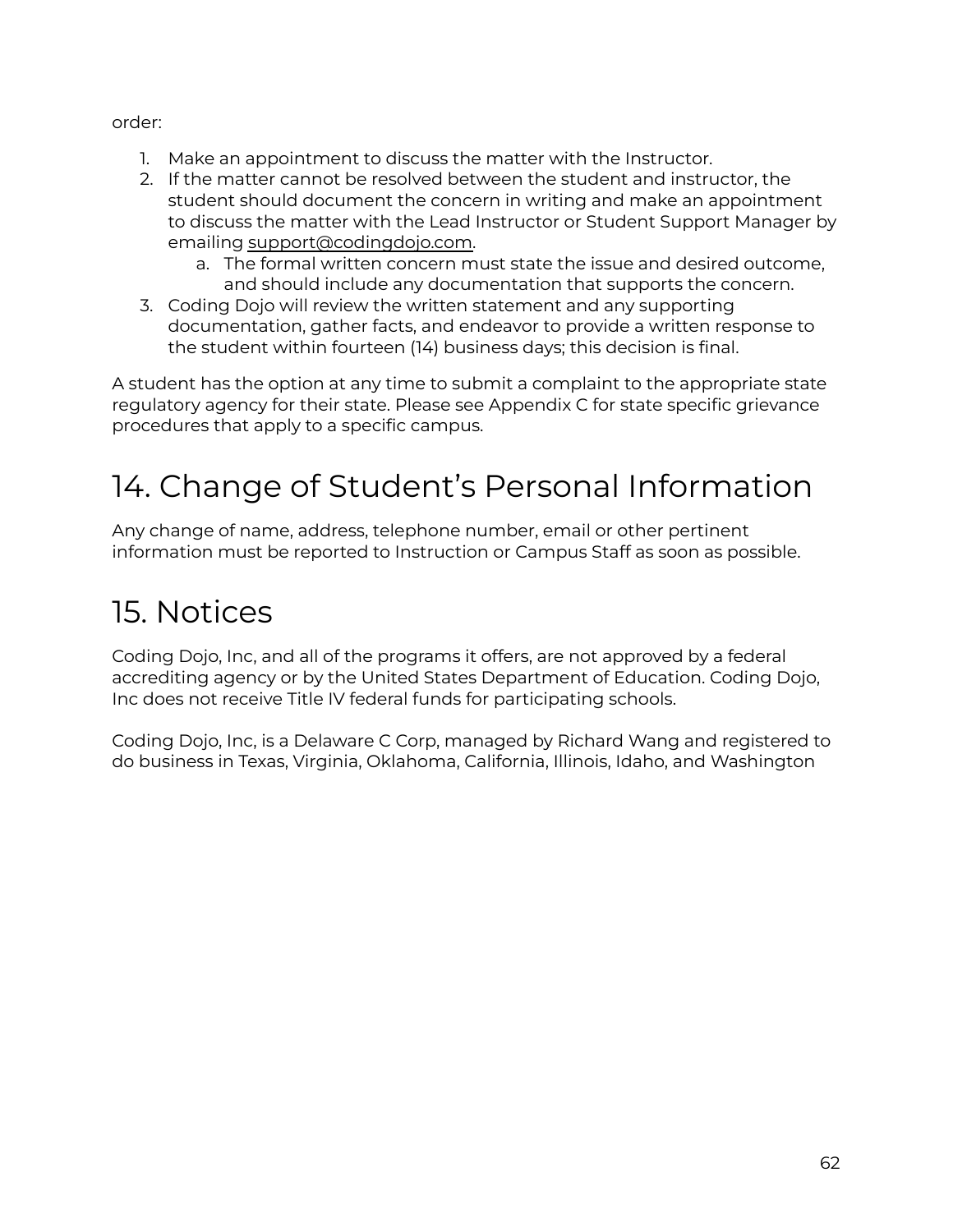order:

1. Make an appointment to discuss the matter with the Instructor.
2. If the matter cannot be resolved between the student and instructor, the student should document the concern in writing and make an appointment to discuss the matter with the Lead Instructor or Student Support Manager by emailing support@codingdojo.com.
   a. The formal written concern must state the issue and desired outcome, and should include any documentation that supports the concern.
3. Coding Dojo will review the written statement and any supporting documentation, gather facts, and endeavor to provide a written response to the student within fourteen (14) business days; this decision is final.

A student has the option at any time to submit a complaint to the appropriate state regulatory agency for their state. Please see Appendix C for state specific grievance procedures that apply to a specific campus.

# 14. Change of Student's Personal Information

Any change of name, address, telephone number, email or other pertinent information must be reported to Instruction or Campus Staff as soon as possible.

# 15. Notices

Coding Dojo, Inc, and all of the programs it offers, are not approved by a federal accrediting agency or by the United States Department of Education. Coding Dojo, Inc does not receive Title IV federal funds for participating schools.

Coding Dojo, Inc, is a Delaware C Corp, managed by Richard Wang and registered to do business in Texas, Virginia, Oklahoma, California, Illinois, Idaho, and Washington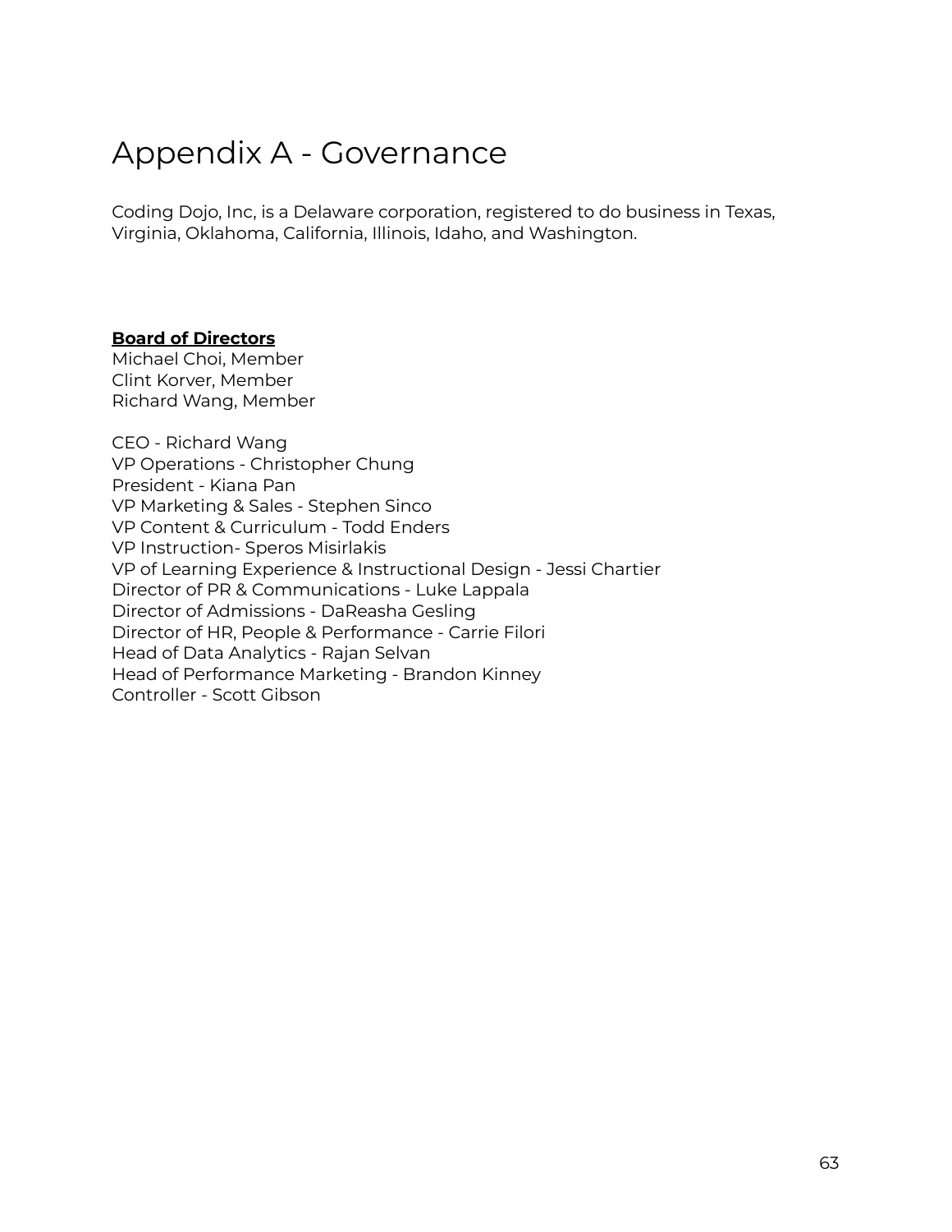# Appendix A - Governance

Coding Dojo, Inc, is a Delaware corporation, registered to do business in Texas, Virginia, Oklahoma, California, Illinois, Idaho, and Washington.

**Board of Directors**

Michael Choi, Member
Clint Korver, Member
Richard Wang, Member

CEO - Richard Wang
VP Operations - Christopher Chung
President - Kiana Pan
VP Marketing & Sales - Stephen Sinco
VP Content & Curriculum - Todd Enders
VP Instruction- Speros Misirlakis
VP of Learning Experience & Instructional Design - Jessi Chartier
Director of PR & Communications - Luke Lappala
Director of Admissions - DaReasha Gesling
Director of HR, People & Performance - Carrie Filori
Head of Data Analytics - Rajan Selvan
Head of Performance Marketing - Brandon Kinney
Controller - Scott Gibson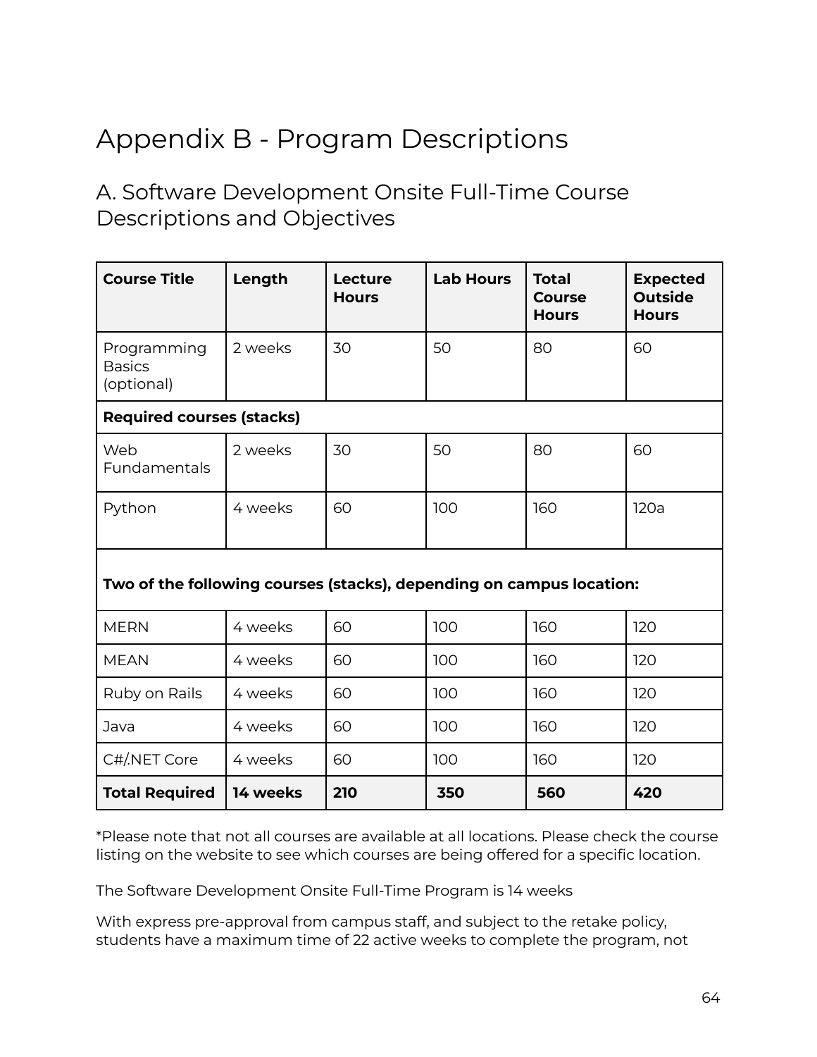# Appendix B - Program Descriptions

## A. Software Development Onsite Full-Time Course Descriptions and Objectives

| Course Title | Length | Lecture Hours | Lab Hours | Total Course Hours | Expected Outside Hours |
|---|---|---|---|---|---|
| Programming Basics (optional) | 2 weeks | 30 | 50 | 80 | 60 |
| **Required courses (stacks)** | | | | | |
| Web Fundamentals | 2 weeks | 30 | 50 | 80 | 60 |
| Python | 4 weeks | 60 | 100 | 160 | 120a |
| **Two of the following courses (stacks), depending on campus location:** | | | | | |
| MERN | 4 weeks | 60 | 100 | 160 | 120 |
| MEAN | 4 weeks | 60 | 100 | 160 | 120 |
| Ruby on Rails | 4 weeks | 60 | 100 | 160 | 120 |
| Java | 4 weeks | 60 | 100 | 160 | 120 |
| C#/.NET Core | 4 weeks | 60 | 100 | 160 | 120 |
| **Total Required** | **14 weeks** | **210** | **350** | **560** | **420** |

*Please note that not all courses are available at all locations. Please check the course listing on the website to see which courses are being offered for a specific location.

The Software Development Onsite Full-Time Program is 14 weeks

With express pre-approval from campus staff, and subject to the retake policy, students have a maximum time of 22 active weeks to complete the program, not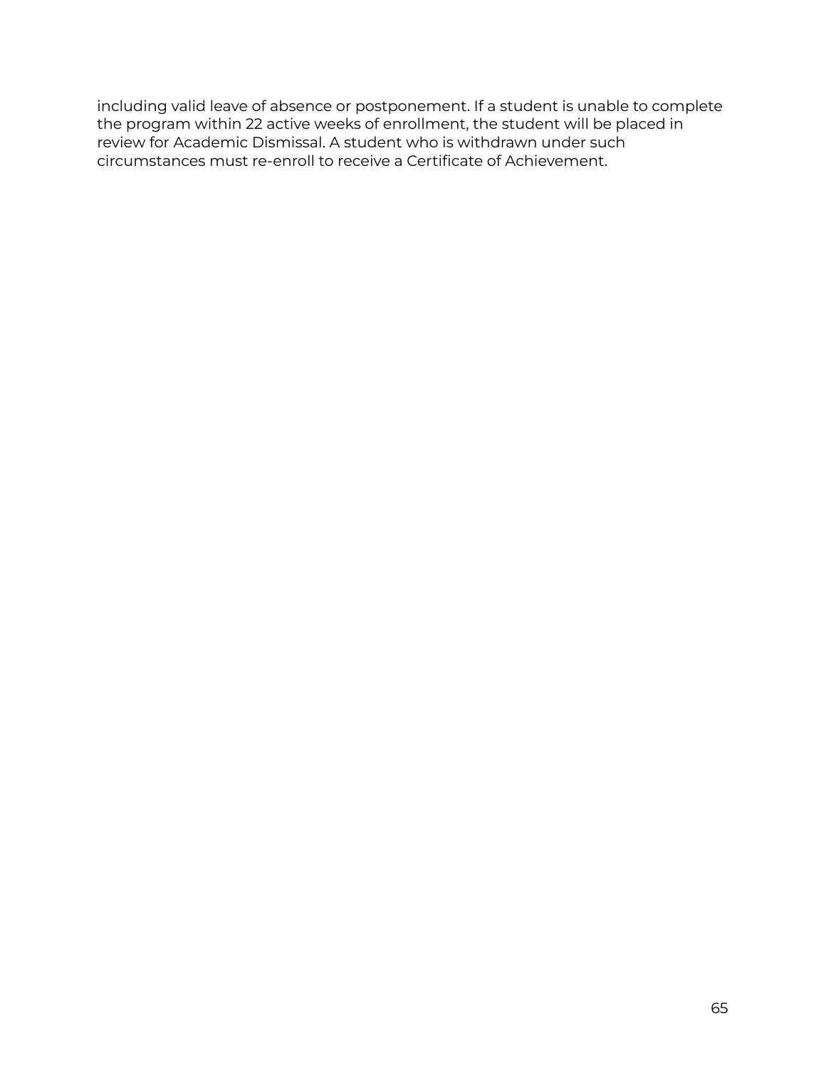including valid leave of absence or postponement. If a student is unable to complete the program within 22 active weeks of enrollment, the student will be placed in review for Academic Dismissal. A student who is withdrawn under such circumstances must re-enroll to receive a Certificate of Achievement.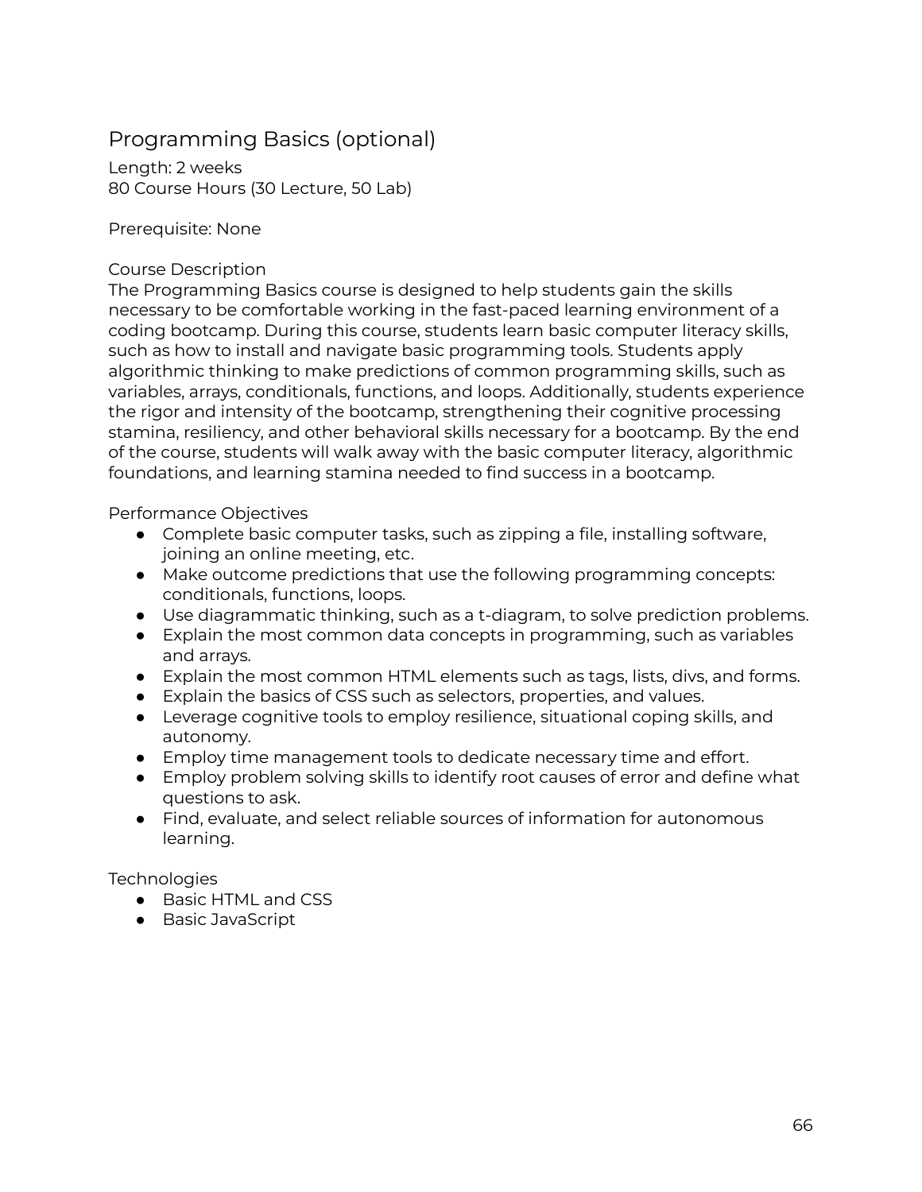## Programming Basics (optional)

Length: 2 weeks
80 Course Hours (30 Lecture, 50 Lab)

Prerequisite: None

Course Description
The Programming Basics course is designed to help students gain the skills necessary to be comfortable working in the fast-paced learning environment of a coding bootcamp. During this course, students learn basic computer literacy skills, such as how to install and navigate basic programming tools. Students apply algorithmic thinking to make predictions of common programming skills, such as variables, arrays, conditionals, functions, and loops. Additionally, students experience the rigor and intensity of the bootcamp, strengthening their cognitive processing stamina, resiliency, and other behavioral skills necessary for a bootcamp. By the end of the course, students will walk away with the basic computer literacy, algorithmic foundations, and learning stamina needed to find success in a bootcamp.

Performance Objectives

- Complete basic computer tasks, such as zipping a file, installing software, joining an online meeting, etc.
- Make outcome predictions that use the following programming concepts: conditionals, functions, loops.
- Use diagrammatic thinking, such as a t-diagram, to solve prediction problems.
- Explain the most common data concepts in programming, such as variables and arrays.
- Explain the most common HTML elements such as tags, lists, divs, and forms.
- Explain the basics of CSS such as selectors, properties, and values.
- Leverage cognitive tools to employ resilience, situational coping skills, and autonomy.
- Employ time management tools to dedicate necessary time and effort.
- Employ problem solving skills to identify root causes of error and define what questions to ask.
- Find, evaluate, and select reliable sources of information for autonomous learning.

Technologies

- Basic HTML and CSS
- Basic JavaScript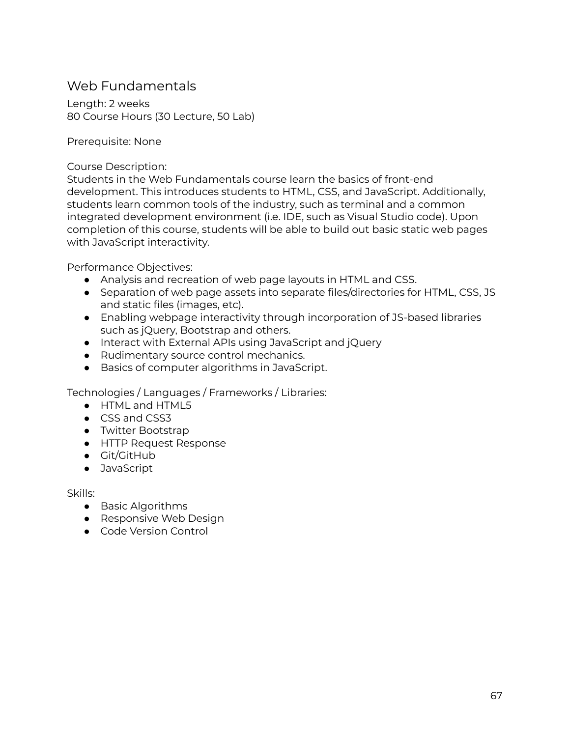## Web Fundamentals

Length: 2 weeks
80 Course Hours (30 Lecture, 50 Lab)

Prerequisite: None

Course Description:
Students in the Web Fundamentals course learn the basics of front-end development. This introduces students to HTML, CSS, and JavaScript. Additionally, students learn common tools of the industry, such as terminal and a common integrated development environment (i.e. IDE, such as Visual Studio code). Upon completion of this course, students will be able to build out basic static web pages with JavaScript interactivity.

Performance Objectives:

- Analysis and recreation of web page layouts in HTML and CSS.
- Separation of web page assets into separate files/directories for HTML, CSS, JS and static files (images, etc).
- Enabling webpage interactivity through incorporation of JS-based libraries such as jQuery, Bootstrap and others.
- Interact with External APIs using JavaScript and jQuery
- Rudimentary source control mechanics.
- Basics of computer algorithms in JavaScript.

Technologies / Languages / Frameworks / Libraries:

- HTML and HTML5
- CSS and CSS3
- Twitter Bootstrap
- HTTP Request Response
- Git/GitHub
- JavaScript

Skills:

- Basic Algorithms
- Responsive Web Design
- Code Version Control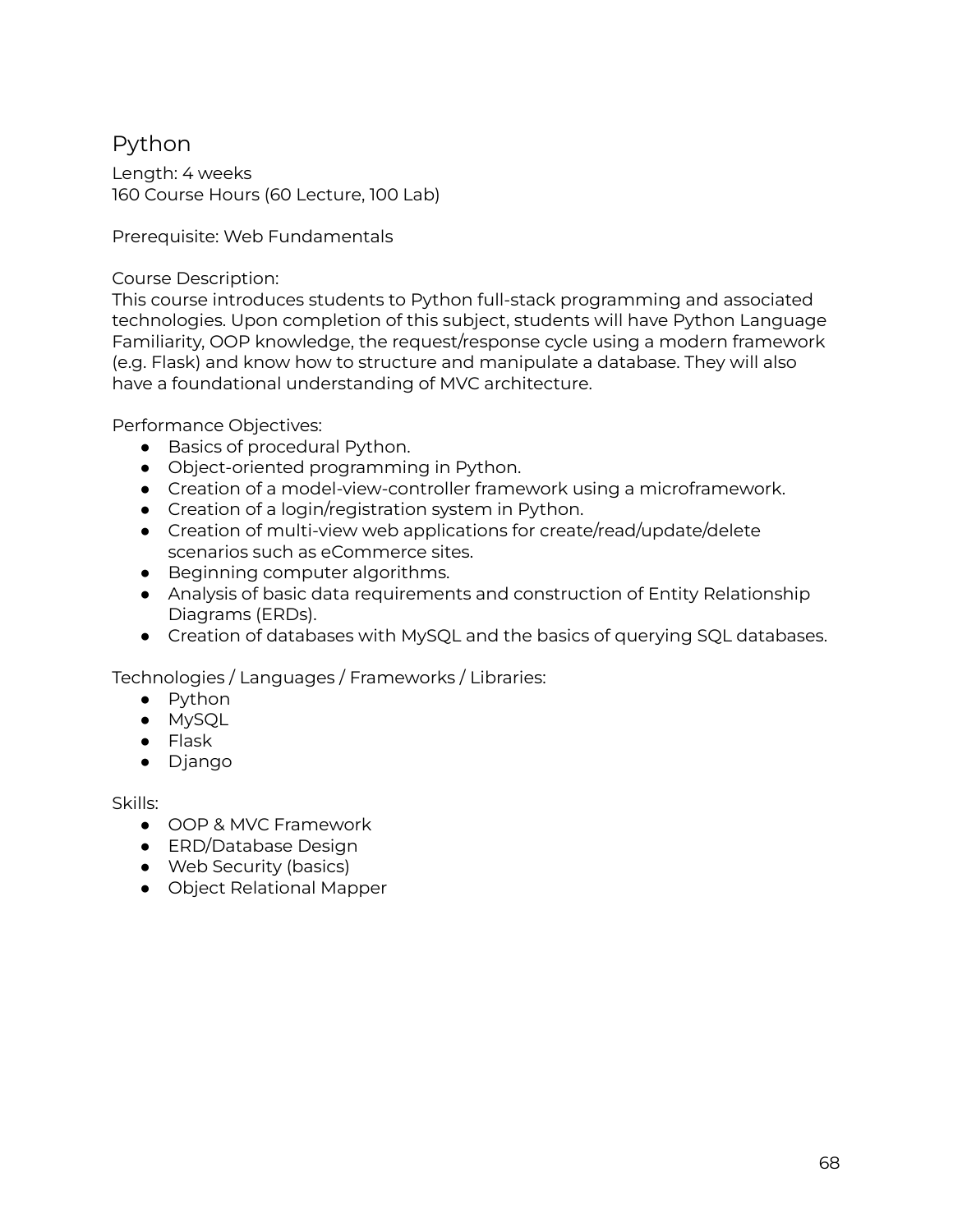## Python

Length: 4 weeks
160 Course Hours (60 Lecture, 100 Lab)

Prerequisite: Web Fundamentals

Course Description:
This course introduces students to Python full-stack programming and associated technologies. Upon completion of this subject, students will have Python Language Familiarity, OOP knowledge, the request/response cycle using a modern framework (e.g. Flask) and know how to structure and manipulate a database. They will also have a foundational understanding of MVC architecture.

Performance Objectives:

- Basics of procedural Python.
- Object-oriented programming in Python.
- Creation of a model-view-controller framework using a microframework.
- Creation of a login/registration system in Python.
- Creation of multi-view web applications for create/read/update/delete scenarios such as eCommerce sites.
- Beginning computer algorithms.
- Analysis of basic data requirements and construction of Entity Relationship Diagrams (ERDs).
- Creation of databases with MySQL and the basics of querying SQL databases.

Technologies / Languages / Frameworks / Libraries:

- Python
- MySQL
- Flask
- Django

Skills:

- OOP & MVC Framework
- ERD/Database Design
- Web Security (basics)
- Object Relational Mapper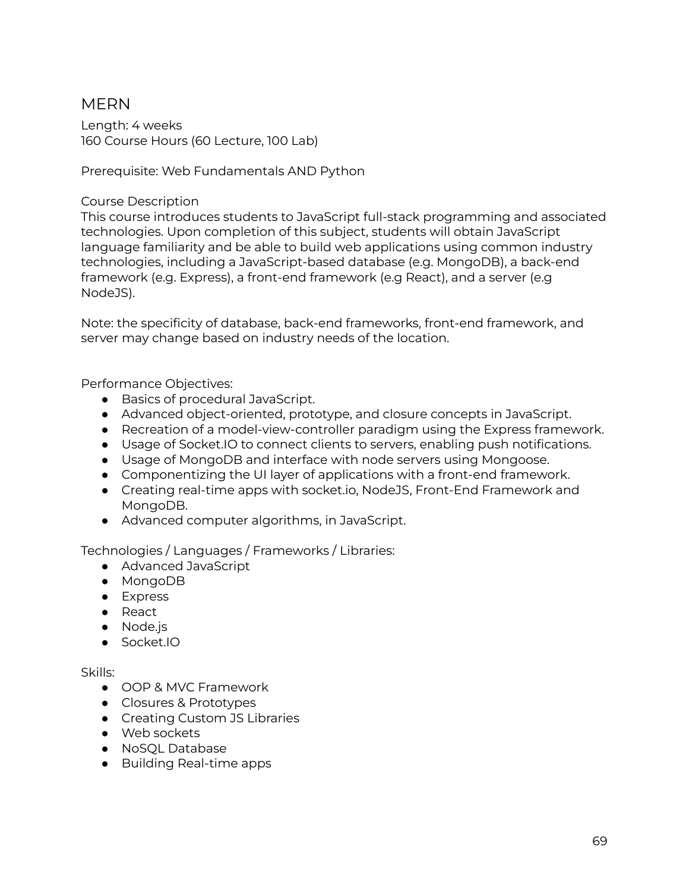## MERN

Length: 4 weeks
160 Course Hours (60 Lecture, 100 Lab)

Prerequisite: Web Fundamentals AND Python

Course Description
This course introduces students to JavaScript full-stack programming and associated technologies. Upon completion of this subject, students will obtain JavaScript language familiarity and be able to build web applications using common industry technologies, including a JavaScript-based database (e.g. MongoDB), a back-end framework (e.g. Express), a front-end framework (e.g React), and a server (e.g NodeJS).

Note: the specificity of database, back-end frameworks, front-end framework, and server may change based on industry needs of the location.

Performance Objectives:

- Basics of procedural JavaScript.
- Advanced object-oriented, prototype, and closure concepts in JavaScript.
- Recreation of a model-view-controller paradigm using the Express framework.
- Usage of Socket.IO to connect clients to servers, enabling push notifications.
- Usage of MongoDB and interface with node servers using Mongoose.
- Componentizing the UI layer of applications with a front-end framework.
- Creating real-time apps with socket.io, NodeJS, Front-End Framework and MongoDB.
- Advanced computer algorithms, in JavaScript.

Technologies / Languages / Frameworks / Libraries:

- Advanced JavaScript
- MongoDB
- Express
- React
- Node.js
- Socket.IO

Skills:

- OOP & MVC Framework
- Closures & Prototypes
- Creating Custom JS Libraries
- Web sockets
- NoSQL Database
- Building Real-time apps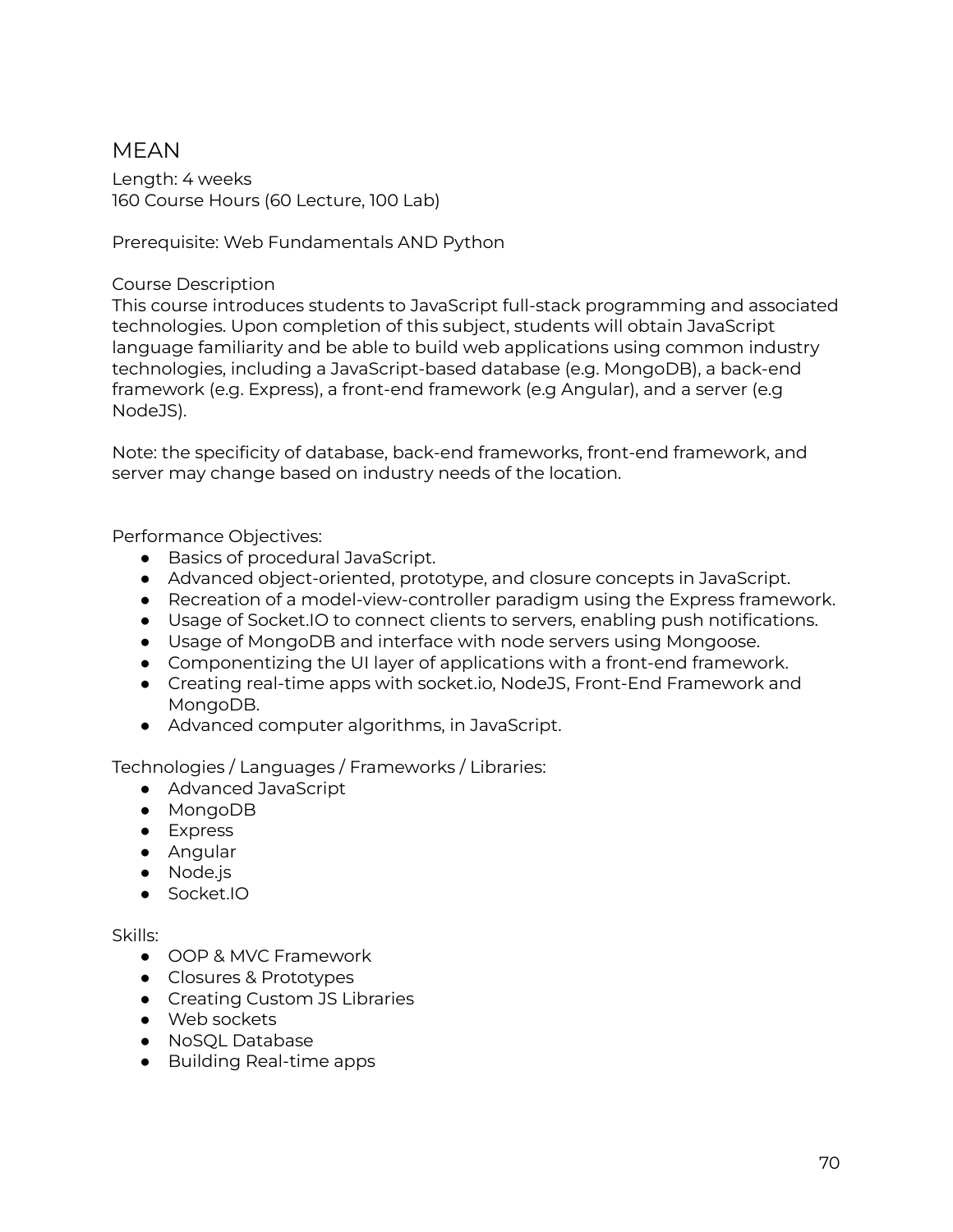# MEAN

Length: 4 weeks
160 Course Hours (60 Lecture, 100 Lab)

Prerequisite: Web Fundamentals AND Python

Course Description
This course introduces students to JavaScript full-stack programming and associated technologies. Upon completion of this subject, students will obtain JavaScript language familiarity and be able to build web applications using common industry technologies, including a JavaScript-based database (e.g. MongoDB), a back-end framework (e.g. Express), a front-end framework (e.g Angular), and a server (e.g NodeJS).

Note: the specificity of database, back-end frameworks, front-end framework, and server may change based on industry needs of the location.

Performance Objectives:

- Basics of procedural JavaScript.
- Advanced object-oriented, prototype, and closure concepts in JavaScript.
- Recreation of a model-view-controller paradigm using the Express framework.
- Usage of Socket.IO to connect clients to servers, enabling push notifications.
- Usage of MongoDB and interface with node servers using Mongoose.
- Componentizing the UI layer of applications with a front-end framework.
- Creating real-time apps with socket.io, NodeJS, Front-End Framework and MongoDB.
- Advanced computer algorithms, in JavaScript.

Technologies / Languages / Frameworks / Libraries:

- Advanced JavaScript
- MongoDB
- Express
- Angular
- Node.js
- Socket.IO

Skills:

- OOP & MVC Framework
- Closures & Prototypes
- Creating Custom JS Libraries
- Web sockets
- NoSQL Database
- Building Real-time apps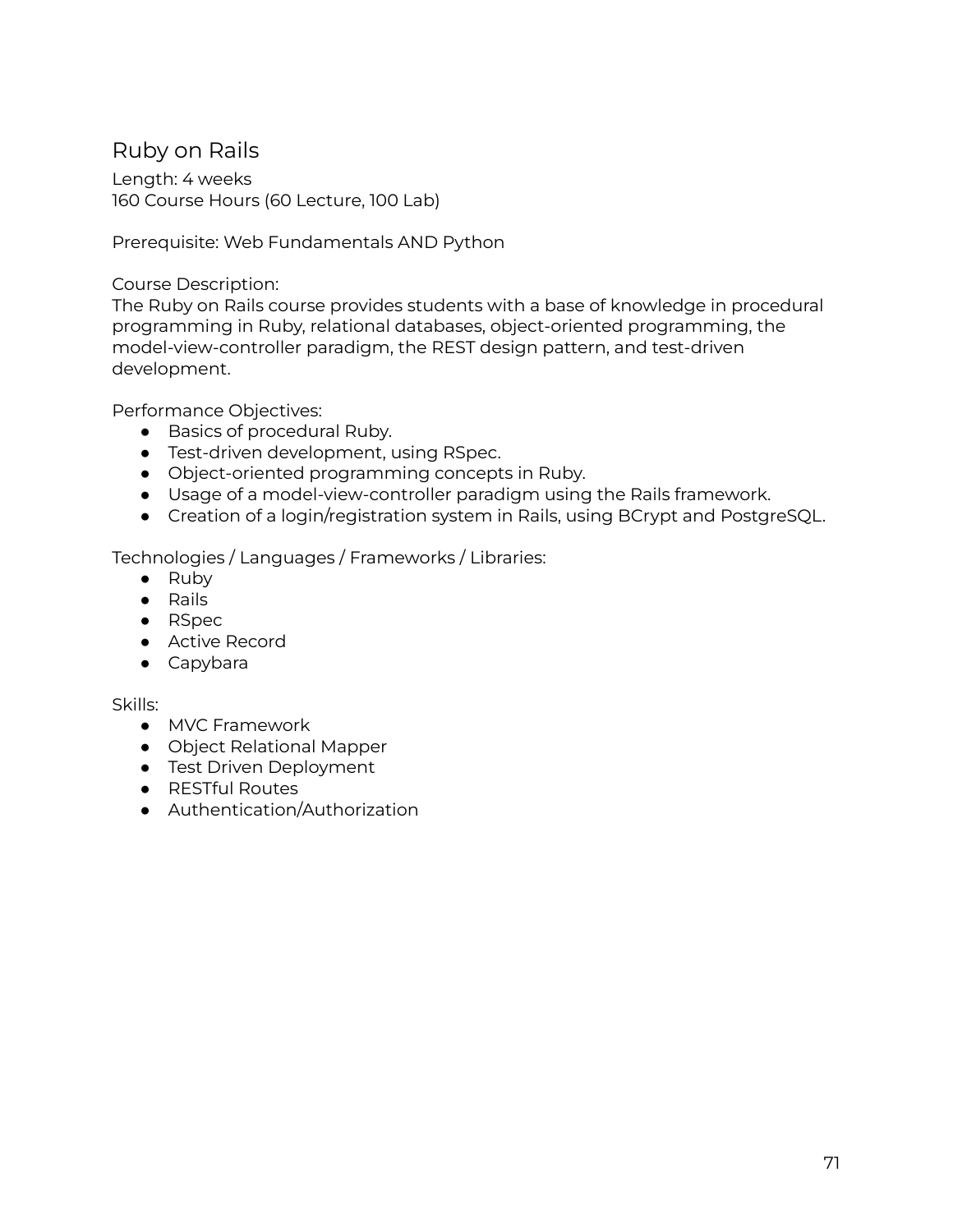## Ruby on Rails

Length: 4 weeks
160 Course Hours (60 Lecture, 100 Lab)

Prerequisite: Web Fundamentals AND Python

Course Description:
The Ruby on Rails course provides students with a base of knowledge in procedural programming in Ruby, relational databases, object-oriented programming, the model-view-controller paradigm, the REST design pattern, and test-driven development.

Performance Objectives:

- Basics of procedural Ruby.
- Test-driven development, using RSpec.
- Object-oriented programming concepts in Ruby.
- Usage of a model-view-controller paradigm using the Rails framework.
- Creation of a login/registration system in Rails, using BCrypt and PostgreSQL.

Technologies / Languages / Frameworks / Libraries:

- Ruby
- Rails
- RSpec
- Active Record
- Capybara

Skills:

- MVC Framework
- Object Relational Mapper
- Test Driven Deployment
- RESTful Routes
- Authentication/Authorization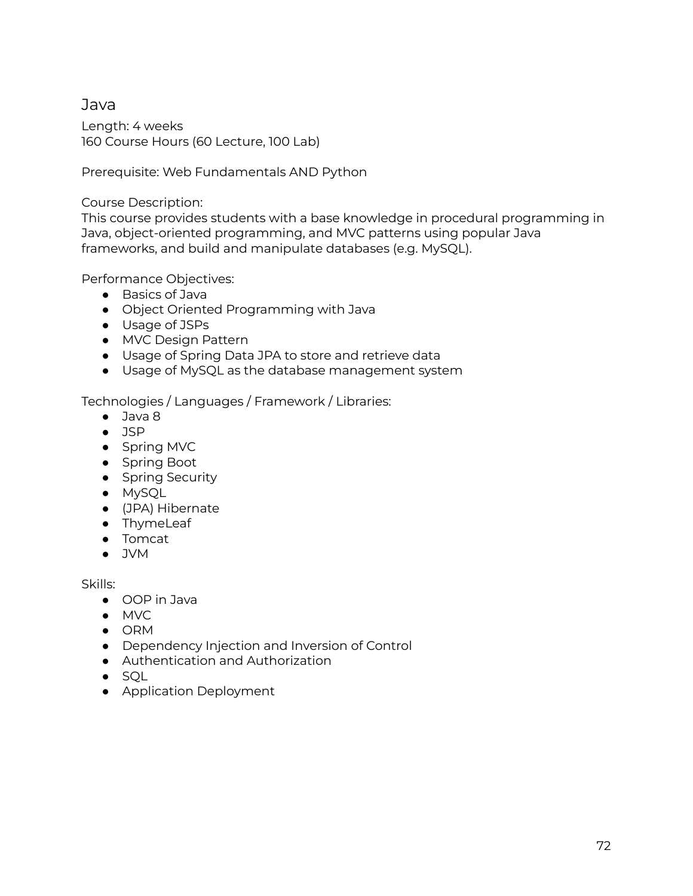## Java

Length: 4 weeks
160 Course Hours (60 Lecture, 100 Lab)

Prerequisite: Web Fundamentals AND Python

Course Description:
This course provides students with a base knowledge in procedural programming in Java, object-oriented programming, and MVC patterns using popular Java frameworks, and build and manipulate databases (e.g. MySQL).

Performance Objectives:

- Basics of Java
- Object Oriented Programming with Java
- Usage of JSPs
- MVC Design Pattern
- Usage of Spring Data JPA to store and retrieve data
- Usage of MySQL as the database management system

Technologies / Languages / Framework / Libraries:

- Java 8
- JSP
- Spring MVC
- Spring Boot
- Spring Security
- MySQL
- (JPA) Hibernate
- ThymeLeaf
- Tomcat
- JVM

Skills:

- OOP in Java
- MVC
- ORM
- Dependency Injection and Inversion of Control
- Authentication and Authorization
- SQL
- Application Deployment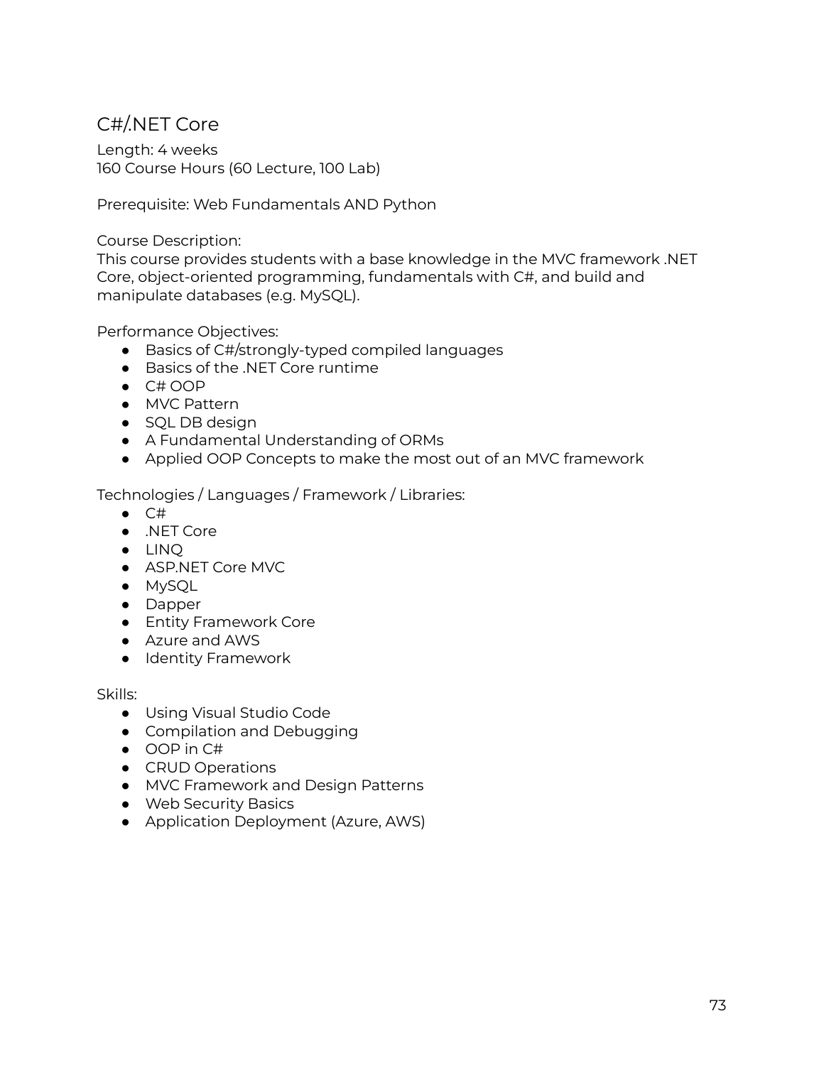## C#/.NET Core

Length: 4 weeks
160 Course Hours (60 Lecture, 100 Lab)

Prerequisite: Web Fundamentals AND Python

Course Description:
This course provides students with a base knowledge in the MVC framework .NET Core, object-oriented programming, fundamentals with C#, and build and manipulate databases (e.g. MySQL).

Performance Objectives:

- Basics of C#/strongly-typed compiled languages
- Basics of the .NET Core runtime
- C# OOP
- MVC Pattern
- SQL DB design
- A Fundamental Understanding of ORMs
- Applied OOP Concepts to make the most out of an MVC framework

Technologies / Languages / Framework / Libraries:

- C#
- .NET Core
- LINQ
- ASP.NET Core MVC
- MySQL
- Dapper
- Entity Framework Core
- Azure and AWS
- Identity Framework

Skills:

- Using Visual Studio Code
- Compilation and Debugging
- OOP in C#
- CRUD Operations
- MVC Framework and Design Patterns
- Web Security Basics
- Application Deployment (Azure, AWS)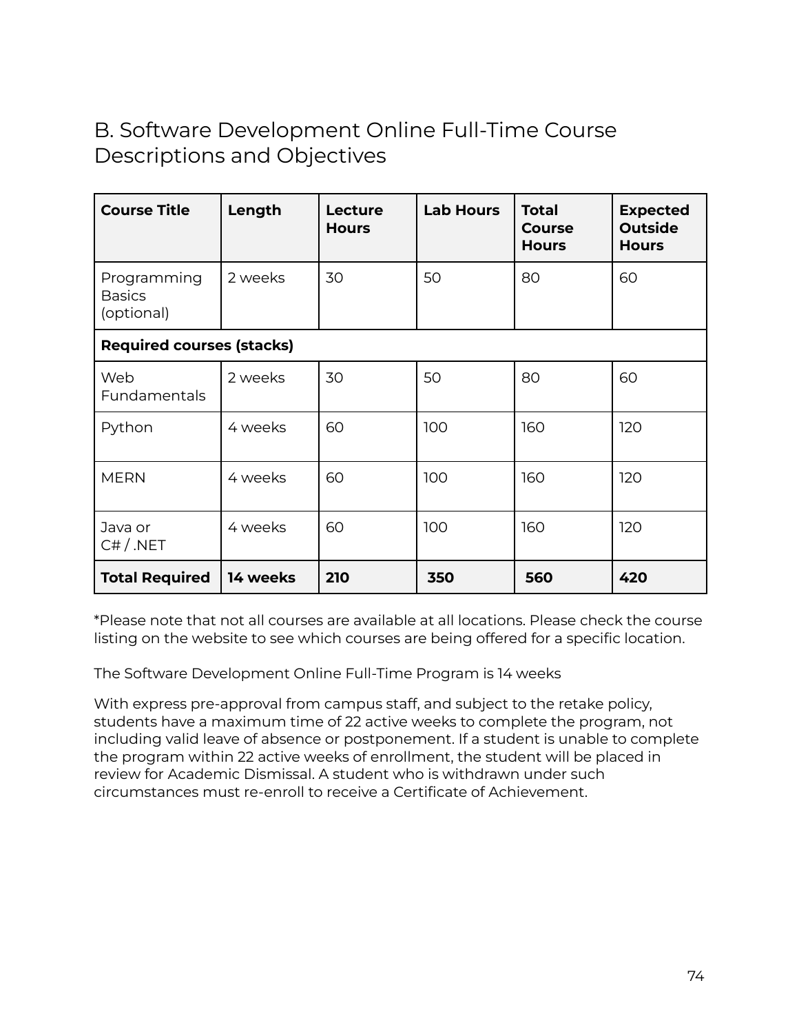## B. Software Development Online Full-Time Course Descriptions and Objectives

| Course Title | Length | Lecture Hours | Lab Hours | Total Course Hours | Expected Outside Hours |
|---|---|---|---|---|---|
| Programming Basics (optional) | 2 weeks | 30 | 50 | 80 | 60 |
| **Required courses (stacks)** | | | | | |
| Web Fundamentals | 2 weeks | 30 | 50 | 80 | 60 |
| Python | 4 weeks | 60 | 100 | 160 | 120 |
| MERN | 4 weeks | 60 | 100 | 160 | 120 |
| Java or C# / .NET | 4 weeks | 60 | 100 | 160 | 120 |
| **Total Required** | **14 weeks** | **210** | **350** | **560** | **420** |

*Please note that not all courses are available at all locations. Please check the course listing on the website to see which courses are being offered for a specific location.

The Software Development Online Full-Time Program is 14 weeks

With express pre-approval from campus staff, and subject to the retake policy, students have a maximum time of 22 active weeks to complete the program, not including valid leave of absence or postponement. If a student is unable to complete the program within 22 active weeks of enrollment, the student will be placed in review for Academic Dismissal. A student who is withdrawn under such circumstances must re-enroll to receive a Certificate of Achievement.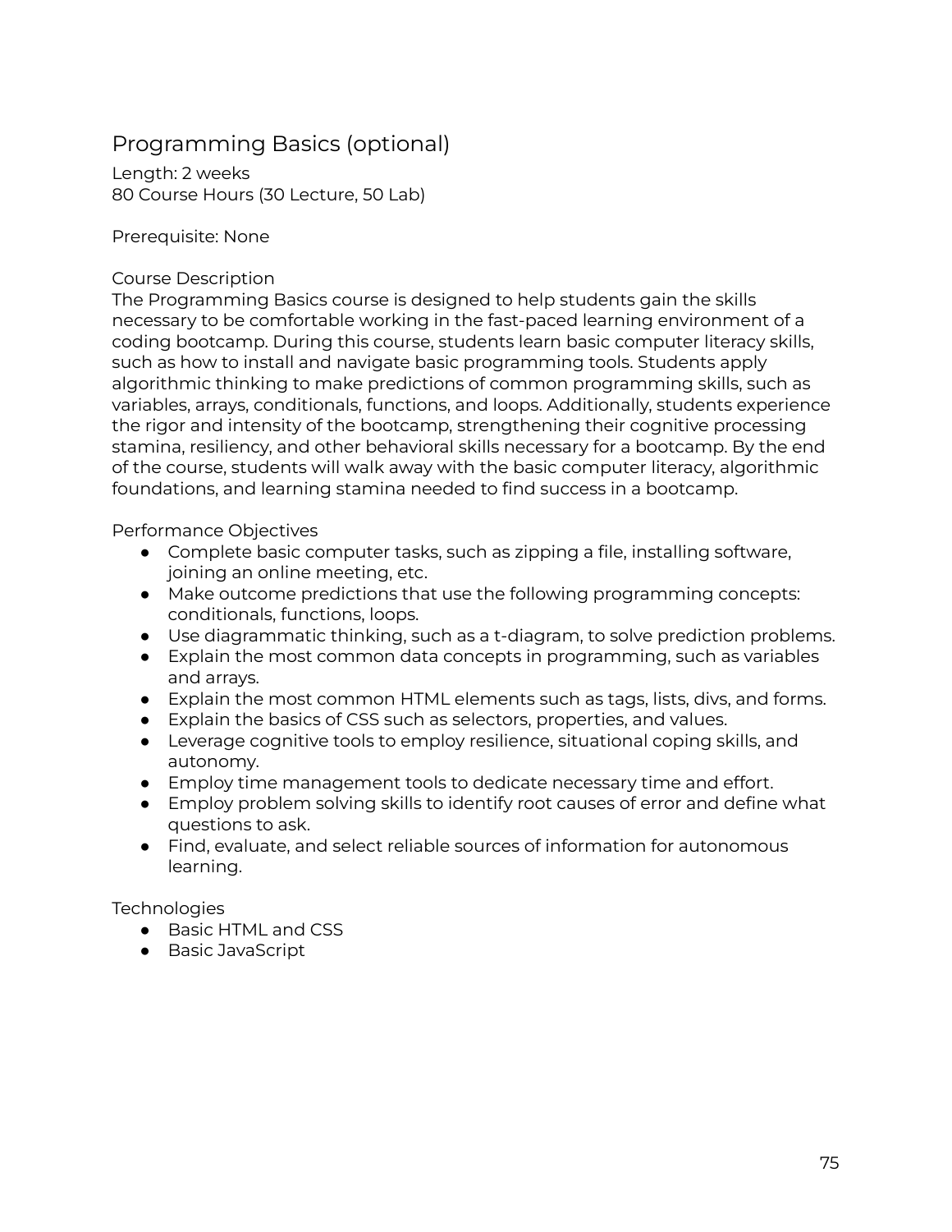## Programming Basics (optional)

Length: 2 weeks
80 Course Hours (30 Lecture, 50 Lab)

Prerequisite: None

Course Description
The Programming Basics course is designed to help students gain the skills necessary to be comfortable working in the fast-paced learning environment of a coding bootcamp. During this course, students learn basic computer literacy skills, such as how to install and navigate basic programming tools. Students apply algorithmic thinking to make predictions of common programming skills, such as variables, arrays, conditionals, functions, and loops. Additionally, students experience the rigor and intensity of the bootcamp, strengthening their cognitive processing stamina, resiliency, and other behavioral skills necessary for a bootcamp. By the end of the course, students will walk away with the basic computer literacy, algorithmic foundations, and learning stamina needed to find success in a bootcamp.

Performance Objectives

- Complete basic computer tasks, such as zipping a file, installing software, joining an online meeting, etc.
- Make outcome predictions that use the following programming concepts: conditionals, functions, loops.
- Use diagrammatic thinking, such as a t-diagram, to solve prediction problems.
- Explain the most common data concepts in programming, such as variables and arrays.
- Explain the most common HTML elements such as tags, lists, divs, and forms.
- Explain the basics of CSS such as selectors, properties, and values.
- Leverage cognitive tools to employ resilience, situational coping skills, and autonomy.
- Employ time management tools to dedicate necessary time and effort.
- Employ problem solving skills to identify root causes of error and define what questions to ask.
- Find, evaluate, and select reliable sources of information for autonomous learning.

Technologies

- Basic HTML and CSS
- Basic JavaScript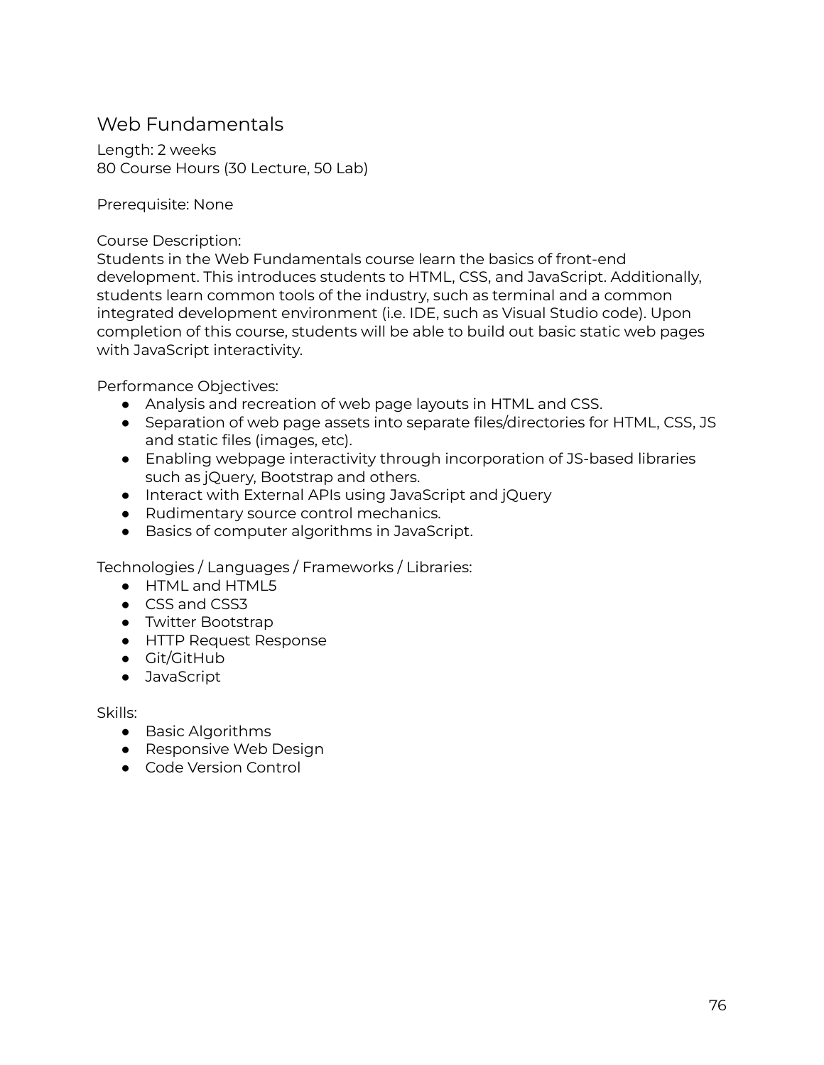## Web Fundamentals

Length: 2 weeks
80 Course Hours (30 Lecture, 50 Lab)

Prerequisite: None

Course Description:
Students in the Web Fundamentals course learn the basics of front-end development. This introduces students to HTML, CSS, and JavaScript. Additionally, students learn common tools of the industry, such as terminal and a common integrated development environment (i.e. IDE, such as Visual Studio code). Upon completion of this course, students will be able to build out basic static web pages with JavaScript interactivity.

Performance Objectives:

- Analysis and recreation of web page layouts in HTML and CSS.
- Separation of web page assets into separate files/directories for HTML, CSS, JS and static files (images, etc).
- Enabling webpage interactivity through incorporation of JS-based libraries such as jQuery, Bootstrap and others.
- Interact with External APIs using JavaScript and jQuery
- Rudimentary source control mechanics.
- Basics of computer algorithms in JavaScript.

Technologies / Languages / Frameworks / Libraries:

- HTML and HTML5
- CSS and CSS3
- Twitter Bootstrap
- HTTP Request Response
- Git/GitHub
- JavaScript

Skills:

- Basic Algorithms
- Responsive Web Design
- Code Version Control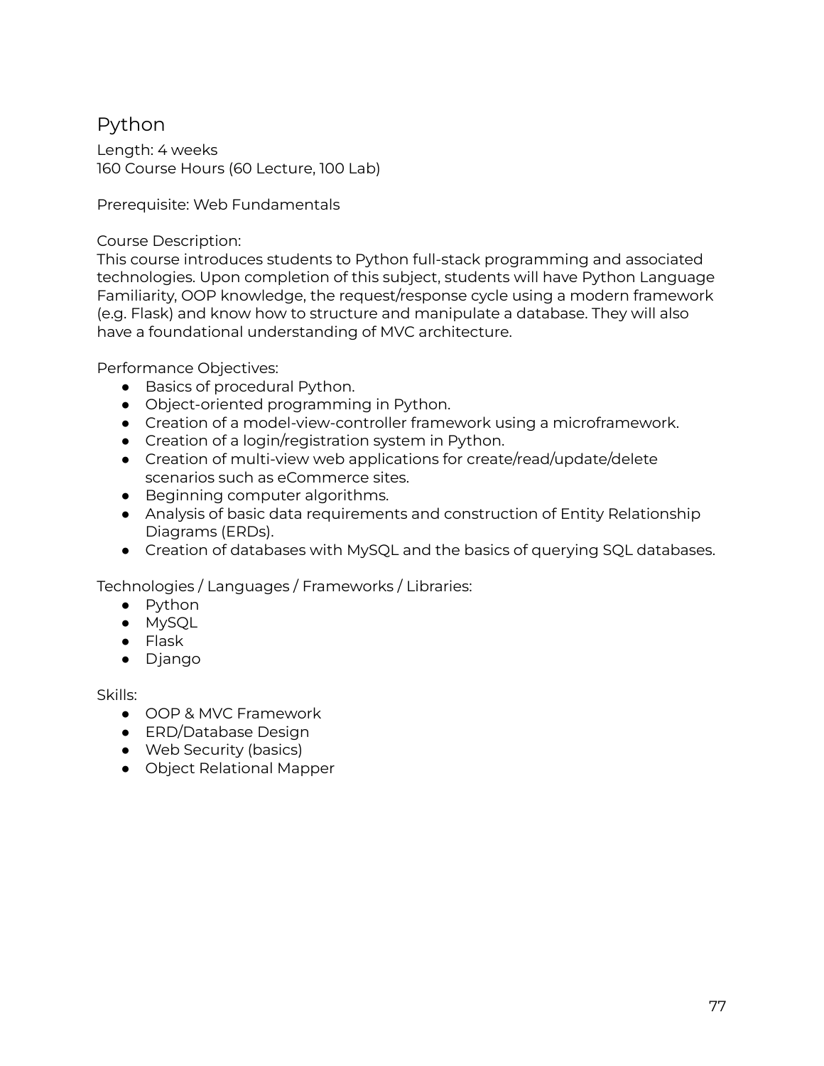## Python

Length: 4 weeks
160 Course Hours (60 Lecture, 100 Lab)

Prerequisite: Web Fundamentals

Course Description:
This course introduces students to Python full-stack programming and associated technologies. Upon completion of this subject, students will have Python Language Familiarity, OOP knowledge, the request/response cycle using a modern framework (e.g. Flask) and know how to structure and manipulate a database. They will also have a foundational understanding of MVC architecture.

Performance Objectives:

- Basics of procedural Python.
- Object-oriented programming in Python.
- Creation of a model-view-controller framework using a microframework.
- Creation of a login/registration system in Python.
- Creation of multi-view web applications for create/read/update/delete scenarios such as eCommerce sites.
- Beginning computer algorithms.
- Analysis of basic data requirements and construction of Entity Relationship Diagrams (ERDs).
- Creation of databases with MySQL and the basics of querying SQL databases.

Technologies / Languages / Frameworks / Libraries:

- Python
- MySQL
- Flask
- Django

Skills:

- OOP & MVC Framework
- ERD/Database Design
- Web Security (basics)
- Object Relational Mapper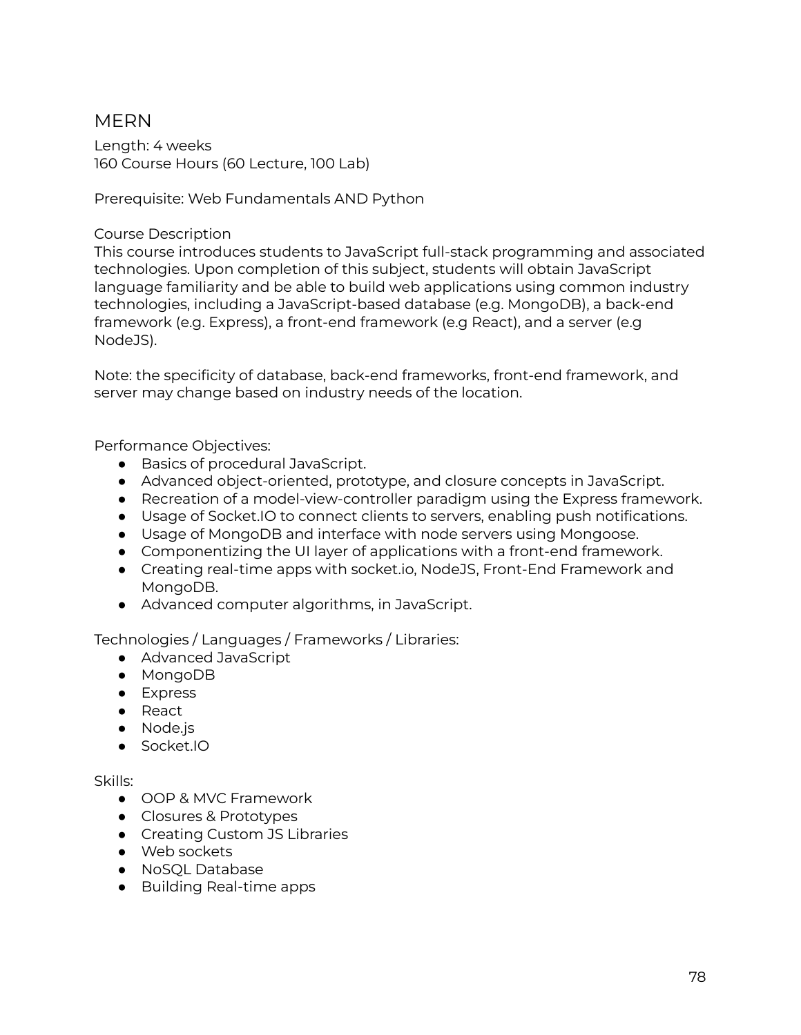## MERN

Length: 4 weeks
160 Course Hours (60 Lecture, 100 Lab)

Prerequisite: Web Fundamentals AND Python

Course Description
This course introduces students to JavaScript full-stack programming and associated technologies. Upon completion of this subject, students will obtain JavaScript language familiarity and be able to build web applications using common industry technologies, including a JavaScript-based database (e.g. MongoDB), a back-end framework (e.g. Express), a front-end framework (e.g React), and a server (e.g NodeJS).

Note: the specificity of database, back-end frameworks, front-end framework, and server may change based on industry needs of the location.

Performance Objectives:

- Basics of procedural JavaScript.
- Advanced object-oriented, prototype, and closure concepts in JavaScript.
- Recreation of a model-view-controller paradigm using the Express framework.
- Usage of Socket.IO to connect clients to servers, enabling push notifications.
- Usage of MongoDB and interface with node servers using Mongoose.
- Componentizing the UI layer of applications with a front-end framework.
- Creating real-time apps with socket.io, NodeJS, Front-End Framework and MongoDB.
- Advanced computer algorithms, in JavaScript.

Technologies / Languages / Frameworks / Libraries:

- Advanced JavaScript
- MongoDB
- Express
- React
- Node.js
- Socket.IO

Skills:

- OOP & MVC Framework
- Closures & Prototypes
- Creating Custom JS Libraries
- Web sockets
- NoSQL Database
- Building Real-time apps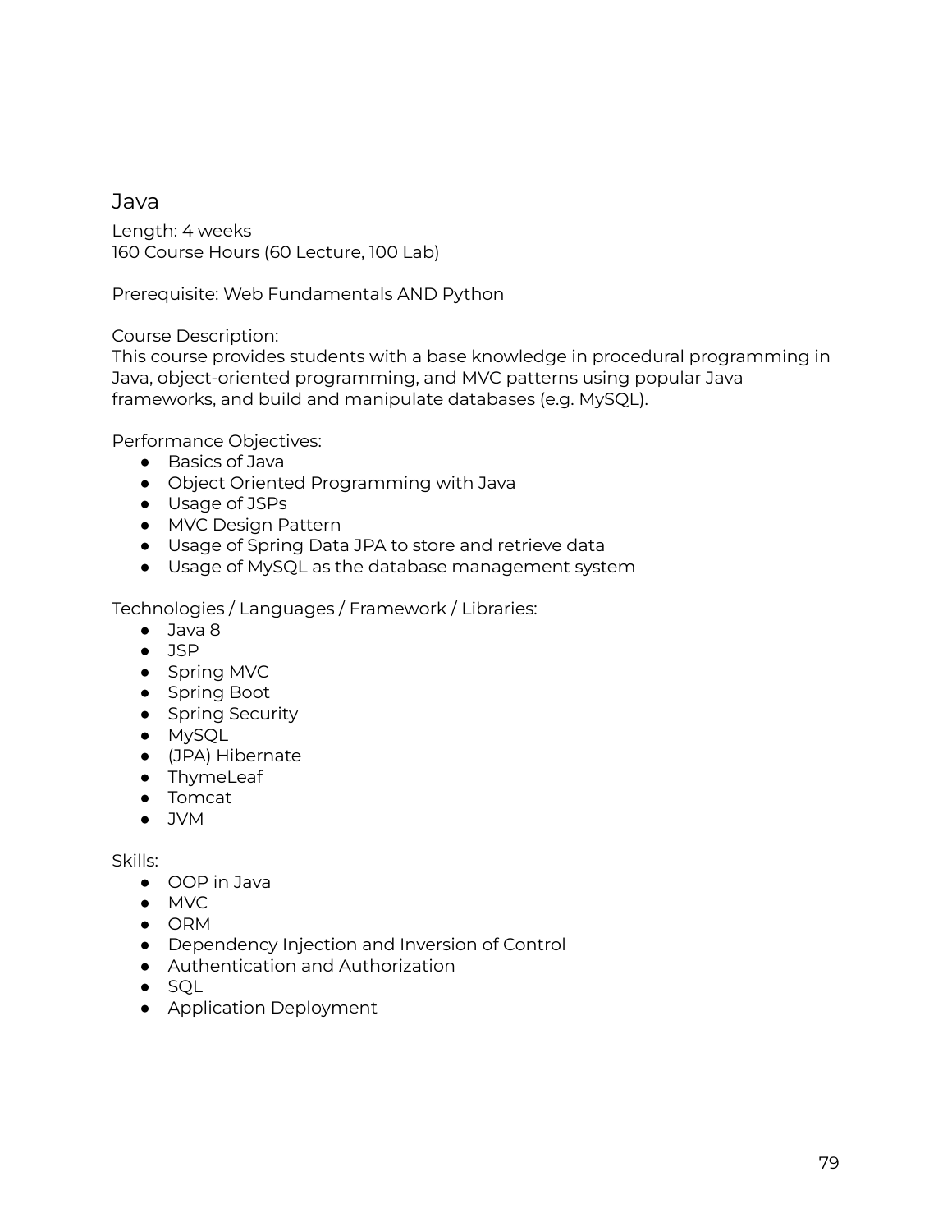## Java

Length: 4 weeks
160 Course Hours (60 Lecture, 100 Lab)

Prerequisite: Web Fundamentals AND Python

Course Description:
This course provides students with a base knowledge in procedural programming in Java, object-oriented programming, and MVC patterns using popular Java frameworks, and build and manipulate databases (e.g. MySQL).

Performance Objectives:

- Basics of Java
- Object Oriented Programming with Java
- Usage of JSPs
- MVC Design Pattern
- Usage of Spring Data JPA to store and retrieve data
- Usage of MySQL as the database management system

Technologies / Languages / Framework / Libraries:

- Java 8
- JSP
- Spring MVC
- Spring Boot
- Spring Security
- MySQL
- (JPA) Hibernate
- ThymeLeaf
- Tomcat
- JVM

Skills:

- OOP in Java
- MVC
- ORM
- Dependency Injection and Inversion of Control
- Authentication and Authorization
- SQL
- Application Deployment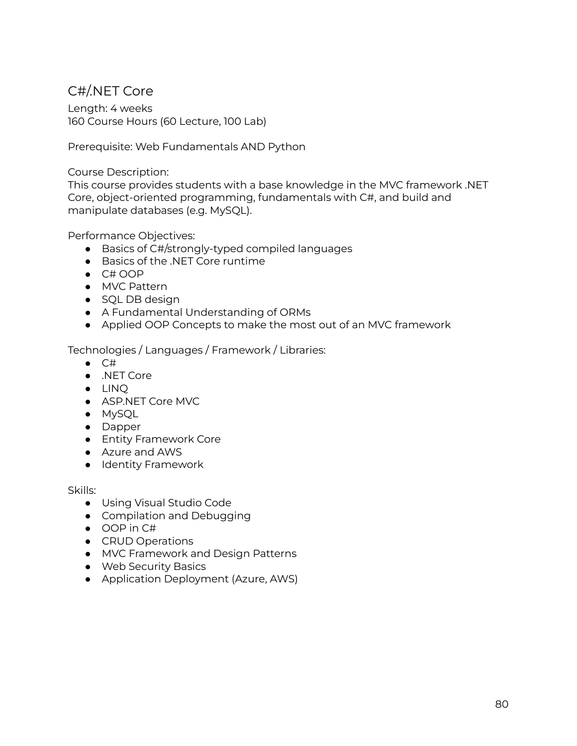## C#/.NET Core

Length: 4 weeks
160 Course Hours (60 Lecture, 100 Lab)

Prerequisite: Web Fundamentals AND Python

Course Description:
This course provides students with a base knowledge in the MVC framework .NET Core, object-oriented programming, fundamentals with C#, and build and manipulate databases (e.g. MySQL).

Performance Objectives:

- Basics of C#/strongly-typed compiled languages
- Basics of the .NET Core runtime
- C# OOP
- MVC Pattern
- SQL DB design
- A Fundamental Understanding of ORMs
- Applied OOP Concepts to make the most out of an MVC framework

Technologies / Languages / Framework / Libraries:

- C#
- .NET Core
- LINQ
- ASP.NET Core MVC
- MySQL
- Dapper
- Entity Framework Core
- Azure and AWS
- Identity Framework

Skills:

- Using Visual Studio Code
- Compilation and Debugging
- OOP in C#
- CRUD Operations
- MVC Framework and Design Patterns
- Web Security Basics
- Application Deployment (Azure, AWS)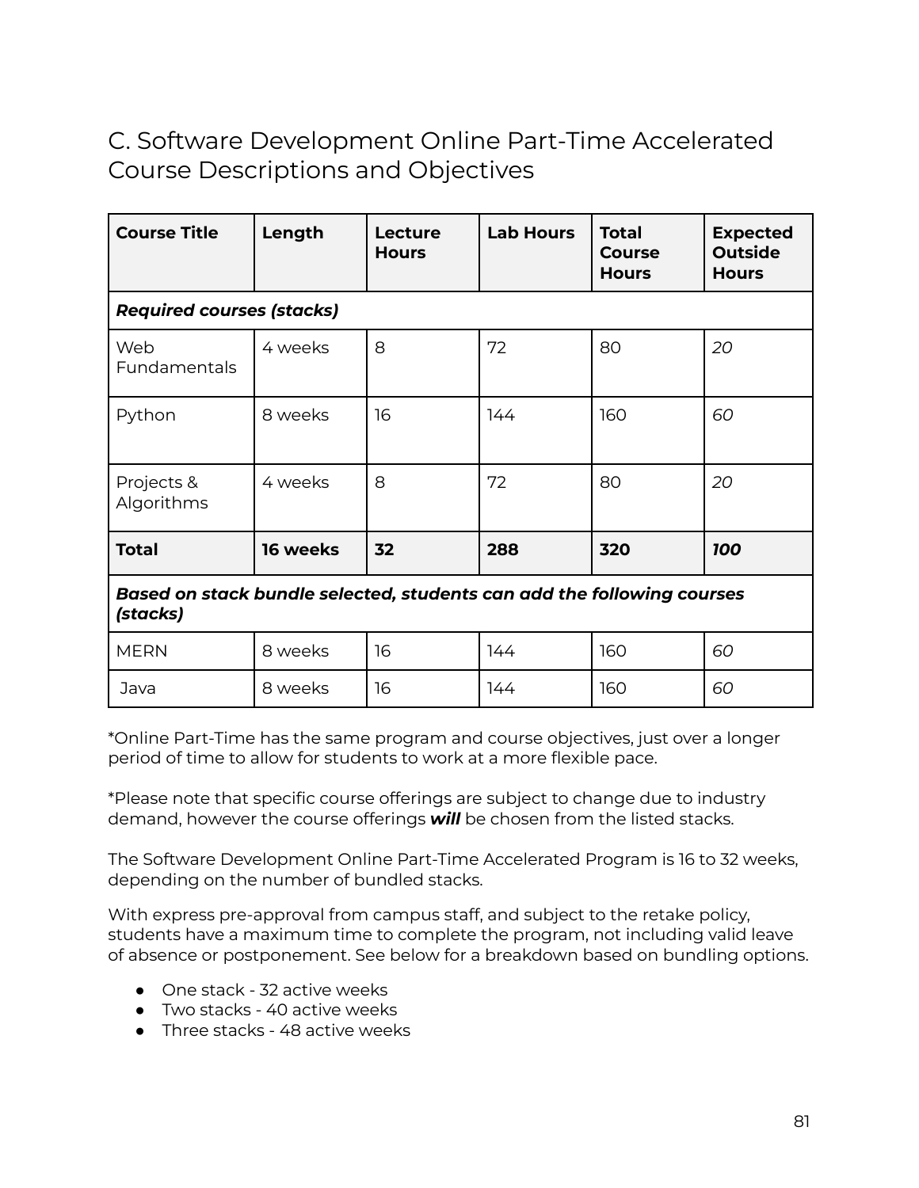## C. Software Development Online Part-Time Accelerated Course Descriptions and Objectives

| Course Title | Length | Lecture Hours | Lab Hours | Total Course Hours | Expected Outside Hours |
|---|---|---|---|---|---|
| ***Required courses (stacks)*** | | | | | |
| Web Fundamentals | 4 weeks | 8 | 72 | 80 | *20* |
| Python | 8 weeks | 16 | 144 | 160 | *60* |
| Projects & Algorithms | 4 weeks | 8 | 72 | 80 | *20* |
| **Total** | **16 weeks** | **32** | **288** | **320** | ***100*** |
| ***Based on stack bundle selected, students can add the following courses (stacks)*** | | | | | |
| MERN | 8 weeks | 16 | 144 | 160 | *60* |
| Java | 8 weeks | 16 | 144 | 160 | *60* |

*Online Part-Time has the same program and course objectives, just over a longer period of time to allow for students to work at a more flexible pace.

*Please note that specific course offerings are subject to change due to industry demand, however the course offerings ***will*** be chosen from the listed stacks.

The Software Development Online Part-Time Accelerated Program is 16 to 32 weeks, depending on the number of bundled stacks.

With express pre-approval from campus staff, and subject to the retake policy, students have a maximum time to complete the program, not including valid leave of absence or postponement. See below for a breakdown based on bundling options.

- One stack - 32 active weeks
- Two stacks - 40 active weeks
- Three stacks - 48 active weeks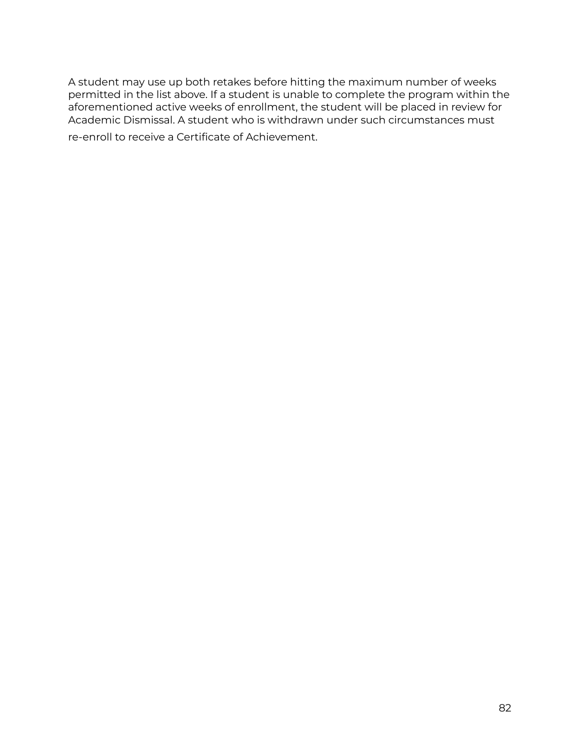A student may use up both retakes before hitting the maximum number of weeks permitted in the list above. If a student is unable to complete the program within the aforementioned active weeks of enrollment, the student will be placed in review for Academic Dismissal. A student who is withdrawn under such circumstances must re-enroll to receive a Certificate of Achievement.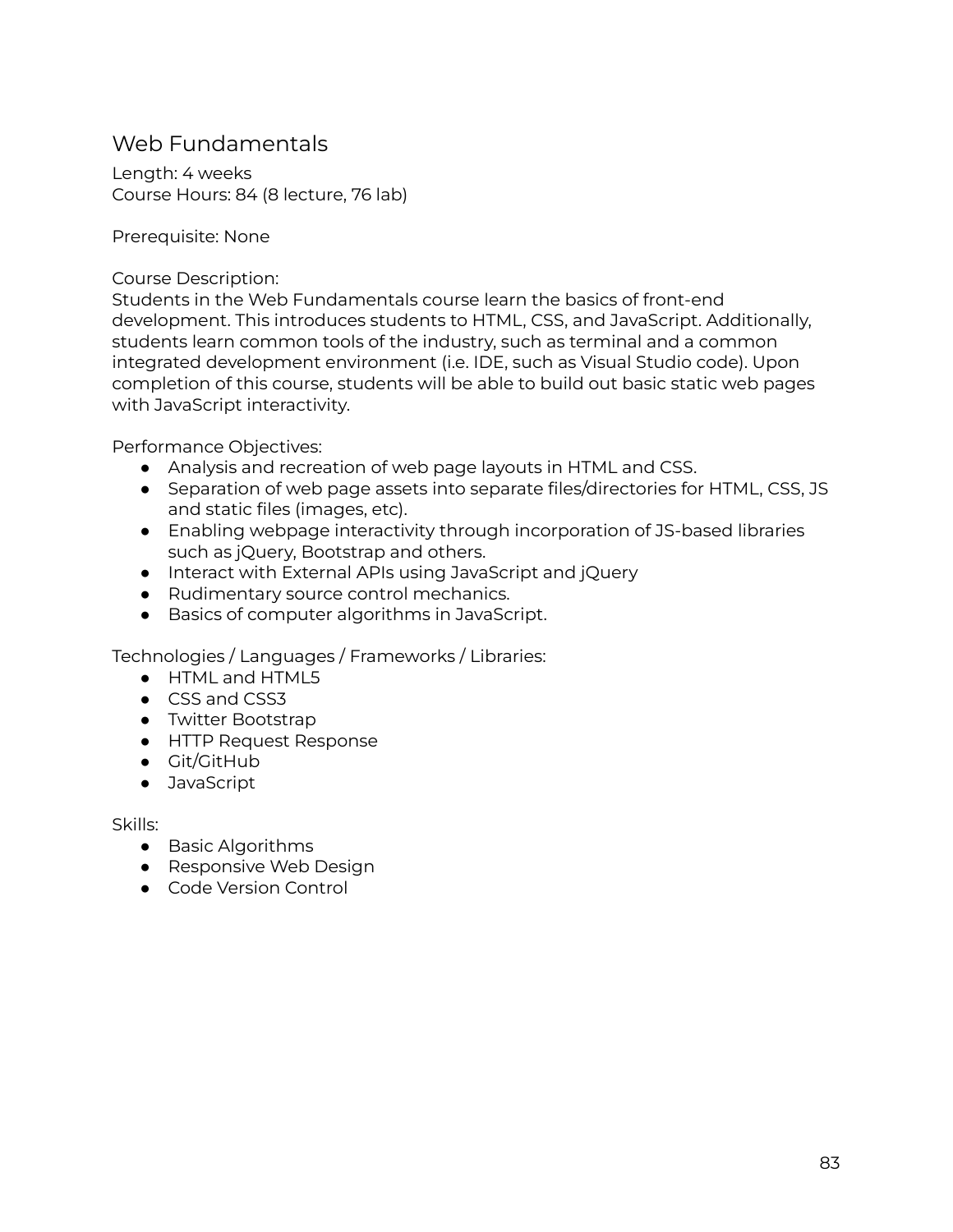## Web Fundamentals

Length: 4 weeks
Course Hours: 84 (8 lecture, 76 lab)

Prerequisite: None

Course Description:
Students in the Web Fundamentals course learn the basics of front-end development. This introduces students to HTML, CSS, and JavaScript. Additionally, students learn common tools of the industry, such as terminal and a common integrated development environment (i.e. IDE, such as Visual Studio code). Upon completion of this course, students will be able to build out basic static web pages with JavaScript interactivity.

Performance Objectives:

- Analysis and recreation of web page layouts in HTML and CSS.
- Separation of web page assets into separate files/directories for HTML, CSS, JS and static files (images, etc).
- Enabling webpage interactivity through incorporation of JS-based libraries such as jQuery, Bootstrap and others.
- Interact with External APIs using JavaScript and jQuery
- Rudimentary source control mechanics.
- Basics of computer algorithms in JavaScript.

Technologies / Languages / Frameworks / Libraries:

- HTML and HTML5
- CSS and CSS3
- Twitter Bootstrap
- HTTP Request Response
- Git/GitHub
- JavaScript

Skills:

- Basic Algorithms
- Responsive Web Design
- Code Version Control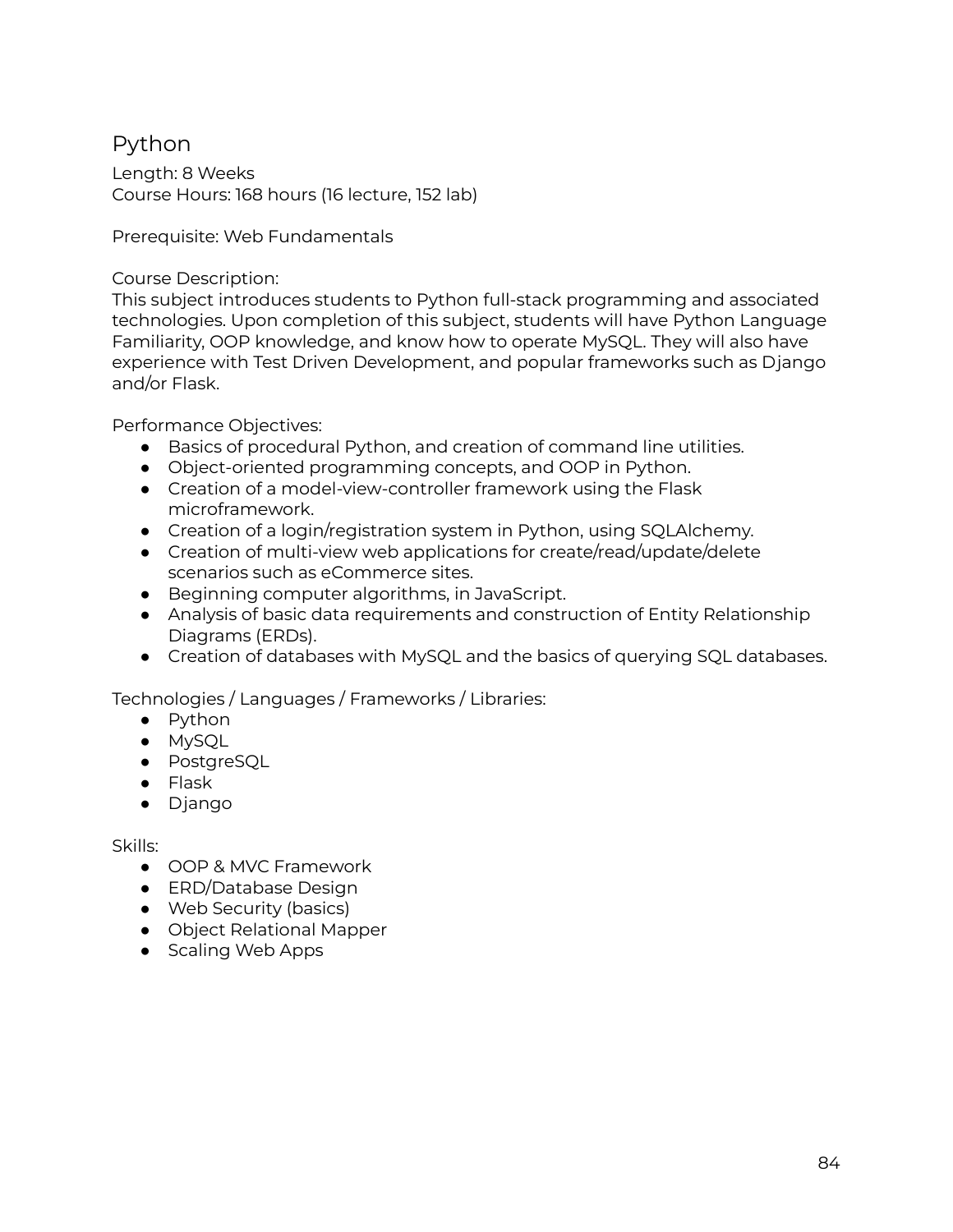## Python

Length: 8 Weeks
Course Hours: 168 hours (16 lecture, 152 lab)

Prerequisite: Web Fundamentals

Course Description:
This subject introduces students to Python full-stack programming and associated technologies. Upon completion of this subject, students will have Python Language Familiarity, OOP knowledge, and know how to operate MySQL. They will also have experience with Test Driven Development, and popular frameworks such as Django and/or Flask.

Performance Objectives:

- Basics of procedural Python, and creation of command line utilities.
- Object-oriented programming concepts, and OOP in Python.
- Creation of a model-view-controller framework using the Flask microframework.
- Creation of a login/registration system in Python, using SQLAlchemy.
- Creation of multi-view web applications for create/read/update/delete scenarios such as eCommerce sites.
- Beginning computer algorithms, in JavaScript.
- Analysis of basic data requirements and construction of Entity Relationship Diagrams (ERDs).
- Creation of databases with MySQL and the basics of querying SQL databases.

Technologies / Languages / Frameworks / Libraries:

- Python
- MySQL
- PostgreSQL
- Flask
- Django

Skills:

- OOP & MVC Framework
- ERD/Database Design
- Web Security (basics)
- Object Relational Mapper
- Scaling Web Apps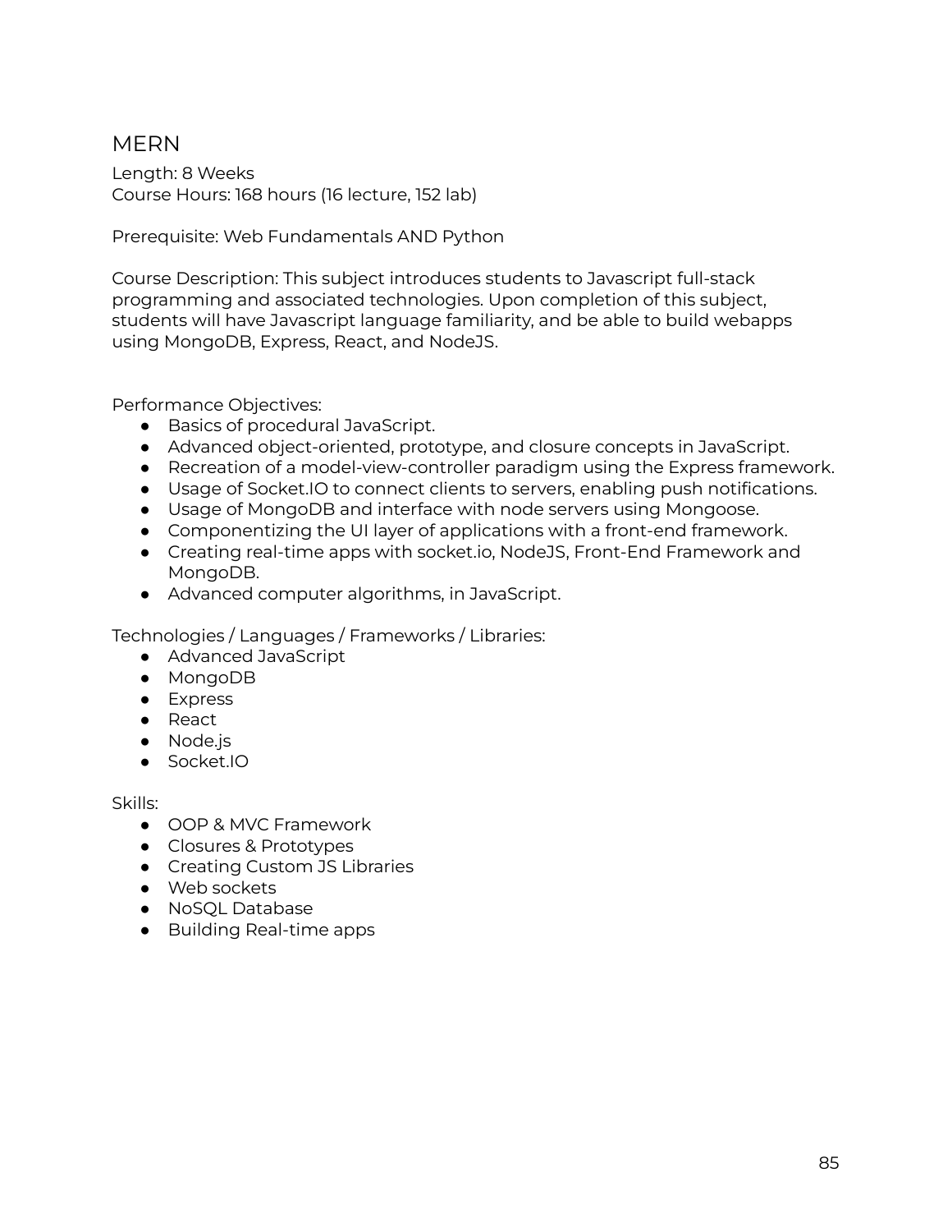## MERN

Length: 8 Weeks
Course Hours: 168 hours (16 lecture, 152 lab)

Prerequisite: Web Fundamentals AND Python

Course Description: This subject introduces students to Javascript full-stack programming and associated technologies. Upon completion of this subject, students will have Javascript language familiaridty, and be able to build webapps using MongoDB, Express, React, and NodeJS.

Performance Objectives:

- Basics of procedural JavaScript.
- Advanced object-oriented, prototype, and closure concepts in JavaScript.
- Recreation of a model-view-controller paradigm using the Express framework.
- Usage of Socket.IO to connect clients to servers, enabling push notifications.
- Usage of MongoDB and interface with node servers using Mongoose.
- Componentizing the UI layer of applications with a front-end framework.
- Creating real-time apps with socket.io, NodeJS, Front-End Framework and MongoDB.
- Advanced computer algorithms, in JavaScript.

Technologies / Languages / Frameworks / Libraries:

- Advanced JavaScript
- MongoDB
- Express
- React
- Node.js
- Socket.IO

Skills:

- OOP & MVC Framework
- Closures & Prototypes
- Creating Custom JS Libraries
- Web sockets
- NoSQL Database
- Building Real-time apps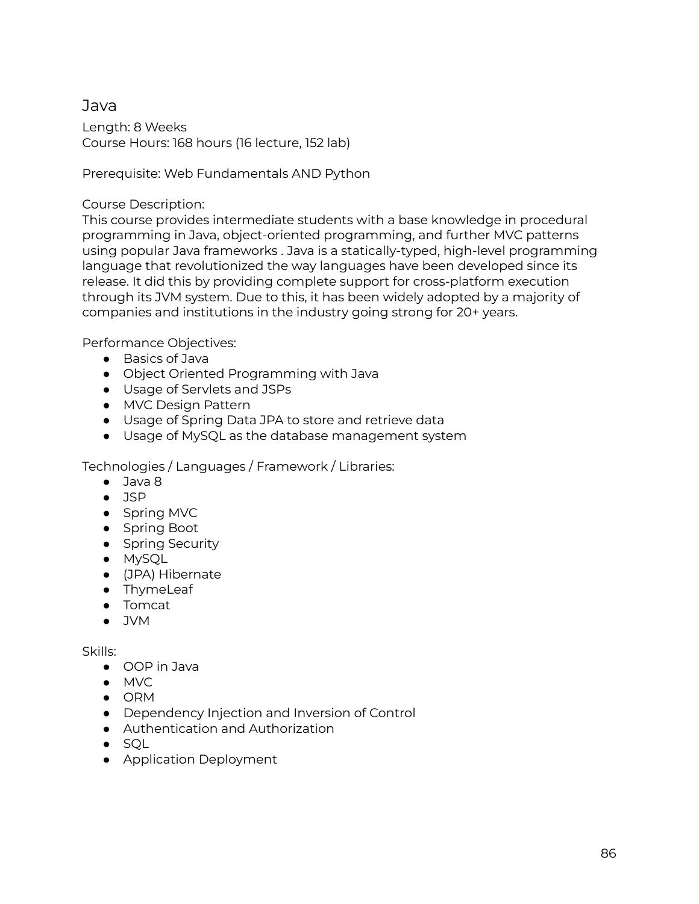## Java

Length: 8 Weeks
Course Hours: 168 hours (16 lecture, 152 lab)

Prerequisite: Web Fundamentals AND Python

Course Description:
This course provides intermediate students with a base knowledge in procedural programming in Java, object-oriented programming, and further MVC patterns using popular Java frameworks . Java is a statically-typed, high-level programming language that revolutionized the way languages have been developed since its release. It did this by providing complete support for cross-platform execution through its JVM system. Due to this, it has been widely adopted by a majority of companies and institutions in the industry going strong for 20+ years.

Performance Objectives:

- Basics of Java
- Object Oriented Programming with Java
- Usage of Servlets and JSPs
- MVC Design Pattern
- Usage of Spring Data JPA to store and retrieve data
- Usage of MySQL as the database management system

Technologies / Languages / Framework / Libraries:

- Java 8
- JSP
- Spring MVC
- Spring Boot
- Spring Security
- MySQL
- (JPA) Hibernate
- ThymeLeaf
- Tomcat
- JVM

Skills:

- OOP in Java
- MVC
- ORM
- Dependency Injection and Inversion of Control
- Authentication and Authorization
- SQL
- Application Deployment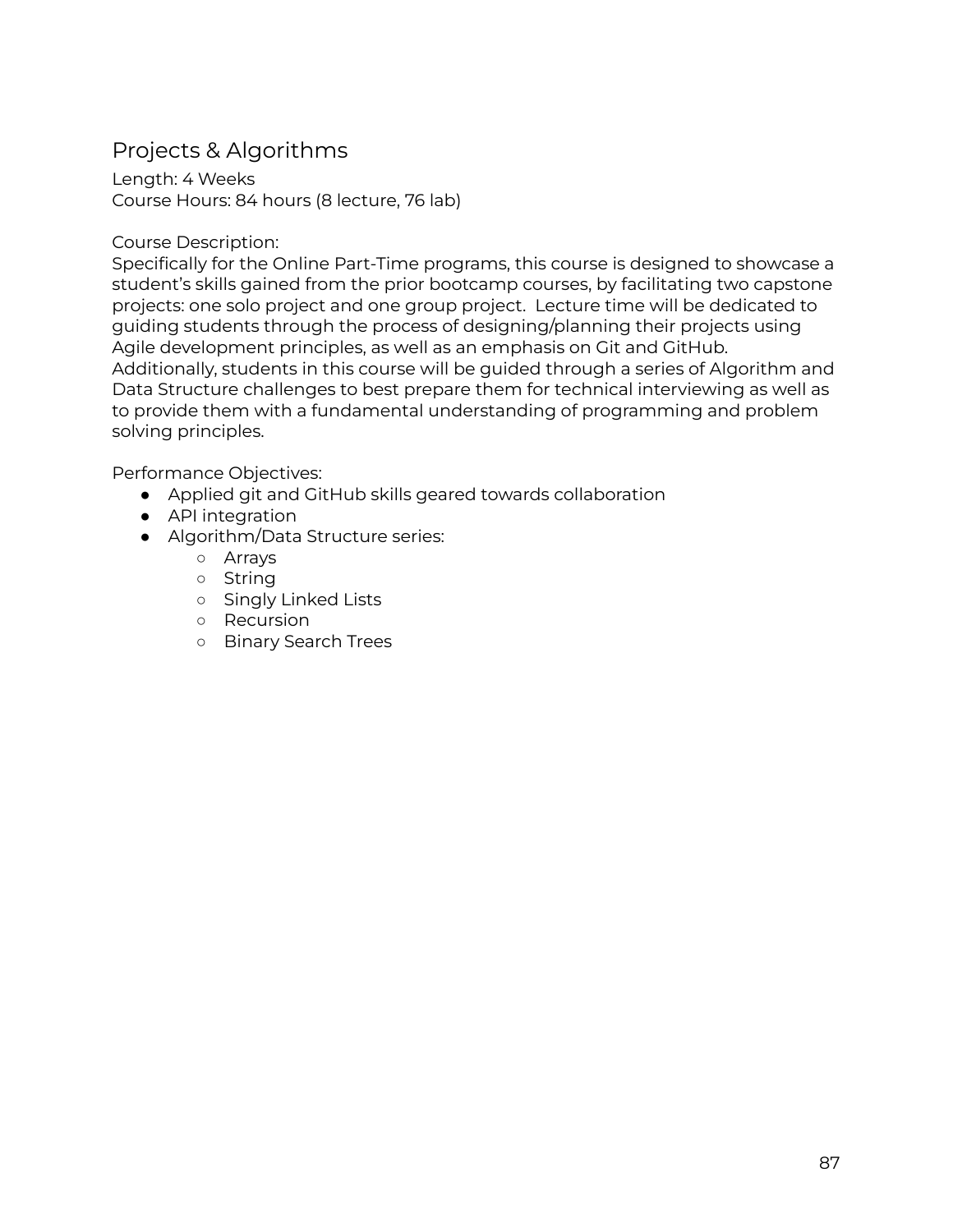## Projects & Algorithms

Length: 4 Weeks
Course Hours: 84 hours (8 lecture, 76 lab)

Course Description:
Specifically for the Online Part-Time programs, this course is designed to showcase a student's skills gained from the prior bootcamp courses, by facilitating two capstone projects: one solo project and one group project. Lecture time will be dedicated to guiding students through the process of designing/planning their projects using Agile development principles, as well as an emphasis on Git and GitHub. Additionally, students in this course will be guided through a series of Algorithm and Data Structure challenges to best prepare them for technical interviewing as well as to provide them with a fundamental understanding of programming and problem solving principles.

Performance Objectives:

- Applied git and GitHub skills geared towards collaboration
- API integration
- Algorithm/Data Structure series:
    - Arrays
    - String
    - Singly Linked Lists
    - Recursion
    - Binary Search Trees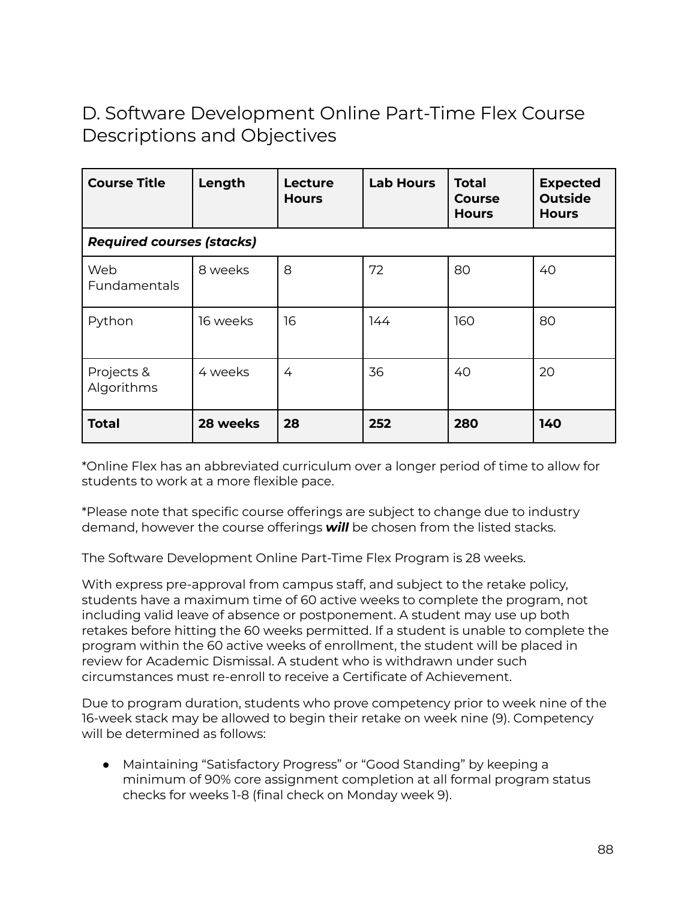## D. Software Development Online Part-Time Flex Course Descriptions and Objectives

| **Course Title** | **Length** | **Lecture Hours** | **Lab Hours** | **Total Course Hours** | **Expected Outside Hours** |
|---|---|---|---|---|---|
| ***Required courses (stacks)*** | | | | | |
| Web Fundamentals | 8 weeks | 8 | 72 | 80 | 40 |
| Python | 16 weeks | 16 | 144 | 160 | 80 |
| Projects & Algorithms | 4 weeks | 4 | 36 | 40 | 20 |
| **Total** | **28 weeks** | **28** | **252** | **280** | **140** |

*Online Flex has an abbreviated curriculum over a longer period of time to allow for students to work at a more flexible pace.

*Please note that specific course offerings are subject to change due to industry demand, however the course offerings ***will*** be chosen from the listed stacks.

The Software Development Online Part-Time Flex Program is 28 weeks.

With express pre-approval from campus staff, and subject to the retake policy, students have a maximum time of 60 active weeks to complete the program, not including valid leave of absence or postponement. A student may use up both retakes before hitting the 60 weeks permitted. If a student is unable to complete the program within the 60 active weeks of enrollment, the student will be placed in review for Academic Dismissal. A student who is withdrawn under such circumstances must re-enroll to receive a Certificate of Achievement.

Due to program duration, students who prove competency prior to week nine of the 16-week stack may be allowed to begin their retake on week nine (9). Competency will be determined as follows:

- Maintaining "Satisfactory Progress" or "Good Standing" by keeping a minimum of 90% core assignment completion at all formal program status checks for weeks 1-8 (final check on Monday week 9).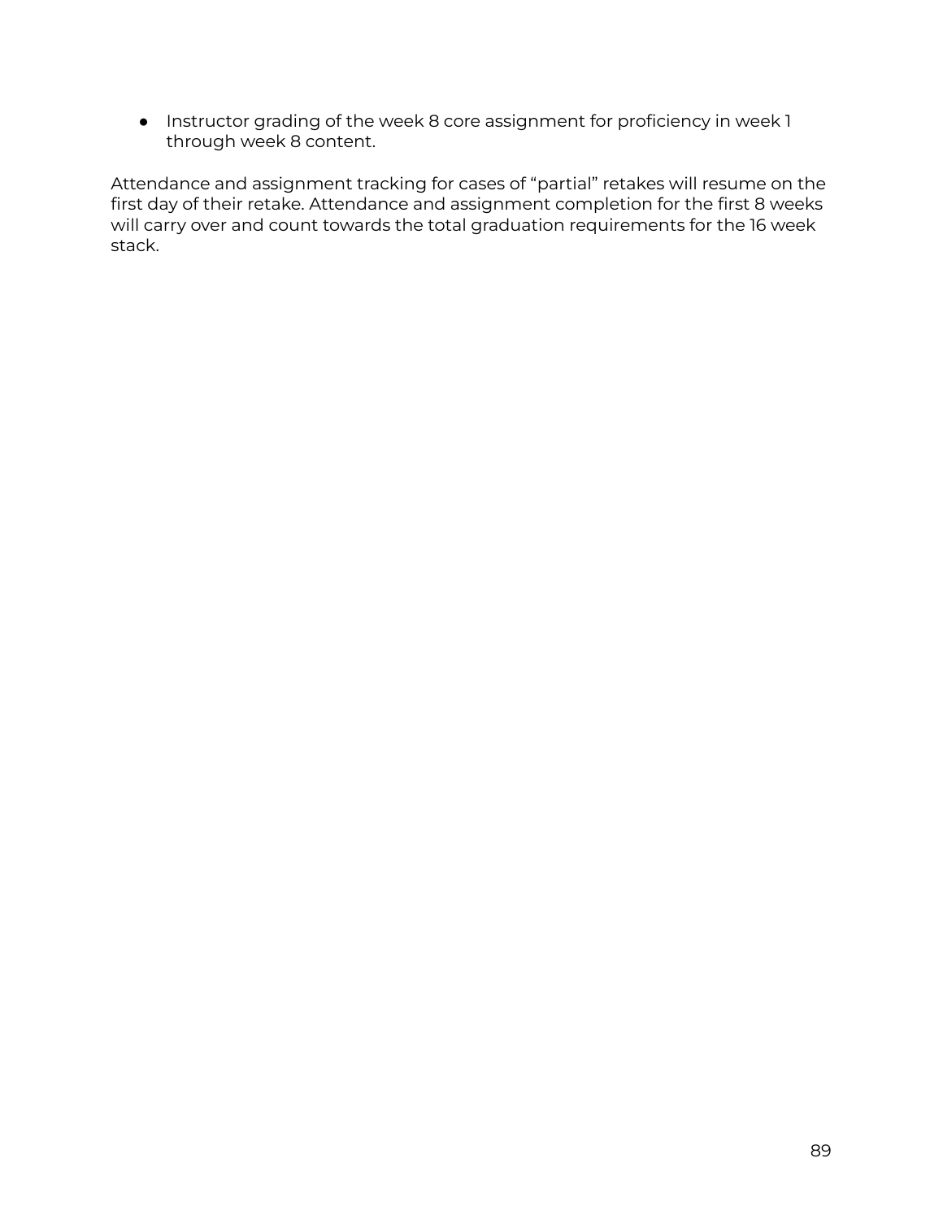- Instructor grading of the week 8 core assignment for proficiency in week 1 through week 8 content.

Attendance and assignment tracking for cases of "partial" retakes will resume on the first day of their retake. Attendance and assignment completion for the first 8 weeks will carry over and count towards the total graduation requirements for the 16 week stack.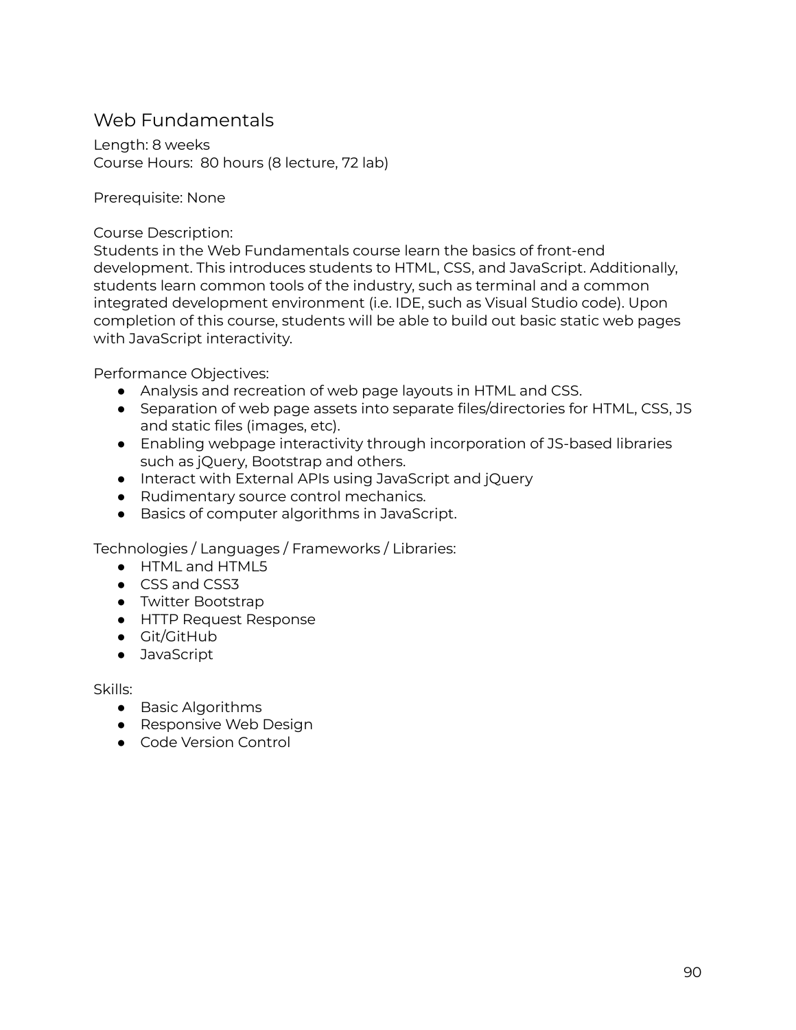## Web Fundamentals

Length: 8 weeks
Course Hours: 80 hours (8 lecture, 72 lab)

Prerequisite: None

Course Description:
Students in the Web Fundamentals course learn the basics of front-end development. This introduces students to HTML, CSS, and JavaScript. Additionally, students learn common tools of the industry, such as terminal and a common integrated development environment (i.e. IDE, such as Visual Studio code). Upon completion of this course, students will be able to build out basic static web pages with JavaScript interactivity.

Performance Objectives:

- Analysis and recreation of web page layouts in HTML and CSS.
- Separation of web page assets into separate files/directories for HTML, CSS, JS and static files (images, etc).
- Enabling webpage interactivity through incorporation of JS-based libraries such as jQuery, Bootstrap and others.
- Interact with External APIs using JavaScript and jQuery
- Rudimentary source control mechanics.
- Basics of computer algorithms in JavaScript.

Technologies / Languages / Frameworks / Libraries:

- HTML and HTML5
- CSS and CSS3
- Twitter Bootstrap
- HTTP Request Response
- Git/GitHub
- JavaScript

Skills:

- Basic Algorithms
- Responsive Web Design
- Code Version Control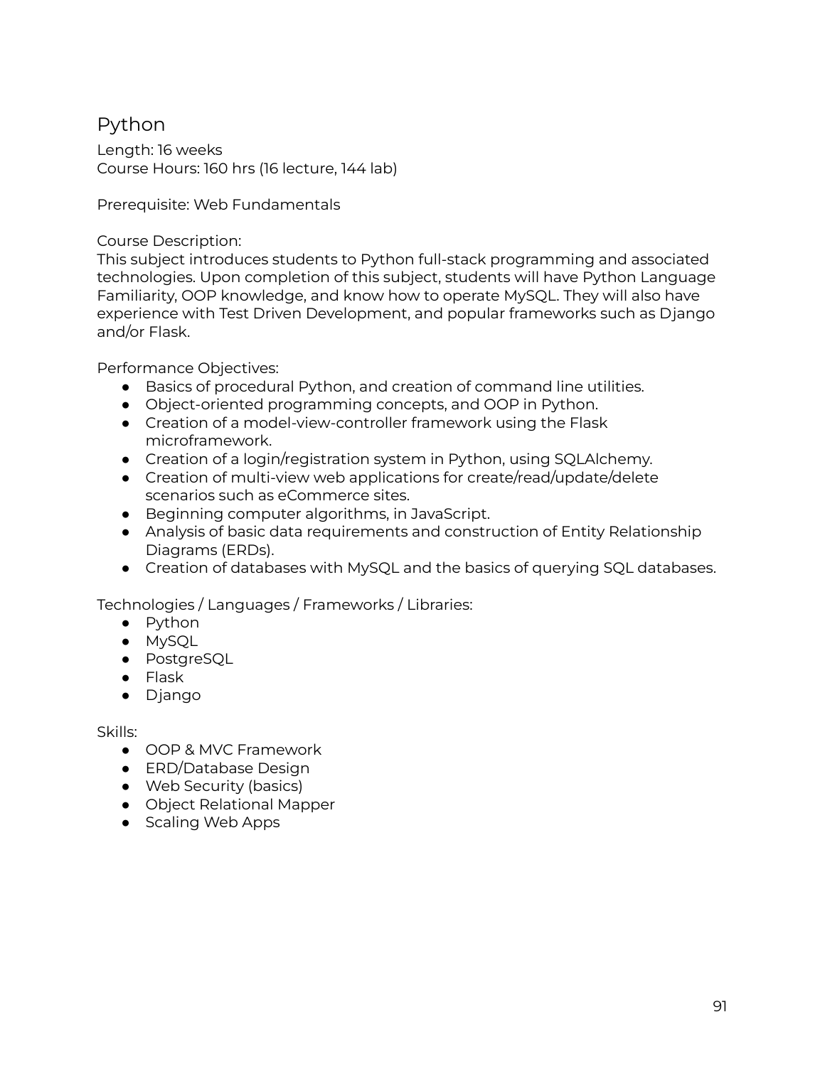## Python

Length: 16 weeks
Course Hours: 160 hrs (16 lecture, 144 lab)

Prerequisite: Web Fundamentals

Course Description:
This subject introduces students to Python full-stack programming and associated technologies. Upon completion of this subject, students will have Python Language Familiarity, OOP knowledge, and know how to operate MySQL. They will also have experience with Test Driven Development, and popular frameworks such as Django and/or Flask.

Performance Objectives:

- Basics of procedural Python, and creation of command line utilities.
- Object-oriented programming concepts, and OOP in Python.
- Creation of a model-view-controller framework using the Flask microframework.
- Creation of a login/registration system in Python, using SQLAlchemy.
- Creation of multi-view web applications for create/read/update/delete scenarios such as eCommerce sites.
- Beginning computer algorithms, in JavaScript.
- Analysis of basic data requirements and construction of Entity Relationship Diagrams (ERDs).
- Creation of databases with MySQL and the basics of querying SQL databases.

Technologies / Languages / Frameworks / Libraries:

- Python
- MySQL
- PostgreSQL
- Flask
- Django

Skills:

- OOP & MVC Framework
- ERD/Database Design
- Web Security (basics)
- Object Relational Mapper
- Scaling Web Apps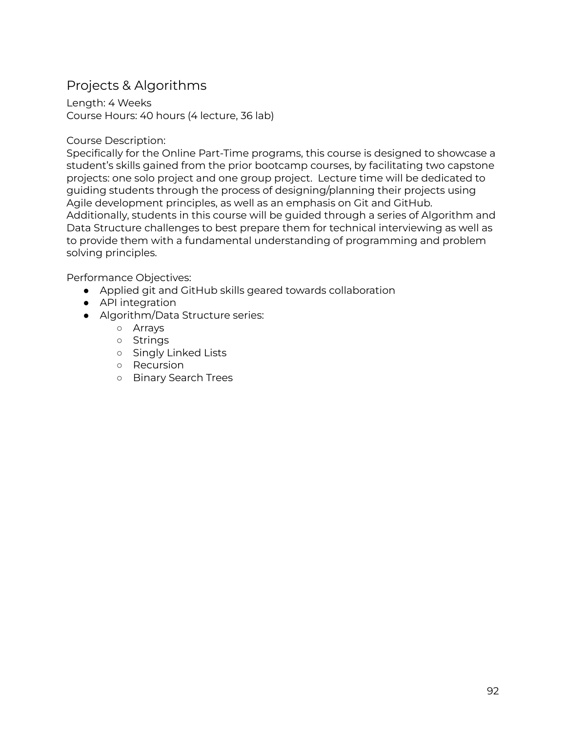## Projects & Algorithms

Length: 4 Weeks
Course Hours: 40 hours (4 lecture, 36 lab)

Course Description:
Specifically for the Online Part-Time programs, this course is designed to showcase a student's skills gained from the prior bootcamp courses, by facilitating two capstone projects: one solo project and one group project. Lecture time will be dedicated to guiding students through the process of designing/planning their projects using Agile development principles, as well as an emphasis on Git and GitHub. Additionally, students in this course will be guided through a series of Algorithm and Data Structure challenges to best prepare them for technical interviewing as well as to provide them with a fundamental understanding of programming and problem solving principles.

Performance Objectives:

- Applied git and GitHub skills geared towards collaboration
- API integration
- Algorithm/Data Structure series:
    - Arrays
    - Strings
    - Singly Linked Lists
    - Recursion
    - Binary Search Trees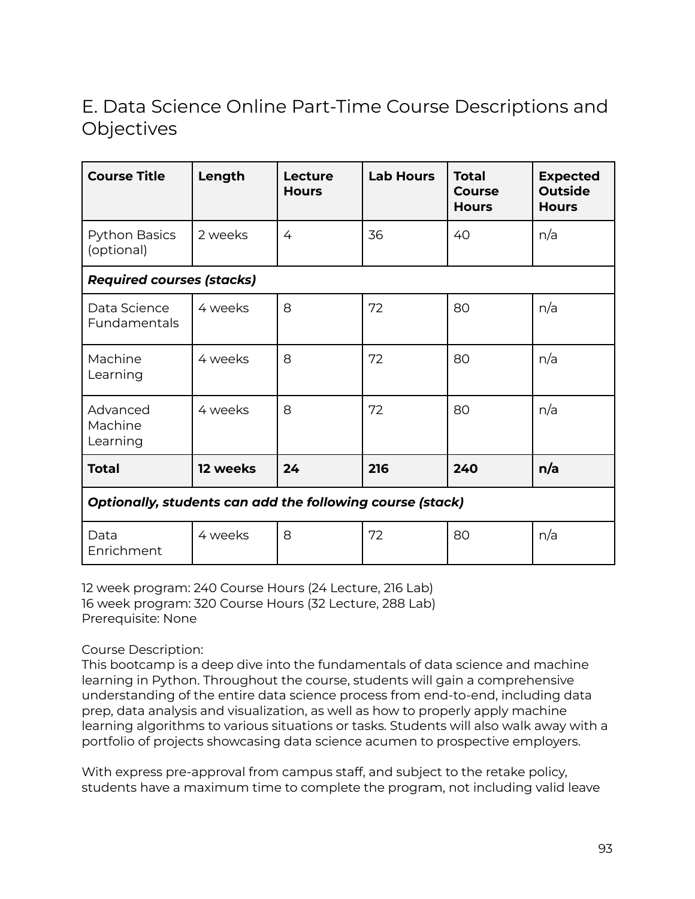## E. Data Science Online Part-Time Course Descriptions and Objectives

| Course Title | Length | Lecture Hours | Lab Hours | Total Course Hours | Expected Outside Hours |
|---|---|---|---|---|---|
| Python Basics (optional) | 2 weeks | 4 | 36 | 40 | n/a |
| ***Required courses (stacks)*** | | | | | |
| Data Science Fundamentals | 4 weeks | 8 | 72 | 80 | n/a |
| Machine Learning | 4 weeks | 8 | 72 | 80 | n/a |
| Advanced Machine Learning | 4 weeks | 8 | 72 | 80 | n/a |
| **Total** | **12 weeks** | **24** | **216** | **240** | **n/a** |
| ***Optionally, students can add the following course (stack)*** | | | | | |
| Data Enrichment | 4 weeks | 8 | 72 | 80 | n/a |

12 week program: 240 Course Hours (24 Lecture, 216 Lab)
16 week program: 320 Course Hours (32 Lecture, 288 Lab)
Prerequisite: None

Course Description:
This bootcamp is a deep dive into the fundamentals of data science and machine learning in Python. Throughout the course, students will gain a comprehensive understanding of the entire data science process from end-to-end, including data prep, data analysis and visualization, as well as how to properly apply machine learning algorithms to various situations or tasks. Students will also walk away with a portfolio of projects showcasing data science acumen to prospective employers.

With express pre-approval from campus staff, and subject to the retake policy, students have a maximum time to complete the program, not including valid leave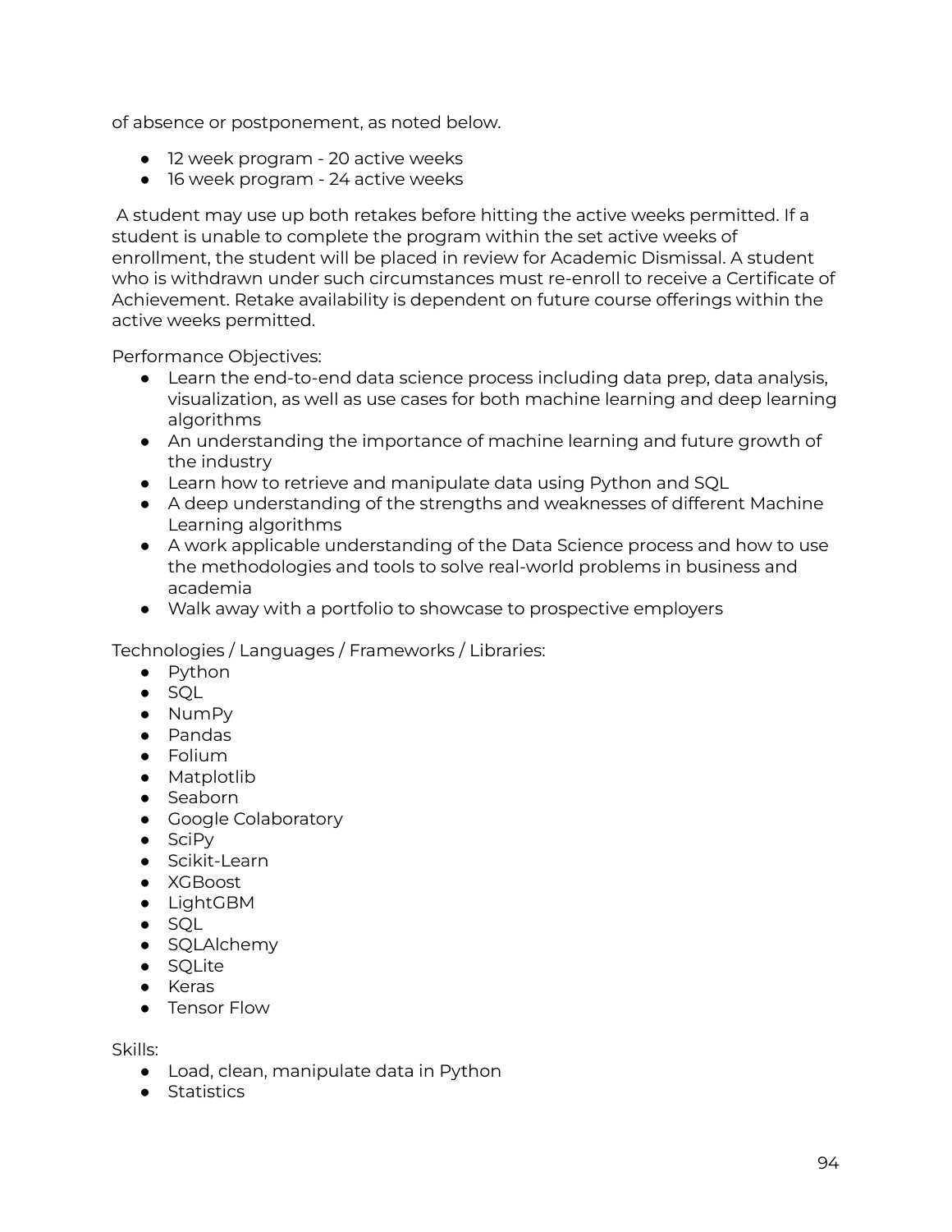of absence or postponement, as noted below.

- 12 week program - 20 active weeks
- 16 week program - 24 active weeks

A student may use up both retakes before hitting the active weeks permitted. If a student is unable to complete the program within the set active weeks of enrollment, the student will be placed in review for Academic Dismissal. A student who is withdrawn under such circumstances must re-enroll to receive a Certificate of Achievement. Retake availability is dependent on future course offerings within the active weeks permitted.

Performance Objectives:

- Learn the end-to-end data science process including data prep, data analysis, visualization, as well as use cases for both machine learning and deep learning algorithms
- An understanding the importance of machine learning and future growth of the industry
- Learn how to retrieve and manipulate data using Python and SQL
- A deep understanding of the strengths and weaknesses of different Machine Learning algorithms
- A work applicable understanding of the Data Science process and how to use the methodologies and tools to solve real-world problems in business and academia
- Walk away with a portfolio to showcase to prospective employers

Technologies / Languages / Frameworks / Libraries:

- Python
- SQL
- NumPy
- Pandas
- Folium
- Matplotlib
- Seaborn
- Google Colaboratory
- SciPy
- Scikit-Learn
- XGBoost
- LightGBM
- SQL
- SQLAlchemy
- SQLite
- Keras
- Tensor Flow

Skills:

- Load, clean, manipulate data in Python
- Statistics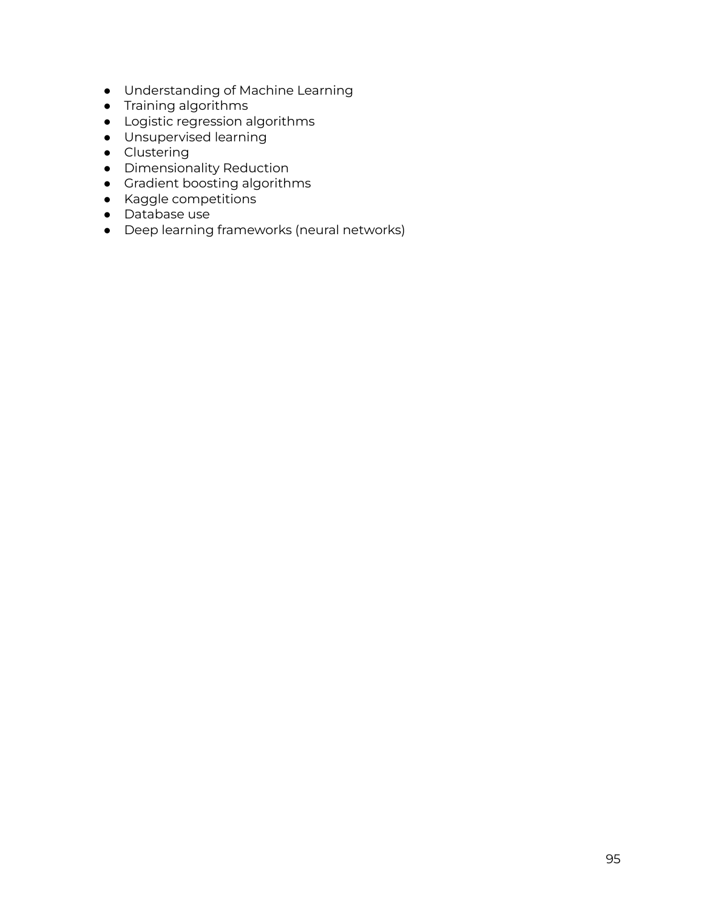- Understanding of Machine Learning
- Training algorithms
- Logistic regression algorithms
- Unsupervised learning
- Clustering
- Dimensionality Reduction
- Gradient boosting algorithms
- Kaggle competitions
- Database use
- Deep learning frameworks (neural networks)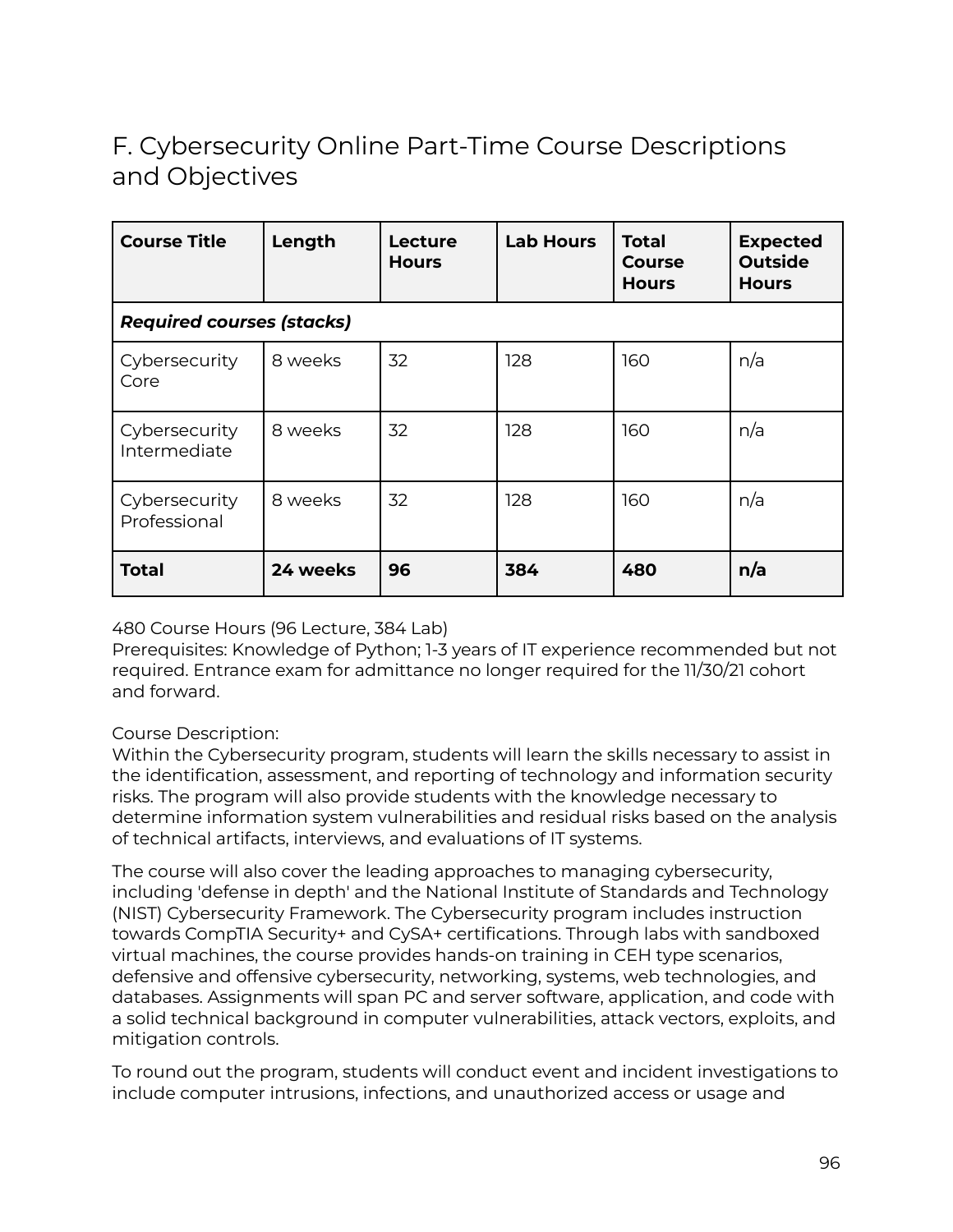## F. Cybersecurity Online Part-Time Course Descriptions and Objectives

| Course Title | Length | Lecture Hours | Lab Hours | Total Course Hours | Expected Outside Hours |
|---|---|---|---|---|---|
| ***Required courses (stacks)*** | | | | | |
| Cybersecurity Core | 8 weeks | 32 | 128 | 160 | n/a |
| Cybersecurity Intermediate | 8 weeks | 32 | 128 | 160 | n/a |
| Cybersecurity Professional | 8 weeks | 32 | 128 | 160 | n/a |
| **Total** | **24 weeks** | **96** | **384** | **480** | **n/a** |

480 Course Hours (96 Lecture, 384 Lab)
Prerequisites: Knowledge of Python; 1-3 years of IT experience recommended but not required. Entrance exam for admittance no longer required for the 11/30/21 cohort and forward.

Course Description:
Within the Cybersecurity program, students will learn the skills necessary to assist in the identification, assessment, and reporting of technology and information security risks. The program will also provide students with the knowledge necessary to determine information system vulnerabilities and residual risks based on the analysis of technical artifacts, interviews, and evaluations of IT systems.

The course will also cover the leading approaches to managing cybersecurity, including 'defense in depth' and the National Institute of Standards and Technology (NIST) Cybersecurity Framework. The Cybersecurity program includes instruction towards CompTIA Security+ and CySA+ certifications. Through labs with sandboxed virtual machines, the course provides hands-on training in CEH type scenarios, defensive and offensive cybersecurity, networking, systems, web technologies, and databases. Assignments will span PC and server software, application, and code with a solid technical background in computer vulnerabilities, attack vectors, exploits, and mitigation controls.

To round out the program, students will conduct event and incident investigations to include computer intrusions, infections, and unauthorized access or usage and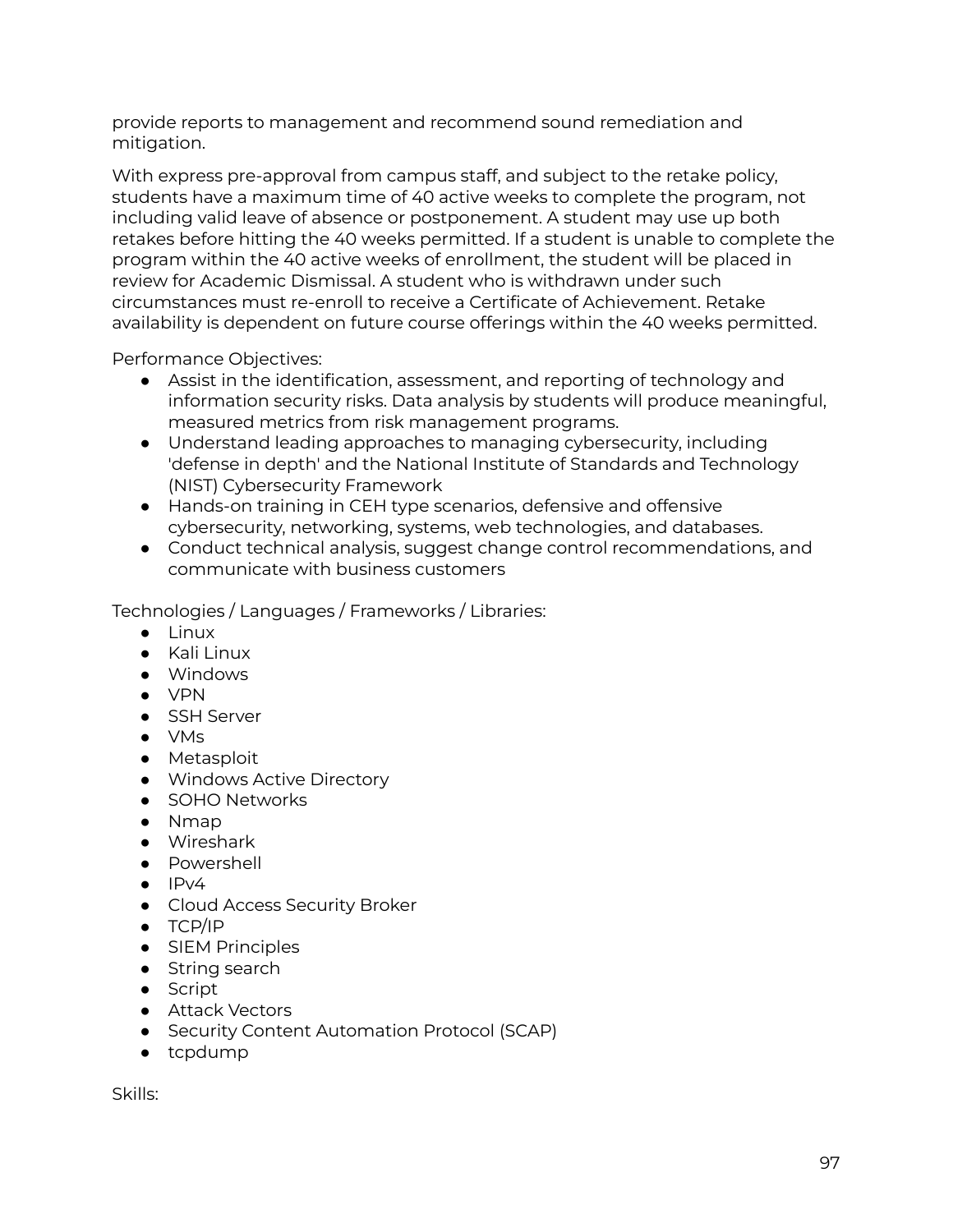provide reports to management and recommend sound remediation and mitigation.

With express pre-approval from campus staff, and subject to the retake policy, students have a maximum time of 40 active weeks to complete the program, not including valid leave of absence or postponement. A student may use up both retakes before hitting the 40 weeks permitted. If a student is unable to complete the program within the 40 active weeks of enrollment, the student will be placed in review for Academic Dismissal. A student who is withdrawn under such circumstances must re-enroll to receive a Certificate of Achievement. Retake availability is dependent on future course offerings within the 40 weeks permitted.

Performance Objectives:

- Assist in the identification, assessment, and reporting of technology and information security risks. Data analysis by students will produce meaningful, measured metrics from risk management programs.
- Understand leading approaches to managing cybersecurity, including 'defense in depth' and the National Institute of Standards and Technology (NIST) Cybersecurity Framework
- Hands-on training in CEH type scenarios, defensive and offensive cybersecurity, networking, systems, web technologies, and databases.
- Conduct technical analysis, suggest change control recommendations, and communicate with business customers

Technologies / Languages / Frameworks / Libraries:

- Linux
- Kali Linux
- Windows
- VPN
- SSH Server
- VMs
- Metasploit
- Windows Active Directory
- SOHO Networks
- Nmap
- Wireshark
- Powershell
- IPv4
- Cloud Access Security Broker
- TCP/IP
- SIEM Principles
- String search
- Script
- Attack Vectors
- Security Content Automation Protocol (SCAP)
- tcpdump

Skills: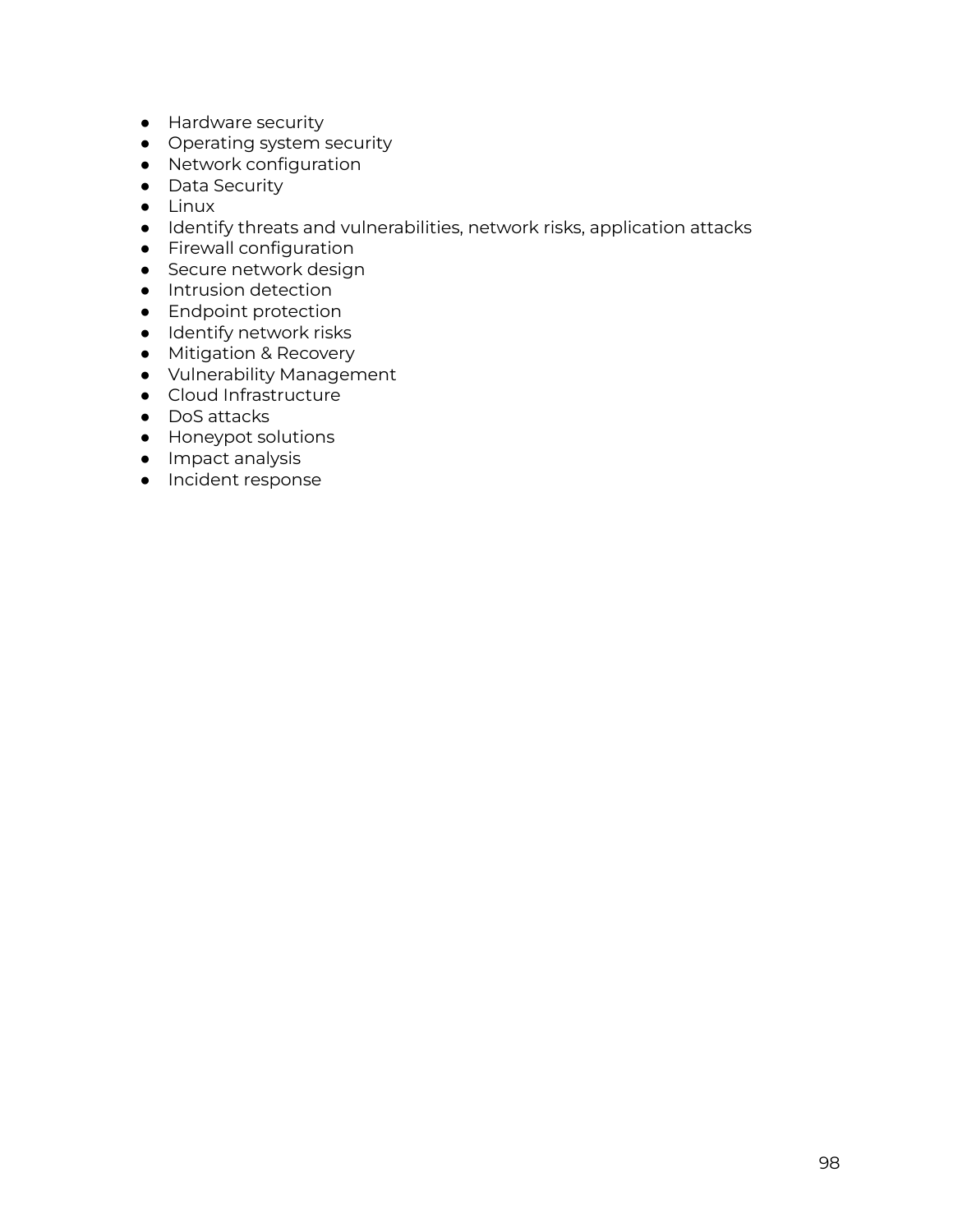- Hardware security
- Operating system security
- Network configuration
- Data Security
- Linux
- Identify threats and vulnerabilities, network risks, application attacks
- Firewall configuration
- Secure network design
- Intrusion detection
- Endpoint protection
- Identify network risks
- Mitigation & Recovery
- Vulnerability Management
- Cloud Infrastructure
- DoS attacks
- Honeypot solutions
- Impact analysis
- Incident response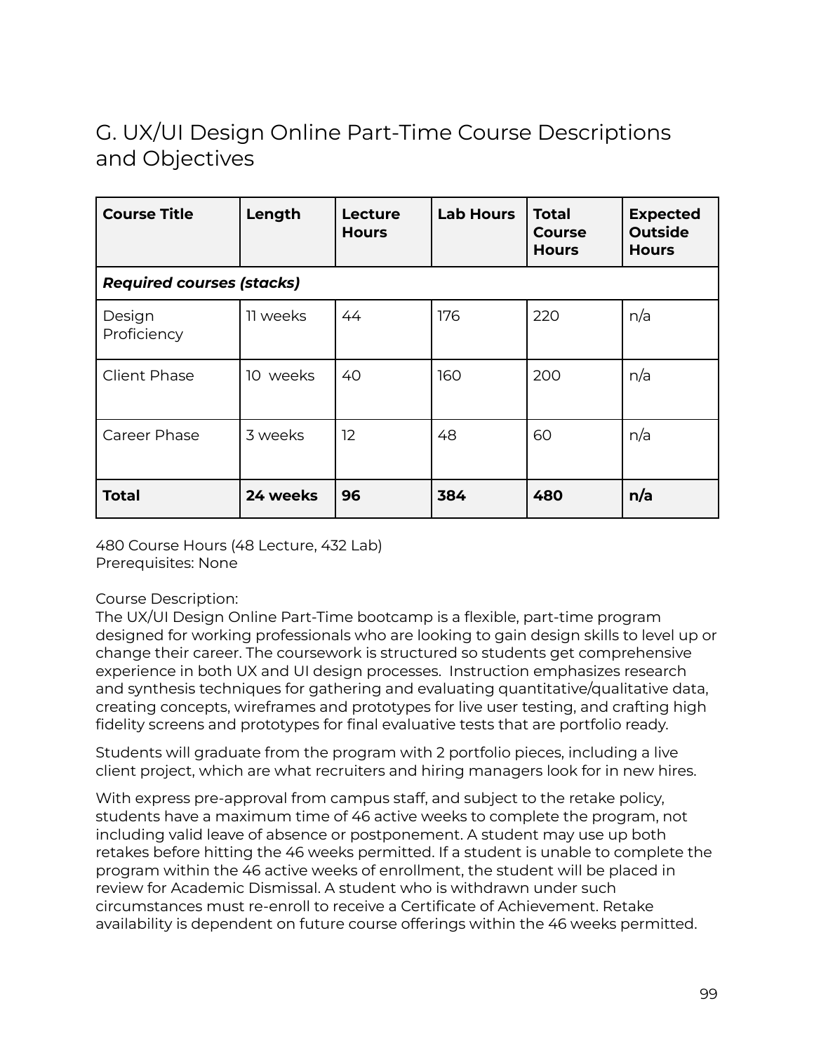## G. UX/UI Design Online Part-Time Course Descriptions and Objectives

| Course Title | Length | Lecture Hours | Lab Hours | Total Course Hours | Expected Outside Hours |
|---|---|---|---|---|---|
| ***Required courses (stacks)*** | | | | | |
| Design Proficiency | 11 weeks | 44 | 176 | 220 | n/a |
| Client Phase | 10 weeks | 40 | 160 | 200 | n/a |
| Career Phase | 3 weeks | 12 | 48 | 60 | n/a |
| **Total** | **24 weeks** | **96** | **384** | **480** | **n/a** |

480 Course Hours (48 Lecture, 432 Lab)
Prerequisites: None

Course Description:
The UX/UI Design Online Part-Time bootcamp is a flexible, part-time program designed for working professionals who are looking to gain design skills to level up or change their career. The coursework is structured so students get comprehensive experience in both UX and UI design processes. Instruction emphasizes research and synthesis techniques for gathering and evaluating quantitative/qualitative data, creating concepts, wireframes and prototypes for live user testing, and crafting high fidelity screens and prototypes for final evaluative tests that are portfolio ready.

Students will graduate from the program with 2 portfolio pieces, including a live client project, which are what recruiters and hiring managers look for in new hires.

With express pre-approval from campus staff, and subject to the retake policy, students have a maximum time of 46 active weeks to complete the program, not including valid leave of absence or postponement. A student may use up both retakes before hitting the 46 weeks permitted. If a student is unable to complete the program within the 46 active weeks of enrollment, the student will be placed in review for Academic Dismissal. A student who is withdrawn under such circumstances must re-enroll to receive a Certificate of Achievement. Retake availability is dependent on future course offerings within the 46 weeks permitted.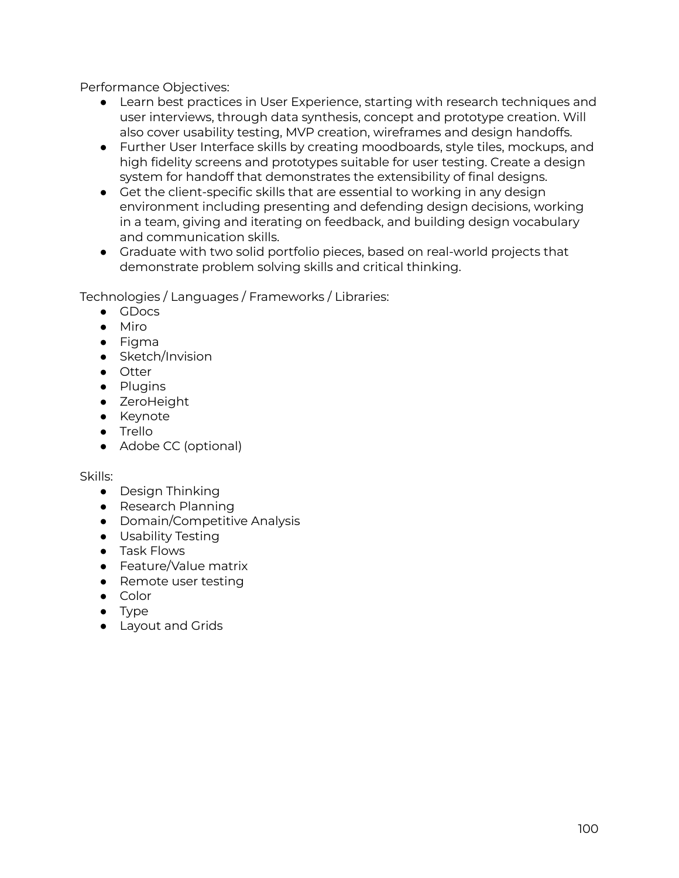Performance Objectives:

- Learn best practices in User Experience, starting with research techniques and user interviews, through data synthesis, concept and prototype creation. Will also cover usability testing, MVP creation, wireframes and design handoffs.
- Further User Interface skills by creating moodboards, style tiles, mockups, and high fidelity screens and prototypes suitable for user testing. Create a design system for handoff that demonstrates the extensibility of final designs.
- Get the client-specific skills that are essential to working in any design environment including presenting and defending design decisions, working in a team, giving and iterating on feedback, and building design vocabulary and communication skills.
- Graduate with two solid portfolio pieces, based on real-world projects that demonstrate problem solving skills and critical thinking.

Technologies / Languages / Frameworks / Libraries:

- GDocs
- Miro
- Figma
- Sketch/Invision
- Otter
- Plugins
- ZeroHeight
- Keynote
- Trello
- Adobe CC (optional)

Skills:

- Design Thinking
- Research Planning
- Domain/Competitive Analysis
- Usability Testing
- Task Flows
- Feature/Value matrix
- Remote user testing
- Color
- Type
- Layout and Grids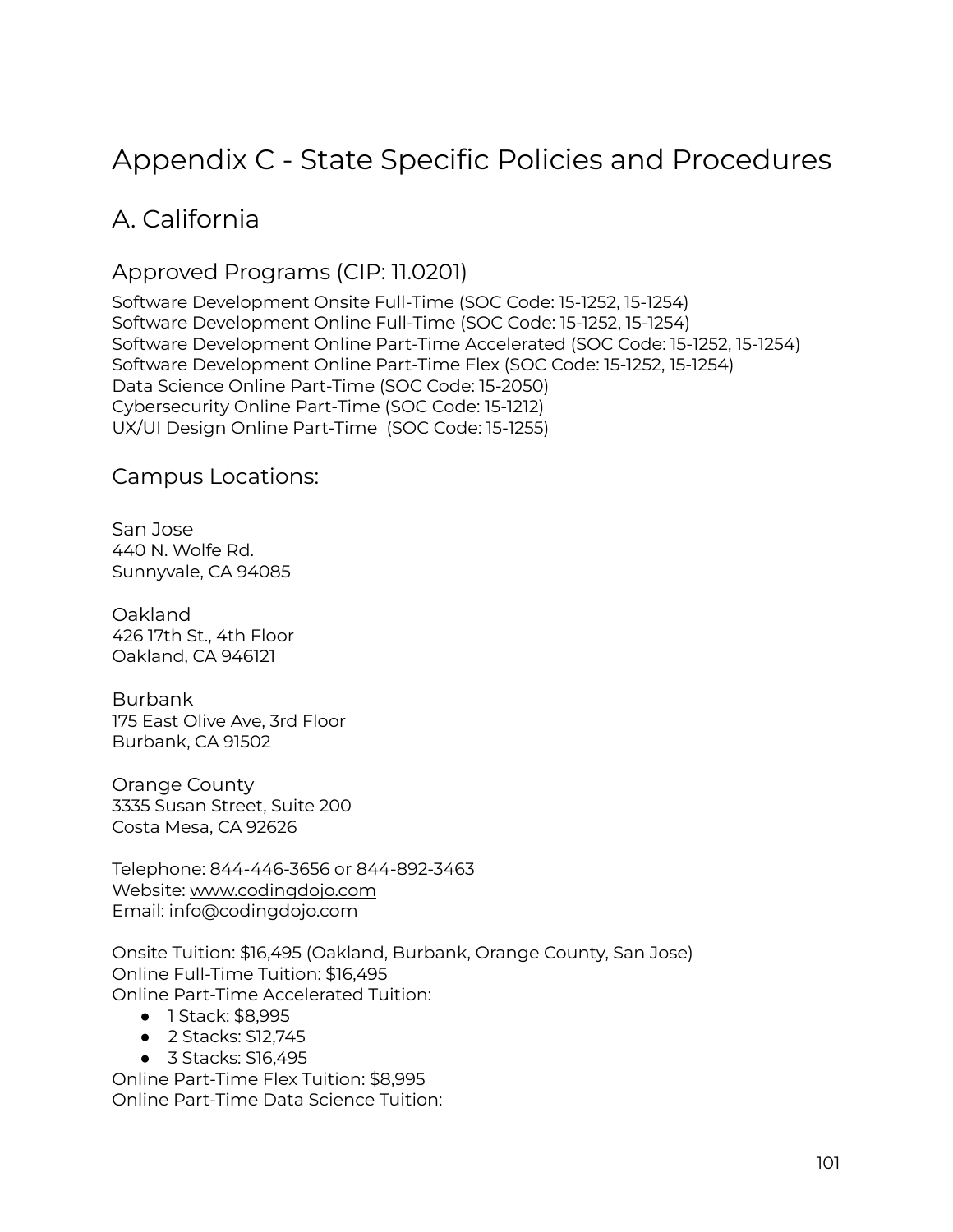# Appendix C - State Specific Policies and Procedures

## A. California

### Approved Programs (CIP: 11.0201)

Software Development Onsite Full-Time (SOC Code: 15-1252, 15-1254)
Software Development Online Full-Time (SOC Code: 15-1252, 15-1254)
Software Development Online Part-Time Accelerated (SOC Code: 15-1252, 15-1254)
Software Development Online Part-Time Flex (SOC Code: 15-1252, 15-1254)
Data Science Online Part-Time (SOC Code: 15-2050)
Cybersecurity Online Part-Time (SOC Code: 15-1212)
UX/UI Design Online Part-Time (SOC Code: 15-1255)

### Campus Locations:

San Jose
440 N. Wolfe Rd.
Sunnyvale, CA 94085

Oakland
426 17th St., 4th Floor
Oakland, CA 946121

Burbank
175 East Olive Ave, 3rd Floor
Burbank, CA 91502

Orange County
3335 Susan Street, Suite 200
Costa Mesa, CA 92626

Telephone: 844-446-3656 or 844-892-3463
Website: www.codingdojo.com
Email: info@codingdojo.com

Onsite Tuition: $16,495 (Oakland, Burbank, Orange County, San Jose)
Online Full-Time Tuition: $16,495
Online Part-Time Accelerated Tuition:

- 1 Stack: $8,995
- 2 Stacks: $12,745
- 3 Stacks: $16,495

Online Part-Time Flex Tuition: $8,995
Online Part-Time Data Science Tuition: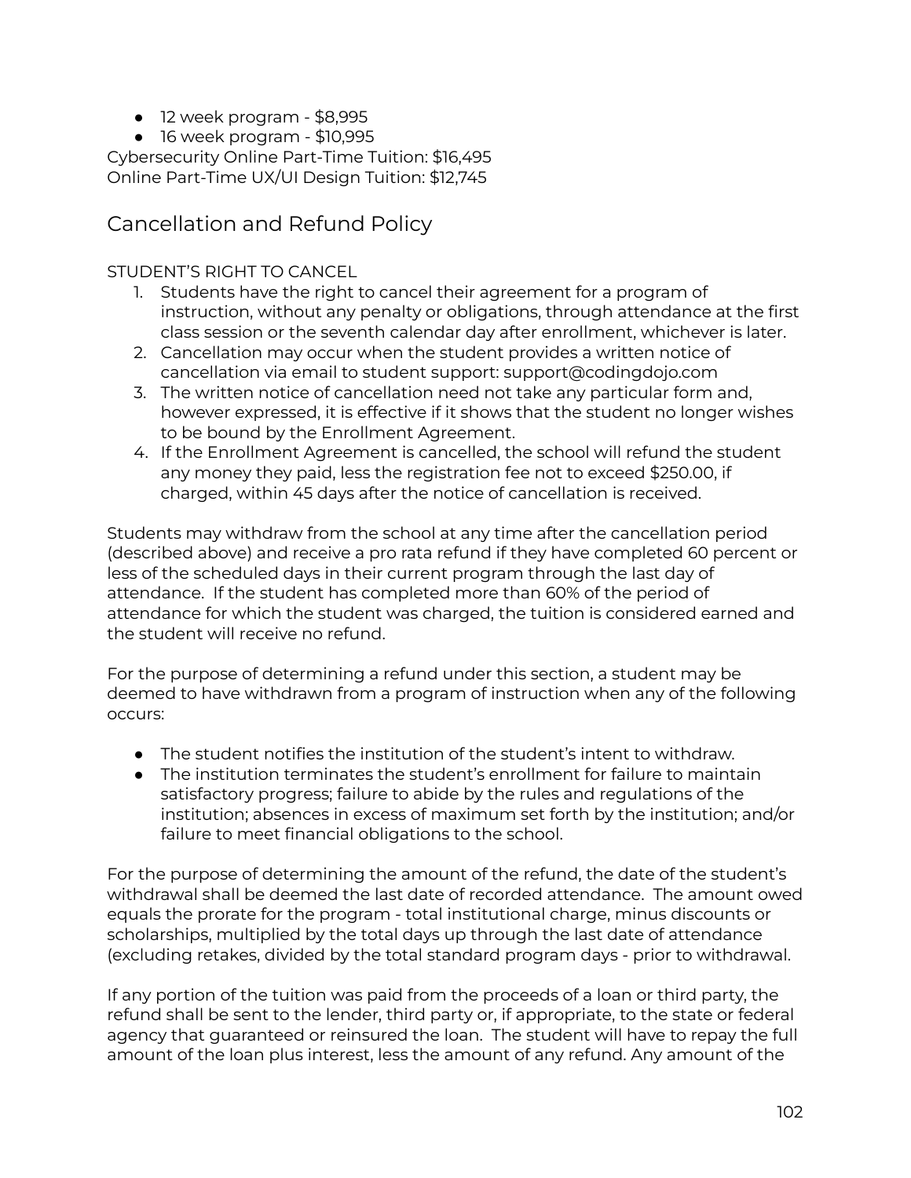- 12 week program - $8,995
- 16 week program - $10,995

Cybersecurity Online Part-Time Tuition: $16,495
Online Part-Time UX/UI Design Tuition: $12,745

## Cancellation and Refund Policy

STUDENT'S RIGHT TO CANCEL

1. Students have the right to cancel their agreement for a program of instruction, without any penalty or obligations, through attendance at the first class session or the seventh calendar day after enrollment, whichever is later.
2. Cancellation may occur when the student provides a written notice of cancellation via email to student support: support@codingdojo.com
3. The written notice of cancellation need not take any particular form and, however expressed, it is effective if it shows that the student no longer wishes to be bound by the Enrollment Agreement.
4. If the Enrollment Agreement is cancelled, the school will refund the student any money they paid, less the registration fee not to exceed $250.00, if charged, within 45 days after the notice of cancellation is received.

Students may withdraw from the school at any time after the cancellation period (described above) and receive a pro rata refund if they have completed 60 percent or less of the scheduled days in their current program through the last day of attendance. If the student has completed more than 60% of the period of attendance for which the student was charged, the tuition is considered earned and the student will receive no refund.

For the purpose of determining a refund under this section, a student may be deemed to have withdrawn from a program of instruction when any of the following occurs:

- The student notifies the institution of the student's intent to withdraw.
- The institution terminates the student's enrollment for failure to maintain satisfactory progress; failure to abide by the rules and regulations of the institution; absences in excess of maximum set forth by the institution; and/or failure to meet financial obligations to the school.

For the purpose of determining the amount of the refund, the date of the student's withdrawal shall be deemed the last date of recorded attendance. The amount owed equals the prorate for the program - total institutional charge, minus discounts or scholarships, multiplied by the total days up through the last date of attendance (excluding retakes, divided by the total standard program days - prior to withdrawal.

If any portion of the tuition was paid from the proceeds of a loan or third party, the refund shall be sent to the lender, third party or, if appropriate, to the state or federal agency that guaranteed or reinsured the loan. The student will have to repay the full amount of the loan plus interest, less the amount of any refund. Any amount of the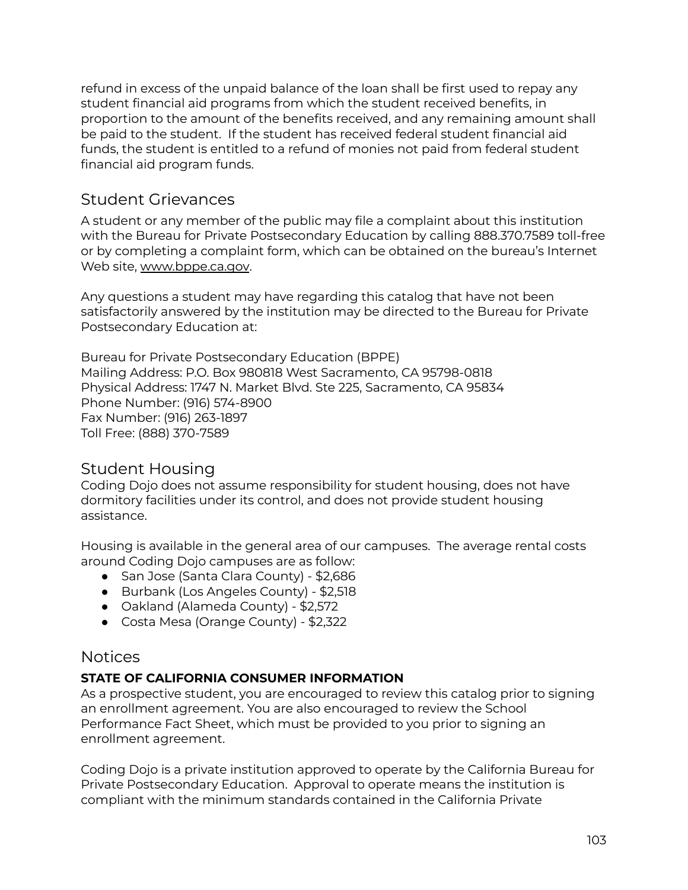refund in excess of the unpaid balance of the loan shall be first used to repay any student financial aid programs from which the student received benefits, in proportion to the amount of the benefits received, and any remaining amount shall be paid to the student. If the student has received federal student financial aid funds, the student is entitled to a refund of monies not paid from federal student financial aid program funds.

## Student Grievances

A student or any member of the public may file a complaint about this institution with the Bureau for Private Postsecondary Education by calling 888.370.7589 toll-free or by completing a complaint form, which can be obtained on the bureau's Internet Web site, www.bppe.ca.gov.

Any questions a student may have regarding this catalog that have not been satisfactorily answered by the institution may be directed to the Bureau for Private Postsecondary Education at:

Bureau for Private Postsecondary Education (BPPE)
Mailing Address: P.O. Box 980818 West Sacramento, CA 95798-0818
Physical Address: 1747 N. Market Blvd. Ste 225, Sacramento, CA 95834
Phone Number: (916) 574-8900
Fax Number: (916) 263-1897
Toll Free: (888) 370-7589

## Student Housing

Coding Dojo does not assume responsibility for student housing, does not have dormitory facilities under its control, and does not provide student housing assistance.

Housing is available in the general area of our campuses. The average rental costs around Coding Dojo campuses are as follow:

- San Jose (Santa Clara County) - $2,686
- Burbank (Los Angeles County) - $2,518
- Oakland (Alameda County) - $2,572
- Costa Mesa (Orange County) - $2,322

## Notices

**STATE OF CALIFORNIA CONSUMER INFORMATION**

As a prospective student, you are encouraged to review this catalog prior to signing an enrollment agreement. You are also encouraged to review the School Performance Fact Sheet, which must be provided to you prior to signing an enrollment agreement.

Coding Dojo is a private institution approved to operate by the California Bureau for Private Postsecondary Education. Approval to operate means the institution is compliant with the minimum standards contained in the California Private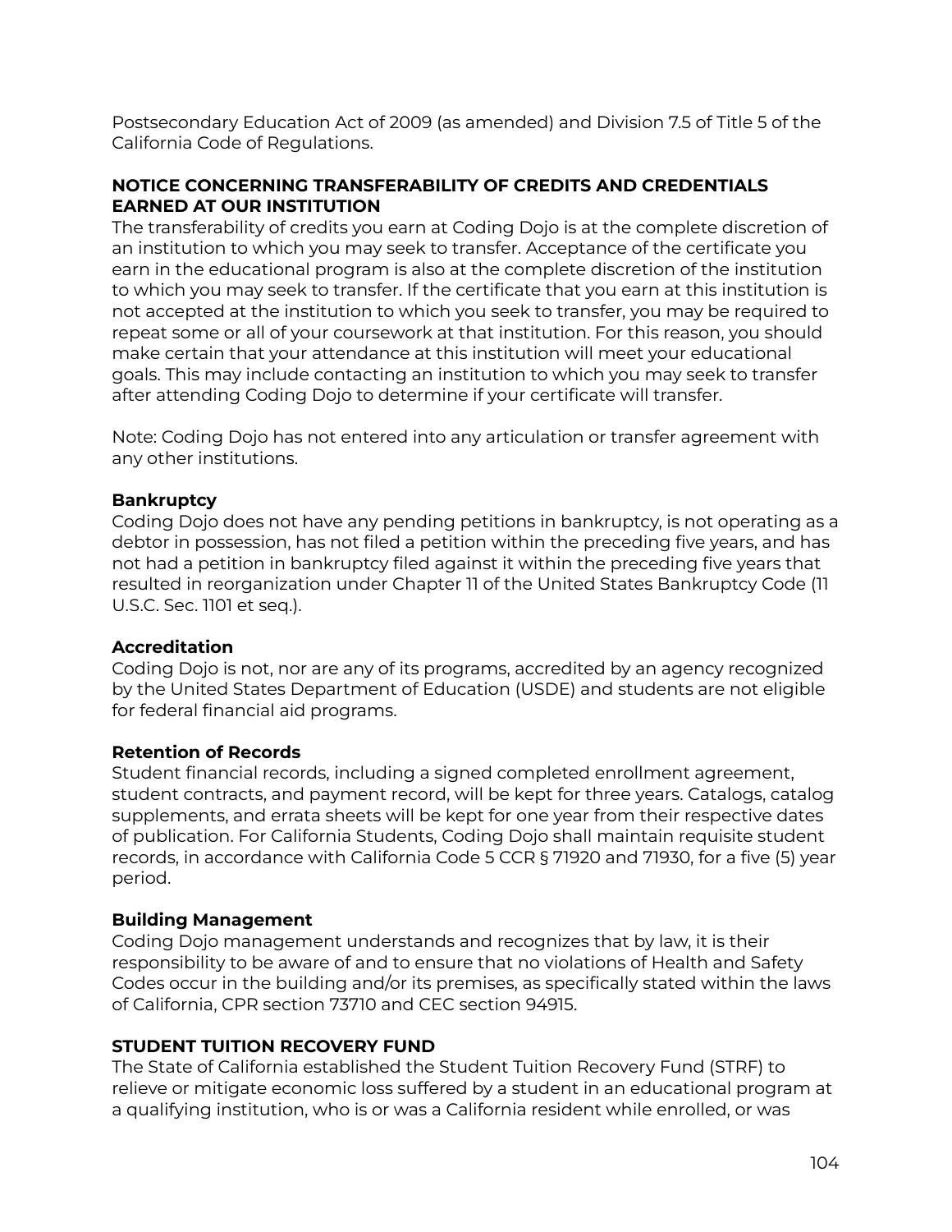Postsecondary Education Act of 2009 (as amended) and Division 7.5 of Title 5 of the California Code of Regulations.

**NOTICE CONCERNING TRANSFERABILITY OF CREDITS AND CREDENTIALS EARNED AT OUR INSTITUTION**

The transferability of credits you earn at Coding Dojo is at the complete discretion of an institution to which you may seek to transfer. Acceptance of the certificate you earn in the educational program is also at the complete discretion of the institution to which you may seek to transfer. If the certificate that you earn at this institution is not accepted at the institution to which you seek to transfer, you may be required to repeat some or all of your coursework at that institution. For this reason, you should make certain that your attendance at this institution will meet your educational goals. This may include contacting an institution to which you may seek to transfer after attending Coding Dojo to determine if your certificate will transfer.

Note: Coding Dojo has not entered into any articulation or transfer agreement with any other institutions.

**Bankruptcy**

Coding Dojo does not have any pending petitions in bankruptcy, is not operating as a debtor in possession, has not filed a petition within the preceding five years, and has not had a petition in bankruptcy filed against it within the preceding five years that resulted in reorganization under Chapter 11 of the United States Bankruptcy Code (11 U.S.C. Sec. 1101 et seq.).

**Accreditation**

Coding Dojo is not, nor are any of its programs, accredited by an agency recognized by the United States Department of Education (USDE) and students are not eligible for federal financial aid programs.

**Retention of Records**

Student financial records, including a signed completed enrollment agreement, student contracts, and payment record, will be kept for three years. Catalogs, catalog supplements, and errata sheets will be kept for one year from their respective dates of publication. For California Students, Coding Dojo shall maintain requisite student records, in accordance with California Code 5 CCR § 71920 and 71930, for a five (5) year period.

**Building Management**

Coding Dojo management understands and recognizes that by law, it is their responsibility to be aware of and to ensure that no violations of Health and Safety Codes occur in the building and/or its premises, as specifically stated within the laws of California, CPR section 73710 and CEC section 94915.

**STUDENT TUITION RECOVERY FUND**

The State of California established the Student Tuition Recovery Fund (STRF) to relieve or mitigate economic loss suffered by a student in an educational program at a qualifying institution, who is or was a California resident while enrolled, or was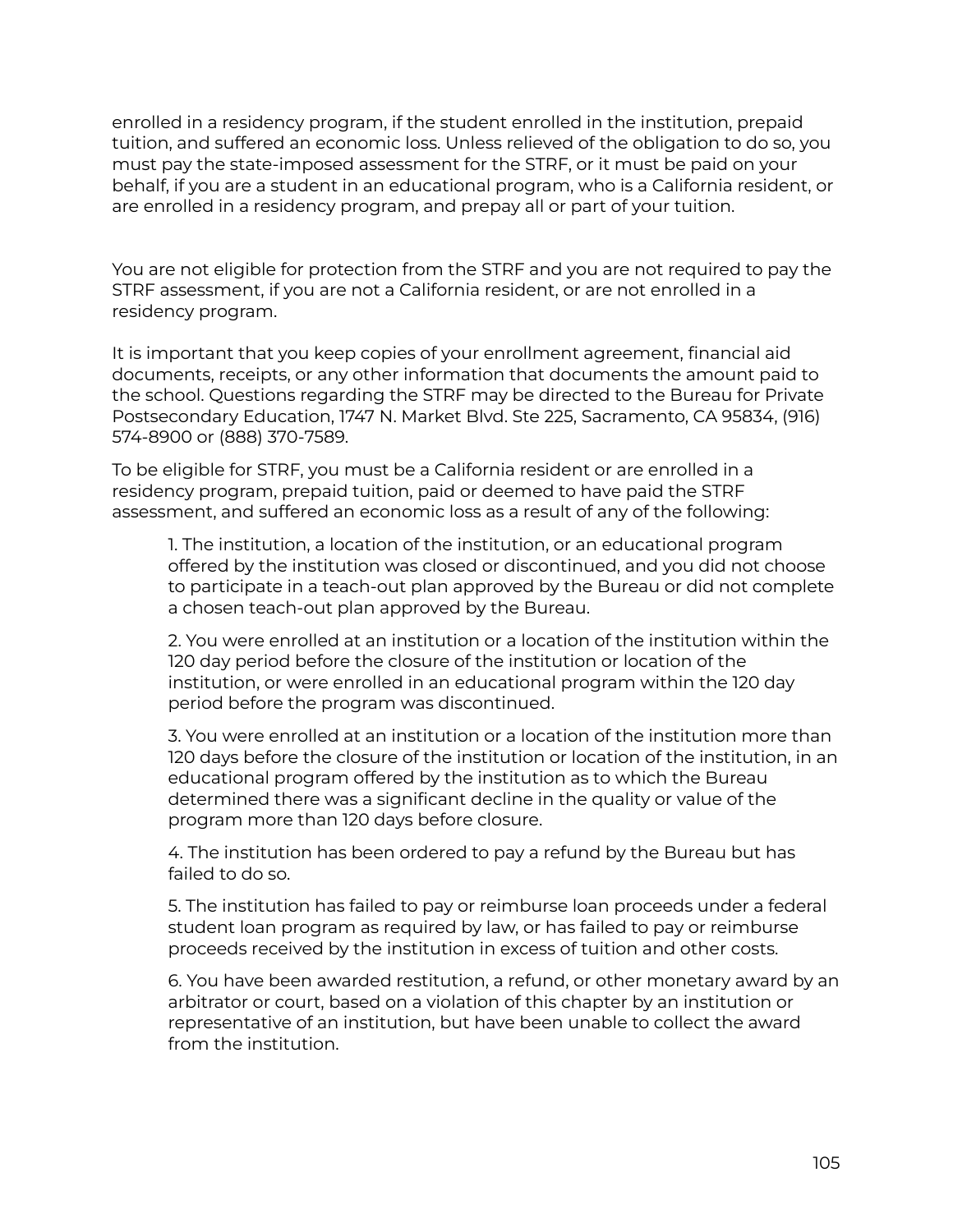enrolled in a residency program, if the student enrolled in the institution, prepaid tuition, and suffered an economic loss. Unless relieved of the obligation to do so, you must pay the state-imposed assessment for the STRF, or it must be paid on your behalf, if you are a student in an educational program, who is a California resident, or are enrolled in a residency program, and prepay all or part of your tuition.

You are not eligible for protection from the STRF and you are not required to pay the STRF assessment, if you are not a California resident, or are not enrolled in a residency program.

It is important that you keep copies of your enrollment agreement, financial aid documents, receipts, or any other information that documents the amount paid to the school. Questions regarding the STRF may be directed to the Bureau for Private Postsecondary Education, 1747 N. Market Blvd. Ste 225, Sacramento, CA 95834, (916) 574-8900 or (888) 370-7589.

To be eligible for STRF, you must be a California resident or are enrolled in a residency program, prepaid tuition, paid or deemed to have paid the STRF assessment, and suffered an economic loss as a result of any of the following:

1. The institution, a location of the institution, or an educational program offered by the institution was closed or discontinued, and you did not choose to participate in a teach-out plan approved by the Bureau or did not complete a chosen teach-out plan approved by the Bureau.

2. You were enrolled at an institution or a location of the institution within the 120 day period before the closure of the institution or location of the institution, or were enrolled in an educational program within the 120 day period before the program was discontinued.

3. You were enrolled at an institution or a location of the institution more than 120 days before the closure of the institution or location of the institution, in an educational program offered by the institution as to which the Bureau determined there was a significant decline in the quality or value of the program more than 120 days before closure.

4. The institution has been ordered to pay a refund by the Bureau but has failed to do so.

5. The institution has failed to pay or reimburse loan proceeds under a federal student loan program as required by law, or has failed to pay or reimburse proceeds received by the institution in excess of tuition and other costs.

6. You have been awarded restitution, a refund, or other monetary award by an arbitrator or court, based on a violation of this chapter by an institution or representative of an institution, but have been unable to collect the award from the institution.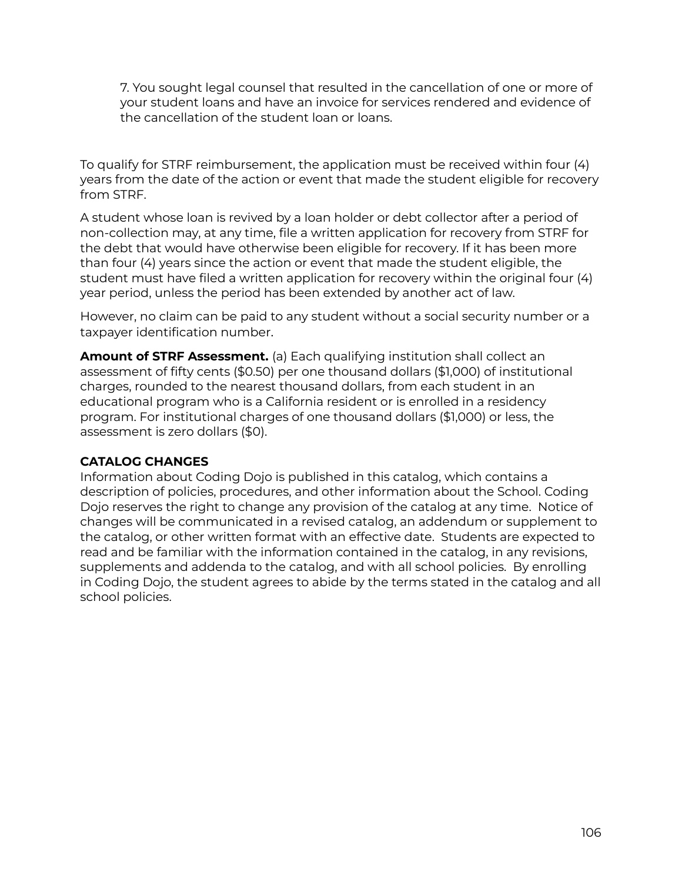7. You sought legal counsel that resulted in the cancellation of one or more of your student loans and have an invoice for services rendered and evidence of the cancellation of the student loan or loans.

To qualify for STRF reimbursement, the application must be received within four (4) years from the date of the action or event that made the student eligible for recovery from STRF.

A student whose loan is revived by a loan holder or debt collector after a period of non-collection may, at any time, file a written application for recovery from STRF for the debt that would have otherwise been eligible for recovery. If it has been more than four (4) years since the action or event that made the student eligible, the student must have filed a written application for recovery within the original four (4) year period, unless the period has been extended by another act of law.

However, no claim can be paid to any student without a social security number or a taxpayer identification number.

**Amount of STRF Assessment.** (a) Each qualifying institution shall collect an assessment of fifty cents ($0.50) per one thousand dollars ($1,000) of institutional charges, rounded to the nearest thousand dollars, from each student in an educational program who is a California resident or is enrolled in a residency program. For institutional charges of one thousand dollars ($1,000) or less, the assessment is zero dollars ($0).

**CATALOG CHANGES**

Information about Coding Dojo is published in this catalog, which contains a description of policies, procedures, and other information about the School. Coding Dojo reserves the right to change any provision of the catalog at any time. Notice of changes will be communicated in a revised catalog, an addendum or supplement to the catalog, or other written format with an effective date. Students are expected to read and be familiar with the information contained in the catalog, in any revisions, supplements and addenda to the catalog, and with all school policies. By enrolling in Coding Dojo, the student agrees to abide by the terms stated in the catalog and all school policies.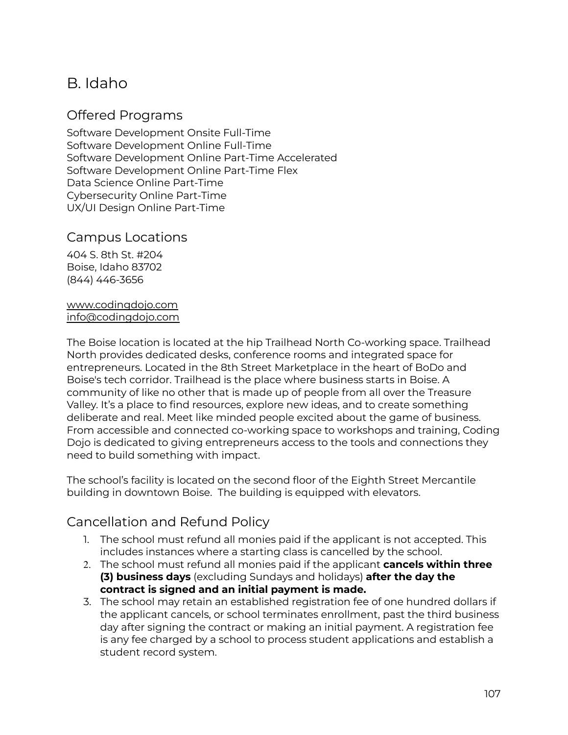## B. Idaho

### Offered Programs

Software Development Onsite Full-Time
Software Development Online Full-Time
Software Development Online Part-Time Accelerated
Software Development Online Part-Time Flex
Data Science Online Part-Time
Cybersecurity Online Part-Time
UX/UI Design Online Part-Time

### Campus Locations

404 S. 8th St. #204
Boise, Idaho 83702
(844) 446-3656

www.codingdojo.com
info@codingdojo.com

The Boise location is located at the hip Trailhead North Co-working space. Trailhead North provides dedicated desks, conference rooms and integrated space for entrepreneurs. Located in the 8th Street Marketplace in the heart of BoDo and Boise's tech corridor. Trailhead is the place where business starts in Boise. A community of like no other that is made up of people from all over the Treasure Valley. It's a place to find resources, explore new ideas, and to create something deliberate and real. Meet like minded people excited about the game of business. From accessible and connected co-working space to workshops and training, Coding Dojo is dedicated to giving entrepreneurs access to the tools and connections they need to build something with impact.

The school's facility is located on the second floor of the Eighth Street Mercantile building in downtown Boise. The building is equipped with elevators.

### Cancellation and Refund Policy

1. The school must refund all monies paid if the applicant is not accepted. This includes instances where a starting class is cancelled by the school.
2. The school must refund all monies paid if the applicant **cancels within three (3) business days** (excluding Sundays and holidays) **after the day the contract is signed and an initial payment is made.**
3. The school may retain an established registration fee of one hundred dollars if the applicant cancels, or school terminates enrollment, past the third business day after signing the contract or making an initial payment. A registration fee is any fee charged by a school to process student applications and establish a student record system.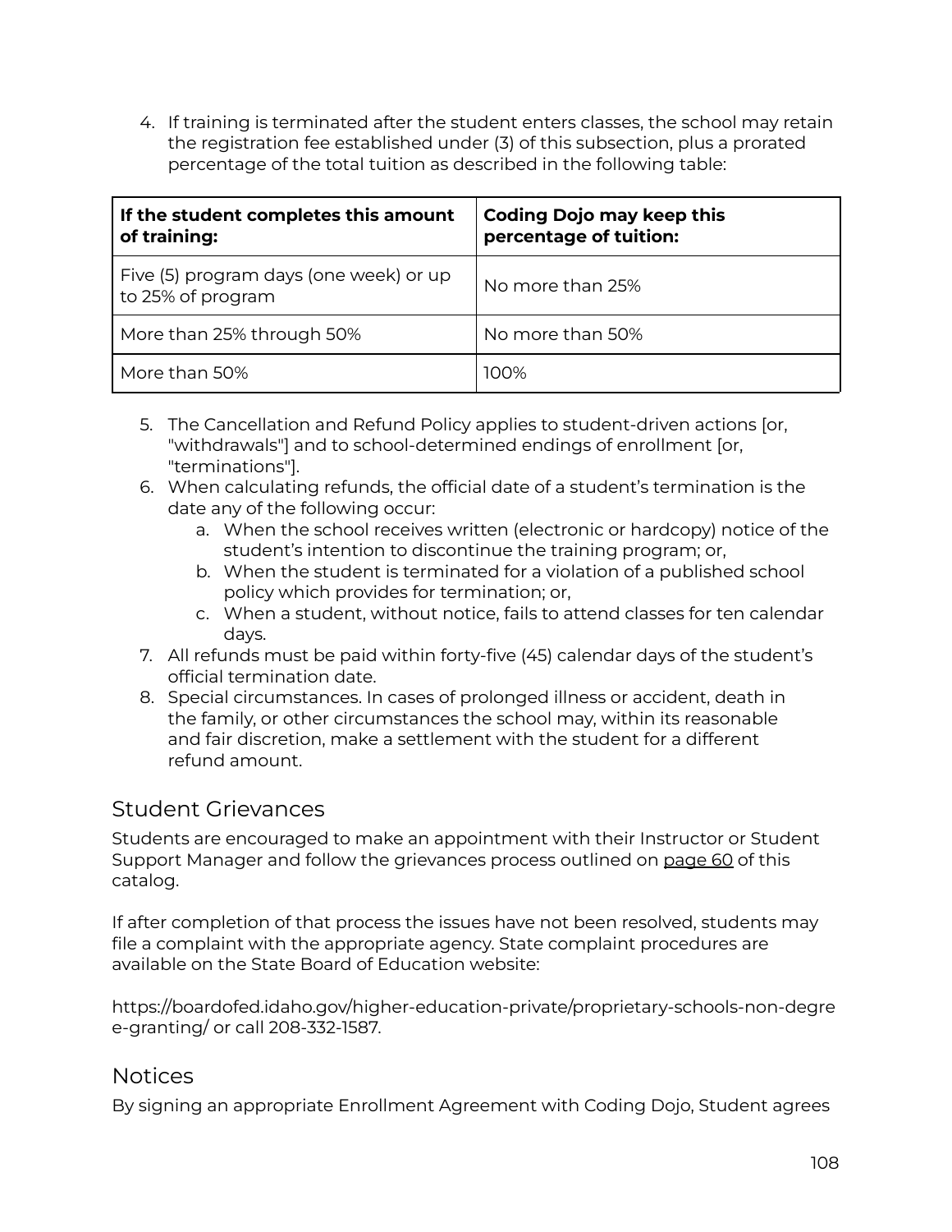4. If training is terminated after the student enters classes, the school may retain the registration fee established under (3) of this subsection, plus a prorated percentage of the total tuition as described in the following table:

| **If the student completes this amount of training:** | **Coding Dojo may keep this percentage of tuition:** |
|---|---|
| Five (5) program days (one week) or up to 25% of program | No more than 25% |
| More than 25% through 50% | No more than 50% |
| More than 50% | 100% |

5. The Cancellation and Refund Policy applies to student-driven actions [or, "withdrawals"] and to school-determined endings of enrollment [or, "terminations"].
6. When calculating refunds, the official date of a student's termination is the date any of the following occur:
   a. When the school receives written (electronic or hardcopy) notice of the student's intention to discontinue the training program; or,
   b. When the student is terminated for a violation of a published school policy which provides for termination; or,
   c. When a student, without notice, fails to attend classes for ten calendar days.
7. All refunds must be paid within forty-five (45) calendar days of the student's official termination date.
8. Special circumstances. In cases of prolonged illness or accident, death in the family, or other circumstances the school may, within its reasonable and fair discretion, make a settlement with the student for a different refund amount.

## Student Grievances

Students are encouraged to make an appointment with their Instructor or Student Support Manager and follow the grievances process outlined on page 60 of this catalog.

If after completion of that process the issues have not been resolved, students may file a complaint with the appropriate agency. State complaint procedures are available on the State Board of Education website:

https://boardofed.idaho.gov/higher-education-private/proprietary-schools-non-degree-granting/ or call 208-332-1587.

## Notices

By signing an appropriate Enrollment Agreement with Coding Dojo, Student agrees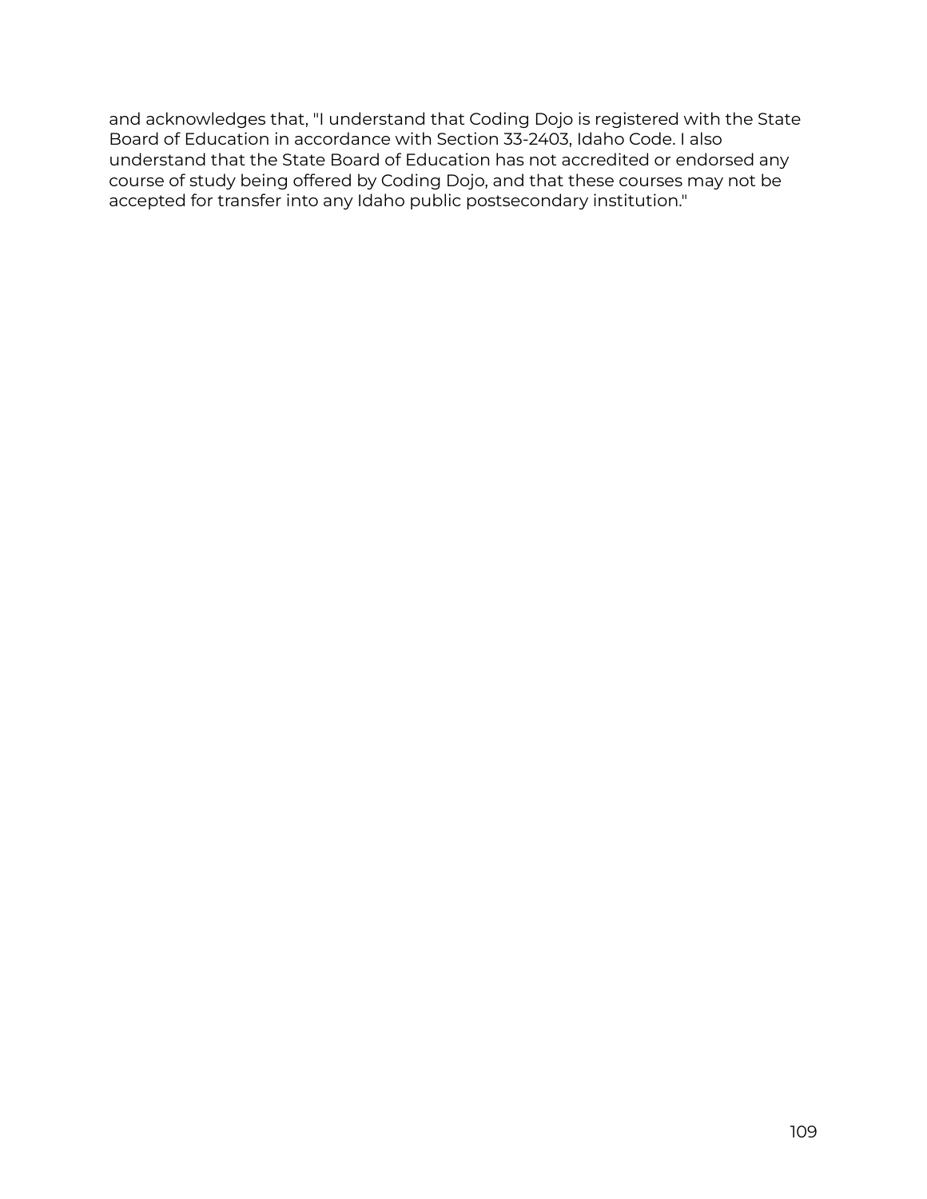and acknowledges that, "I understand that Coding Dojo is registered with the State Board of Education in accordance with Section 33-2403, Idaho Code. I also understand that the State Board of Education has not accredited or endorsed any course of study being offered by Coding Dojo, and that these courses may not be accepted for transfer into any Idaho public postsecondary institution."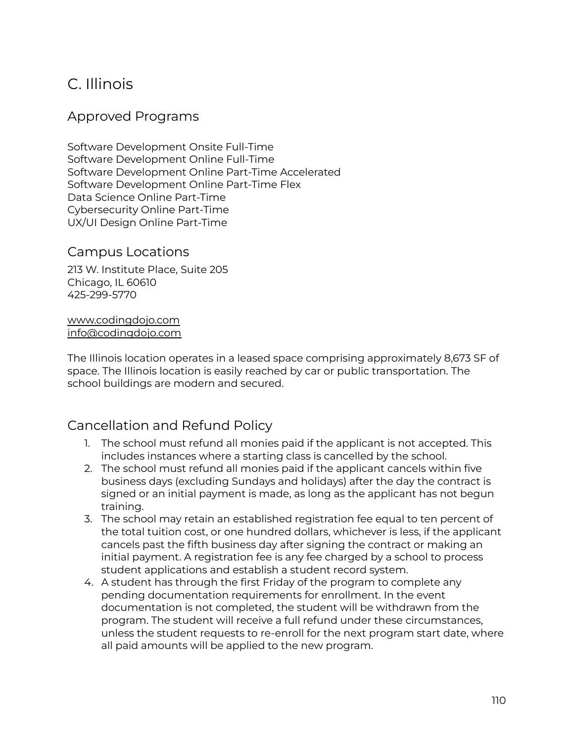# C. Illinois

## Approved Programs

Software Development Onsite Full-Time
Software Development Online Full-Time
Software Development Online Part-Time Accelerated
Software Development Online Part-Time Flex
Data Science Online Part-Time
Cybersecurity Online Part-Time
UX/UI Design Online Part-Time

## Campus Locations

213 W. Institute Place, Suite 205
Chicago, IL 60610
425-299-5770

www.codingdojo.com
info@codingdojo.com

The Illinois location operates in a leased space comprising approximately 8,673 SF of space. The Illinois location is easily reached by car or public transportation. The school buildings are modern and secured.

## Cancellation and Refund Policy

1. The school must refund all monies paid if the applicant is not accepted. This includes instances where a starting class is cancelled by the school.
2. The school must refund all monies paid if the applicant cancels within five business days (excluding Sundays and holidays) after the day the contract is signed or an initial payment is made, as long as the applicant has not begun training.
3. The school may retain an established registration fee equal to ten percent of the total tuition cost, or one hundred dollars, whichever is less, if the applicant cancels past the fifth business day after signing the contract or making an initial payment. A registration fee is any fee charged by a school to process student applications and establish a student record system.
4. A student has through the first Friday of the program to complete any pending documentation requirements for enrollment. In the event documentation is not completed, the student will be withdrawn from the program. The student will receive a full refund under these circumstances, unless the student requests to re-enroll for the next program start date, where all paid amounts will be applied to the new program.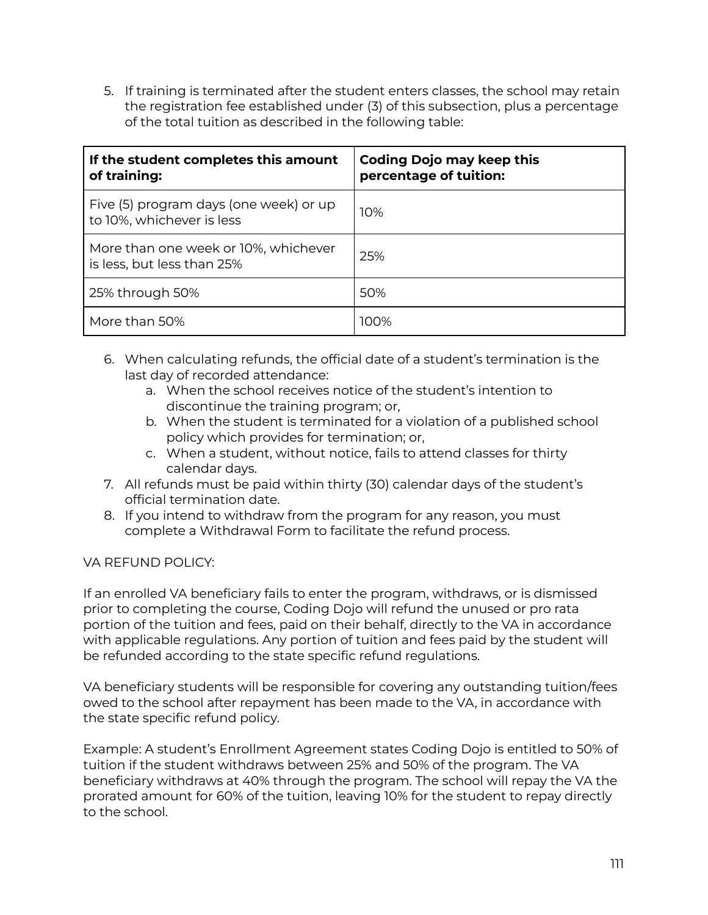5. If training is terminated after the student enters classes, the school may retain the registration fee established under (3) of this subsection, plus a percentage of the total tuition as described in the following table:

| If the student completes this amount of training: | Coding Dojo may keep this percentage of tuition: |
|---|---|
| Five (5) program days (one week) or up to 10%, whichever is less | 10% |
| More than one week or 10%, whichever is less, but less than 25% | 25% |
| 25% through 50% | 50% |
| More than 50% | 100% |

6. When calculating refunds, the official date of a student's termination is the last day of recorded attendance:
   a. When the school receives notice of the student's intention to discontinue the training program; or,
   b. When the student is terminated for a violation of a published school policy which provides for termination; or,
   c. When a student, without notice, fails to attend classes for thirty calendar days.
7. All refunds must be paid within thirty (30) calendar days of the student's official termination date.
8. If you intend to withdraw from the program for any reason, you must complete a Withdrawal Form to facilitate the refund process.

VA REFUND POLICY:

If an enrolled VA beneficiary fails to enter the program, withdraws, or is dismissed prior to completing the course, Coding Dojo will refund the unused or pro rata portion of the tuition and fees, paid on their behalf, directly to the VA in accordance with applicable regulations. Any portion of tuition and fees paid by the student will be refunded according to the state specific refund regulations.

VA beneficiary students will be responsible for covering any outstanding tuition/fees owed to the school after repayment has been made to the VA, in accordance with the state specific refund policy.

Example: A student's Enrollment Agreement states Coding Dojo is entitled to 50% of tuition if the student withdraws between 25% and 50% of the program. The VA beneficiary withdraws at 40% through the program. The school will repay the VA the prorated amount for 60% of the tuition, leaving 10% for the student to repay directly to the school.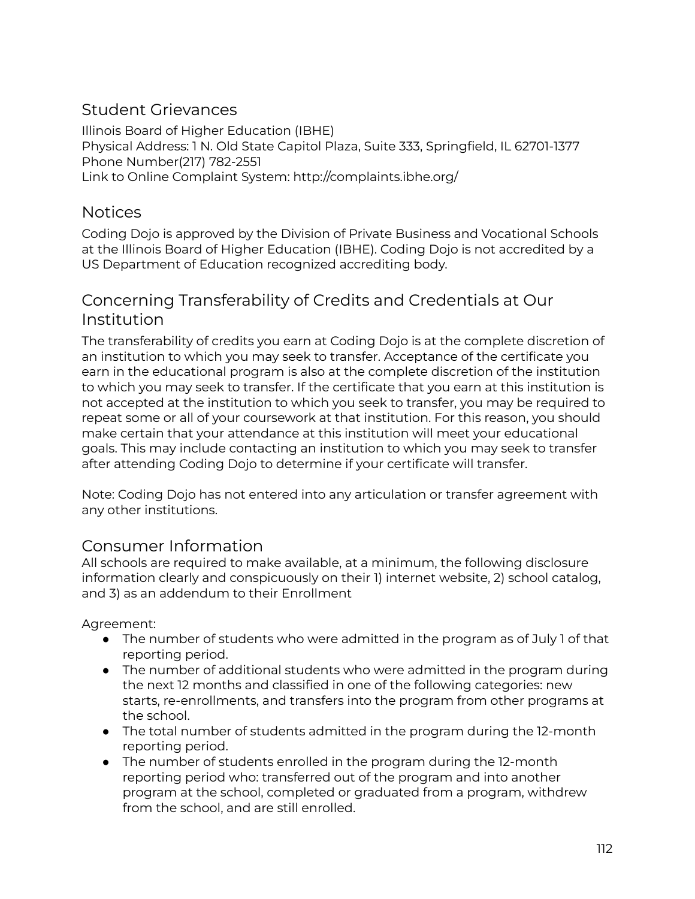## Student Grievances

Illinois Board of Higher Education (IBHE)
Physical Address: 1 N. Old State Capitol Plaza, Suite 333, Springfield, IL 62701-1377
Phone Number(217) 782-2551
Link to Online Complaint System: http://complaints.ibhe.org/

## Notices

Coding Dojo is approved by the Division of Private Business and Vocational Schools at the Illinois Board of Higher Education (IBHE). Coding Dojo is not accredited by a US Department of Education recognized accrediting body.

## Concerning Transferability of Credits and Credentials at Our Institution

The transferability of credits you earn at Coding Dojo is at the complete discretion of an institution to which you may seek to transfer. Acceptance of the certificate you earn in the educational program is also at the complete discretion of the institution to which you may seek to transfer. If the certificate that you earn at this institution is not accepted at the institution to which you seek to transfer, you may be required to repeat some or all of your coursework at that institution. For this reason, you should make certain that your attendance at this institution will meet your educational goals. This may include contacting an institution to which you may seek to transfer after attending Coding Dojo to determine if your certificate will transfer.

Note: Coding Dojo has not entered into any articulation or transfer agreement with any other institutions.

## Consumer Information

All schools are required to make available, at a minimum, the following disclosure information clearly and conspicuously on their 1) internet website, 2) school catalog, and 3) as an addendum to their Enrollment

Agreement:

- The number of students who were admitted in the program as of July 1 of that reporting period.
- The number of additional students who were admitted in the program during the next 12 months and classified in one of the following categories: new starts, re-enrollments, and transfers into the program from other programs at the school.
- The total number of students admitted in the program during the 12-month reporting period.
- The number of students enrolled in the program during the 12-month reporting period who: transferred out of the program and into another program at the school, completed or graduated from a program, withdrew from the school, and are still enrolled.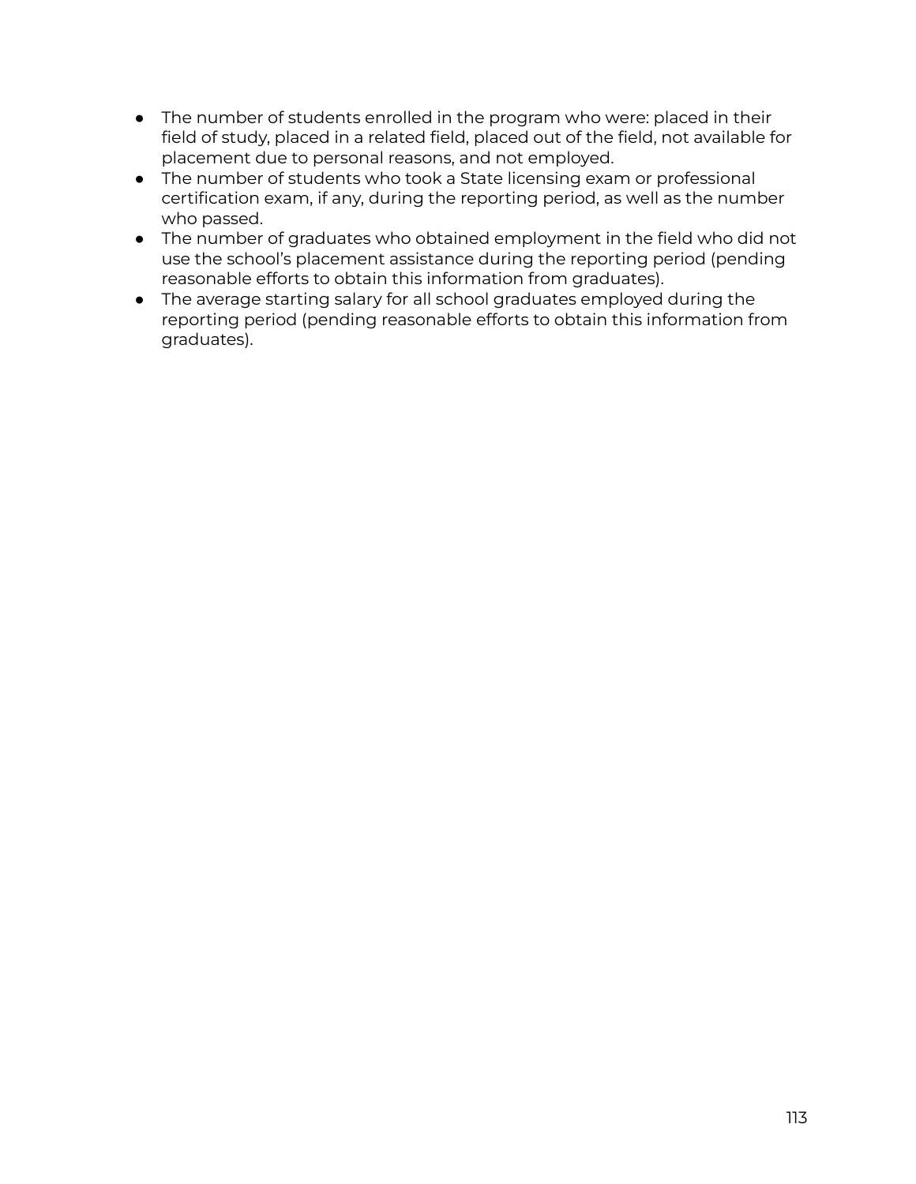- The number of students enrolled in the program who were: placed in their field of study, placed in a related field, placed out of the field, not available for placement due to personal reasons, and not employed.
- The number of students who took a State licensing exam or professional certification exam, if any, during the reporting period, as well as the number who passed.
- The number of graduates who obtained employment in the field who did not use the school's placement assistance during the reporting period (pending reasonable efforts to obtain this information from graduates).
- The average starting salary for all school graduates employed during the reporting period (pending reasonable efforts to obtain this information from graduates).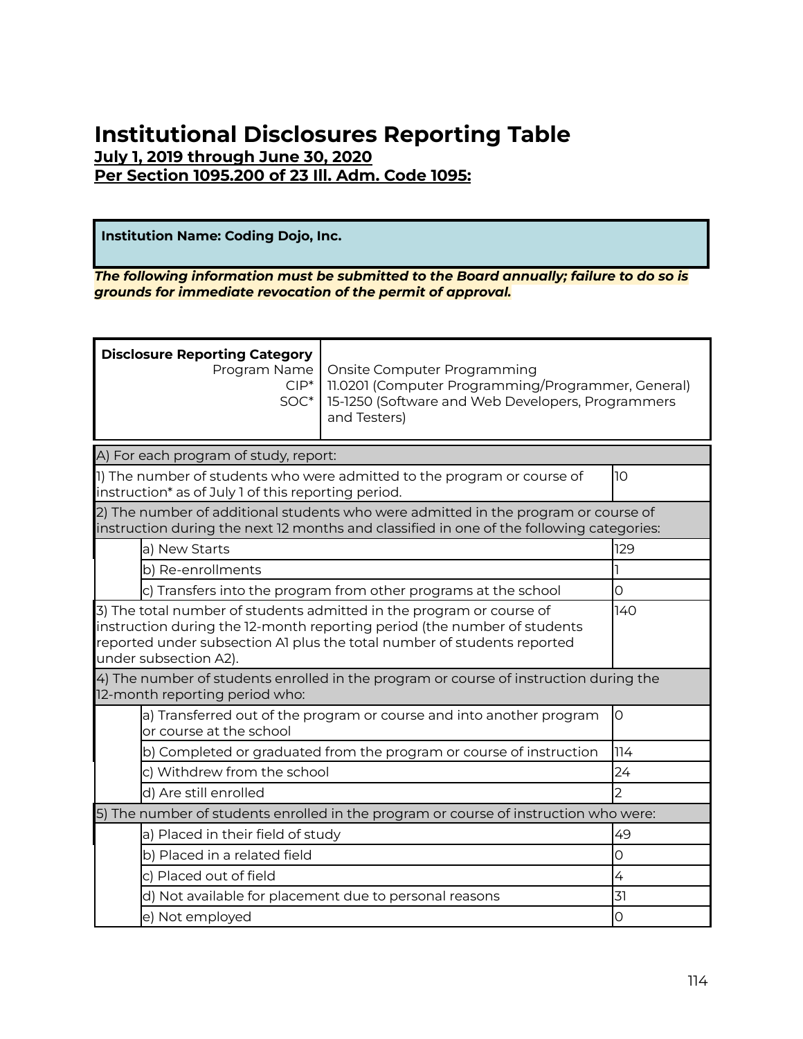# Institutional Disclosures Reporting Table

**July 1, 2019 through June 30, 2020**

**Per Section 1095.200 of 23 Ill. Adm. Code 1095:**

**Institution Name: Coding Dojo, Inc.**

***The following information must be submitted to the Board annually; failure to do so is grounds for immediate revocation of the permit of approval.***

| **Disclosure Reporting Category** | |
|---|---|
| Program Name | Onsite Computer Programming |
| CIP* | 11.0201 (Computer Programming/Programmer, General) |
| SOC* | 15-1250 (Software and Web Developers, Programmers and Testers) |

| | | |
|---|---|---|
| A) For each program of study, report: | | |
| 1) The number of students who were admitted to the program or course of instruction* as of July 1 of this reporting period. | | 10 |
| 2) The number of additional students who were admitted in the program or course of instruction during the next 12 months and classified in one of the following categories: | | |
| | a) New Starts | 129 |
| | b) Re-enrollments | 1 |
| | c) Transfers into the program from other programs at the school | 0 |
| 3) The total number of students admitted in the program or course of instruction during the 12-month reporting period (the number of students reported under subsection A1 plus the total number of students reported under subsection A2). | | 140 |
| 4) The number of students enrolled in the program or course of instruction during the 12-month reporting period who: | | |
| | a) Transferred out of the program or course and into another program or course at the school | 0 |
| | b) Completed or graduated from the program or course of instruction | 114 |
| | c) Withdrew from the school | 24 |
| | d) Are still enrolled | 2 |
| 5) The number of students enrolled in the program or course of instruction who were: | | |
| | a) Placed in their field of study | 49 |
| | b) Placed in a related field | 0 |
| | c) Placed out of field | 4 |
| | d) Not available for placement due to personal reasons | 31 |
| | e) Not employed | 0 |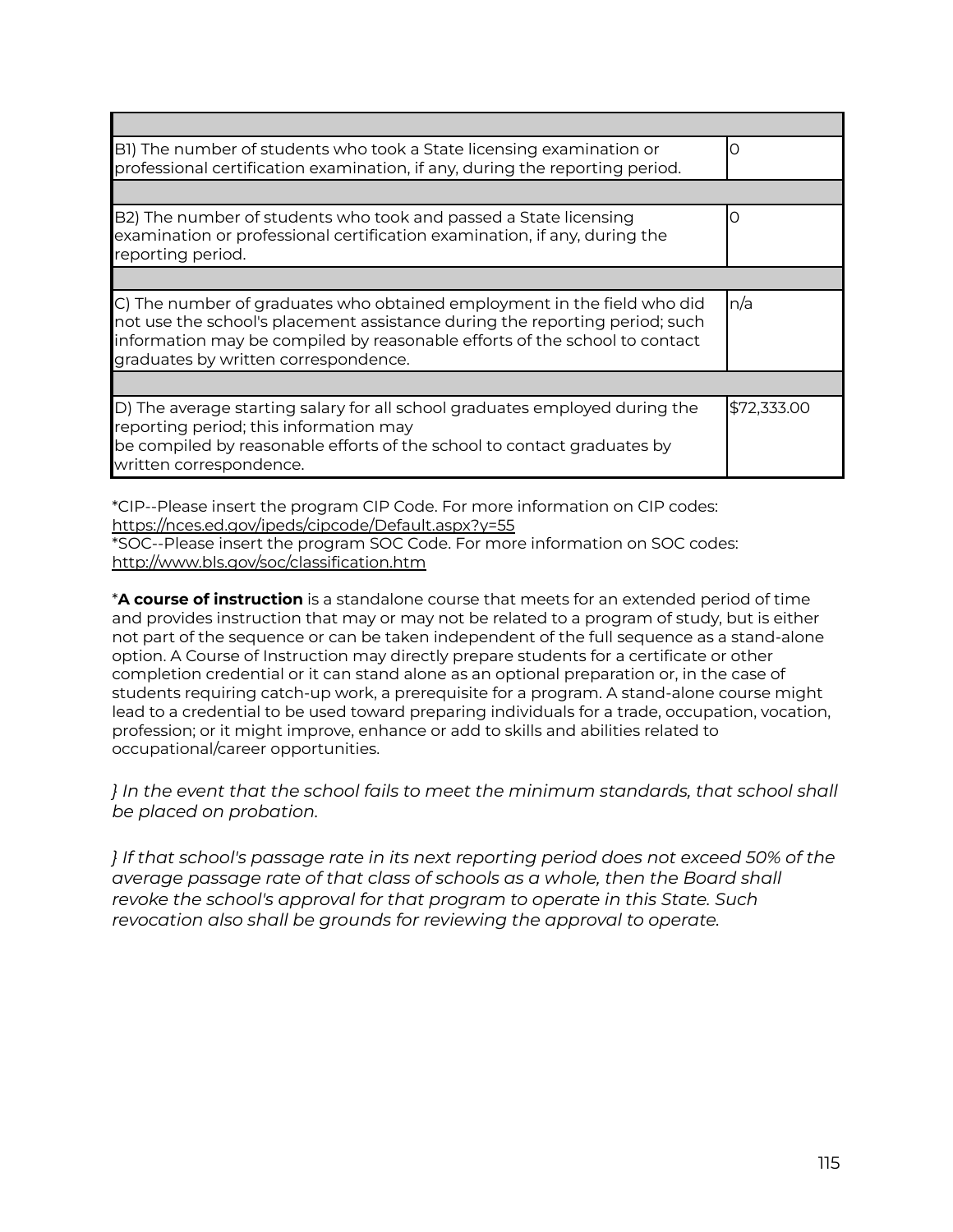| | |
|---|---|
| B1) The number of students who took a State licensing examination or professional certification examination, if any, during the reporting period. | 0 |
| | |
| B2) The number of students who took and passed a State licensing examination or professional certification examination, if any, during the reporting period. | 0 |
| | |
| C) The number of graduates who obtained employment in the field who did not use the school's placement assistance during the reporting period; such information may be compiled by reasonable efforts of the school to contact graduates by written correspondence. | n/a |
| | |
| D) The average starting salary for all school graduates employed during the reporting period; this information may be compiled by reasonable efforts of the school to contact graduates by written correspondence. | $72,333.00 |

*CIP--Please insert the program CIP Code. For more information on CIP codes: https://nces.ed.gov/ipeds/cipcode/Default.aspx?y=55
*SOC--Please insert the program SOC Code. For more information on SOC codes: http://www.bls.gov/soc/classification.htm

***A course of instruction** is a standalone course that meets for an extended period of time and provides instruction that may or may not be related to a program of study, but is either not part of the sequence or can be taken independent of the full sequence as a stand-alone option. A Course of Instruction may directly prepare students for a certificate or other completion credential or it can stand alone as an optional preparation or, in the case of students requiring catch-up work, a prerequisite for a program. A stand-alone course might lead to a credential to be used toward preparing individuals for a trade, occupation, vocation, profession; or it might improve, enhance or add to skills and abilities related to occupational/career opportunities.

*} In the event that the school fails to meet the minimum standards, that school shall be placed on probation.*

*} If that school's passage rate in its next reporting period does not exceed 50% of the average passage rate of that class of schools as a whole, then the Board shall revoke the school's approval for that program to operate in this State. Such revocation also shall be grounds for reviewing the approval to operate.*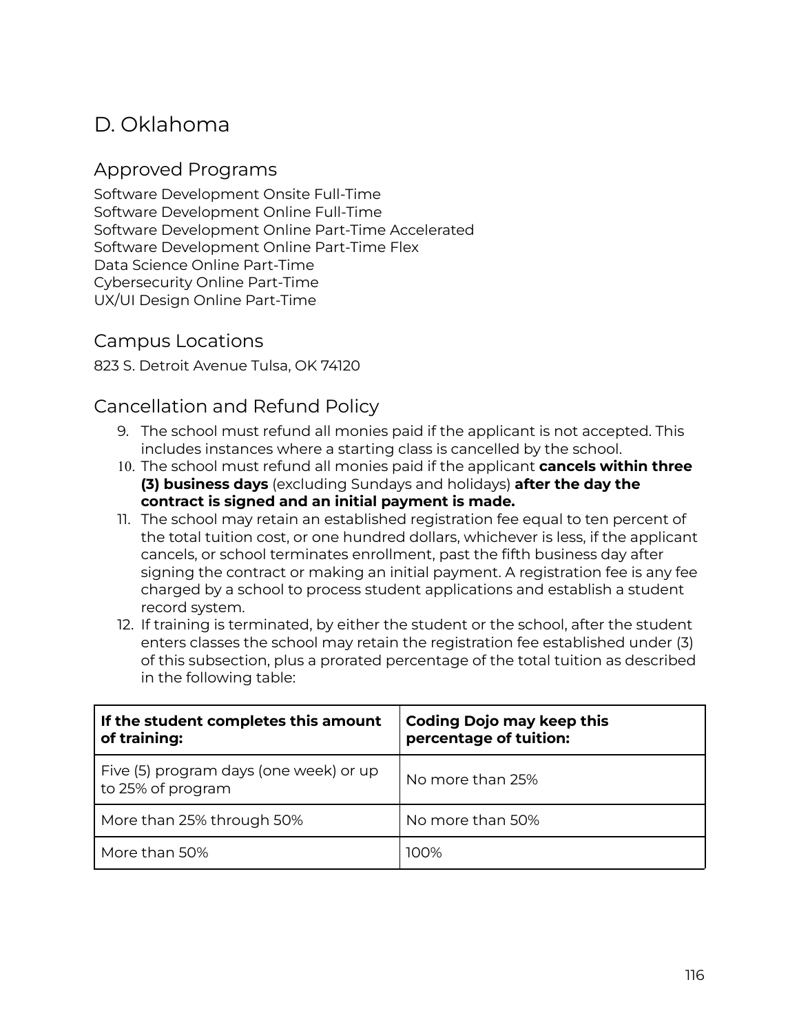## D. Oklahoma

### Approved Programs

Software Development Onsite Full-Time
Software Development Online Full-Time
Software Development Online Part-Time Accelerated
Software Development Online Part-Time Flex
Data Science Online Part-Time
Cybersecurity Online Part-Time
UX/UI Design Online Part-Time

### Campus Locations

823 S. Detroit Avenue Tulsa, OK 74120

### Cancellation and Refund Policy

9. The school must refund all monies paid if the applicant is not accepted. This includes instances where a starting class is cancelled by the school.
10. The school must refund all monies paid if the applicant **cancels within three (3) business days** (excluding Sundays and holidays) **after the day the contract is signed and an initial payment is made.**
11. The school may retain an established registration fee equal to ten percent of the total tuition cost, or one hundred dollars, whichever is less, if the applicant cancels, or school terminates enrollment, past the fifth business day after signing the contract or making an initial payment. A registration fee is any fee charged by a school to process student applications and establish a student record system.
12. If training is terminated, by either the student or the school, after the student enters classes the school may retain the registration fee established under (3) of this subsection, plus a prorated percentage of the total tuition as described in the following table:

| If the student completes this amount of training: | Coding Dojo may keep this percentage of tuition: |
|---|---|
| Five (5) program days (one week) or up to 25% of program | No more than 25% |
| More than 25% through 50% | No more than 50% |
| More than 50% | 100% |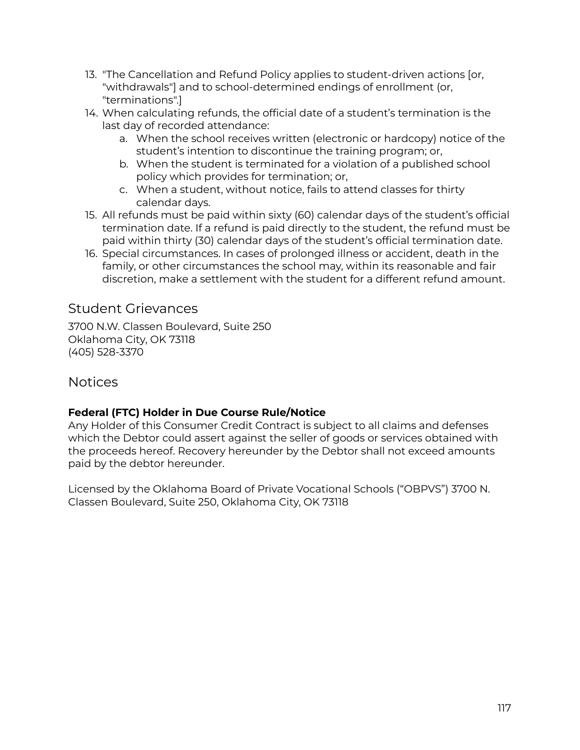13. "The Cancellation and Refund Policy applies to student-driven actions [or, "withdrawals"] and to school-determined endings of enrollment (or, "terminations".]
14. When calculating refunds, the official date of a student's termination is the last day of recorded attendance:
    a. When the school receives written (electronic or hardcopy) notice of the student's intention to discontinue the training program; or,
    b. When the student is terminated for a violation of a published school policy which provides for termination; or,
    c. When a student, without notice, fails to attend classes for thirty calendar days.
15. All refunds must be paid within sixty (60) calendar days of the student's official termination date. If a refund is paid directly to the student, the refund must be paid within thirty (30) calendar days of the student's official termination date.
16. Special circumstances. In cases of prolonged illness or accident, death in the family, or other circumstances the school may, within its reasonable and fair discretion, make a settlement with the student for a different refund amount.

## Student Grievances

3700 N.W. Classen Boulevard, Suite 250
Oklahoma City, OK 73118
(405) 528-3370

## Notices

**Federal (FTC) Holder in Due Course Rule/Notice**
Any Holder of this Consumer Credit Contract is subject to all claims and defenses which the Debtor could assert against the seller of goods or services obtained with the proceeds hereof. Recovery hereunder by the Debtor shall not exceed amounts paid by the debtor hereunder.

Licensed by the Oklahoma Board of Private Vocational Schools ("OBPVS") 3700 N. Classen Boulevard, Suite 250, Oklahoma City, OK 73118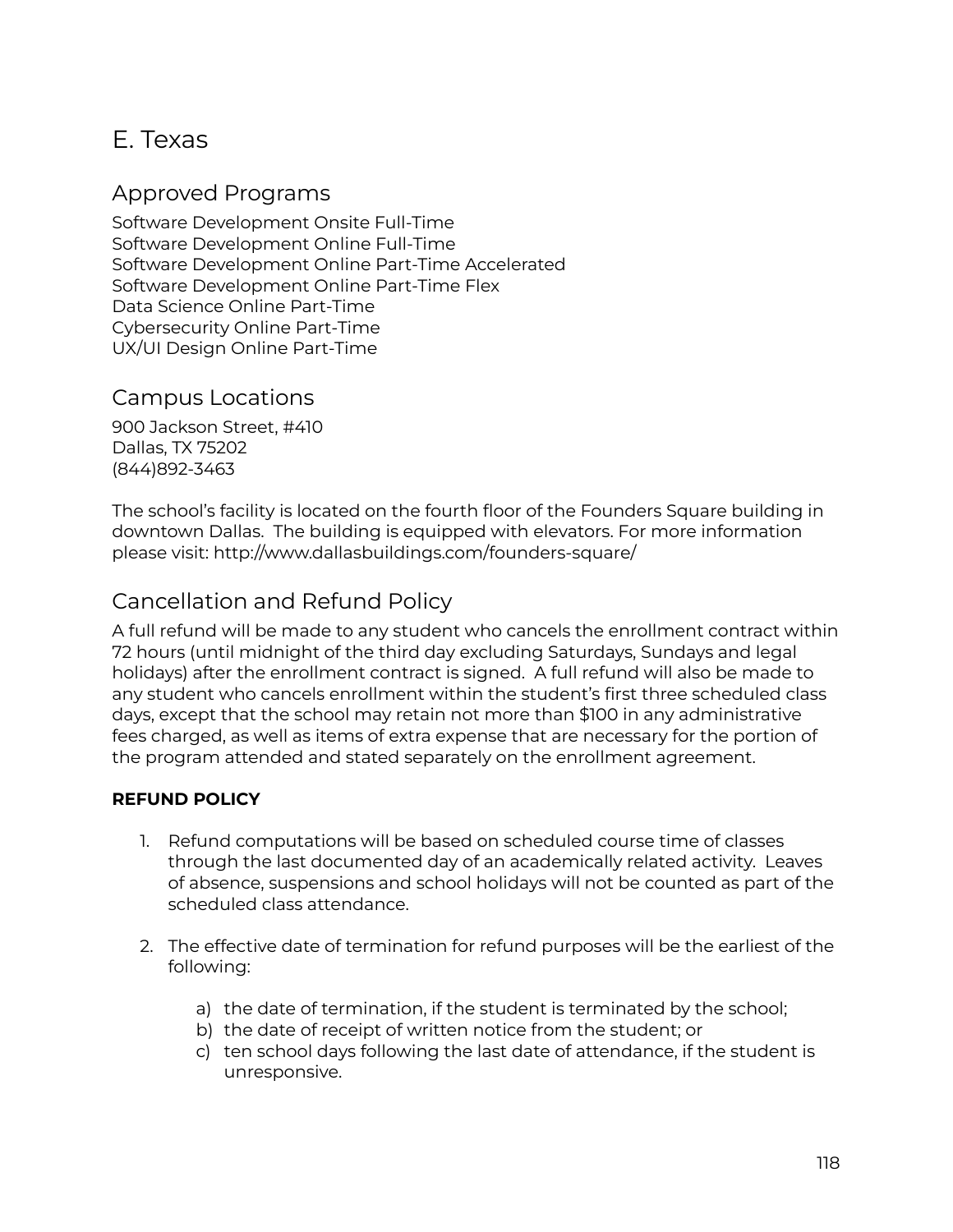# E. Texas

## Approved Programs

Software Development Onsite Full-Time
Software Development Online Full-Time
Software Development Online Part-Time Accelerated
Software Development Online Part-Time Flex
Data Science Online Part-Time
Cybersecurity Online Part-Time
UX/UI Design Online Part-Time

## Campus Locations

900 Jackson Street, #410
Dallas, TX 75202
(844)892-3463

The school's facility is located on the fourth floor of the Founders Square building in downtown Dallas. The building is equipped with elevators. For more information please visit: http://www.dallasbuildings.com/founders-square/

## Cancellation and Refund Policy

A full refund will be made to any student who cancels the enrollment contract within 72 hours (until midnight of the third day excluding Saturdays, Sundays and legal holidays) after the enrollment contract is signed. A full refund will also be made to any student who cancels enrollment within the student's first three scheduled class days, except that the school may retain not more than $100 in any administrative fees charged, as well as items of extra expense that are necessary for the portion of the program attended and stated separately on the enrollment agreement.

**REFUND POLICY**

1. Refund computations will be based on scheduled course time of classes through the last documented day of an academically related activity. Leaves of absence, suspensions and school holidays will not be counted as part of the scheduled class attendance.

2. The effective date of termination for refund purposes will be the earliest of the following:

    a) the date of termination, if the student is terminated by the school;
    b) the date of receipt of written notice from the student; or
    c) ten school days following the last date of attendance, if the student is unresponsive.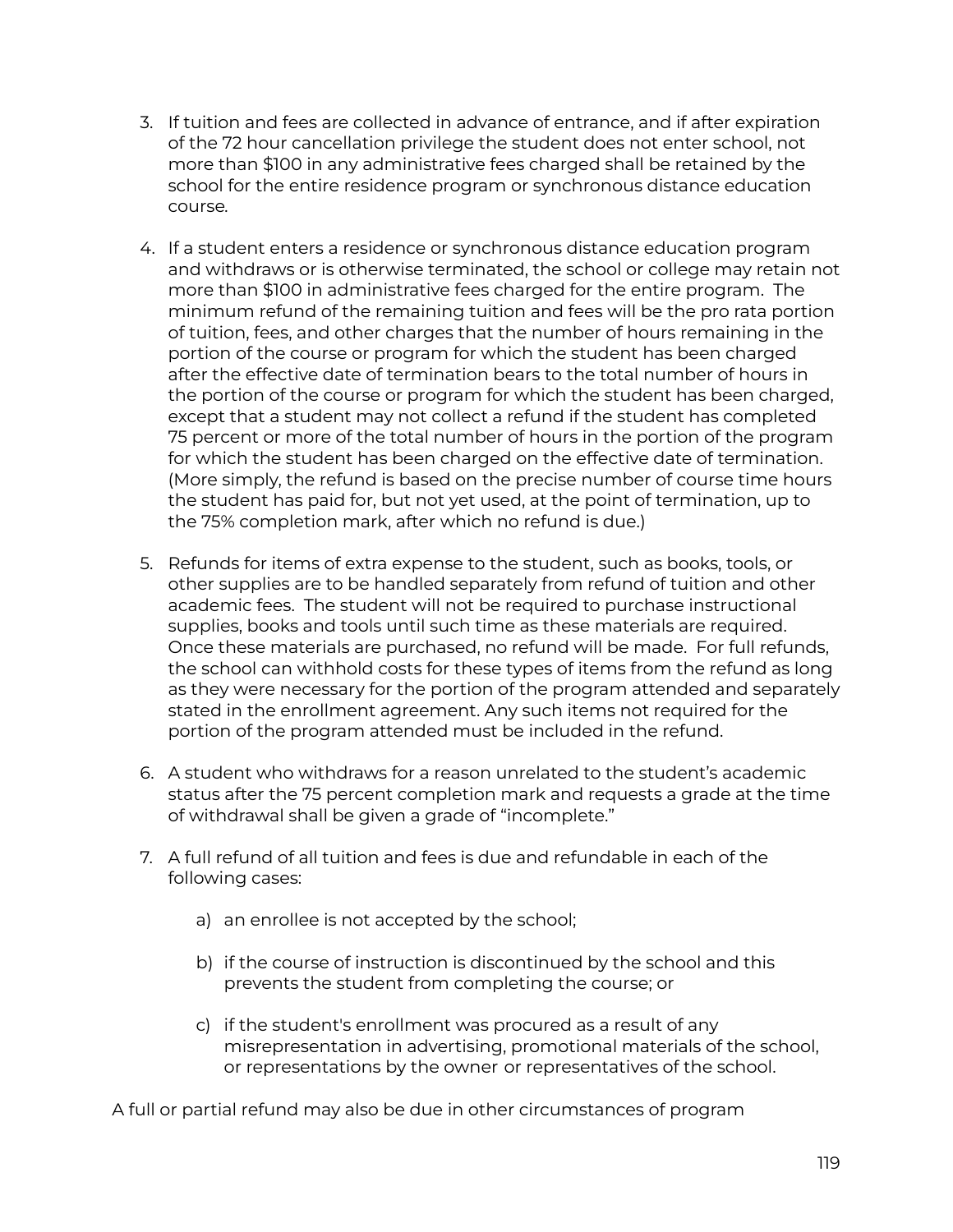3. If tuition and fees are collected in advance of entrance, and if after expiration of the 72 hour cancellation privilege the student does not enter school, not more than $100 in any administrative fees charged shall be retained by the school for the entire residence program or synchronous distance education course.

4. If a student enters a residence or synchronous distance education program and withdraws or is otherwise terminated, the school or college may retain not more than $100 in administrative fees charged for the entire program. The minimum refund of the remaining tuition and fees will be the pro rata portion of tuition, fees, and other charges that the number of hours remaining in the portion of the course or program for which the student has been charged after the effective date of termination bears to the total number of hours in the portion of the course or program for which the student has been charged, except that a student may not collect a refund if the student has completed 75 percent or more of the total number of hours in the portion of the program for which the student has been charged on the effective date of termination. (More simply, the refund is based on the precise number of course time hours the student has paid for, but not yet used, at the point of termination, up to the 75% completion mark, after which no refund is due.)

5. Refunds for items of extra expense to the student, such as books, tools, or other supplies are to be handled separately from refund of tuition and other academic fees. The student will not be required to purchase instructional supplies, books and tools until such time as these materials are required. Once these materials are purchased, no refund will be made. For full refunds, the school can withhold costs for these types of items from the refund as long as they were necessary for the portion of the program attended and separately stated in the enrollment agreement. Any such items not required for the portion of the program attended must be included in the refund.

6. A student who withdraws for a reason unrelated to the student's academic status after the 75 percent completion mark and requests a grade at the time of withdrawal shall be given a grade of "incomplete."

7. A full refund of all tuition and fees is due and refundable in each of the following cases:

    a) an enrollee is not accepted by the school;

    b) if the course of instruction is discontinued by the school and this prevents the student from completing the course; or

    c) if the student's enrollment was procured as a result of any misrepresentation in advertising, promotional materials of the school, or representations by the owner or representatives of the school.

A full or partial refund may also be due in other circumstances of program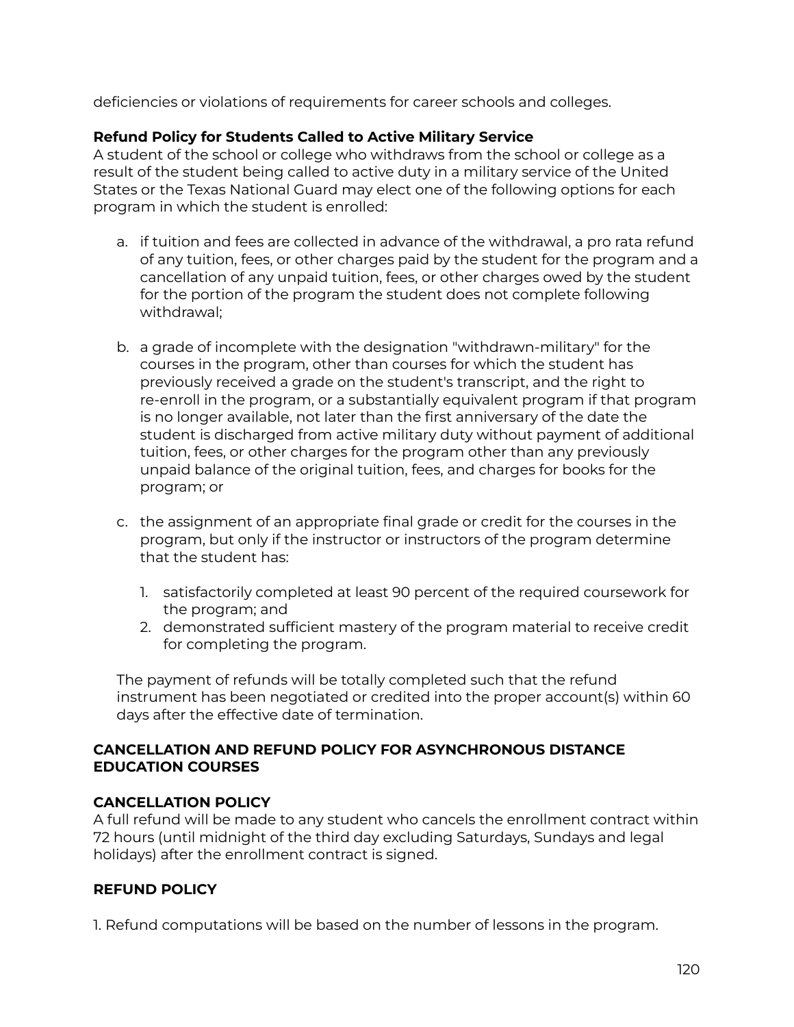deficiencies or violations of requirements for career schools and colleges.

**Refund Policy for Students Called to Active Military Service**
A student of the school or college who withdraws from the school or college as a result of the student being called to active duty in a military service of the United States or the Texas National Guard may elect one of the following options for each program in which the student is enrolled:

a. if tuition and fees are collected in advance of the withdrawal, a pro rata refund of any tuition, fees, or other charges paid by the student for the program and a cancellation of any unpaid tuition, fees, or other charges owed by the student for the portion of the program the student does not complete following withdrawal;

b. a grade of incomplete with the designation "withdrawn-military" for the courses in the program, other than courses for which the student has previously received a grade on the student's transcript, and the right to re-enroll in the program, or a substantially equivalent program if that program is no longer available, not later than the first anniversary of the date the student is discharged from active military duty without payment of additional tuition, fees, or other charges for the program other than any previously unpaid balance of the original tuition, fees, and charges for books for the program; or

c. the assignment of an appropriate final grade or credit for the courses in the program, but only if the instructor or instructors of the program determine that the student has:

    1. satisfactorily completed at least 90 percent of the required coursework for the program; and
    2. demonstrated sufficient mastery of the program material to receive credit for completing the program.

The payment of refunds will be totally completed such that the refund instrument has been negotiated or credited into the proper account(s) within 60 days after the effective date of termination.

**CANCELLATION AND REFUND POLICY FOR ASYNCHRONOUS DISTANCE EDUCATION COURSES**

**CANCELLATION POLICY**
A full refund will be made to any student who cancels the enrollment contract within 72 hours (until midnight of the third day excluding Saturdays, Sundays and legal holidays) after the enrollment contract is signed.

**REFUND POLICY**

1. Refund computations will be based on the number of lessons in the program.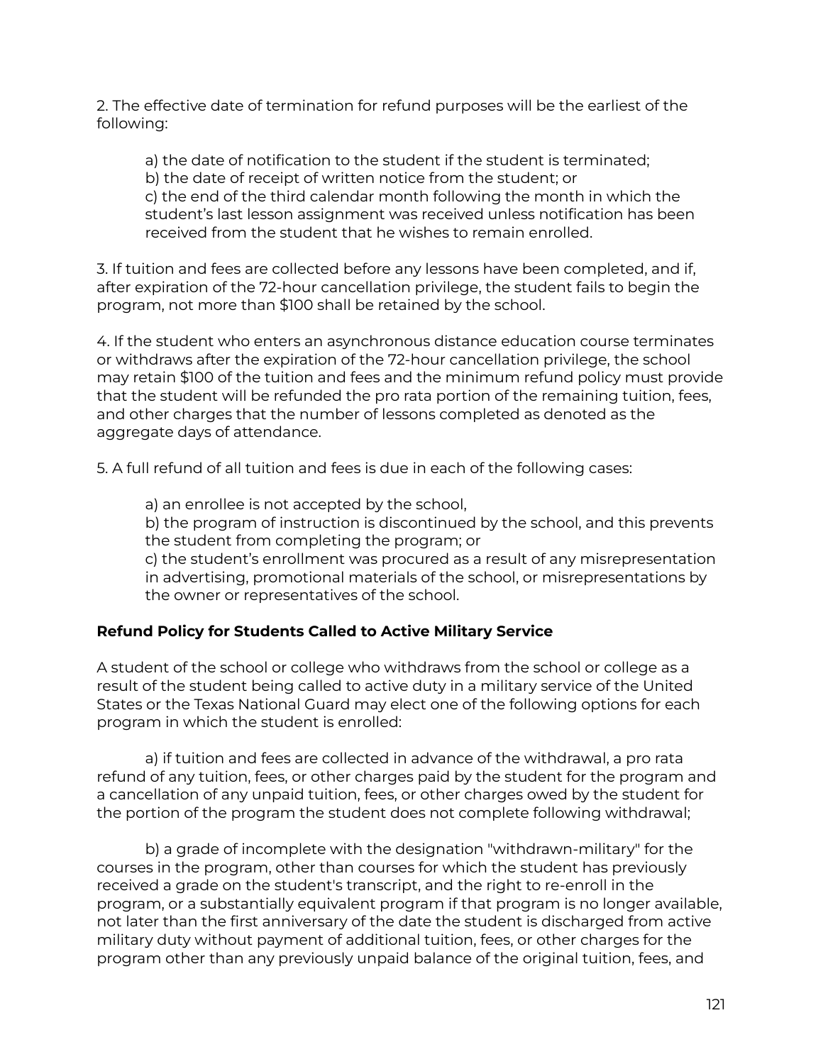2. The effective date of termination for refund purposes will be the earliest of the following:

a) the date of notification to the student if the student is terminated;
b) the date of receipt of written notice from the student; or
c) the end of the third calendar month following the month in which the student's last lesson assignment was received unless notification has been received from the student that he wishes to remain enrolled.

3. If tuition and fees are collected before any lessons have been completed, and if, after expiration of the 72-hour cancellation privilege, the student fails to begin the program, not more than $100 shall be retained by the school.

4. If the student who enters an asynchronous distance education course terminates or withdraws after the expiration of the 72-hour cancellation privilege, the school may retain $100 of the tuition and fees and the minimum refund policy must provide that the student will be refunded the pro rata portion of the remaining tuition, fees, and other charges that the number of lessons completed as denoted as the aggregate days of attendance.

5. A full refund of all tuition and fees is due in each of the following cases:

a) an enrollee is not accepted by the school,
b) the program of instruction is discontinued by the school, and this prevents the student from completing the program; or
c) the student's enrollment was procured as a result of any misrepresentation in advertising, promotional materials of the school, or misrepresentations by the owner or representatives of the school.

**Refund Policy for Students Called to Active Military Service**

A student of the school or college who withdraws from the school or college as a result of the student being called to active duty in a military service of the United States or the Texas National Guard may elect one of the following options for each program in which the student is enrolled:

a) if tuition and fees are collected in advance of the withdrawal, a pro rata refund of any tuition, fees, or other charges paid by the student for the program and a cancellation of any unpaid tuition, fees, or other charges owed by the student for the portion of the program the student does not complete following withdrawal;

b) a grade of incomplete with the designation "withdrawn-military" for the courses in the program, other than courses for which the student has previously received a grade on the student's transcript, and the right to re-enroll in the program, or a substantially equivalent program if that program is no longer available, not later than the first anniversary of the date the student is discharged from active military duty without payment of additional tuition, fees, or other charges for the program other than any previously unpaid balance of the original tuition, fees, and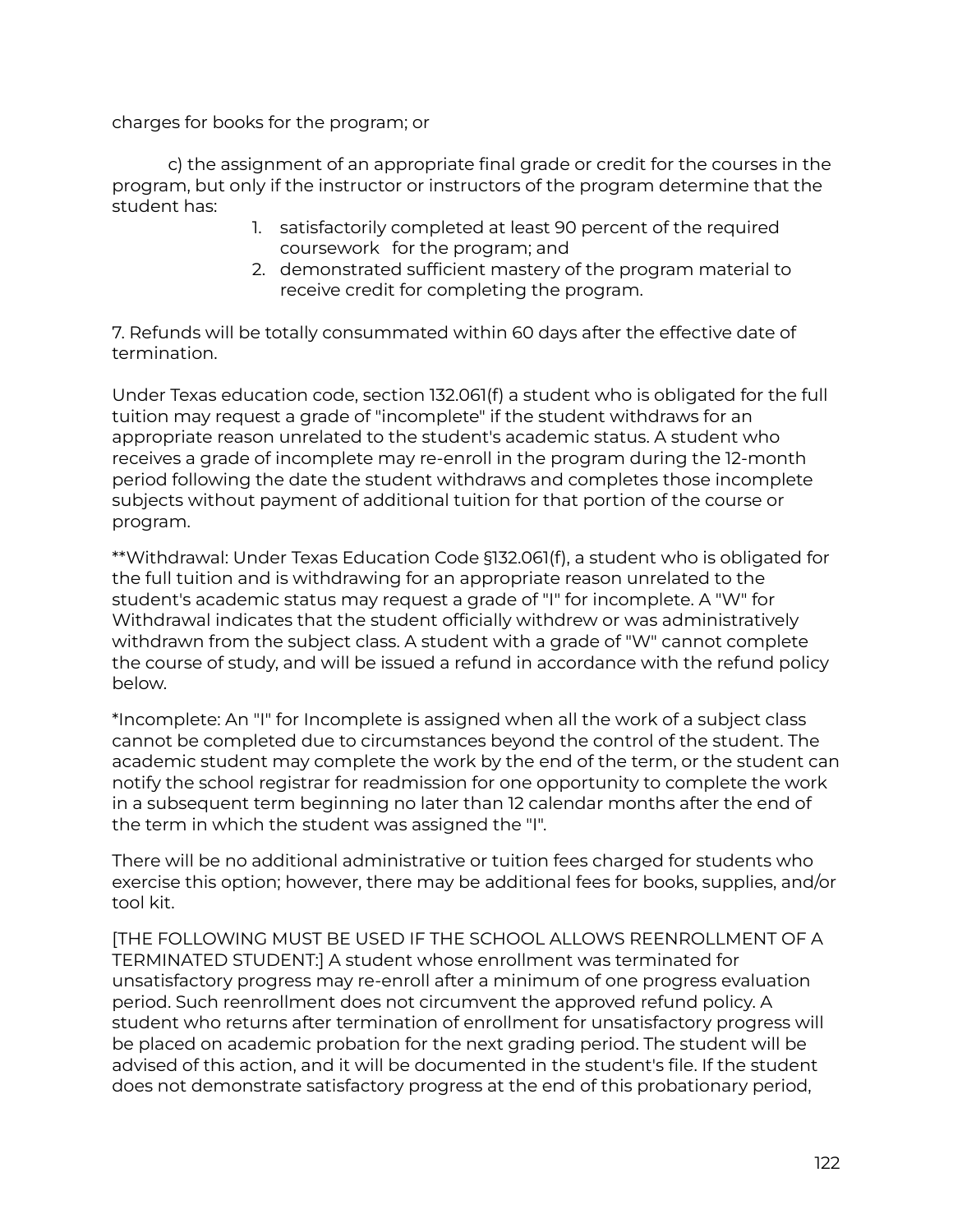charges for books for the program; or

c) the assignment of an appropriate final grade or credit for the courses in the program, but only if the instructor or instructors of the program determine that the student has:

1. satisfactorily completed at least 90 percent of the required coursework for the program; and
2. demonstrated sufficient mastery of the program material to receive credit for completing the program.

7. Refunds will be totally consummated within 60 days after the effective date of termination.

Under Texas education code, section 132.061(f) a student who is obligated for the full tuition may request a grade of "incomplete" if the student withdraws for an appropriate reason unrelated to the student's academic status. A student who receives a grade of incomplete may re-enroll in the program during the 12-month period following the date the student withdraws and completes those incomplete subjects without payment of additional tuition for that portion of the course or program.

**Withdrawal: Under Texas Education Code §132.061(f), a student who is obligated for the full tuition and is withdrawing for an appropriate reason unrelated to the student's academic status may request a grade of "I" for incomplete. A "W" for Withdrawal indicates that the student officially withdrew or was administratively withdrawn from the subject class. A student with a grade of "W" cannot complete the course of study, and will be issued a refund in accordance with the refund policy below.

*Incomplete: An "I" for Incomplete is assigned when all the work of a subject class cannot be completed due to circumstances beyond the control of the student. The academic student may complete the work by the end of the term, or the student can notify the school registrar for readmission for one opportunity to complete the work in a subsequent term beginning no later than 12 calendar months after the end of the term in which the student was assigned the "I".

There will be no additional administrative or tuition fees charged for students who exercise this option; however, there may be additional fees for books, supplies, and/or tool kit.

[THE FOLLOWING MUST BE USED IF THE SCHOOL ALLOWS REENROLLMENT OF A TERMINATED STUDENT:] A student whose enrollment was terminated for unsatisfactory progress may re-enroll after a minimum of one progress evaluation period. Such reenrollment does not circumvent the approved refund policy. A student who returns after termination of enrollment for unsatisfactory progress will be placed on academic probation for the next grading period. The student will be advised of this action, and it will be documented in the student's file. If the student does not demonstrate satisfactory progress at the end of this probationary period,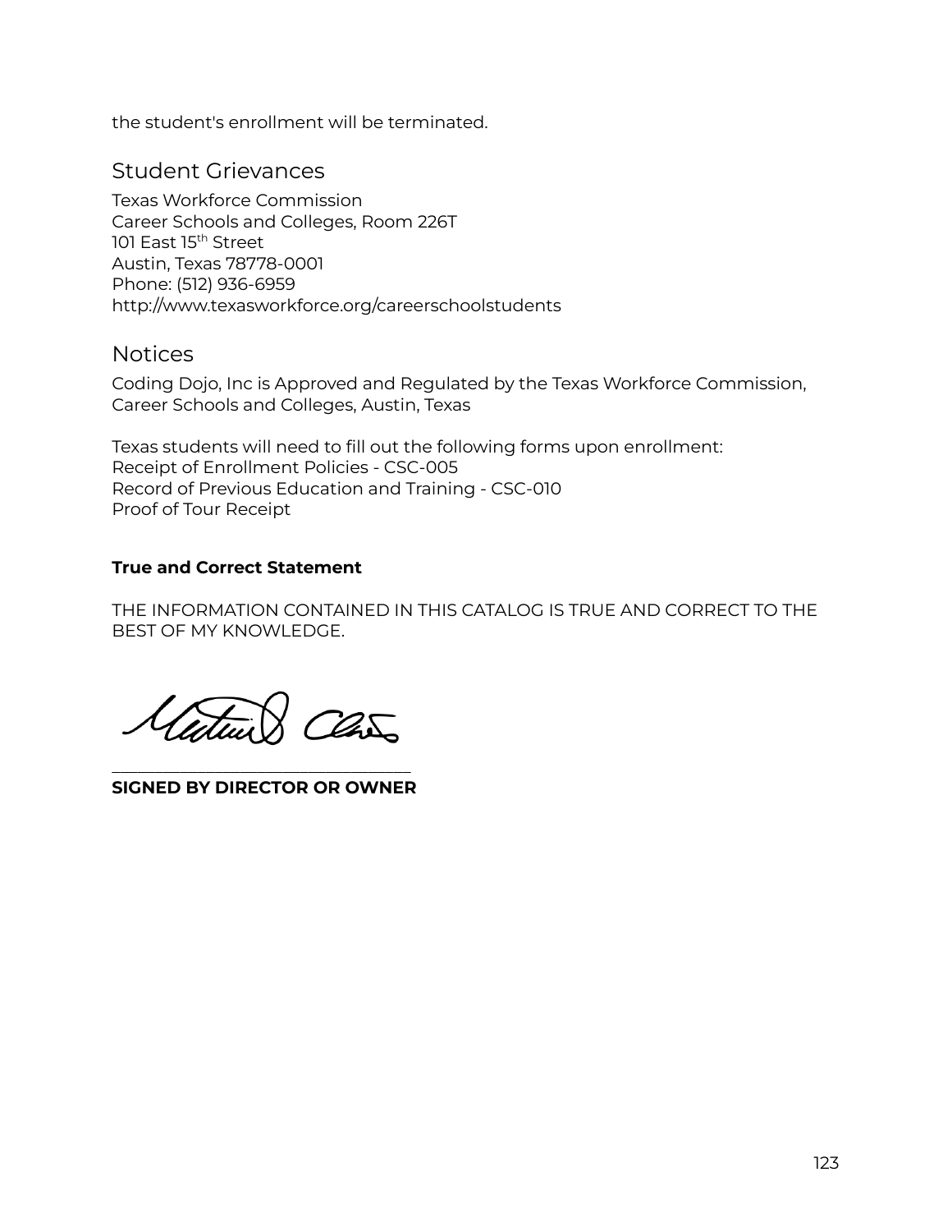the student's enrollment will be terminated.

## Student Grievances

Texas Workforce Commission
Career Schools and Colleges, Room 226T
101 East 15th Street
Austin, Texas 78778-0001
Phone: (512) 936-6959
http://www.texasworkforce.org/careerschoolstudents

## Notices

Coding Dojo, Inc is Approved and Regulated by the Texas Workforce Commission, Career Schools and Colleges, Austin, Texas

Texas students will need to fill out the following forms upon enrollment:
Receipt of Enrollment Policies - CSC-005
Record of Previous Education and Training - CSC-010
Proof of Tour Receipt

**True and Correct Statement**

THE INFORMATION CONTAINED IN THIS CATALOG IS TRUE AND CORRECT TO THE BEST OF MY KNOWLEDGE.

___________________________________
**SIGNED BY DIRECTOR OR OWNER**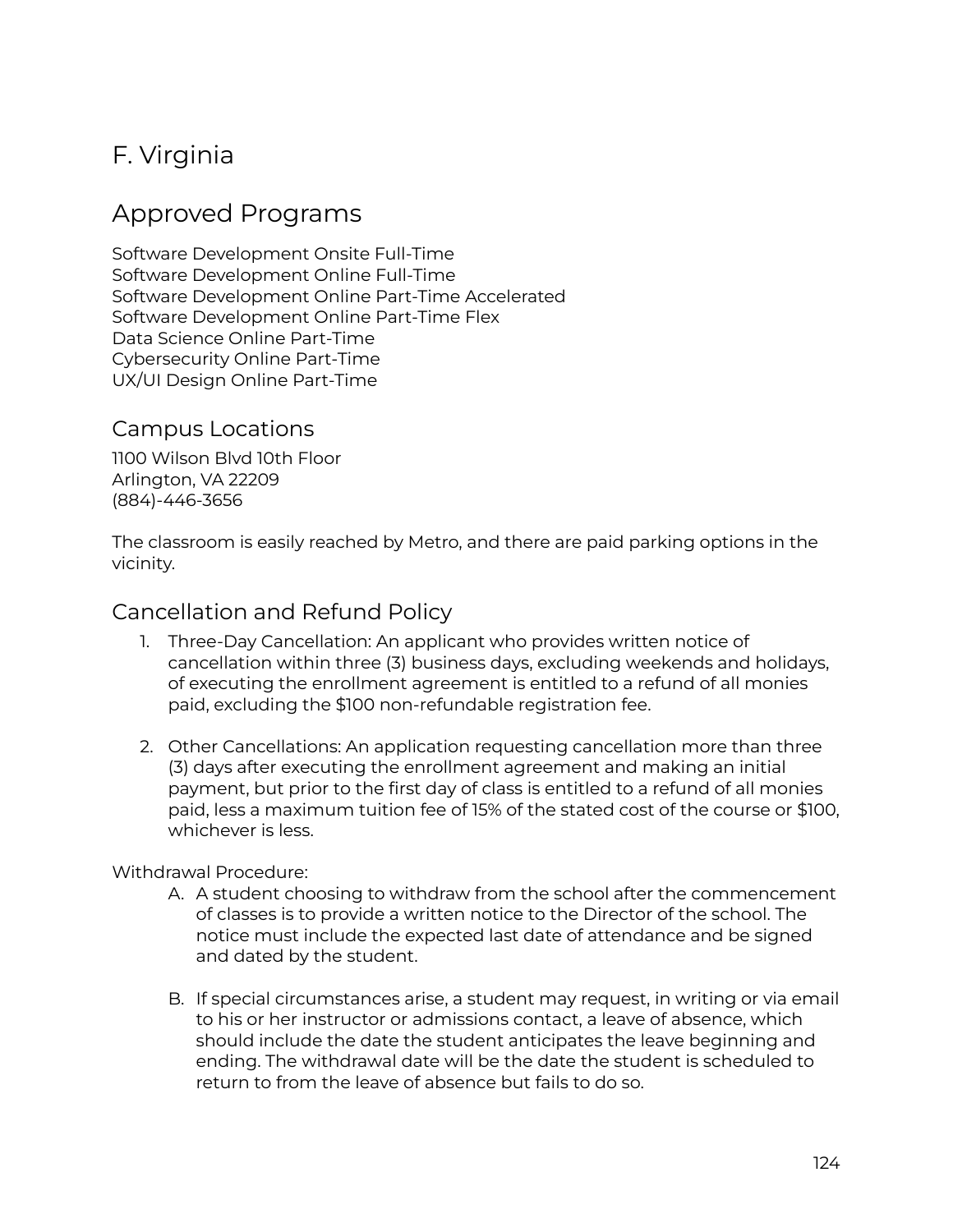# F. Virginia

# Approved Programs

Software Development Onsite Full-Time
Software Development Online Full-Time
Software Development Online Part-Time Accelerated
Software Development Online Part-Time Flex
Data Science Online Part-Time
Cybersecurity Online Part-Time
UX/UI Design Online Part-Time

## Campus Locations

1100 Wilson Blvd 10th Floor
Arlington, VA 22209
(884)-446-3656

The classroom is easily reached by Metro, and there are paid parking options in the vicinity.

## Cancellation and Refund Policy

1. Three-Day Cancellation: An applicant who provides written notice of cancellation within three (3) business days, excluding weekends and holidays, of executing the enrollment agreement is entitled to a refund of all monies paid, excluding the $100 non-refundable registration fee.

2. Other Cancellations: An application requesting cancellation more than three (3) days after executing the enrollment agreement and making an initial payment, but prior to the first day of class is entitled to a refund of all monies paid, less a maximum tuition fee of 15% of the stated cost of the course or $100, whichever is less.

Withdrawal Procedure:

A. A student choosing to withdraw from the school after the commencement of classes is to provide a written notice to the Director of the school. The notice must include the expected last date of attendance and be signed and dated by the student.

B. If special circumstances arise, a student may request, in writing or via email to his or her instructor or admissions contact, a leave of absence, which should include the date the student anticipates the leave beginning and ending. The withdrawal date will be the date the student is scheduled to return to from the leave of absence but fails to do so.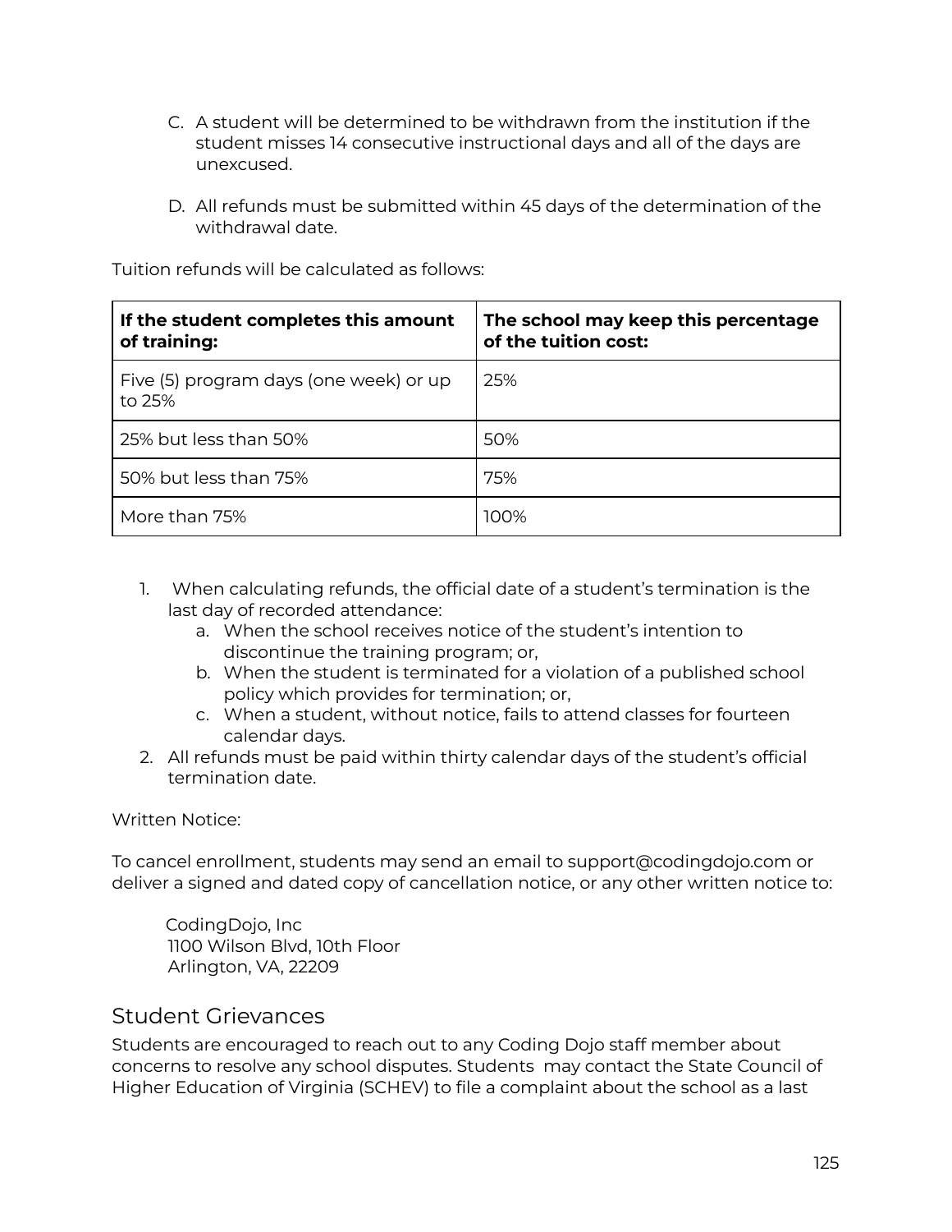C. A student will be determined to be withdrawn from the institution if the student misses 14 consecutive instructional days and all of the days are unexcused.

D. All refunds must be submitted within 45 days of the determination of the withdrawal date.

Tuition refunds will be calculated as follows:

| If the student completes this amount of training: | The school may keep this percentage of the tuition cost: |
|---|---|
| Five (5) program days (one week) or up to 25% | 25% |
| 25% but less than 50% | 50% |
| 50% but less than 75% | 75% |
| More than 75% | 100% |

1. When calculating refunds, the official date of a student's termination is the last day of recorded attendance:
   a. When the school receives notice of the student's intention to discontinue the training program; or,
   b. When the student is terminated for a violation of a published school policy which provides for termination; or,
   c. When a student, without notice, fails to attend classes for fourteen calendar days.
2. All refunds must be paid within thirty calendar days of the student's official termination date.

Written Notice:

To cancel enrollment, students may send an email to support@codingdojo.com or deliver a signed and dated copy of cancellation notice, or any other written notice to:

CodingDojo, Inc
1100 Wilson Blvd, 10th Floor
Arlington, VA, 22209

## Student Grievances

Students are encouraged to reach out to any Coding Dojo staff member about concerns to resolve any school disputes. Students may contact the State Council of Higher Education of Virginia (SCHEV) to file a complaint about the school as a last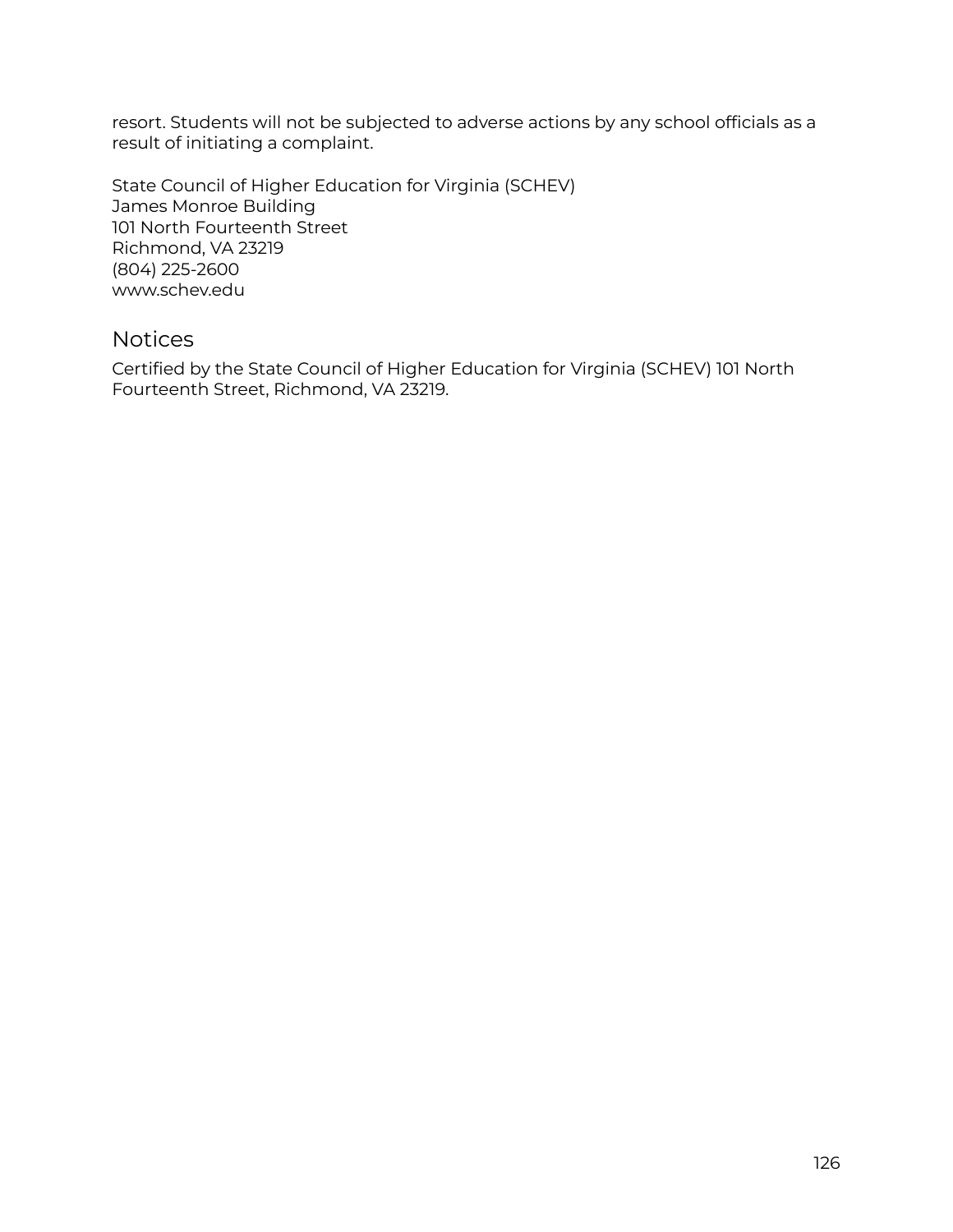resort. Students will not be subjected to adverse actions by any school officials as a result of initiating a complaint.

State Council of Higher Education for Virginia (SCHEV)  
James Monroe Building  
101 North Fourteenth Street  
Richmond, VA 23219  
(804) 225-2600  
www.schev.edu

## Notices

Certified by the State Council of Higher Education for Virginia (SCHEV) 101 North Fourteenth Street, Richmond, VA 23219.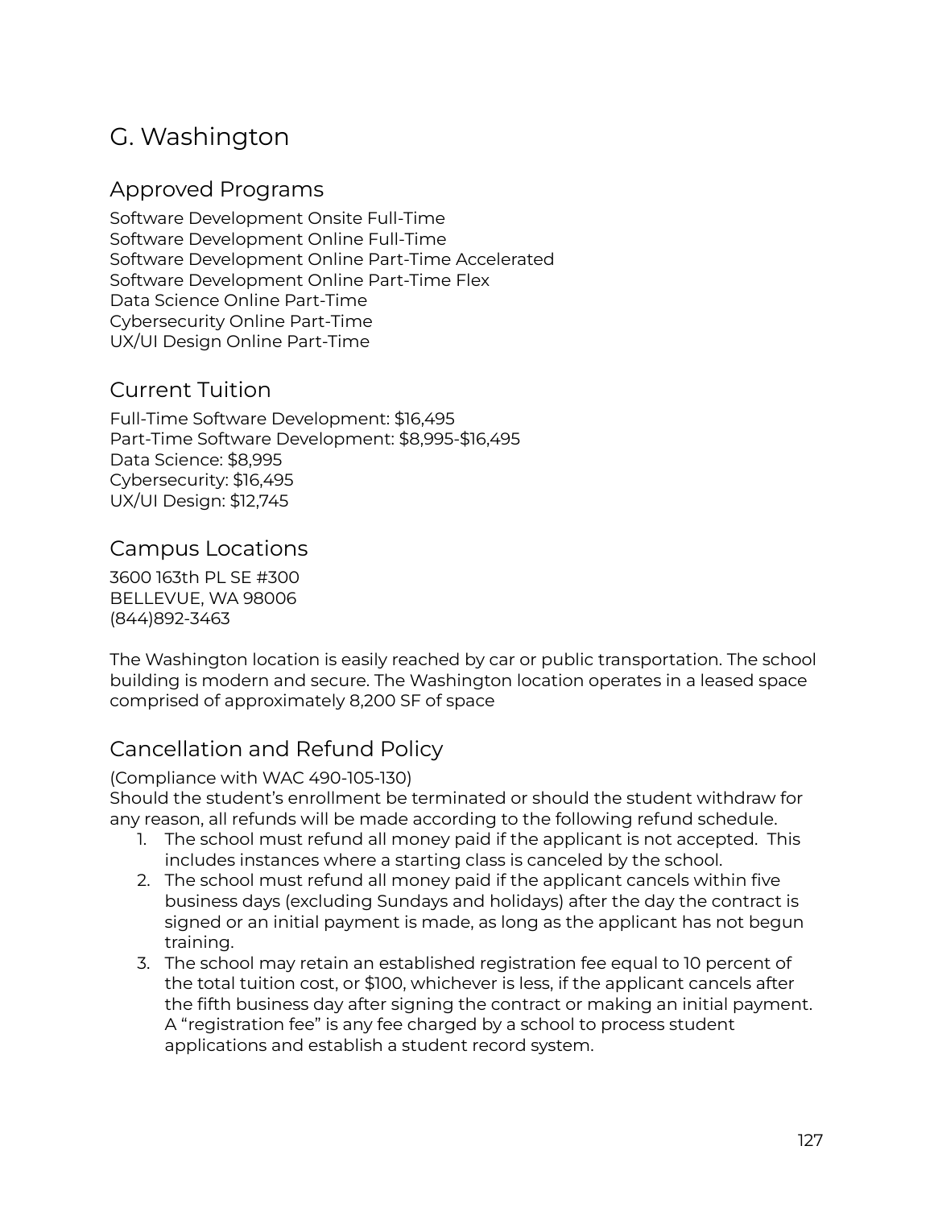# G. Washington

## Approved Programs

Software Development Onsite Full-Time
Software Development Online Full-Time
Software Development Online Part-Time Accelerated
Software Development Online Part-Time Flex
Data Science Online Part-Time
Cybersecurity Online Part-Time
UX/UI Design Online Part-Time

## Current Tuition

Full-Time Software Development: $16,495
Part-Time Software Development: $8,995-$16,495
Data Science: $8,995
Cybersecurity: $16,495
UX/UI Design: $12,745

## Campus Locations

3600 163th PL SE #300
BELLEVUE, WA 98006
(844)892-3463

The Washington location is easily reached by car or public transportation. The school building is modern and secure. The Washington location operates in a leased space comprised of approximately 8,200 SF of space

## Cancellation and Refund Policy

(Compliance with WAC 490-105-130)
Should the student's enrollment be terminated or should the student withdraw for any reason, all refunds will be made according to the following refund schedule.

1. The school must refund all money paid if the applicant is not accepted. This includes instances where a starting class is canceled by the school.
2. The school must refund all money paid if the applicant cancels within five business days (excluding Sundays and holidays) after the day the contract is signed or an initial payment is made, as long as the applicant has not begun training.
3. The school may retain an established registration fee equal to 10 percent of the total tuition cost, or $100, whichever is less, if the applicant cancels after the fifth business day after signing the contract or making an initial payment. A "registration fee" is any fee charged by a school to process student applications and establish a student record system.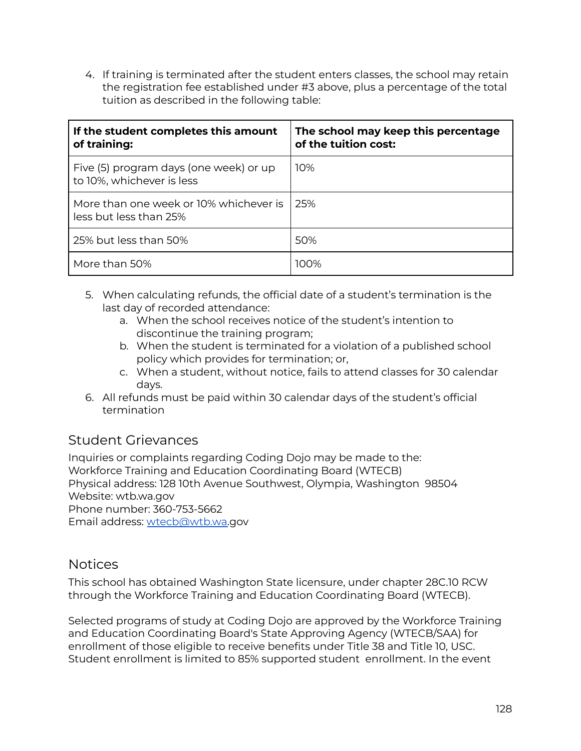4. If training is terminated after the student enters classes, the school may retain the registration fee established under #3 above, plus a percentage of the total tuition as described in the following table:

| If the student completes this amount of training: | The school may keep this percentage of the tuition cost: |
|---|---|
| Five (5) program days (one week) or up to 10%, whichever is less | 10% |
| More than one week or 10% whichever is less but less than 25% | 25% |
| 25% but less than 50% | 50% |
| More than 50% | 100% |

5. When calculating refunds, the official date of a student's termination is the last day of recorded attendance:
    a. When the school receives notice of the student's intention to discontinue the training program;
    b. When the student is terminated for a violation of a published school policy which provides for termination; or,
    c. When a student, without notice, fails to attend classes for 30 calendar days.
6. All refunds must be paid within 30 calendar days of the student's official termination

## Student Grievances

Inquiries or complaints regarding Coding Dojo may be made to the:
Workforce Training and Education Coordinating Board (WTECB)
Physical address: 128 10th Avenue Southwest, Olympia, Washington 98504
Website: wtb.wa.gov
Phone number: 360-753-5662
Email address: wtecb@wtb.wa.gov

## Notices

This school has obtained Washington State licensure, under chapter 28C.10 RCW through the Workforce Training and Education Coordinating Board (WTECB).

Selected programs of study at Coding Dojo are approved by the Workforce Training and Education Coordinating Board's State Approving Agency (WTECB/SAA) for enrollment of those eligible to receive benefits under Title 38 and Title 10, USC. Student enrollment is limited to 85% supported student enrollment. In the event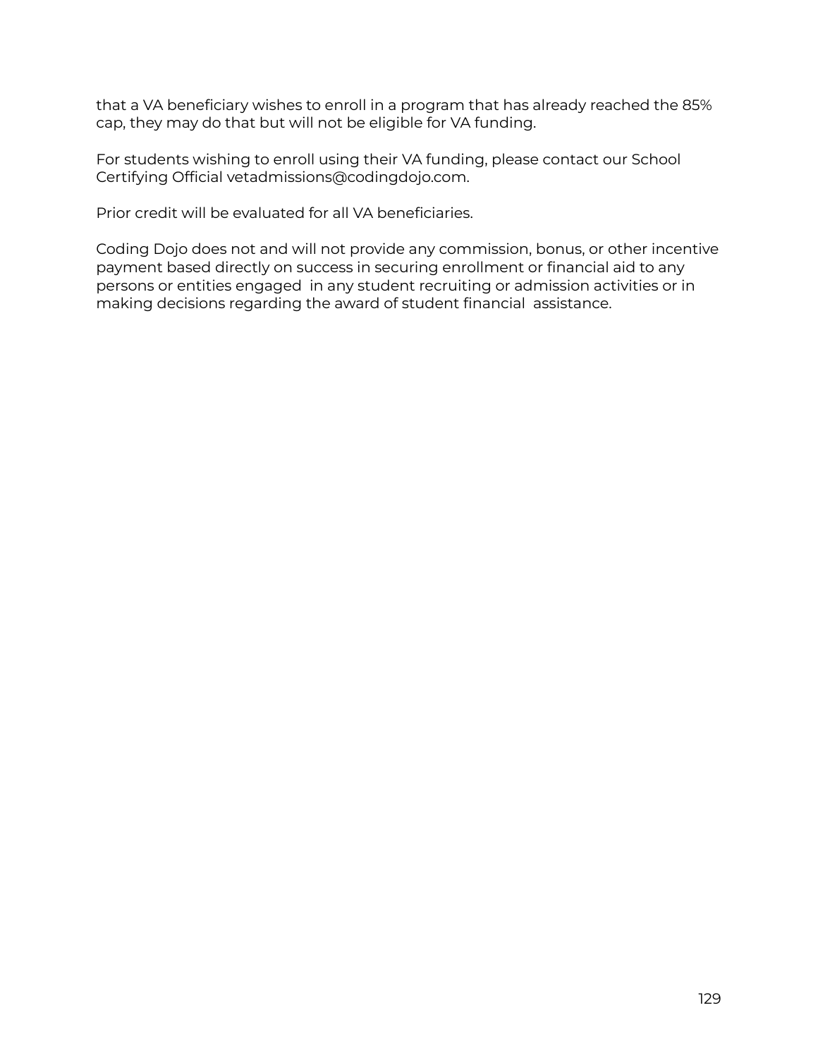that a VA beneficiary wishes to enroll in a program that has already reached the 85% cap, they may do that but will not be eligible for VA funding.

For students wishing to enroll using their VA funding, please contact our School Certifying Official vetadmissions@codingdojo.com.

Prior credit will be evaluated for all VA beneficiaries.

Coding Dojo does not and will not provide any commission, bonus, or other incentive payment based directly on success in securing enrollment or financial aid to any persons or entities engaged in any student recruiting or admission activities or in making decisions regarding the award of student financial assistance.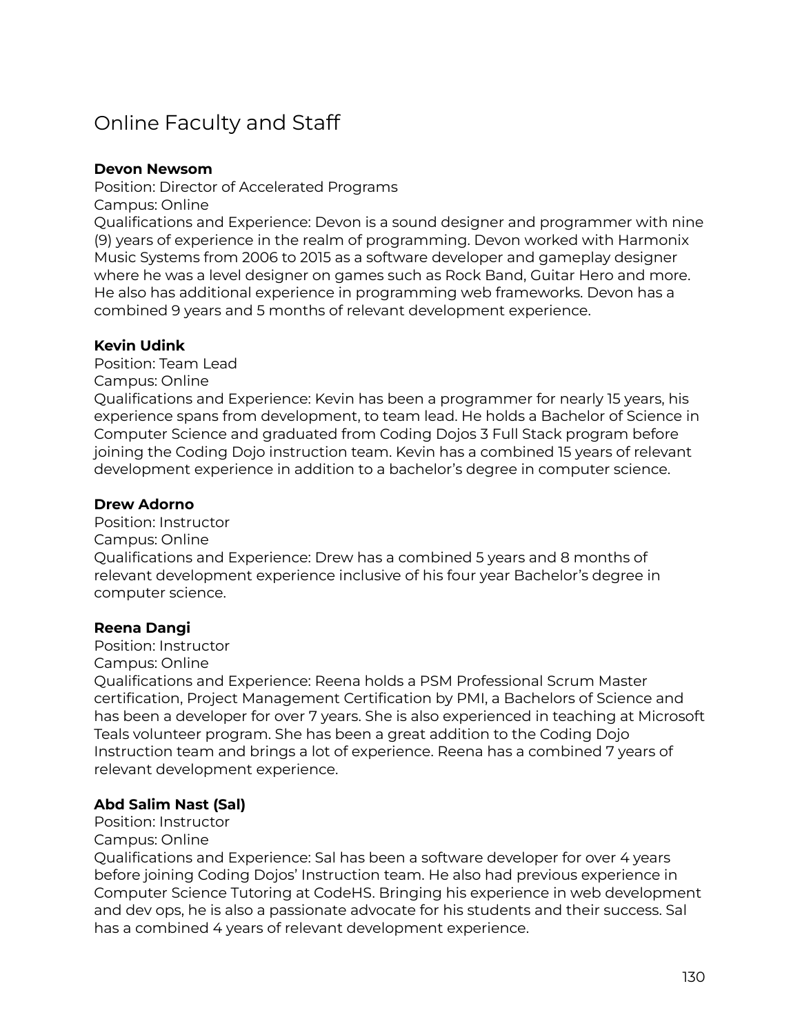# Online Faculty and Staff

**Devon Newsom**
Position: Director of Accelerated Programs
Campus: Online
Qualifications and Experience: Devon is a sound designer and programmer with nine (9) years of experience in the realm of programming. Devon worked with Harmonix Music Systems from 2006 to 2015 as a software developer and gameplay designer where he was a level designer on games such as Rock Band, Guitar Hero and more. He also has additional experience in programming web frameworks. Devon has a combined 9 years and 5 months of relevant development experience.

**Kevin Udink**
Position: Team Lead
Campus: Online
Qualifications and Experience: Kevin has been a programmer for nearly 15 years, his experience spans from development, to team lead. He holds a Bachelor of Science in Computer Science and graduated from Coding Dojos 3 Full Stack program before joining the Coding Dojo instruction team. Kevin has a combined 15 years of relevant development experience in addition to a bachelor's degree in computer science.

**Drew Adorno**
Position: Instructor
Campus: Online
Qualifications and Experience: Drew has a combined 5 years and 8 months of relevant development experience inclusive of his four year Bachelor's degree in computer science.

**Reena Dangi**
Position: Instructor
Campus: Online
Qualifications and Experience: Reena holds a PSM Professional Scrum Master certification, Project Management Certification by PMI, a Bachelors of Science and has been a developer for over 7 years. She is also experienced in teaching at Microsoft Teals volunteer program. She has been a great addition to the Coding Dojo Instruction team and brings a lot of experience. Reena has a combined 7 years of relevant development experience.

**Abd Salim Nast (Sal)**
Position: Instructor
Campus: Online
Qualifications and Experience: Sal has been a software developer for over 4 years before joining Coding Dojos' Instruction team. He also had previous experience in Computer Science Tutoring at CodeHS. Bringing his experience in web development and dev ops, he is also a passionate advocate for his students and their success. Sal has a combined 4 years of relevant development experience.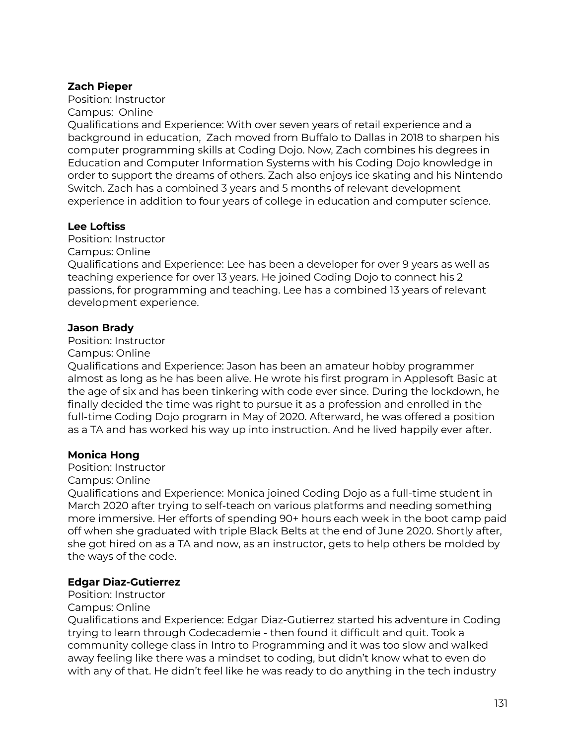**Zach Pieper**
Position: Instructor
Campus:  Online
Qualifications and Experience: With over seven years of retail experience and a background in education,  Zach moved from Buffalo to Dallas in 2018 to sharpen his computer programming skills at Coding Dojo. Now, Zach combines his degrees in Education and Computer Information Systems with his Coding Dojo knowledge in order to support the dreams of others. Zach also enjoys ice skating and his Nintendo Switch. Zach has a combined 3 years and 5 months of relevant development experience in addition to four years of college in education and computer science.

**Lee Loftiss**
Position: Instructor
Campus: Online
Qualifications and Experience: Lee has been a developer for over 9 years as well as teaching experience for over 13 years. He joined Coding Dojo to connect his 2 passions, for programming and teaching. Lee has a combined 13 years of relevant development experience.

**Jason Brady**
Position: Instructor
Campus: Online
Qualifications and Experience: Jason has been an amateur hobby programmer almost as long as he has been alive. He wrote his first program in Applesoft Basic at the age of six and has been tinkering with code ever since. During the lockdown, he finally decided the time was right to pursue it as a profession and enrolled in the full-time Coding Dojo program in May of 2020. Afterward, he was offered a position as a TA and has worked his way up into instruction. And he lived happily ever after.

**Monica Hong**
Position: Instructor
Campus: Online
Qualifications and Experience: Monica joined Coding Dojo as a full-time student in March 2020 after trying to self-teach on various platforms and needing something more immersive. Her efforts of spending 90+ hours each week in the boot camp paid off when she graduated with triple Black Belts at the end of June 2020. Shortly after, she got hired on as a TA and now, as an instructor, gets to help others be molded by the ways of the code.

**Edgar Diaz-Gutierrez**
Position: Instructor
Campus: Online
Qualifications and Experience: Edgar Diaz-Gutierrez started his adventure in Coding trying to learn through Codecademie - then found it difficult and quit. Took a community college class in Intro to Programming and it was too slow and walked away feeling like there was a mindset to coding, but didn't know what to even do with any of that. He didn't feel like he was ready to do anything in the tech industry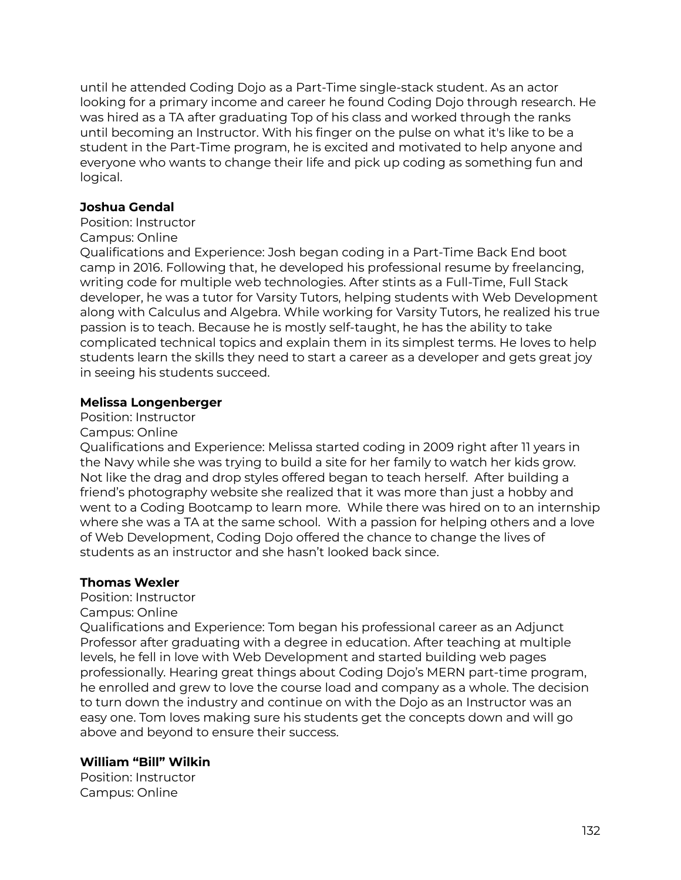until he attended Coding Dojo as a Part-Time single-stack student. As an actor looking for a primary income and career he found Coding Dojo through research. He was hired as a TA after graduating Top of his class and worked through the ranks until becoming an Instructor. With his finger on the pulse on what it's like to be a student in the Part-Time program, he is excited and motivated to help anyone and everyone who wants to change their life and pick up coding as something fun and logical.

**Joshua Gendal**
Position: Instructor
Campus: Online
Qualifications and Experience: Josh began coding in a Part-Time Back End boot camp in 2016. Following that, he developed his professional resume by freelancing, writing code for multiple web technologies. After stints as a Full-Time, Full Stack developer, he was a tutor for Varsity Tutors, helping students with Web Development along with Calculus and Algebra. While working for Varsity Tutors, he realized his true passion is to teach. Because he is mostly self-taught, he has the ability to take complicated technical topics and explain them in its simplest terms. He loves to help students learn the skills they need to start a career as a developer and gets great joy in seeing his students succeed.

**Melissa Longenberger**
Position: Instructor
Campus: Online
Qualifications and Experience: Melissa started coding in 2009 right after 11 years in the Navy while she was trying to build a site for her family to watch her kids grow. Not like the drag and drop styles offered began to teach herself. After building a friend's photography website she realized that it was more than just a hobby and went to a Coding Bootcamp to learn more. While there was hired on to an internship where she was a TA at the same school. With a passion for helping others and a love of Web Development, Coding Dojo offered the chance to change the lives of students as an instructor and she hasn't looked back since.

**Thomas Wexler**
Position: Instructor
Campus: Online
Qualifications and Experience: Tom began his professional career as an Adjunct Professor after graduating with a degree in education. After teaching at multiple levels, he fell in love with Web Development and started building web pages professionally. Hearing great things about Coding Dojo's MERN part-time program, he enrolled and grew to love the course load and company as a whole. The decision to turn down the industry and continue on with the Dojo as an Instructor was an easy one. Tom loves making sure his students get the concepts down and will go above and beyond to ensure their success.

**William "Bill" Wilkin**
Position: Instructor
Campus: Online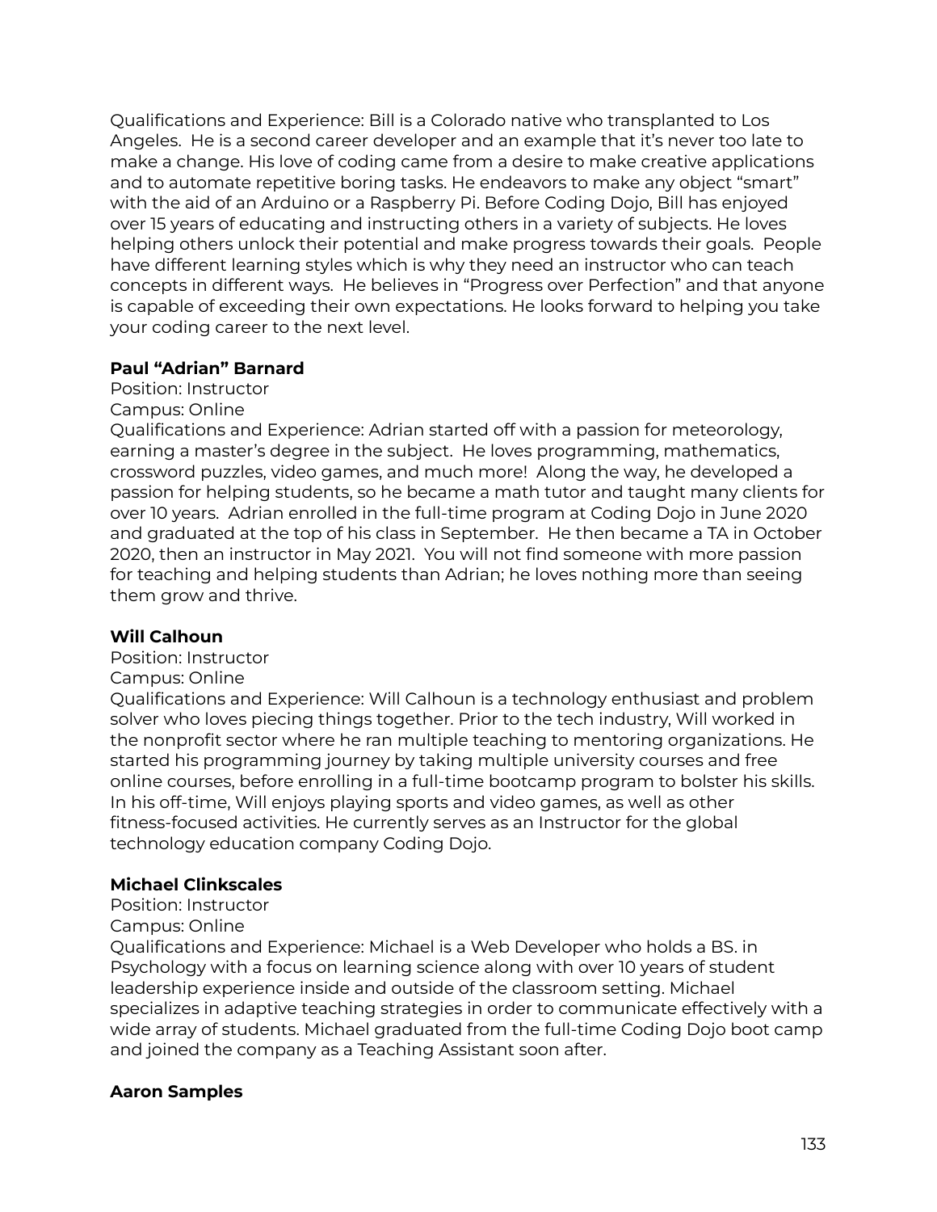Qualifications and Experience: Bill is a Colorado native who transplanted to Los Angeles.  He is a second career developer and an example that it's never too late to make a change. His love of coding came from a desire to make creative applications and to automate repetitive boring tasks. He endeavors to make any object "smart" with the aid of an Arduino or a Raspberry Pi. Before Coding Dojo, Bill has enjoyed over 15 years of educating and instructing others in a variety of subjects. He loves helping others unlock their potential and make progress towards their goals.  People have different learning styles which is why they need an instructor who can teach concepts in different ways.  He believes in "Progress over Perfection" and that anyone is capable of exceeding their own expectations. He looks forward to helping you take your coding career to the next level.

**Paul "Adrian" Barnard**
Position: Instructor
Campus: Online
Qualifications and Experience: Adrian started off with a passion for meteorology, earning a master's degree in the subject.  He loves programming, mathematics, crossword puzzles, video games, and much more!  Along the way, he developed a passion for helping students, so he became a math tutor and taught many clients for over 10 years.  Adrian enrolled in the full-time program at Coding Dojo in June 2020 and graduated at the top of his class in September.  He then became a TA in October 2020, then an instructor in May 2021.  You will not find someone with more passion for teaching and helping students than Adrian; he loves nothing more than seeing them grow and thrive.

**Will Calhoun**
Position: Instructor
Campus: Online
Qualifications and Experience: Will Calhoun is a technology enthusiast and problem solver who loves piecing things together. Prior to the tech industry, Will worked in the nonprofit sector where he ran multiple teaching to mentoring organizations. He started his programming journey by taking multiple university courses and free online courses, before enrolling in a full-time bootcamp program to bolster his skills. In his off-time, Will enjoys playing sports and video games, as well as other fitness-focused activities. He currently serves as an Instructor for the global technology education company Coding Dojo.

**Michael Clinkscales**
Position: Instructor
Campus: Online
Qualifications and Experience: Michael is a Web Developer who holds a BS. in Psychology with a focus on learning science along with over 10 years of student leadership experience inside and outside of the classroom setting. Michael specializes in adaptive teaching strategies in order to communicate effectively with a wide array of students. Michael graduated from the full-time Coding Dojo boot camp and joined the company as a Teaching Assistant soon after.

**Aaron Samples**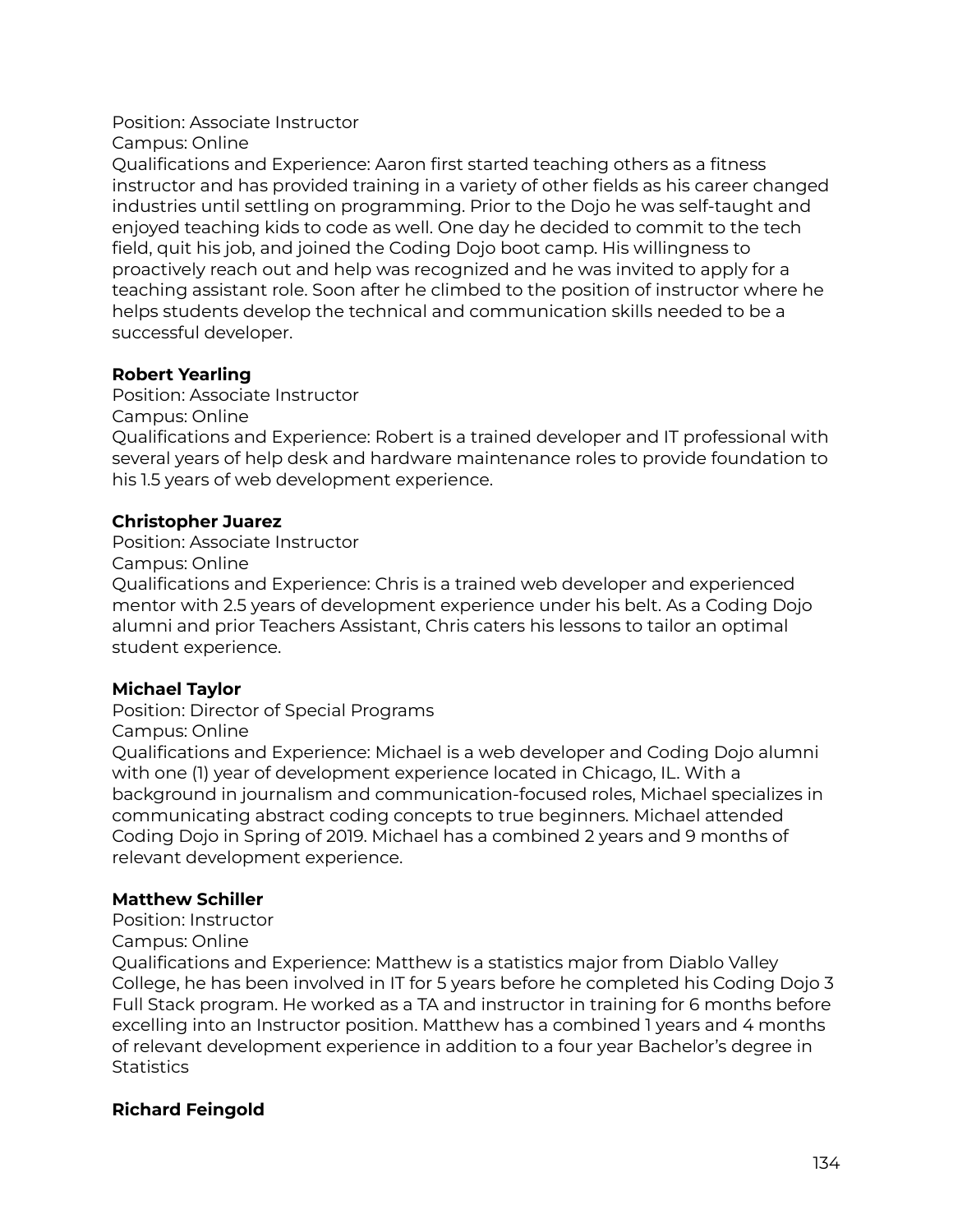Position: Associate Instructor
Campus: Online
Qualifications and Experience: Aaron first started teaching others as a fitness instructor and has provided training in a variety of other fields as his career changed industries until settling on programming. Prior to the Dojo he was self-taught and enjoyed teaching kids to code as well. One day he decided to commit to the tech field, quit his job, and joined the Coding Dojo boot camp. His willingness to proactively reach out and help was recognized and he was invited to apply for a teaching assistant role. Soon after he climbed to the position of instructor where he helps students develop the technical and communication skills needed to be a successful developer.

**Robert Yearling**
Position: Associate Instructor
Campus: Online
Qualifications and Experience: Robert is a trained developer and IT professional with several years of help desk and hardware maintenance roles to provide foundation to his 1.5 years of web development experience.

**Christopher Juarez**
Position: Associate Instructor
Campus: Online
Qualifications and Experience: Chris is a trained web developer and experienced mentor with 2.5 years of development experience under his belt. As a Coding Dojo alumni and prior Teachers Assistant, Chris caters his lessons to tailor an optimal student experience.

**Michael Taylor**
Position: Director of Special Programs
Campus: Online
Qualifications and Experience: Michael is a web developer and Coding Dojo alumni with one (1) year of development experience located in Chicago, IL. With a background in journalism and communication-focused roles, Michael specializes in communicating abstract coding concepts to true beginners. Michael attended Coding Dojo in Spring of 2019. Michael has a combined 2 years and 9 months of relevant development experience.

**Matthew Schiller**
Position: Instructor
Campus: Online
Qualifications and Experience: Matthew is a statistics major from Diablo Valley College, he has been involved in IT for 5 years before he completed his Coding Dojo 3 Full Stack program. He worked as a TA and instructor in training for 6 months before excelling into an Instructor position. Matthew has a combined 1 years and 4 months of relevant development experience in addition to a four year Bachelor's degree in Statistics

**Richard Feingold**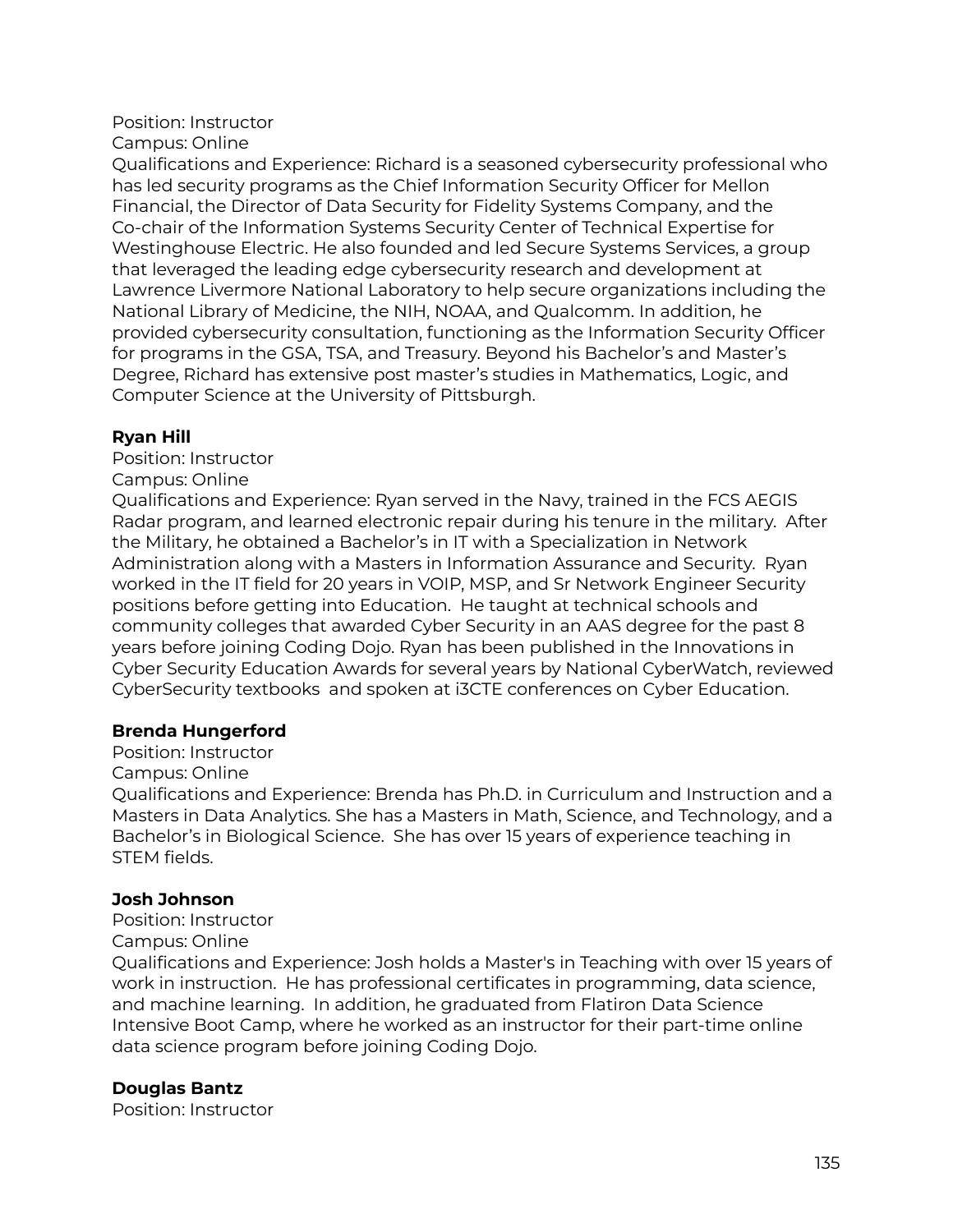Position: Instructor
Campus: Online
Qualifications and Experience: Richard is a seasoned cybersecurity professional who has led security programs as the Chief Information Security Officer for Mellon Financial, the Director of Data Security for Fidelity Systems Company, and the Co-chair of the Information Systems Security Center of Technical Expertise for Westinghouse Electric. He also founded and led Secure Systems Services, a group that leveraged the leading edge cybersecurity research and development at Lawrence Livermore National Laboratory to help secure organizations including the National Library of Medicine, the NIH, NOAA, and Qualcomm. In addition, he provided cybersecurity consultation, functioning as the Information Security Officer for programs in the GSA, TSA, and Treasury. Beyond his Bachelor's and Master's Degree, Richard has extensive post master's studies in Mathematics, Logic, and Computer Science at the University of Pittsburgh.

**Ryan Hill**
Position: Instructor
Campus: Online
Qualifications and Experience: Ryan served in the Navy, trained in the FCS AEGIS Radar program, and learned electronic repair during his tenure in the military. After the Military, he obtained a Bachelor's in IT with a Specialization in Network Administration along with a Masters in Information Assurance and Security. Ryan worked in the IT field for 20 years in VOIP, MSP, and Sr Network Engineer Security positions before getting into Education. He taught at technical schools and community colleges that awarded Cyber Security in an AAS degree for the past 8 years before joining Coding Dojo. Ryan has been published in the Innovations in Cyber Security Education Awards for several years by National CyberWatch, reviewed CyberSecurity textbooks and spoken at i3CTE conferences on Cyber Education.

**Brenda Hungerford**
Position: Instructor
Campus: Online
Qualifications and Experience: Brenda has Ph.D. in Curriculum and Instruction and a Masters in Data Analytics. She has a Masters in Math, Science, and Technology, and a Bachelor's in Biological Science. She has over 15 years of experience teaching in STEM fields.

**Josh Johnson**
Position: Instructor
Campus: Online
Qualifications and Experience: Josh holds a Master's in Teaching with over 15 years of work in instruction. He has professional certificates in programming, data science, and machine learning. In addition, he graduated from Flatiron Data Science Intensive Boot Camp, where he worked as an instructor for their part-time online data science program before joining Coding Dojo.

**Douglas Bantz**
Position: Instructor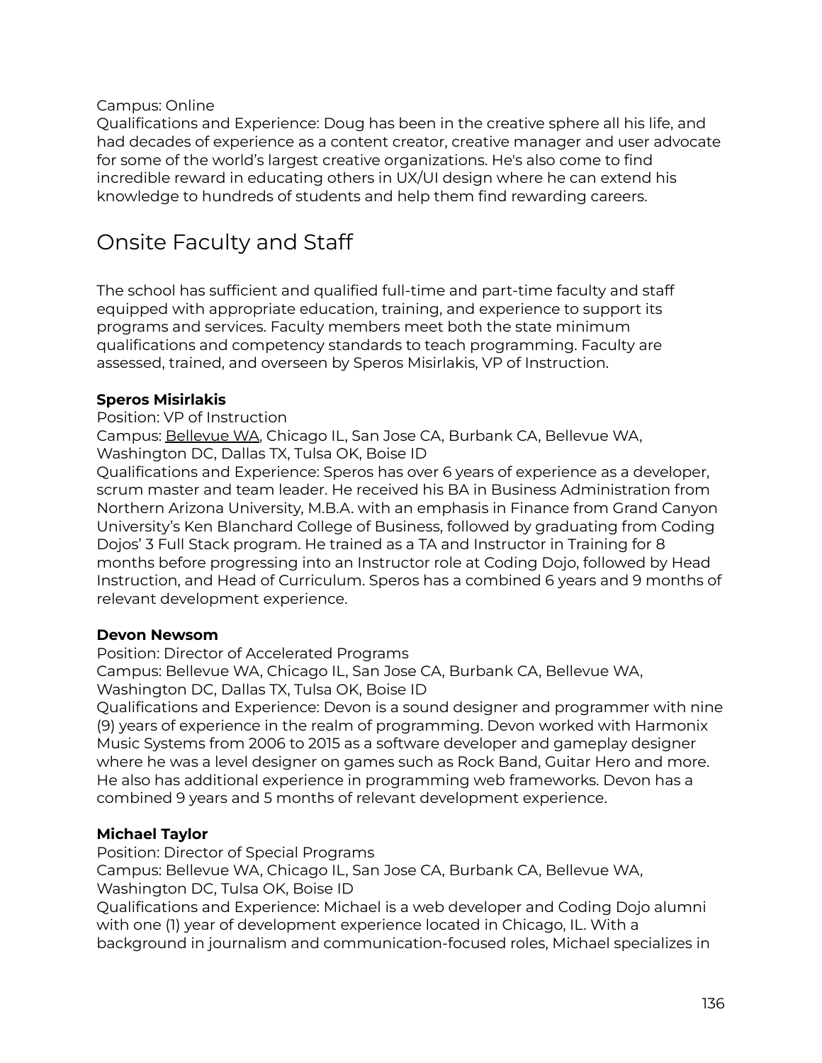Campus: Online

Qualifications and Experience: Doug has been in the creative sphere all his life, and had decades of experience as a content creator, creative manager and user advocate for some of the world's largest creative organizations. He's also come to find incredible reward in educating others in UX/UI design where he can extend his knowledge to hundreds of students and help them find rewarding careers.

## Onsite Faculty and Staff

The school has sufficient and qualified full-time and part-time faculty and staff equipped with appropriate education, training, and experience to support its programs and services. Faculty members meet both the state minimum qualifications and competency standards to teach programming. Faculty are assessed, trained, and overseen by Speros Misirlakis, VP of Instruction.

**Speros Misirlakis**

Position: VP of Instruction

Campus: Bellevue WA, Chicago IL, San Jose CA, Burbank CA, Bellevue WA, Washington DC, Dallas TX, Tulsa OK, Boise ID

Qualifications and Experience: Speros has over 6 years of experience as a developer, scrum master and team leader. He received his BA in Business Administration from Northern Arizona University, M.B.A. with an emphasis in Finance from Grand Canyon University's Ken Blanchard College of Business, followed by graduating from Coding Dojos' 3 Full Stack program. He trained as a TA and Instructor in Training for 8 months before progressing into an Instructor role at Coding Dojo, followed by Head Instruction, and Head of Curriculum. Speros has a combined 6 years and 9 months of relevant development experience.

**Devon Newsom**

Position: Director of Accelerated Programs

Campus: Bellevue WA, Chicago IL, San Jose CA, Burbank CA, Bellevue WA, Washington DC, Dallas TX, Tulsa OK, Boise ID

Qualifications and Experience: Devon is a sound designer and programmer with nine (9) years of experience in the realm of programming. Devon worked with Harmonix Music Systems from 2006 to 2015 as a software developer and gameplay designer where he was a level designer on games such as Rock Band, Guitar Hero and more. He also has additional experience in programming web frameworks. Devon has a combined 9 years and 5 months of relevant development experience.

**Michael Taylor**

Position: Director of Special Programs

Campus: Bellevue WA, Chicago IL, San Jose CA, Burbank CA, Bellevue WA, Washington DC, Tulsa OK, Boise ID

Qualifications and Experience: Michael is a web developer and Coding Dojo alumni with one (1) year of development experience located in Chicago, IL. With a background in journalism and communication-focused roles, Michael specializes in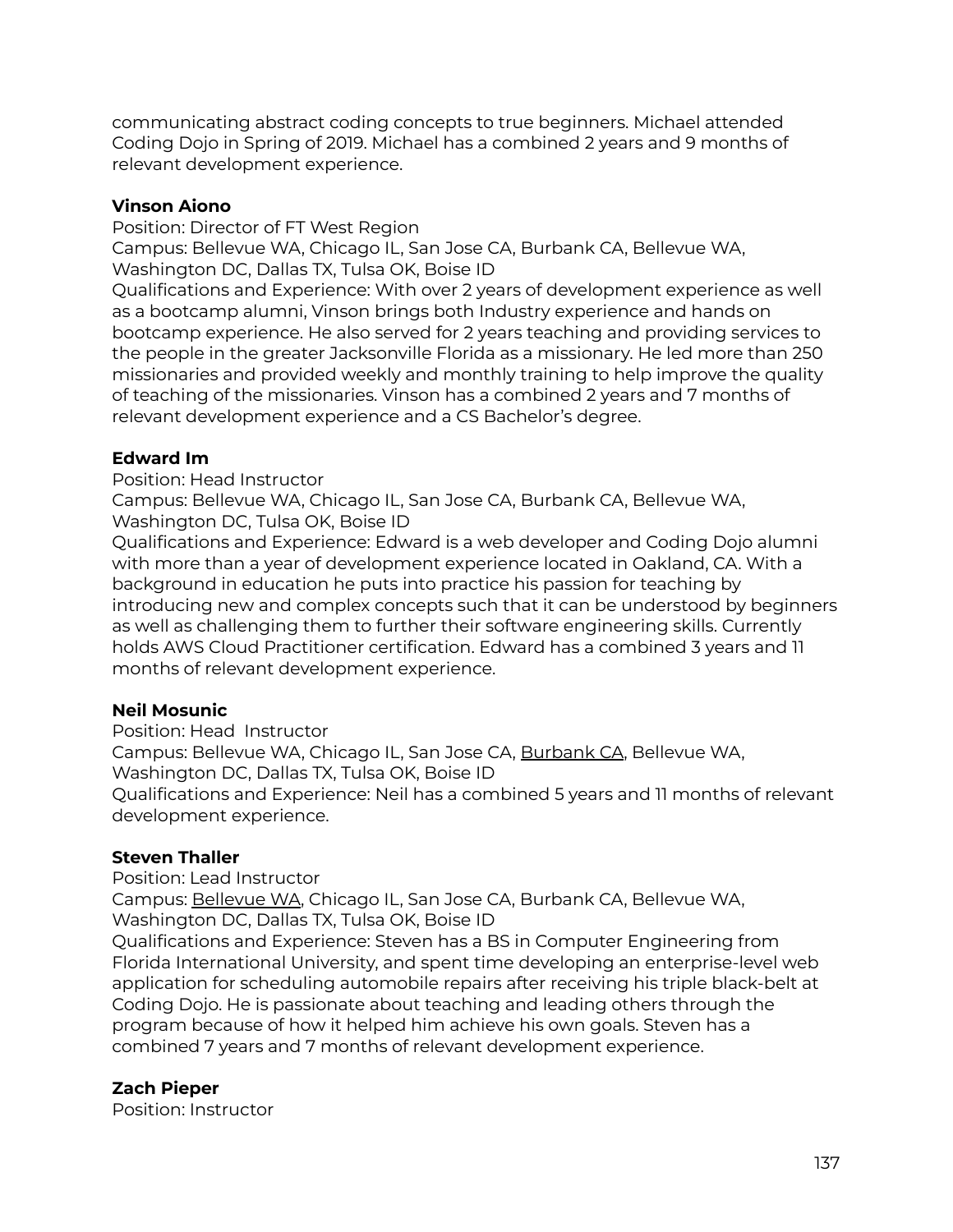communicating abstract coding concepts to true beginners. Michael attended Coding Dojo in Spring of 2019. Michael has a combined 2 years and 9 months of relevant development experience.

**Vinson Aiono**
Position: Director of FT West Region
Campus: Bellevue WA, Chicago IL, San Jose CA, Burbank CA, Bellevue WA, Washington DC, Dallas TX, Tulsa OK, Boise ID
Qualifications and Experience: With over 2 years of development experience as well as a bootcamp alumni, Vinson brings both Industry experience and hands on bootcamp experience. He also served for 2 years teaching and providing services to the people in the greater Jacksonville Florida as a missionary. He led more than 250 missionaries and provided weekly and monthly training to help improve the quality of teaching of the missionaries. Vinson has a combined 2 years and 7 months of relevant development experience and a CS Bachelor's degree.

**Edward Im**
Position: Head Instructor
Campus: Bellevue WA, Chicago IL, San Jose CA, Burbank CA, Bellevue WA, Washington DC, Tulsa OK, Boise ID
Qualifications and Experience: Edward is a web developer and Coding Dojo alumni with more than a year of development experience located in Oakland, CA. With a background in education he puts into practice his passion for teaching by introducing new and complex concepts such that it can be understood by beginners as well as challenging them to further their software engineering skills. Currently holds AWS Cloud Practitioner certification. Edward has a combined 3 years and 11 months of relevant development experience.

**Neil Mosunic**
Position: Head Instructor
Campus: Bellevue WA, Chicago IL, San Jose CA, Burbank CA, Bellevue WA, Washington DC, Dallas TX, Tulsa OK, Boise ID
Qualifications and Experience: Neil has a combined 5 years and 11 months of relevant development experience.

**Steven Thaller**
Position: Lead Instructor
Campus: Bellevue WA, Chicago IL, San Jose CA, Burbank CA, Bellevue WA, Washington DC, Dallas TX, Tulsa OK, Boise ID
Qualifications and Experience: Steven has a BS in Computer Engineering from Florida International University, and spent time developing an enterprise-level web application for scheduling automobile repairs after receiving his triple black-belt at Coding Dojo. He is passionate about teaching and leading others through the program because of how it helped him achieve his own goals. Steven has a combined 7 years and 7 months of relevant development experience.

**Zach Pieper**
Position: Instructor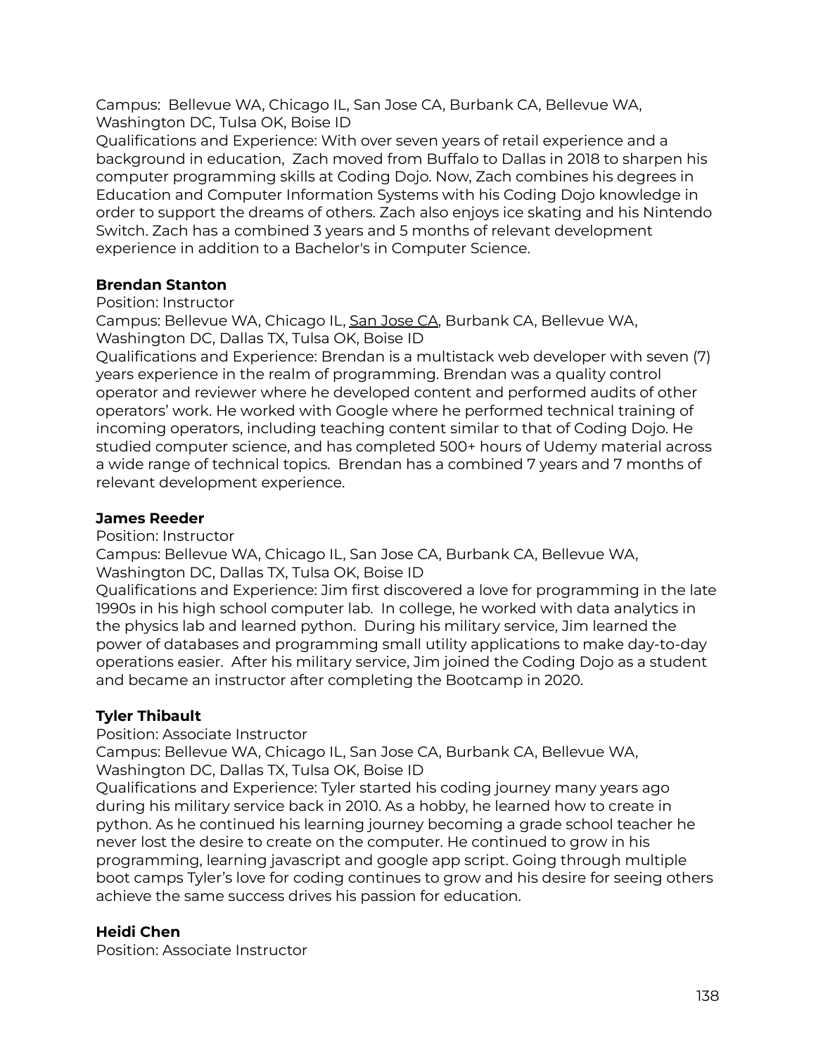Campus:  Bellevue WA, Chicago IL, San Jose CA, Burbank CA, Bellevue WA, Washington DC, Tulsa OK, Boise ID
Qualifications and Experience: With over seven years of retail experience and a background in education,  Zach moved from Buffalo to Dallas in 2018 to sharpen his computer programming skills at Coding Dojo. Now, Zach combines his degrees in Education and Computer Information Systems with his Coding Dojo knowledge in order to support the dreams of others. Zach also enjoys ice skating and his Nintendo Switch. Zach has a combined 3 years and 5 months of relevant development experience in addition to a Bachelor's in Computer Science.

**Brendan Stanton**
Position: Instructor
Campus: Bellevue WA, Chicago IL, San Jose CA, Burbank CA, Bellevue WA, Washington DC, Dallas TX, Tulsa OK, Boise ID
Qualifications and Experience: Brendan is a multistack web developer with seven (7) years experience in the realm of programming. Brendan was a quality control operator and reviewer where he developed content and performed audits of other operators' work. He worked with Google where he performed technical training of incoming operators, including teaching content similar to that of Coding Dojo. He studied computer science, and has completed 500+ hours of Udemy material across a wide range of technical topics.  Brendan has a combined 7 years and 7 months of relevant development experience.

**James Reeder**
Position: Instructor
Campus: Bellevue WA, Chicago IL, San Jose CA, Burbank CA, Bellevue WA, Washington DC, Dallas TX, Tulsa OK, Boise ID
Qualifications and Experience: Jim first discovered a love for programming in the late 1990s in his high school computer lab.  In college, he worked with data analytics in the physics lab and learned python.  During his military service, Jim learned the power of databases and programming small utility applications to make day-to-day operations easier.  After his military service, Jim joined the Coding Dojo as a student and became an instructor after completing the Bootcamp in 2020.

**Tyler Thibault**
Position: Associate Instructor
Campus: Bellevue WA, Chicago IL, San Jose CA, Burbank CA, Bellevue WA, Washington DC, Dallas TX, Tulsa OK, Boise ID
Qualifications and Experience: Tyler started his coding journey many years ago during his military service back in 2010. As a hobby, he learned how to create in python. As he continued his learning journey becoming a grade school teacher he never lost the desire to create on the computer. He continued to grow in his programming, learning javascript and google app script. Going through multiple boot camps Tyler's love for coding continues to grow and his desire for seeing others achieve the same success drives his passion for education.

**Heidi Chen**
Position: Associate Instructor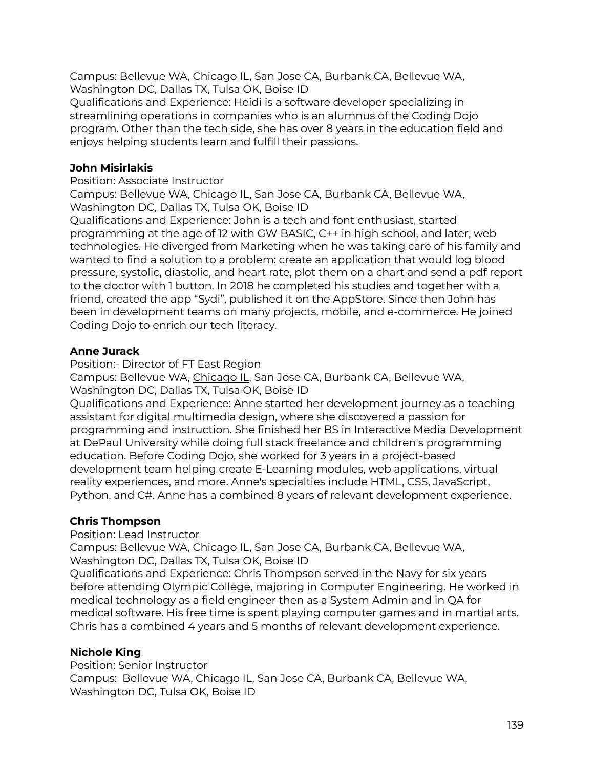Campus: Bellevue WA, Chicago IL, San Jose CA, Burbank CA, Bellevue WA, Washington DC, Dallas TX, Tulsa OK, Boise ID
Qualifications and Experience: Heidi is a software developer specializing in streamlining operations in companies who is an alumnus of the Coding Dojo program. Other than the tech side, she has over 8 years in the education field and enjoys helping students learn and fulfill their passions.

**John Misirlakis**
Position: Associate Instructor
Campus: Bellevue WA, Chicago IL, San Jose CA, Burbank CA, Bellevue WA, Washington DC, Dallas TX, Tulsa OK, Boise ID
Qualifications and Experience: John is a tech and font enthusiast, started programming at the age of 12 with GW BASIC, C++ in high school, and later, web technologies. He diverged from Marketing when he was taking care of his family and wanted to find a solution to a problem: create an application that would log blood pressure, systolic, diastolic, and heart rate, plot them on a chart and send a pdf report to the doctor with 1 button. In 2018 he completed his studies and together with a friend, created the app "Sydi", published it on the AppStore. Since then John has been in development teams on many projects, mobile, and e-commerce. He joined Coding Dojo to enrich our tech literacy.

**Anne Jurack**
Position:- Director of FT East Region
Campus: Bellevue WA, Chicago IL, San Jose CA, Burbank CA, Bellevue WA, Washington DC, Dallas TX, Tulsa OK, Boise ID
Qualifications and Experience: Anne started her development journey as a teaching assistant for digital multimedia design, where she discovered a passion for programming and instruction. She finished her BS in Interactive Media Development at DePaul University while doing full stack freelance and children's programming education. Before Coding Dojo, she worked for 3 years in a project-based development team helping create E-Learning modules, web applications, virtual reality experiences, and more. Anne's specialties include HTML, CSS, JavaScript, Python, and C#. Anne has a combined 8 years of relevant development experience.

**Chris Thompson**
Position: Lead Instructor
Campus: Bellevue WA, Chicago IL, San Jose CA, Burbank CA, Bellevue WA, Washington DC, Dallas TX, Tulsa OK, Boise ID
Qualifications and Experience: Chris Thompson served in the Navy for six years before attending Olympic College, majoring in Computer Engineering. He worked in medical technology as a field engineer then as a System Admin and in QA for medical software. His free time is spent playing computer games and in martial arts. Chris has a combined 4 years and 5 months of relevant development experience.

**Nichole King**
Position: Senior Instructor
Campus: Bellevue WA, Chicago IL, San Jose CA, Burbank CA, Bellevue WA, Washington DC, Tulsa OK, Boise ID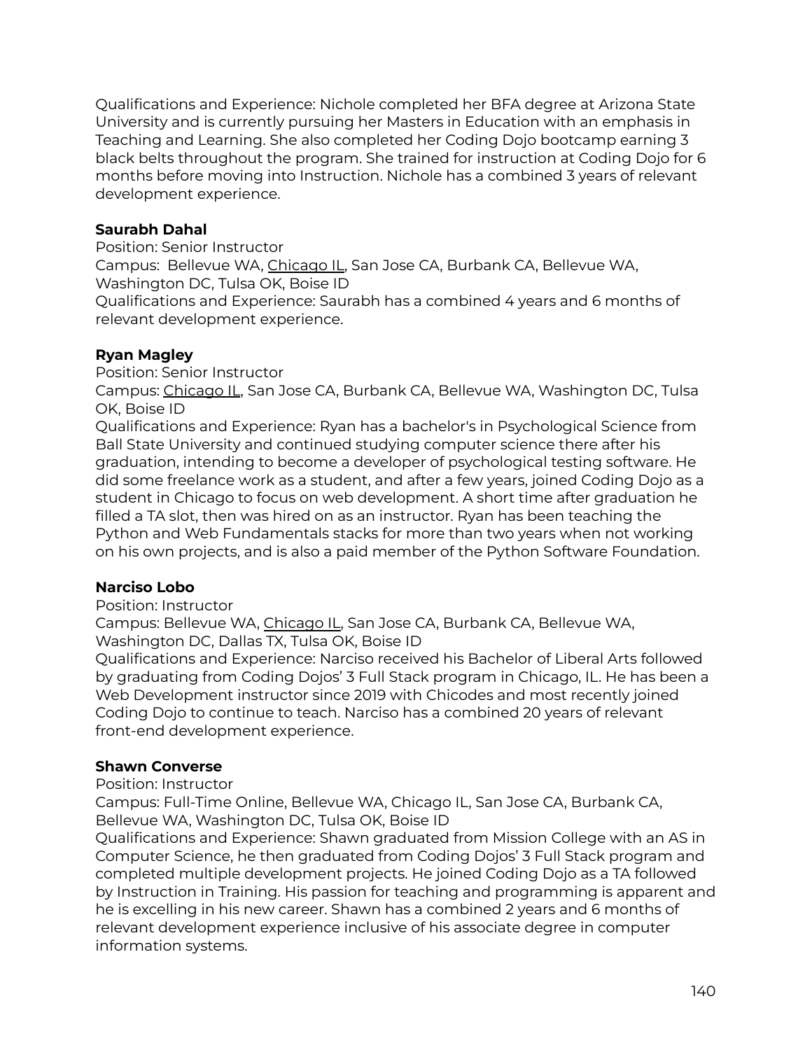Qualifications and Experience: Nichole completed her BFA degree at Arizona State University and is currently pursuing her Masters in Education with an emphasis in Teaching and Learning. She also completed her Coding Dojo bootcamp earning 3 black belts throughout the program. She trained for instruction at Coding Dojo for 6 months before moving into Instruction. Nichole has a combined 3 years of relevant development experience.

**Saurabh Dahal**
Position: Senior Instructor
Campus: Bellevue WA, Chicago IL, San Jose CA, Burbank CA, Bellevue WA, Washington DC, Tulsa OK, Boise ID
Qualifications and Experience: Saurabh has a combined 4 years and 6 months of relevant development experience.

**Ryan Magley**
Position: Senior Instructor
Campus: Chicago IL, San Jose CA, Burbank CA, Bellevue WA, Washington DC, Tulsa OK, Boise ID
Qualifications and Experience: Ryan has a bachelor's in Psychological Science from Ball State University and continued studying computer science there after his graduation, intending to become a developer of psychological testing software. He did some freelance work as a student, and after a few years, joined Coding Dojo as a student in Chicago to focus on web development. A short time after graduation he filled a TA slot, then was hired on as an instructor. Ryan has been teaching the Python and Web Fundamentals stacks for more than two years when not working on his own projects, and is also a paid member of the Python Software Foundation.

**Narciso Lobo**
Position: Instructor
Campus: Bellevue WA, Chicago IL, San Jose CA, Burbank CA, Bellevue WA, Washington DC, Dallas TX, Tulsa OK, Boise ID
Qualifications and Experience: Narciso received his Bachelor of Liberal Arts followed by graduating from Coding Dojos' 3 Full Stack program in Chicago, IL. He has been a Web Development instructor since 2019 with Chicodes and most recently joined Coding Dojo to continue to teach. Narciso has a combined 20 years of relevant front-end development experience.

**Shawn Converse**
Position: Instructor
Campus: Full-Time Online, Bellevue WA, Chicago IL, San Jose CA, Burbank CA, Bellevue WA, Washington DC, Tulsa OK, Boise ID
Qualifications and Experience: Shawn graduated from Mission College with an AS in Computer Science, he then graduated from Coding Dojos' 3 Full Stack program and completed multiple development projects. He joined Coding Dojo as a TA followed by Instruction in Training. His passion for teaching and programming is apparent and he is excelling in his new career. Shawn has a combined 2 years and 6 months of relevant development experience inclusive of his associate degree in computer information systems.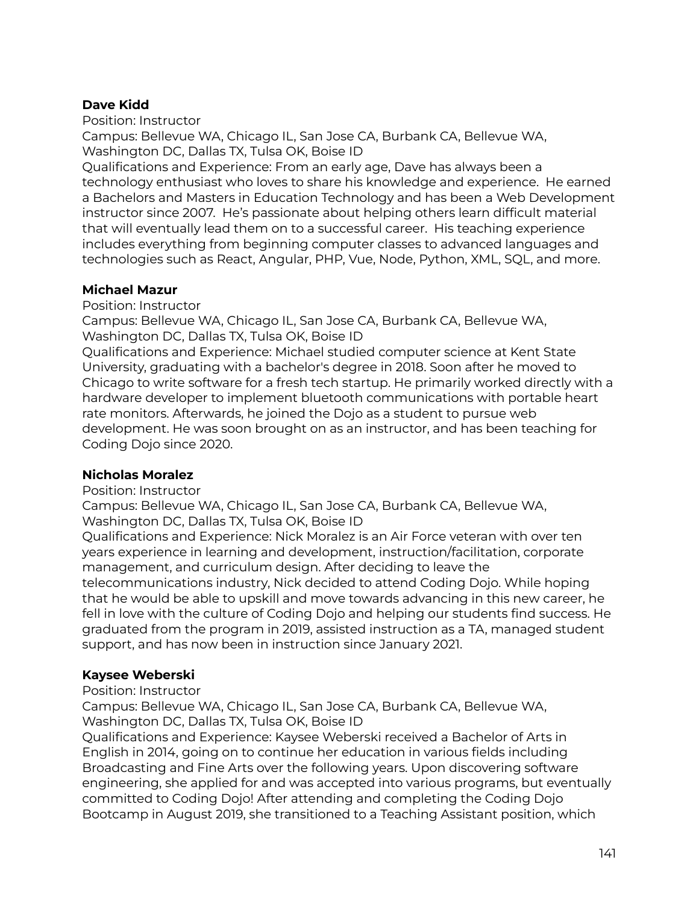**Dave Kidd**
Position: Instructor
Campus: Bellevue WA, Chicago IL, San Jose CA, Burbank CA, Bellevue WA, Washington DC, Dallas TX, Tulsa OK, Boise ID
Qualifications and Experience: From an early age, Dave has always been a technology enthusiast who loves to share his knowledge and experience. He earned a Bachelors and Masters in Education Technology and has been a Web Development instructor since 2007. He's passionate about helping others learn difficult material that will eventually lead them on to a successful career. His teaching experience includes everything from beginning computer classes to advanced languages and technologies such as React, Angular, PHP, Vue, Node, Python, XML, SQL, and more.

**Michael Mazur**
Position: Instructor
Campus: Bellevue WA, Chicago IL, San Jose CA, Burbank CA, Bellevue WA, Washington DC, Dallas TX, Tulsa OK, Boise ID
Qualifications and Experience: Michael studied computer science at Kent State University, graduating with a bachelor's degree in 2018. Soon after he moved to Chicago to write software for a fresh tech startup. He primarily worked directly with a hardware developer to implement bluetooth communications with portable heart rate monitors. Afterwards, he joined the Dojo as a student to pursue web development. He was soon brought on as an instructor, and has been teaching for Coding Dojo since 2020.

**Nicholas Moralez**
Position: Instructor
Campus: Bellevue WA, Chicago IL, San Jose CA, Burbank CA, Bellevue WA, Washington DC, Dallas TX, Tulsa OK, Boise ID
Qualifications and Experience: Nick Moralez is an Air Force veteran with over ten years experience in learning and development, instruction/facilitation, corporate management, and curriculum design. After deciding to leave the telecommunications industry, Nick decided to attend Coding Dojo. While hoping that he would be able to upskill and move towards advancing in this new career, he fell in love with the culture of Coding Dojo and helping our students find success. He graduated from the program in 2019, assisted instruction as a TA, managed student support, and has now been in instruction since January 2021.

**Kaysee Weberski**
Position: Instructor
Campus: Bellevue WA, Chicago IL, San Jose CA, Burbank CA, Bellevue WA, Washington DC, Dallas TX, Tulsa OK, Boise ID
Qualifications and Experience: Kaysee Weberski received a Bachelor of Arts in English in 2014, going on to continue her education in various fields including Broadcasting and Fine Arts over the following years. Upon discovering software engineering, she applied for and was accepted into various programs, but eventually committed to Coding Dojo! After attending and completing the Coding Dojo Bootcamp in August 2019, she transitioned to a Teaching Assistant position, which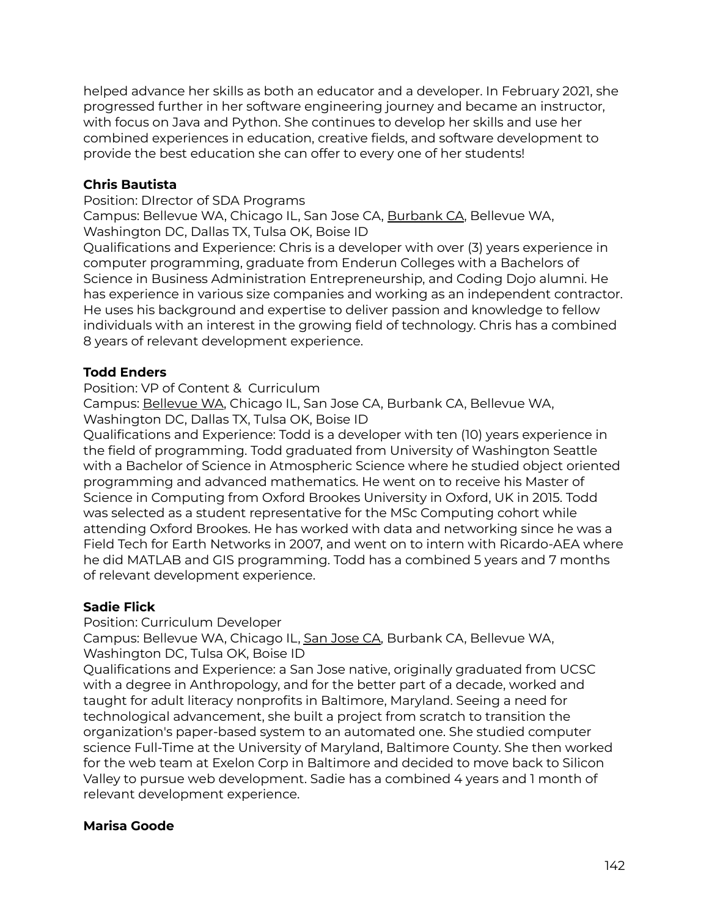helped advance her skills as both an educator and a developer. In February 2021, she progressed further in her software engineering journey and became an instructor, with focus on Java and Python. She continues to develop her skills and use her combined experiences in education, creative fields, and software development to provide the best education she can offer to every one of her students!

**Chris Bautista**

Position: DIrector of SDA Programs

Campus: Bellevue WA, Chicago IL, San Jose CA, Burbank CA, Bellevue WA, Washington DC, Dallas TX, Tulsa OK, Boise ID

Qualifications and Experience: Chris is a developer with over (3) years experience in computer programming, graduate from Enderun Colleges with a Bachelors of Science in Business Administration Entrepreneurship, and Coding Dojo alumni. He has experience in various size companies and working as an independent contractor. He uses his background and expertise to deliver passion and knowledge to fellow individuals with an interest in the growing field of technology. Chris has a combined 8 years of relevant development experience.

**Todd Enders**

Position: VP of Content & Curriculum

Campus: Bellevue WA, Chicago IL, San Jose CA, Burbank CA, Bellevue WA, Washington DC, Dallas TX, Tulsa OK, Boise ID

Qualifications and Experience: Todd is a developer with ten (10) years experience in the field of programming. Todd graduated from University of Washington Seattle with a Bachelor of Science in Atmospheric Science where he studied object oriented programming and advanced mathematics. He went on to receive his Master of Science in Computing from Oxford Brookes University in Oxford, UK in 2015. Todd was selected as a student representative for the MSc Computing cohort while attending Oxford Brookes. He has worked with data and networking since he was a Field Tech for Earth Networks in 2007, and went on to intern with Ricardo-AEA where he did MATLAB and GIS programming. Todd has a combined 5 years and 7 months of relevant development experience.

**Sadie Flick**

Position: Curriculum Developer

Campus: Bellevue WA, Chicago IL, San Jose CA, Burbank CA, Bellevue WA, Washington DC, Tulsa OK, Boise ID

Qualifications and Experience: a San Jose native, originally graduated from UCSC with a degree in Anthropology, and for the better part of a decade, worked and taught for adult literacy nonprofits in Baltimore, Maryland. Seeing a need for technological advancement, she built a project from scratch to transition the organization's paper-based system to an automated one. She studied computer science Full-Time at the University of Maryland, Baltimore County. She then worked for the web team at Exelon Corp in Baltimore and decided to move back to Silicon Valley to pursue web development. Sadie has a combined 4 years and 1 month of relevant development experience.

**Marisa Goode**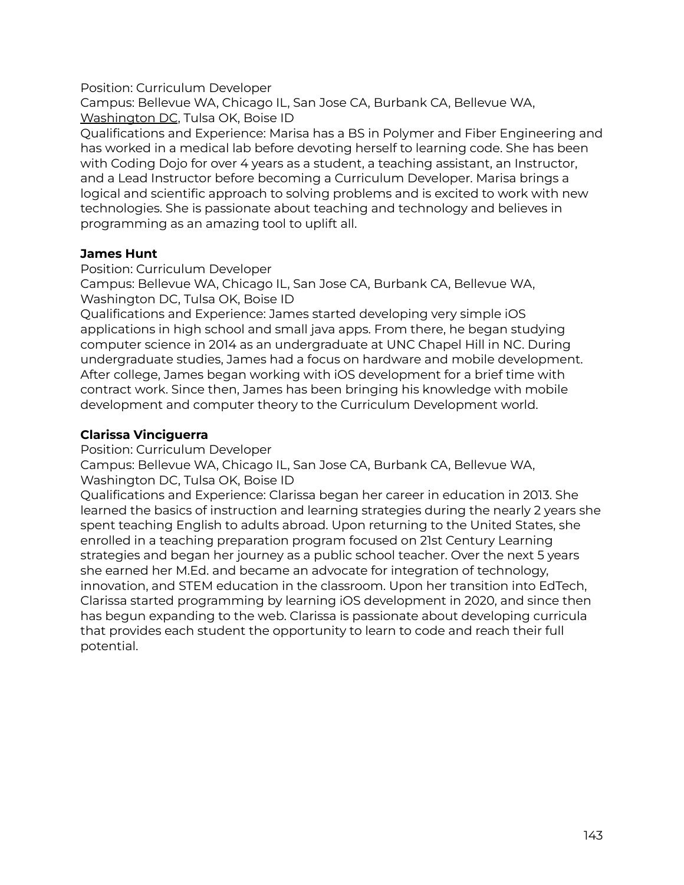Position: Curriculum Developer
Campus: Bellevue WA, Chicago IL, San Jose CA, Burbank CA, Bellevue WA, Washington DC, Tulsa OK, Boise ID
Qualifications and Experience: Marisa has a BS in Polymer and Fiber Engineering and has worked in a medical lab before devoting herself to learning code. She has been with Coding Dojo for over 4 years as a student, a teaching assistant, an Instructor, and a Lead Instructor before becoming a Curriculum Developer. Marisa brings a logical and scientific approach to solving problems and is excited to work with new technologies. She is passionate about teaching and technology and believes in programming as an amazing tool to uplift all.

**James Hunt**
Position: Curriculum Developer
Campus: Bellevue WA, Chicago IL, San Jose CA, Burbank CA, Bellevue WA, Washington DC, Tulsa OK, Boise ID
Qualifications and Experience: James started developing very simple iOS applications in high school and small java apps. From there, he began studying computer science in 2014 as an undergraduate at UNC Chapel Hill in NC. During undergraduate studies, James had a focus on hardware and mobile development. After college, James began working with iOS development for a brief time with contract work. Since then, James has been bringing his knowledge with mobile development and computer theory to the Curriculum Development world.

**Clarissa Vinciguerra**
Position: Curriculum Developer
Campus: Bellevue WA, Chicago IL, San Jose CA, Burbank CA, Bellevue WA, Washington DC, Tulsa OK, Boise ID
Qualifications and Experience: Clarissa began her career in education in 2013. She learned the basics of instruction and learning strategies during the nearly 2 years she spent teaching English to adults abroad. Upon returning to the United States, she enrolled in a teaching preparation program focused on 21st Century Learning strategies and began her journey as a public school teacher. Over the next 5 years she earned her M.Ed. and became an advocate for integration of technology, innovation, and STEM education in the classroom. Upon her transition into EdTech, Clarissa started programming by learning iOS development in 2020, and since then has begun expanding to the web. Clarissa is passionate about developing curricula that provides each student the opportunity to learn to code and reach their full potential.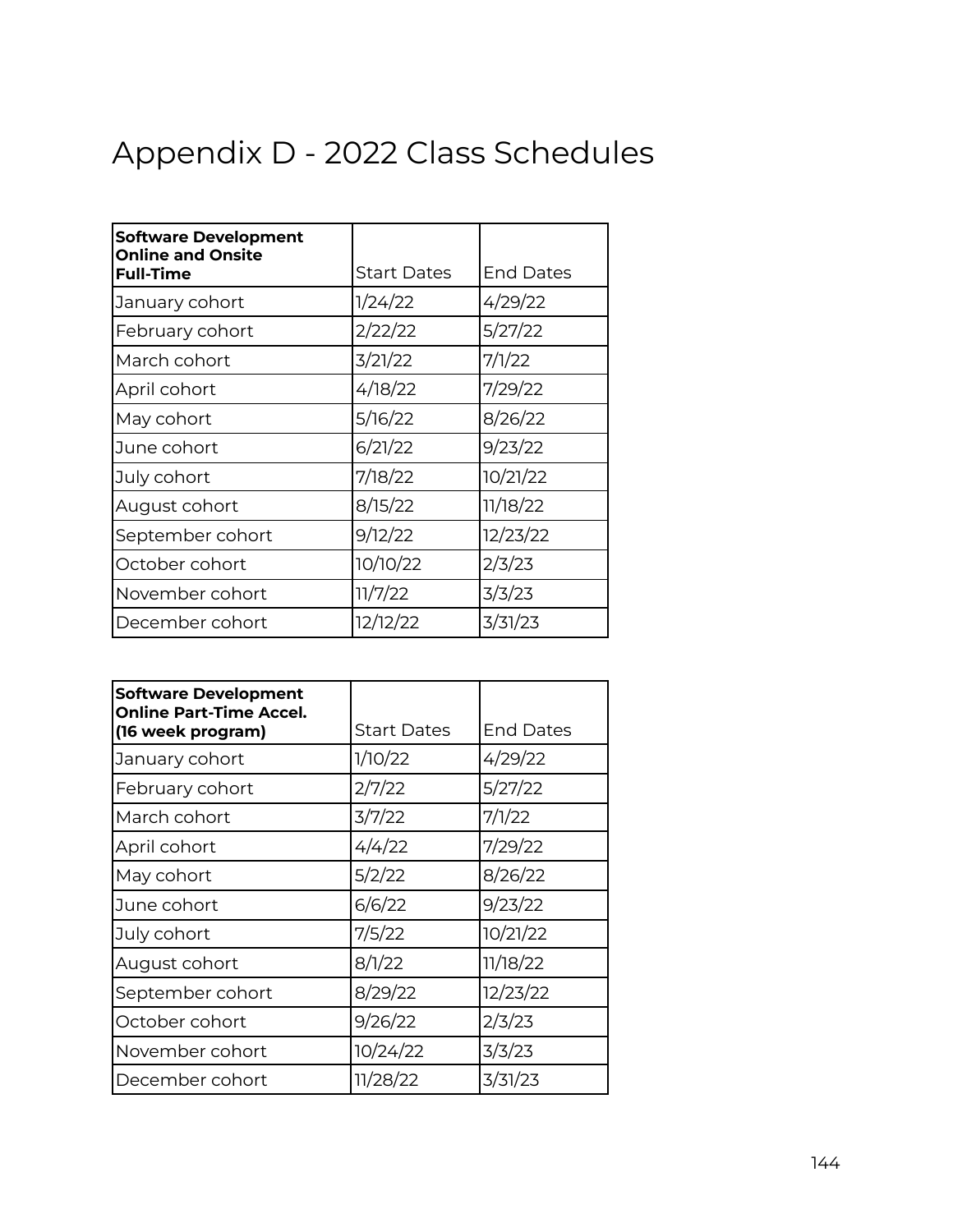# Appendix D - 2022 Class Schedules

| **Software Development Online and Onsite Full-Time** | Start Dates | End Dates |
|---|---|---|
| January cohort | 1/24/22 | 4/29/22 |
| February cohort | 2/22/22 | 5/27/22 |
| March cohort | 3/21/22 | 7/1/22 |
| April cohort | 4/18/22 | 7/29/22 |
| May cohort | 5/16/22 | 8/26/22 |
| June cohort | 6/21/22 | 9/23/22 |
| July cohort | 7/18/22 | 10/21/22 |
| August cohort | 8/15/22 | 11/18/22 |
| September cohort | 9/12/22 | 12/23/22 |
| October cohort | 10/10/22 | 2/3/23 |
| November cohort | 11/7/22 | 3/3/23 |
| December cohort | 12/12/22 | 3/31/23 |

| **Software Development Online Part-Time Accel. (16 week program)** | Start Dates | End Dates |
|---|---|---|
| January cohort | 1/10/22 | 4/29/22 |
| February cohort | 2/7/22 | 5/27/22 |
| March cohort | 3/7/22 | 7/1/22 |
| April cohort | 4/4/22 | 7/29/22 |
| May cohort | 5/2/22 | 8/26/22 |
| June cohort | 6/6/22 | 9/23/22 |
| July cohort | 7/5/22 | 10/21/22 |
| August cohort | 8/1/22 | 11/18/22 |
| September cohort | 8/29/22 | 12/23/22 |
| October cohort | 9/26/22 | 2/3/23 |
| November cohort | 10/24/22 | 3/3/23 |
| December cohort | 11/28/22 | 3/31/23 |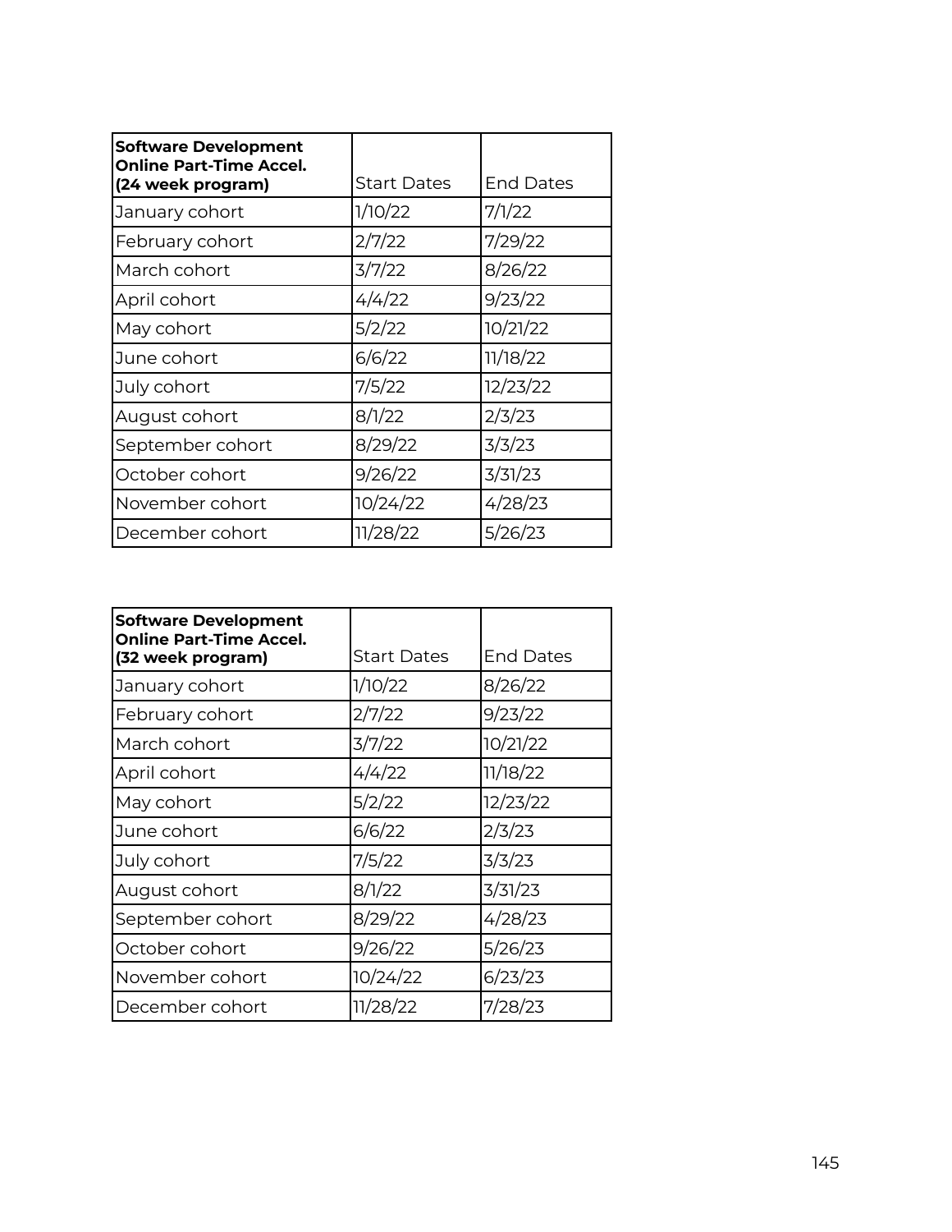| **Software Development Online Part-Time Accel. (24 week program)** | Start Dates | End Dates |
|---|---|---|
| January cohort | 1/10/22 | 7/1/22 |
| February cohort | 2/7/22 | 7/29/22 |
| March cohort | 3/7/22 | 8/26/22 |
| April cohort | 4/4/22 | 9/23/22 |
| May cohort | 5/2/22 | 10/21/22 |
| June cohort | 6/6/22 | 11/18/22 |
| July cohort | 7/5/22 | 12/23/22 |
| August cohort | 8/1/22 | 2/3/23 |
| September cohort | 8/29/22 | 3/3/23 |
| October cohort | 9/26/22 | 3/31/23 |
| November cohort | 10/24/22 | 4/28/23 |
| December cohort | 11/28/22 | 5/26/23 |

| **Software Development Online Part-Time Accel. (32 week program)** | Start Dates | End Dates |
|---|---|---|
| January cohort | 1/10/22 | 8/26/22 |
| February cohort | 2/7/22 | 9/23/22 |
| March cohort | 3/7/22 | 10/21/22 |
| April cohort | 4/4/22 | 11/18/22 |
| May cohort | 5/2/22 | 12/23/22 |
| June cohort | 6/6/22 | 2/3/23 |
| July cohort | 7/5/22 | 3/3/23 |
| August cohort | 8/1/22 | 3/31/23 |
| September cohort | 8/29/22 | 4/28/23 |
| October cohort | 9/26/22 | 5/26/23 |
| November cohort | 10/24/22 | 6/23/23 |
| December cohort | 11/28/22 | 7/28/23 |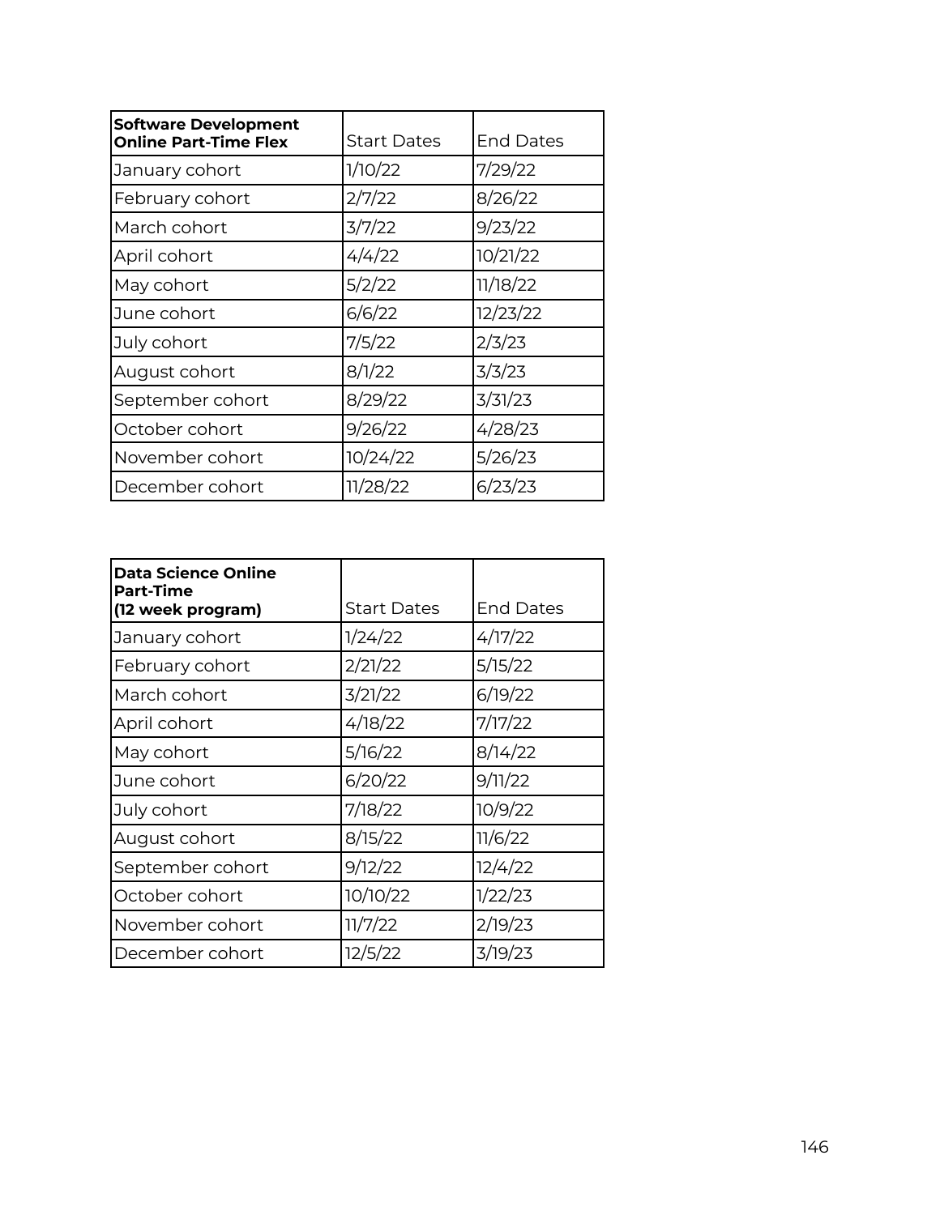| **Software Development Online Part-Time Flex** | Start Dates | End Dates |
| --- | --- | --- |
| January cohort | 1/10/22 | 7/29/22 |
| February cohort | 2/7/22 | 8/26/22 |
| March cohort | 3/7/22 | 9/23/22 |
| April cohort | 4/4/22 | 10/21/22 |
| May cohort | 5/2/22 | 11/18/22 |
| June cohort | 6/6/22 | 12/23/22 |
| July cohort | 7/5/22 | 2/3/23 |
| August cohort | 8/1/22 | 3/3/23 |
| September cohort | 8/29/22 | 3/31/23 |
| October cohort | 9/26/22 | 4/28/23 |
| November cohort | 10/24/22 | 5/26/23 |
| December cohort | 11/28/22 | 6/23/23 |

| **Data Science Online Part-Time (12 week program)** | Start Dates | End Dates |
| --- | --- | --- |
| January cohort | 1/24/22 | 4/17/22 |
| February cohort | 2/21/22 | 5/15/22 |
| March cohort | 3/21/22 | 6/19/22 |
| April cohort | 4/18/22 | 7/17/22 |
| May cohort | 5/16/22 | 8/14/22 |
| June cohort | 6/20/22 | 9/11/22 |
| July cohort | 7/18/22 | 10/9/22 |
| August cohort | 8/15/22 | 11/6/22 |
| September cohort | 9/12/22 | 12/4/22 |
| October cohort | 10/10/22 | 1/22/23 |
| November cohort | 11/7/22 | 2/19/23 |
| December cohort | 12/5/22 | 3/19/23 |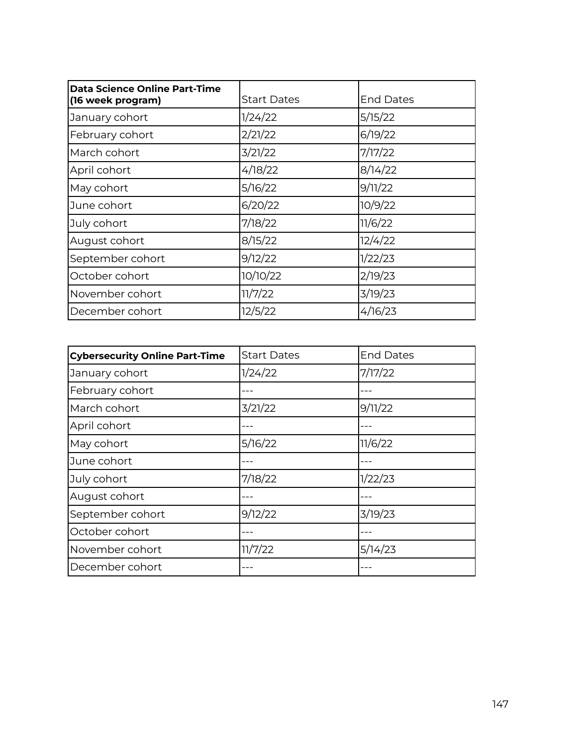| **Data Science Online Part-Time (16 week program)** | Start Dates | End Dates |
|---|---|---|
| January cohort | 1/24/22 | 5/15/22 |
| February cohort | 2/21/22 | 6/19/22 |
| March cohort | 3/21/22 | 7/17/22 |
| April cohort | 4/18/22 | 8/14/22 |
| May cohort | 5/16/22 | 9/11/22 |
| June cohort | 6/20/22 | 10/9/22 |
| July cohort | 7/18/22 | 11/6/22 |
| August cohort | 8/15/22 | 12/4/22 |
| September cohort | 9/12/22 | 1/22/23 |
| October cohort | 10/10/22 | 2/19/23 |
| November cohort | 11/7/22 | 3/19/23 |
| December cohort | 12/5/22 | 4/16/23 |

| **Cybersecurity Online Part-Time** | Start Dates | End Dates |
|---|---|---|
| January cohort | 1/24/22 | 7/17/22 |
| February cohort | --- | --- |
| March cohort | 3/21/22 | 9/11/22 |
| April cohort | --- | --- |
| May cohort | 5/16/22 | 11/6/22 |
| June cohort | --- | --- |
| July cohort | 7/18/22 | 1/22/23 |
| August cohort | --- | --- |
| September cohort | 9/12/22 | 3/19/23 |
| October cohort | --- | --- |
| November cohort | 11/7/22 | 5/14/23 |
| December cohort | --- | --- |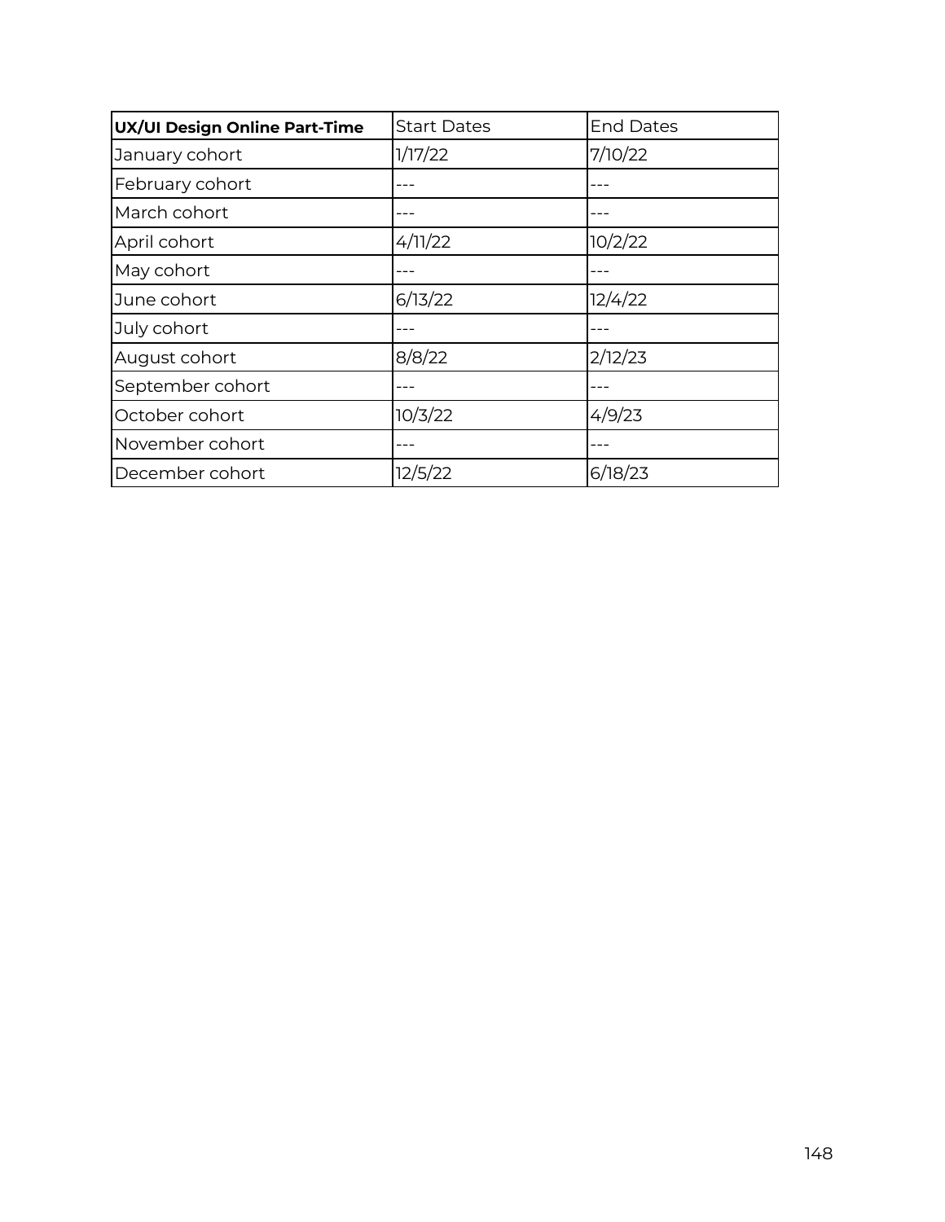| **UX/UI Design Online Part-Time** | Start Dates | End Dates |
|---|---|---|
| January cohort | 1/17/22 | 7/10/22 |
| February cohort | --- | --- |
| March cohort | --- | --- |
| April cohort | 4/11/22 | 10/2/22 |
| May cohort | --- | --- |
| June cohort | 6/13/22 | 12/4/22 |
| July cohort | --- | --- |
| August cohort | 8/8/22 | 2/12/23 |
| September cohort | --- | --- |
| October cohort | 10/3/22 | 4/9/23 |
| November cohort | --- | --- |
| December cohort | 12/5/22 | 6/18/23 |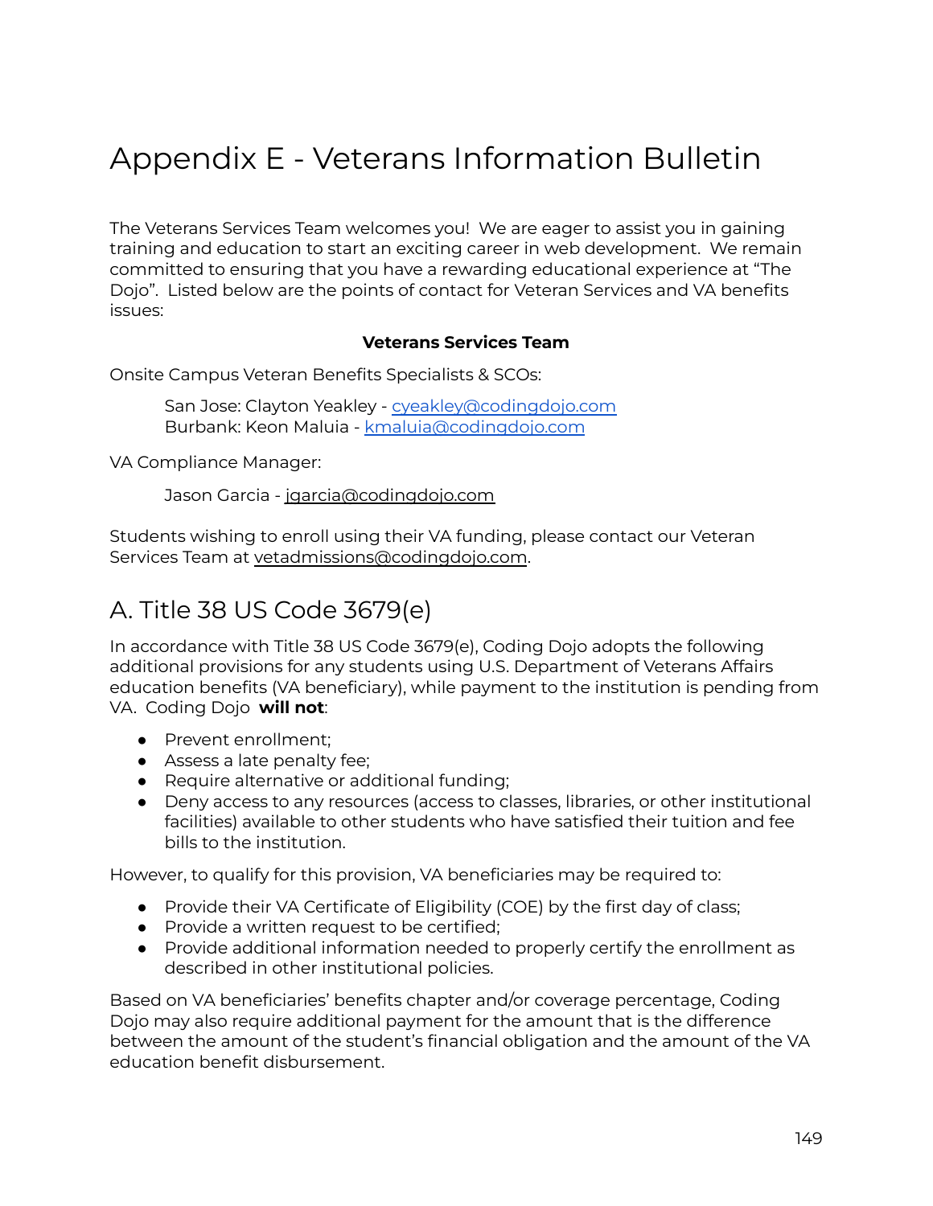# Appendix E - Veterans Information Bulletin

The Veterans Services Team welcomes you! We are eager to assist you in gaining training and education to start an exciting career in web development. We remain committed to ensuring that you have a rewarding educational experience at "The Dojo". Listed below are the points of contact for Veteran Services and VA benefits issues:

**Veterans Services Team**

Onsite Campus Veteran Benefits Specialists & SCOs:

> San Jose: Clayton Yeakley - cyeakley@codingdojo.com
> Burbank: Keon Maluia - kmaluia@codingdojo.com

VA Compliance Manager:

> Jason Garcia - jgarcia@codingdojo.com

Students wishing to enroll using their VA funding, please contact our Veteran Services Team at vetadmissions@codingdojo.com.

## A. Title 38 US Code 3679(e)

In accordance with Title 38 US Code 3679(e), Coding Dojo adopts the following additional provisions for any students using U.S. Department of Veterans Affairs education benefits (VA beneficiary), while payment to the institution is pending from VA. Coding Dojo **will not**:

- Prevent enrollment;
- Assess a late penalty fee;
- Require alternative or additional funding;
- Deny access to any resources (access to classes, libraries, or other institutional facilities) available to other students who have satisfied their tuition and fee bills to the institution.

However, to qualify for this provision, VA beneficiaries may be required to:

- Provide their VA Certificate of Eligibility (COE) by the first day of class;
- Provide a written request to be certified;
- Provide additional information needed to properly certify the enrollment as described in other institutional policies.

Based on VA beneficiaries' benefits chapter and/or coverage percentage, Coding Dojo may also require additional payment for the amount that is the difference between the amount of the student's financial obligation and the amount of the VA education benefit disbursement.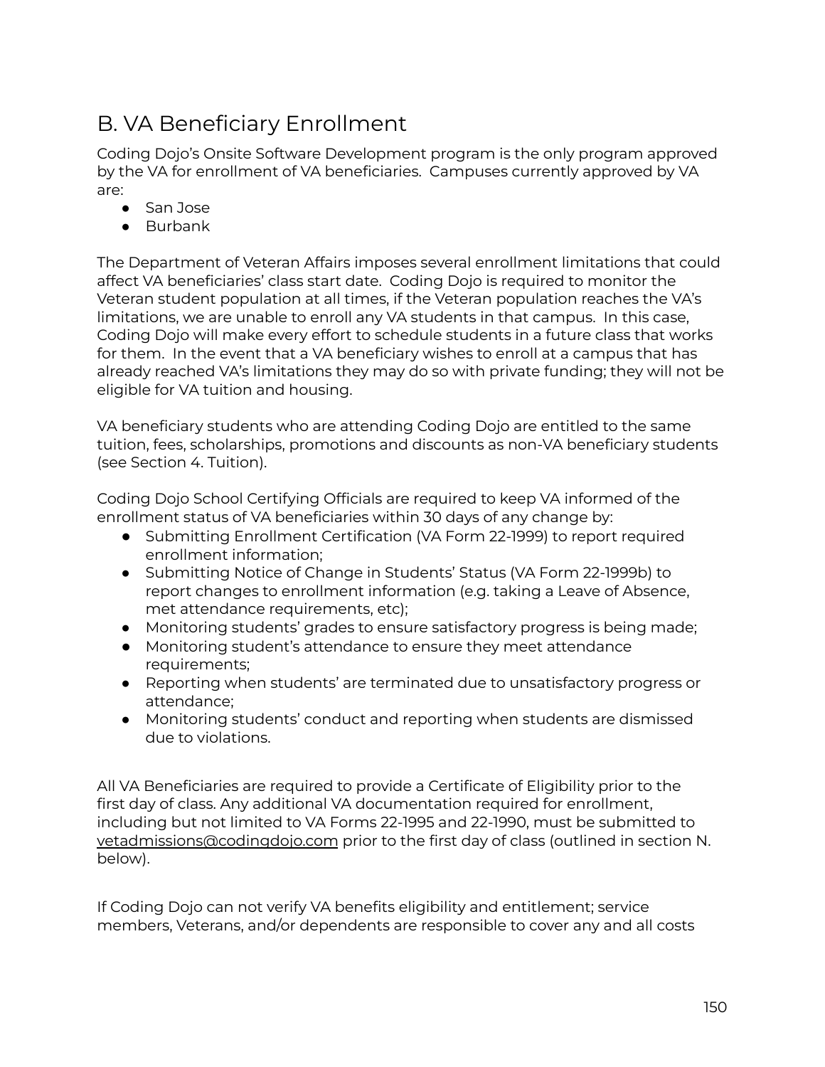## B. VA Beneficiary Enrollment

Coding Dojo's Onsite Software Development program is the only program approved by the VA for enrollment of VA beneficiaries. Campuses currently approved by VA are:

- San Jose
- Burbank

The Department of Veteran Affairs imposes several enrollment limitations that could affect VA beneficiaries' class start date. Coding Dojo is required to monitor the Veteran student population at all times, if the Veteran population reaches the VA's limitations, we are unable to enroll any VA students in that campus. In this case, Coding Dojo will make every effort to schedule students in a future class that works for them. In the event that a VA beneficiary wishes to enroll at a campus that has already reached VA's limitations they may do so with private funding; they will not be eligible for VA tuition and housing.

VA beneficiary students who are attending Coding Dojo are entitled to the same tuition, fees, scholarships, promotions and discounts as non-VA beneficiary students (see Section 4. Tuition).

Coding Dojo School Certifying Officials are required to keep VA informed of the enrollment status of VA beneficiaries within 30 days of any change by:

- Submitting Enrollment Certification (VA Form 22-1999) to report required enrollment information;
- Submitting Notice of Change in Students' Status (VA Form 22-1999b) to report changes to enrollment information (e.g. taking a Leave of Absence, met attendance requirements, etc);
- Monitoring students' grades to ensure satisfactory progress is being made;
- Monitoring student's attendance to ensure they meet attendance requirements;
- Reporting when students' are terminated due to unsatisfactory progress or attendance;
- Monitoring students' conduct and reporting when students are dismissed due to violations.

All VA Beneficiaries are required to provide a Certificate of Eligibility prior to the first day of class. Any additional VA documentation required for enrollment, including but not limited to VA Forms 22-1995 and 22-1990, must be submitted to vetadmissions@codingdojo.com prior to the first day of class (outlined in section N. below).

If Coding Dojo can not verify VA benefits eligibility and entitlement; service members, Veterans, and/or dependents are responsible to cover any and all costs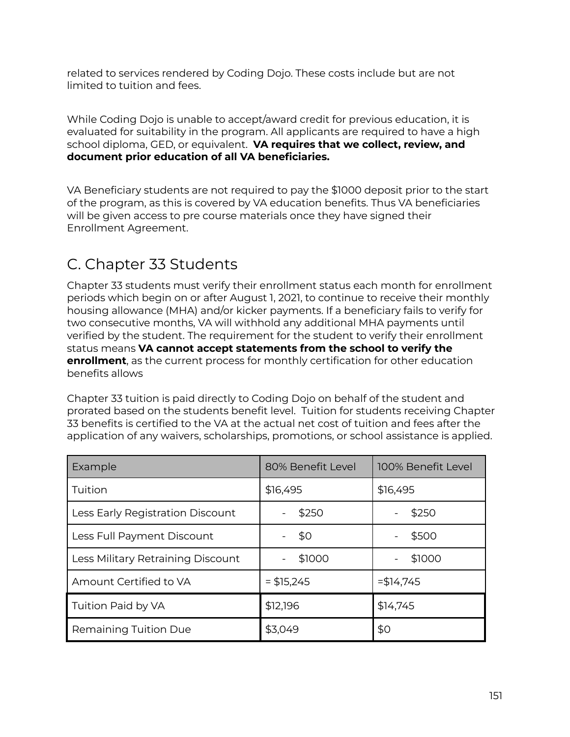related to services rendered by Coding Dojo. These costs include but are not limited to tuition and fees.

While Coding Dojo is unable to accept/award credit for previous education, it is evaluated for suitability in the program. All applicants are required to have a high school diploma, GED, or equivalent. **VA requires that we collect, review, and document prior education of all VA beneficiaries.**

VA Beneficiary students are not required to pay the $1000 deposit prior to the start of the program, as this is covered by VA education benefits. Thus VA beneficiaries will be given access to pre course materials once they have signed their Enrollment Agreement.

## C. Chapter 33 Students

Chapter 33 students must verify their enrollment status each month for enrollment periods which begin on or after August 1, 2021, to continue to receive their monthly housing allowance (MHA) and/or kicker payments. If a beneficiary fails to verify for two consecutive months, VA will withhold any additional MHA payments until verified by the student. The requirement for the student to verify their enrollment status means **VA cannot accept statements from the school to verify the enrollment**, as the current process for monthly certification for other education benefits allows

Chapter 33 tuition is paid directly to Coding Dojo on behalf of the student and prorated based on the students benefit level. Tuition for students receiving Chapter 33 benefits is certified to the VA at the actual net cost of tuition and fees after the application of any waivers, scholarships, promotions, or school assistance is applied.

| Example | 80% Benefit Level | 100% Benefit Level |
|---|---|---|
| Tuition | $16,495 | $16,495 |
| Less Early Registration Discount | - $250 | - $250 |
| Less Full Payment Discount | - $0 | - $500 |
| Less Military Retraining Discount | - $1000 | - $1000 |
| Amount Certified to VA | = $15,245 | =$14,745 |
| Tuition Paid by VA | $12,196 | $14,745 |
| Remaining Tuition Due | $3,049 | $0 |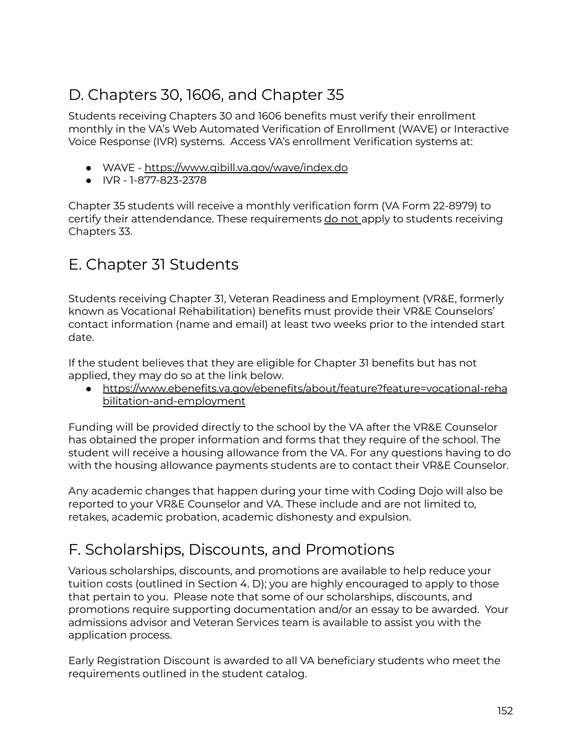## D. Chapters 30, 1606, and Chapter 35

Students receiving Chapters 30 and 1606 benefits must verify their enrollment monthly in the VA's Web Automated Verification of Enrollment (WAVE) or Interactive Voice Response (IVR) systems. Access VA's enrollment Verification systems at:

- WAVE - https://www.gibill.va.gov/wave/index.do
- IVR - 1-877-823-2378

Chapter 35 students will receive a monthly verification form (VA Form 22-8979) to certify their attendendance. These requirements do not apply to students receiving Chapters 33.

## E. Chapter 31 Students

Students receiving Chapter 31, Veteran Readiness and Employment (VR&E, formerly known as Vocational Rehabilitation) benefits must provide their VR&E Counselors' contact information (name and email) at least two weeks prior to the intended start date.

If the student believes that they are eligible for Chapter 31 benefits but has not applied, they may do so at the link below.

- https://www.ebenefits.va.gov/ebenefits/about/feature?feature=vocational-rehabilitation-and-employment

Funding will be provided directly to the school by the VA after the VR&E Counselor has obtained the proper information and forms that they require of the school. The student will receive a housing allowance from the VA. For any questions having to do with the housing allowance payments students are to contact their VR&E Counselor.

Any academic changes that happen during your time with Coding Dojo will also be reported to your VR&E Counselor and VA. These include and are not limited to, retakes, academic probation, academic dishonesty and expulsion.

## F. Scholarships, Discounts, and Promotions

Various scholarships, discounts, and promotions are available to help reduce your tuition costs (outlined in Section 4. D); you are highly encouraged to apply to those that pertain to you. Please note that some of our scholarships, discounts, and promotions require supporting documentation and/or an essay to be awarded. Your admissions advisor and Veteran Services team is available to assist you with the application process.

Early Registration Discount is awarded to all VA beneficiary students who meet the requirements outlined in the student catalog.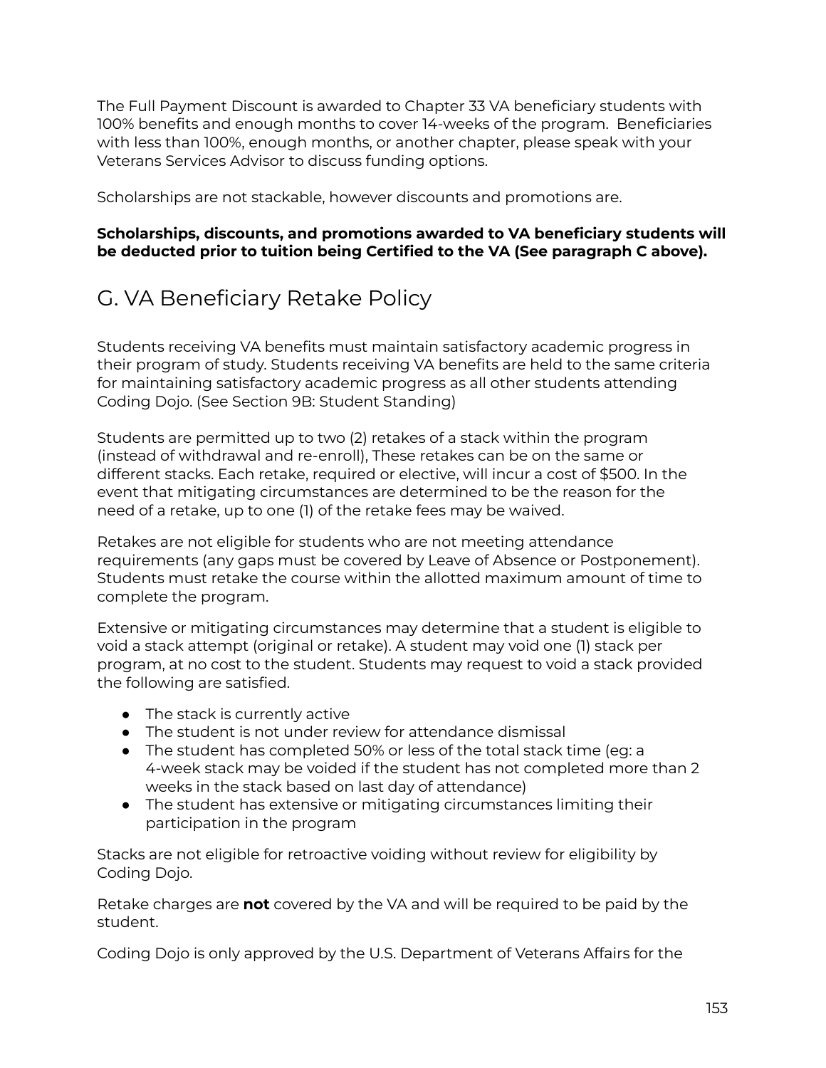The Full Payment Discount is awarded to Chapter 33 VA beneficiary students with 100% benefits and enough months to cover 14-weeks of the program. Beneficiaries with less than 100%, enough months, or another chapter, please speak with your Veterans Services Advisor to discuss funding options.

Scholarships are not stackable, however discounts and promotions are.

**Scholarships, discounts, and promotions awarded to VA beneficiary students will be deducted prior to tuition being Certified to the VA (See paragraph C above).**

## G. VA Beneficiary Retake Policy

Students receiving VA benefits must maintain satisfactory academic progress in their program of study. Students receiving VA benefits are held to the same criteria for maintaining satisfactory academic progress as all other students attending Coding Dojo. (See Section 9B: Student Standing)

Students are permitted up to two (2) retakes of a stack within the program (instead of withdrawal and re-enroll), These retakes can be on the same or different stacks. Each retake, required or elective, will incur a cost of $500. In the event that mitigating circumstances are determined to be the reason for the need of a retake, up to one (1) of the retake fees may be waived.

Retakes are not eligible for students who are not meeting attendance requirements (any gaps must be covered by Leave of Absence or Postponement). Students must retake the course within the allotted maximum amount of time to complete the program.

Extensive or mitigating circumstances may determine that a student is eligible to void a stack attempt (original or retake). A student may void one (1) stack per program, at no cost to the student. Students may request to void a stack provided the following are satisfied.

- The stack is currently active
- The student is not under review for attendance dismissal
- The student has completed 50% or less of the total stack time (eg: a 4-week stack may be voided if the student has not completed more than 2 weeks in the stack based on last day of attendance)
- The student has extensive or mitigating circumstances limiting their participation in the program

Stacks are not eligible for retroactive voiding without review for eligibility by Coding Dojo.

Retake charges are **not** covered by the VA and will be required to be paid by the student.

Coding Dojo is only approved by the U.S. Department of Veterans Affairs for the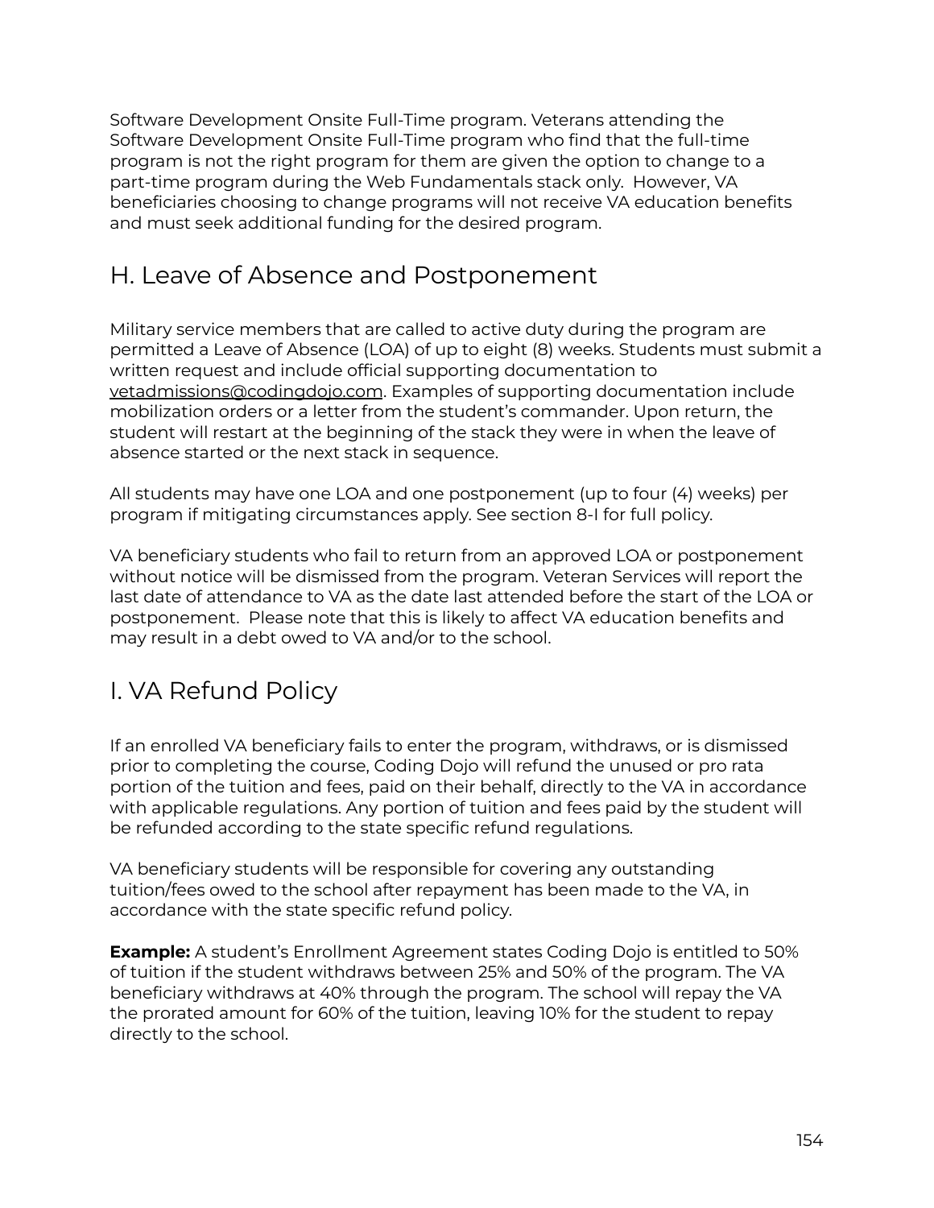Software Development Onsite Full-Time program. Veterans attending the Software Development Onsite Full-Time program who find that the full-time program is not the right program for them are given the option to change to a part-time program during the Web Fundamentals stack only. However, VA beneficiaries choosing to change programs will not receive VA education benefits and must seek additional funding for the desired program.

## H. Leave of Absence and Postponement

Military service members that are called to active duty during the program are permitted a Leave of Absence (LOA) of up to eight (8) weeks. Students must submit a written request and include official supporting documentation to vetadmissions@codingdojo.com. Examples of supporting documentation include mobilization orders or a letter from the student's commander. Upon return, the student will restart at the beginning of the stack they were in when the leave of absence started or the next stack in sequence.

All students may have one LOA and one postponement (up to four (4) weeks) per program if mitigating circumstances apply. See section 8-I for full policy.

VA beneficiary students who fail to return from an approved LOA or postponement without notice will be dismissed from the program. Veteran Services will report the last date of attendance to VA as the date last attended before the start of the LOA or postponement. Please note that this is likely to affect VA education benefits and may result in a debt owed to VA and/or to the school.

## I. VA Refund Policy

If an enrolled VA beneficiary fails to enter the program, withdraws, or is dismissed prior to completing the course, Coding Dojo will refund the unused or pro rata portion of the tuition and fees, paid on their behalf, directly to the VA in accordance with applicable regulations. Any portion of tuition and fees paid by the student will be refunded according to the state specific refund regulations.

VA beneficiary students will be responsible for covering any outstanding tuition/fees owed to the school after repayment has been made to the VA, in accordance with the state specific refund policy.

**Example:** A student's Enrollment Agreement states Coding Dojo is entitled to 50% of tuition if the student withdraws between 25% and 50% of the program. The VA beneficiary withdraws at 40% through the program. The school will repay the VA the prorated amount for 60% of the tuition, leaving 10% for the student to repay directly to the school.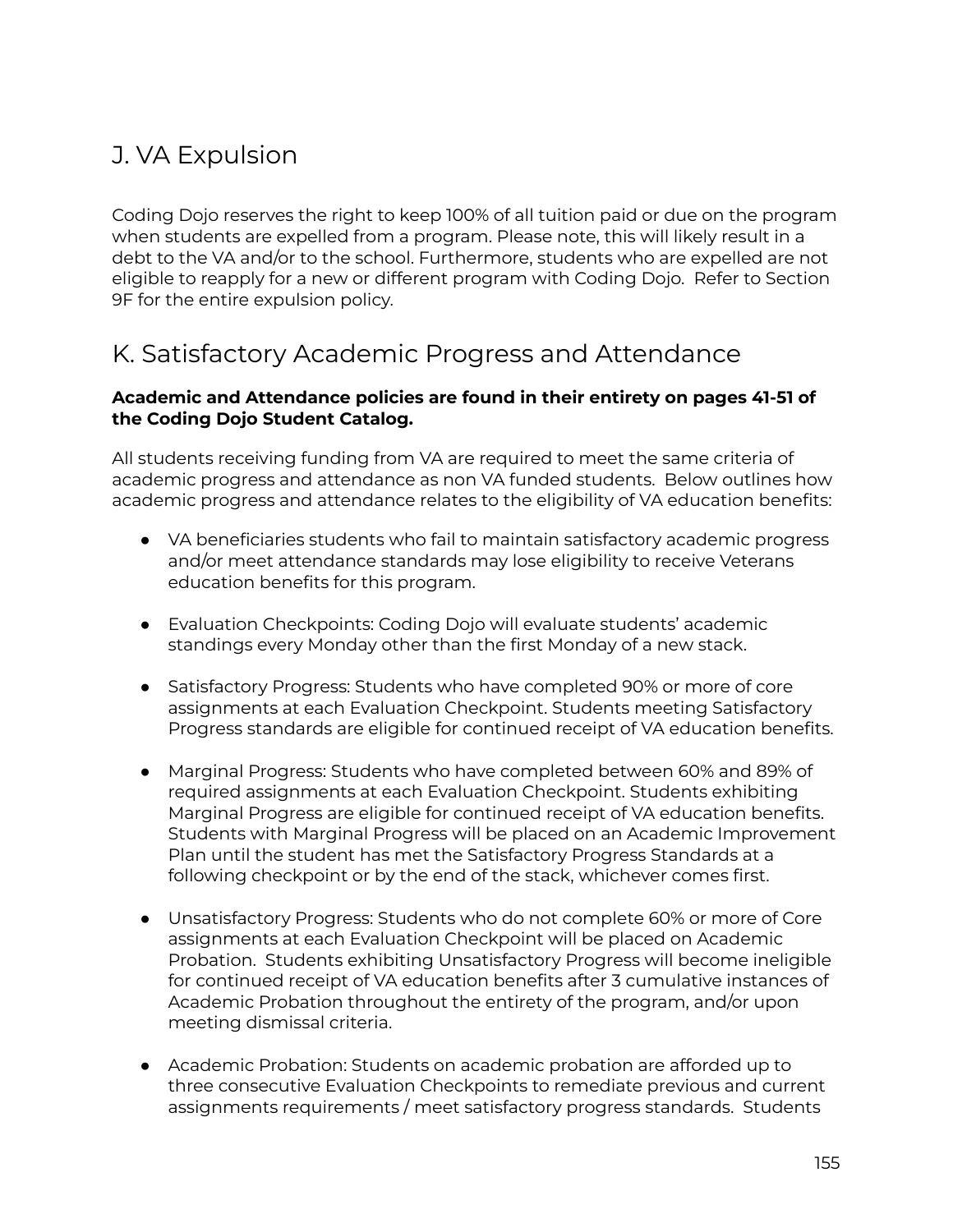## J. VA Expulsion

Coding Dojo reserves the right to keep 100% of all tuition paid or due on the program when students are expelled from a program. Please note, this will likely result in a debt to the VA and/or to the school. Furthermore, students who are expelled are not eligible to reapply for a new or different program with Coding Dojo. Refer to Section 9F for the entire expulsion policy.

## K. Satisfactory Academic Progress and Attendance

**Academic and Attendance policies are found in their entirety on pages 41-51 of the Coding Dojo Student Catalog.**

All students receiving funding from VA are required to meet the same criteria of academic progress and attendance as non VA funded students. Below outlines how academic progress and attendance relates to the eligibility of VA education benefits:

- VA beneficiaries students who fail to maintain satisfactory academic progress and/or meet attendance standards may lose eligibility to receive Veterans education benefits for this program.

- Evaluation Checkpoints: Coding Dojo will evaluate students' academic standings every Monday other than the first Monday of a new stack.

- Satisfactory Progress: Students who have completed 90% or more of core assignments at each Evaluation Checkpoint. Students meeting Satisfactory Progress standards are eligible for continued receipt of VA education benefits.

- Marginal Progress: Students who have completed between 60% and 89% of required assignments at each Evaluation Checkpoint. Students exhibiting Marginal Progress are eligible for continued receipt of VA education benefits. Students with Marginal Progress will be placed on an Academic Improvement Plan until the student has met the Satisfactory Progress Standards at a following checkpoint or by the end of the stack, whichever comes first.

- Unsatisfactory Progress: Students who do not complete 60% or more of Core assignments at each Evaluation Checkpoint will be placed on Academic Probation. Students exhibiting Unsatisfactory Progress will become ineligible for continued receipt of VA education benefits after 3 cumulative instances of Academic Probation throughout the entirety of the program, and/or upon meeting dismissal criteria.

- Academic Probation: Students on academic probation are afforded up to three consecutive Evaluation Checkpoints to remediate previous and current assignments requirements / meet satisfactory progress standards. Students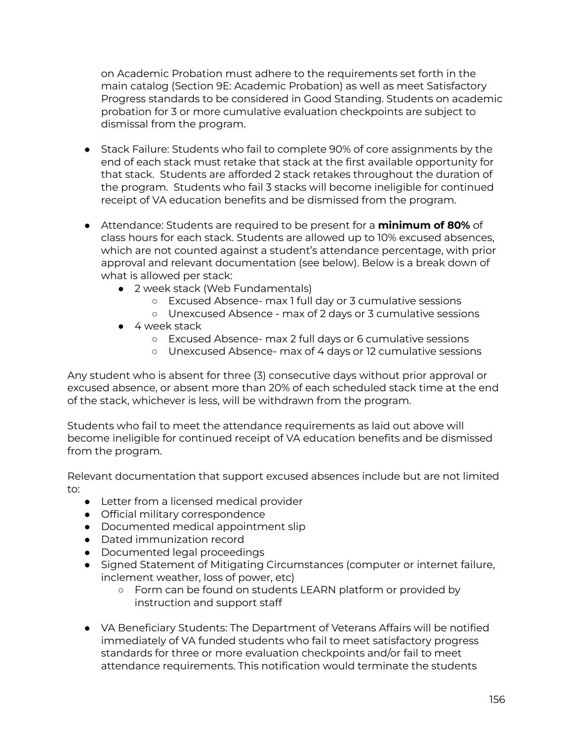on Academic Probation must adhere to the requirements set forth in the main catalog (Section 9E: Academic Probation) as well as meet Satisfactory Progress standards to be considered in Good Standing. Students on academic probation for 3 or more cumulative evaluation checkpoints are subject to dismissal from the program.

- Stack Failure: Students who fail to complete 90% of core assignments by the end of each stack must retake that stack at the first available opportunity for that stack. Students are afforded 2 stack retakes throughout the duration of the program. Students who fail 3 stacks will become ineligible for continued receipt of VA education benefits and be dismissed from the program.

- Attendance: Students are required to be present for a **minimum of 80%** of class hours for each stack. Students are allowed up to 10% excused absences, which are not counted against a student's attendance percentage, with prior approval and relevant documentation (see below). Below is a break down of what is allowed per stack:
    - 2 week stack (Web Fundamentals)
        - Excused Absence- max 1 full day or 3 cumulative sessions
        - Unexcused Absence - max of 2 days or 3 cumulative sessions
    - 4 week stack
        - Excused Absence- max 2 full days or 6 cumulative sessions
        - Unexcused Absence- max of 4 days or 12 cumulative sessions

Any student who is absent for three (3) consecutive days without prior approval or excused absence, or absent more than 20% of each scheduled stack time at the end of the stack, whichever is less, will be withdrawn from the program.

Students who fail to meet the attendance requirements as laid out above will become ineligible for continued receipt of VA education benefits and be dismissed from the program.

Relevant documentation that support excused absences include but are not limited to:

- Letter from a licensed medical provider
- Official military correspondence
- Documented medical appointment slip
- Dated immunization record
- Documented legal proceedings
- Signed Statement of Mitigating Circumstances (computer or internet failure, inclement weather, loss of power, etc)
    - Form can be found on students LEARN platform or provided by instruction and support staff

- VA Beneficiary Students: The Department of Veterans Affairs will be notified immediately of VA funded students who fail to meet satisfactory progress standards for three or more evaluation checkpoints and/or fail to meet attendance requirements. This notification would terminate the students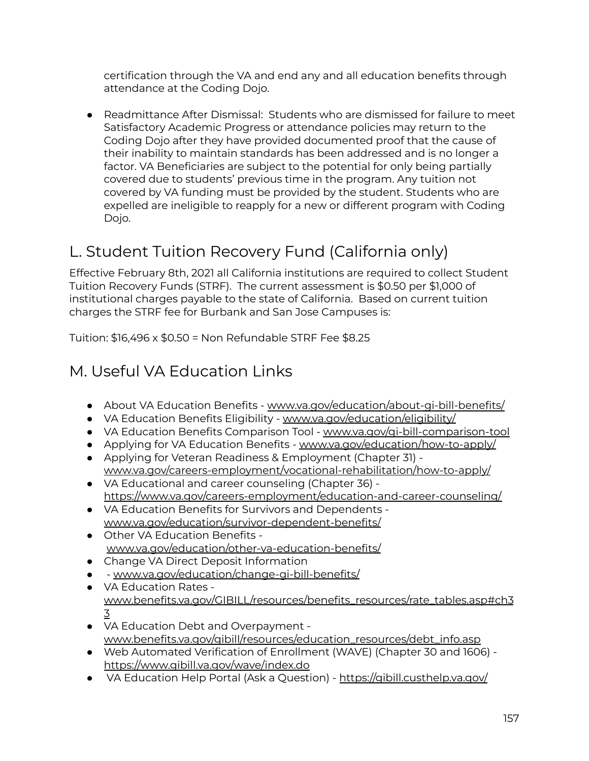certification through the VA and end any and all education benefits through attendance at the Coding Dojo.

- Readmittance After Dismissal: Students who are dismissed for failure to meet Satisfactory Academic Progress or attendance policies may return to the Coding Dojo after they have provided documented proof that the cause of their inability to maintain standards has been addressed and is no longer a factor. VA Beneficiaries are subject to the potential for only being partially covered due to students' previous time in the program. Any tuition not covered by VA funding must be provided by the student. Students who are expelled are ineligible to reapply for a new or different program with Coding Dojo.

## L. Student Tuition Recovery Fund (California only)

Effective February 8th, 2021 all California institutions are required to collect Student Tuition Recovery Funds (STRF). The current assessment is $0.50 per $1,000 of institutional charges payable to the state of California. Based on current tuition charges the STRF fee for Burbank and San Jose Campuses is:

Tuition: $16,496 x $0.50 = Non Refundable STRF Fee $8.25

## M. Useful VA Education Links

- About VA Education Benefits - www.va.gov/education/about-gi-bill-benefits/
- VA Education Benefits Eligibility - www.va.gov/education/eligibility/
- VA Education Benefits Comparison Tool - www.va.gov/gi-bill-comparison-tool
- Applying for VA Education Benefits - www.va.gov/education/how-to-apply/
- Applying for Veteran Readiness & Employment (Chapter 31) - www.va.gov/careers-employment/vocational-rehabilitation/how-to-apply/
- VA Educational and career counseling (Chapter 36) - https://www.va.gov/careers-employment/education-and-career-counseling/
- VA Education Benefits for Survivors and Dependents - www.va.gov/education/survivor-dependent-benefits/
- Other VA Education Benefits - www.va.gov/education/other-va-education-benefits/
- Change VA Direct Deposit Information
- - www.va.gov/education/change-gi-bill-benefits/
- VA Education Rates - www.benefits.va.gov/GIBILL/resources/benefits_resources/rate_tables.asp#ch33
- VA Education Debt and Overpayment - www.benefits.va.gov/gibill/resources/education_resources/debt_info.asp
- Web Automated Verification of Enrollment (WAVE) (Chapter 30 and 1606) - https://www.gibill.va.gov/wave/index.do
- VA Education Help Portal (Ask a Question) - https://gibill.custhelp.va.gov/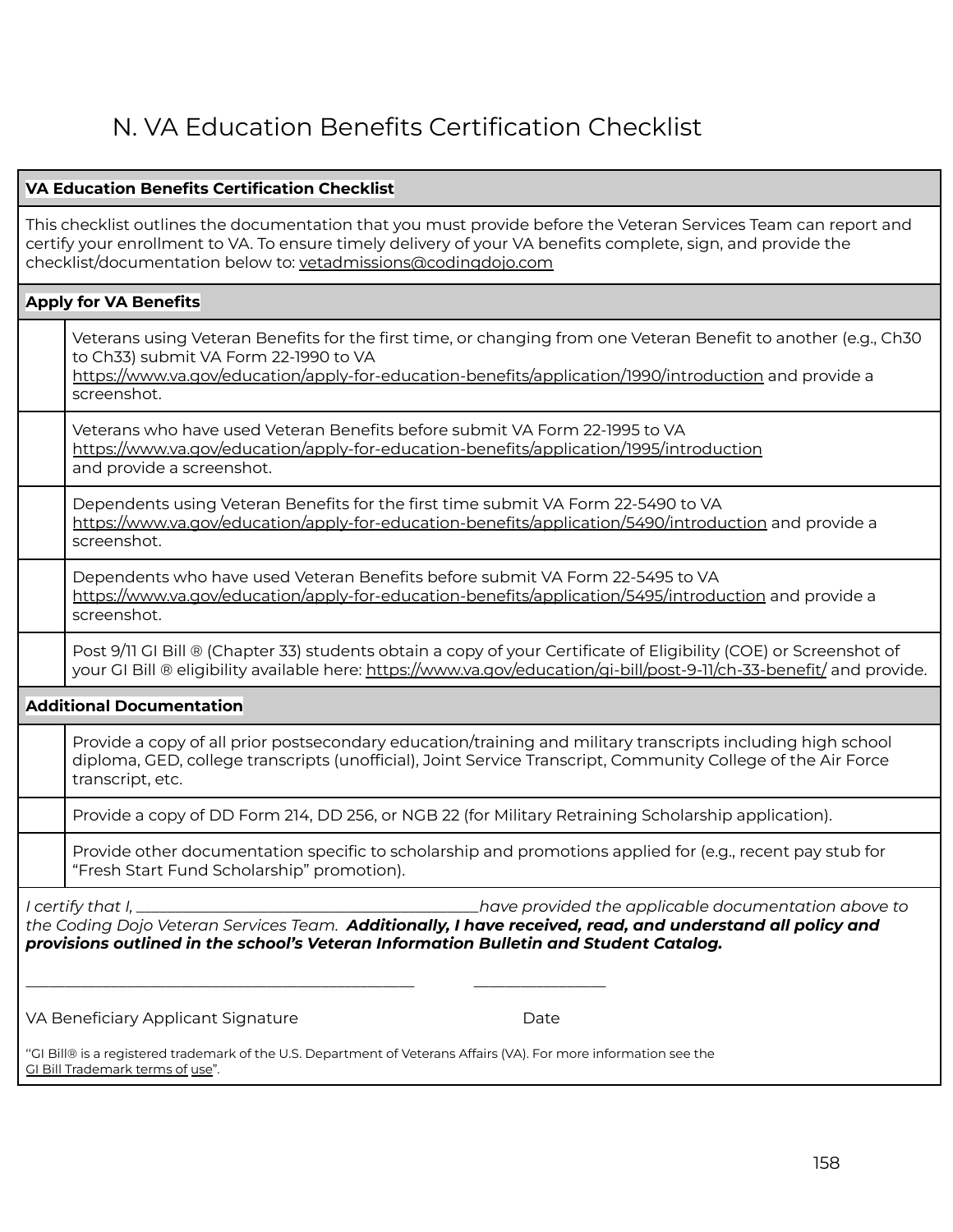# N. VA Education Benefits Certification Checklist

| **VA Education Benefits Certification Checklist** | |
|---|---|
| This checklist outlines the documentation that you must provide before the Veteran Services Team can report and certify your enrollment to VA. To ensure timely delivery of your VA benefits complete, sign, and provide the checklist/documentation below to: vetadmissions@codingdojo.com | |
| **Apply for VA Benefits** | |
| | Veterans using Veteran Benefits for the first time, or changing from one Veteran Benefit to another (e.g., Ch30 to Ch33) submit VA Form 22-1990 to VA https://www.va.gov/education/apply-for-education-benefits/application/1990/introduction and provide a screenshot. |
| | Veterans who have used Veteran Benefits before submit VA Form 22-1995 to VA https://www.va.gov/education/apply-for-education-benefits/application/1995/introduction and provide a screenshot. |
| | Dependents using Veteran Benefits for the first time submit VA Form 22-5490 to VA https://www.va.gov/education/apply-for-education-benefits/application/5490/introduction and provide a screenshot. |
| | Dependents who have used Veteran Benefits before submit VA Form 22-5495 to VA https://www.va.gov/education/apply-for-education-benefits/application/5495/introduction and provide a screenshot. |
| | Post 9/11 GI Bill ® (Chapter 33) students obtain a copy of your Certificate of Eligibility (COE) or Screenshot of your GI Bill ® eligibility available here: https://www.va.gov/education/gi-bill/post-9-11/ch-33-benefit/ and provide. |
| **Additional Documentation** | |
| | Provide a copy of all prior postsecondary education/training and military transcripts including high school diploma, GED, college transcripts (unofficial), Joint Service Transcript, Community College of the Air Force transcript, etc. |
| | Provide a copy of DD Form 214, DD 256, or NGB 22 (for Military Retraining Scholarship application). |
| | Provide other documentation specific to scholarship and promotions applied for (e.g., recent pay stub for "Fresh Start Fund Scholarship" promotion). |

*I certify that I, \_\_\_\_\_\_\_\_\_\_\_\_\_\_\_\_\_\_\_\_\_\_\_\_\_\_\_\_\_\_\_\_\_\_\_\_\_\_\_\_ have provided the applicable documentation above to the Coding Dojo Veteran Services Team.* ***Additionally, I have received, read, and understand all policy and provisions outlined in the school's Veteran Information Bulletin and Student Catalog.***

\_\_\_\_\_\_\_\_\_\_\_\_\_\_\_\_\_\_\_\_\_\_\_\_\_\_\_\_\_\_\_\_\_\_\_\_\_\_\_\_\_\_\_\_ \_\_\_\_\_\_\_\_\_\_\_\_\_\_\_

VA Beneficiary Applicant Signature Date

"GI Bill® is a registered trademark of the U.S. Department of Veterans Affairs (VA). For more information see the GI Bill Trademark terms of use".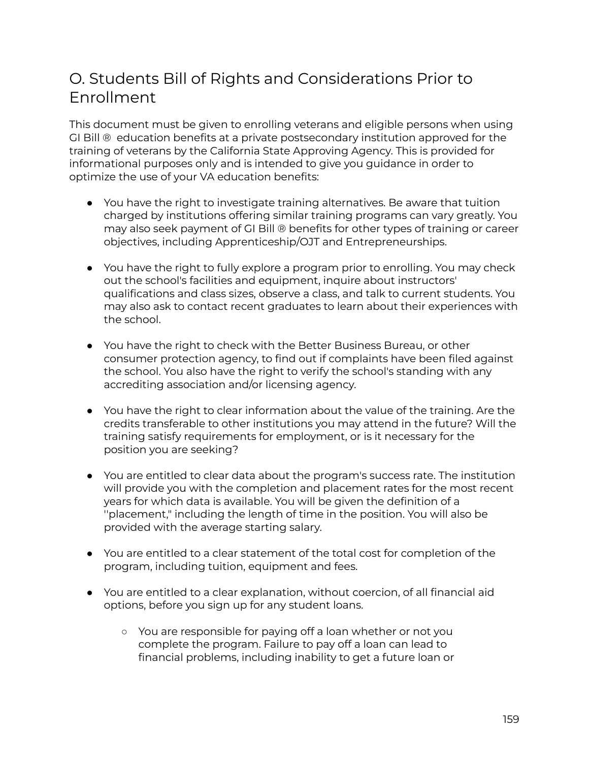## O. Students Bill of Rights and Considerations Prior to Enrollment

This document must be given to enrolling veterans and eligible persons when using GI Bill ® education benefits at a private postsecondary institution approved for the training of veterans by the California State Approving Agency. This is provided for informational purposes only and is intended to give you guidance in order to optimize the use of your VA education benefits:

- You have the right to investigate training alternatives. Be aware that tuition charged by institutions offering similar training programs can vary greatly. You may also seek payment of GI Bill ® benefits for other types of training or career objectives, including Apprenticeship/OJT and Entrepreneurships.

- You have the right to fully explore a program prior to enrolling. You may check out the school's facilities and equipment, inquire about instructors' qualifications and class sizes, observe a class, and talk to current students. You may also ask to contact recent graduates to learn about their experiences with the school.

- You have the right to check with the Better Business Bureau, or other consumer protection agency, to find out if complaints have been filed against the school. You also have the right to verify the school's standing with any accrediting association and/or licensing agency.

- You have the right to clear information about the value of the training. Are the credits transferable to other institutions you may attend in the future? Will the training satisfy requirements for employment, or is it necessary for the position you are seeking?

- You are entitled to clear data about the program's success rate. The institution will provide you with the completion and placement rates for the most recent years for which data is available. You will be given the definition of a ''placement," including the length of time in the position. You will also be provided with the average starting salary.

- You are entitled to a clear statement of the total cost for completion of the program, including tuition, equipment and fees.

- You are entitled to a clear explanation, without coercion, of all financial aid options, before you sign up for any student loans.
  - You are responsible for paying off a loan whether or not you complete the program. Failure to pay off a loan can lead to financial problems, including inability to get a future loan or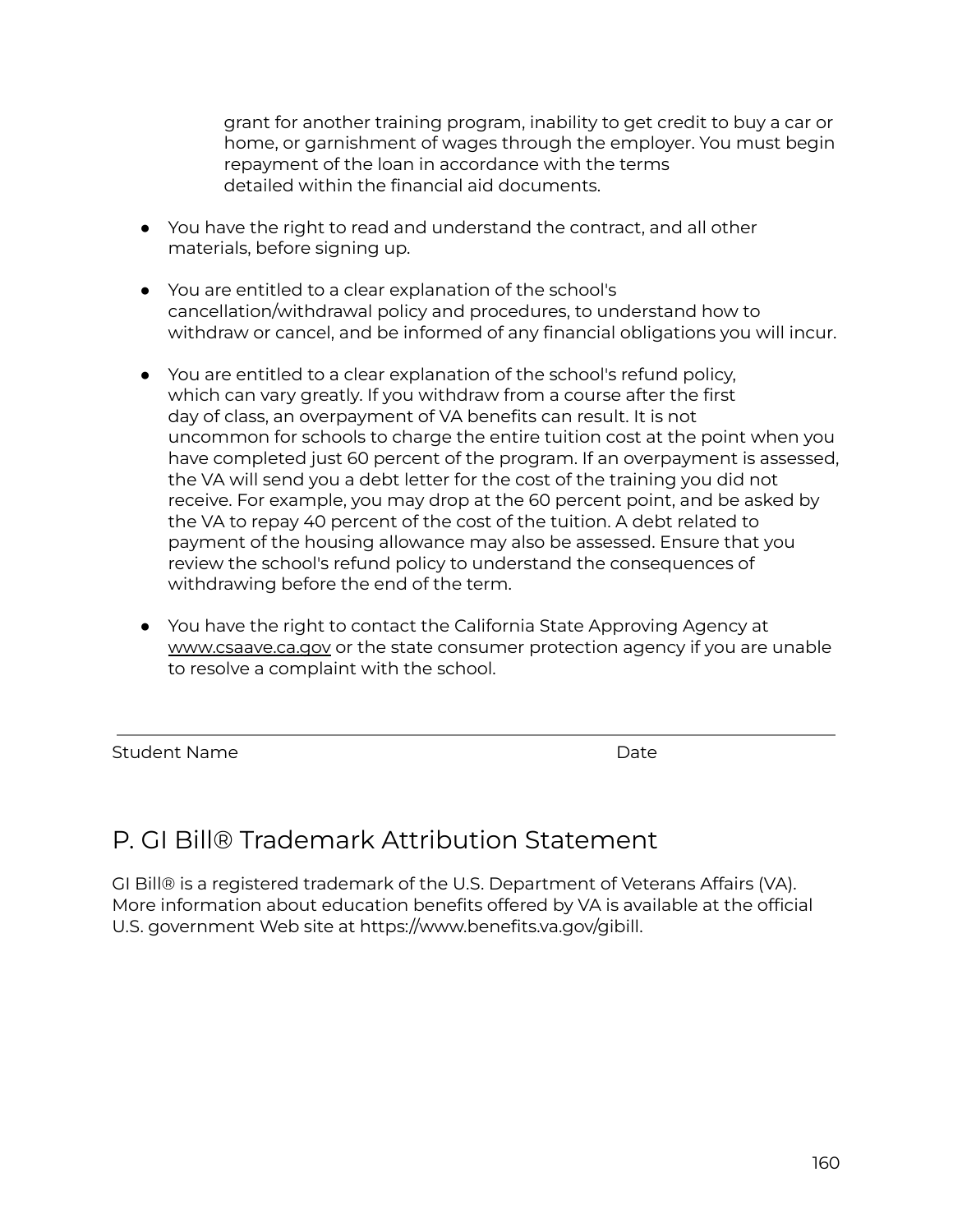grant for another training program, inability to get credit to buy a car or home, or garnishment of wages through the employer. You must begin repayment of the loan in accordance with the terms detailed within the financial aid documents.

- You have the right to read and understand the contract, and all other materials, before signing up.

- You are entitled to a clear explanation of the school's cancellation/withdrawal policy and procedures, to understand how to withdraw or cancel, and be informed of any financial obligations you will incur.

- You are entitled to a clear explanation of the school's refund policy, which can vary greatly. If you withdraw from a course after the first day of class, an overpayment of VA benefits can result. It is not uncommon for schools to charge the entire tuition cost at the point when you have completed just 60 percent of the program. If an overpayment is assessed, the VA will send you a debt letter for the cost of the training you did not receive. For example, you may drop at the 60 percent point, and be asked by the VA to repay 40 percent of the cost of the tuition. A debt related to payment of the housing allowance may also be assessed. Ensure that you review the school's refund policy to understand the consequences of withdrawing before the end of the term.

- You have the right to contact the California State Approving Agency at www.csaave.ca.gov or the state consumer protection agency if you are unable to resolve a complaint with the school.

---

Student Name                                                                 Date

## P. GI Bill® Trademark Attribution Statement

GI Bill® is a registered trademark of the U.S. Department of Veterans Affairs (VA). More information about education benefits offered by VA is available at the official U.S. government Web site at https://www.benefits.va.gov/gibill.